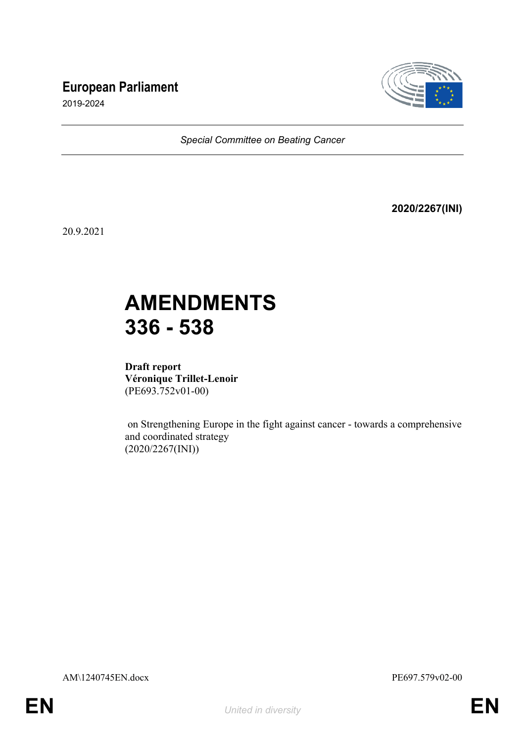# European Parliament

2019-2024

*Special Committee on Beating Cancer*

**2020/2267(INI)**

20.9.2021

# AMENDMENTS 336 - 538

**Draft report**
**Véronique Trillet-Lenoir**
(PE693.752v01-00)

on Strengthening Europe in the fight against cancer - towards a comprehensive and coordinated strategy
(2020/2267(INI))

AM\1240745EN.docx PE697.579v02-00

EN *United in diversity* EN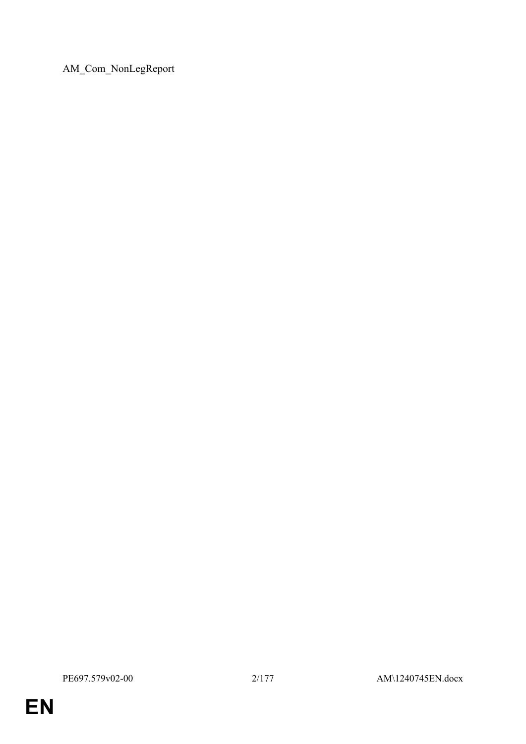AM_Com_NonLegReport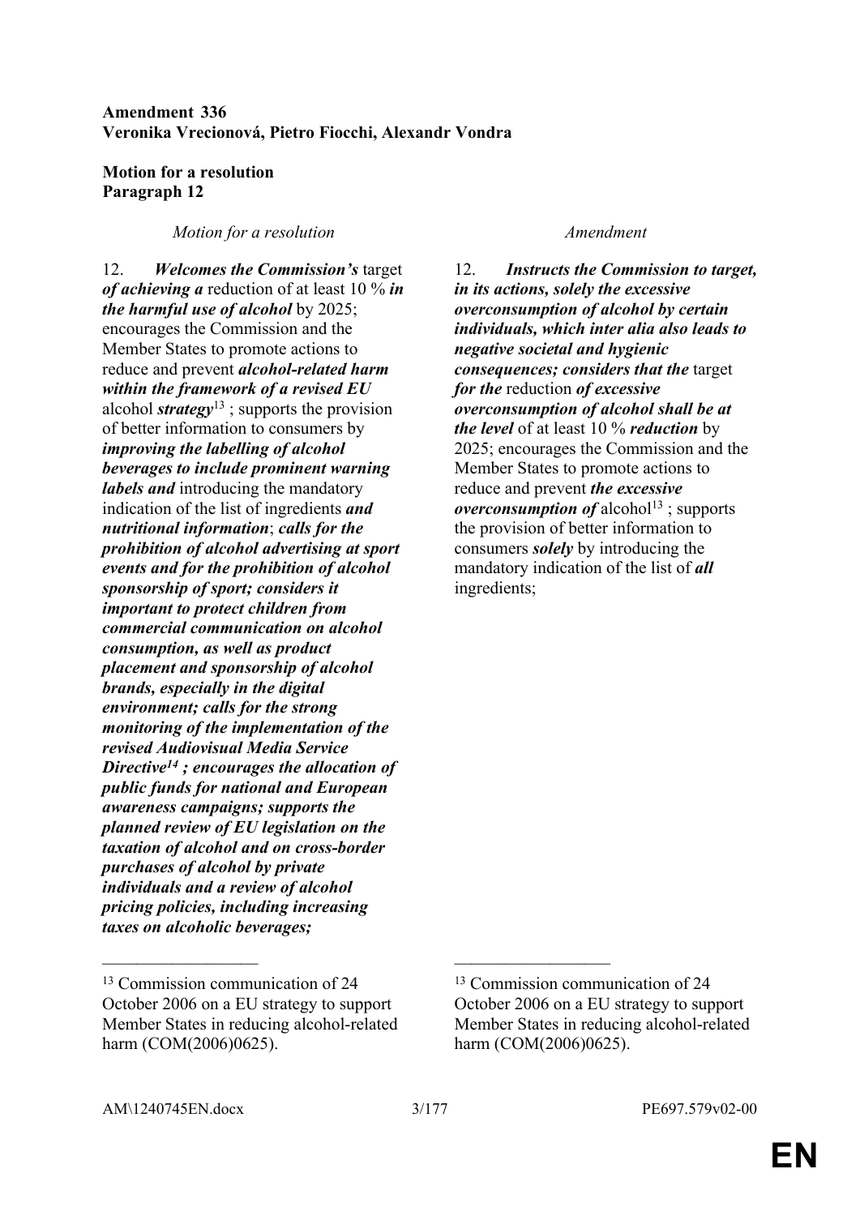**Amendment 336**
**Veronika Vrecionová, Pietro Fiocchi, Alexandr Vondra**

**Motion for a resolution**
**Paragraph 12**

| *Motion for a resolution* | *Amendment* |
| --- | --- |
| 12. ***Welcomes the Commission's*** target ***of achieving a*** reduction of at least 10 % ***in the harmful use of alcohol*** by 2025; encourages the Commission and the Member States to promote actions to reduce and prevent ***alcohol-related harm within the framework of a revised EU*** alcohol ***strategy***[13] ; supports the provision of better information to consumers by ***improving the labelling of alcohol beverages to include prominent warning labels and*** introducing the mandatory indication of the list of ingredients ***and nutritional information***; ***calls for the prohibition of alcohol advertising at sport events and for the prohibition of alcohol sponsorship of sport; considers it important to protect children from commercial communication on alcohol consumption, as well as product placement and sponsorship of alcohol brands, especially in the digital environment; calls for the strong monitoring of the implementation of the revised Audiovisual Media Service Directive***[14] ***; encourages the allocation of public funds for national and European awareness campaigns; supports the planned review of EU legislation on the taxation of alcohol and on cross-border purchases of alcohol by private individuals and a review of alcohol pricing policies, including increasing taxes on alcoholic beverages;*** | 12. ***Instructs the Commission to target, in its actions, solely the excessive overconsumption of alcohol by certain individuals, which inter alia also leads to negative societal and hygienic consequences; considers that the*** target ***for the*** reduction ***of excessive overconsumption of alcohol shall be at the level*** of at least 10 % ***reduction*** by 2025; encourages the Commission and the Member States to promote actions to reduce and prevent ***the excessive overconsumption of*** alcohol[13] ; supports the provision of better information to consumers ***solely*** by introducing the mandatory indication of the list of ***all*** ingredients; |
| [13] Commission communication of 24 October 2006 on a EU strategy to support Member States in reducing alcohol-related harm (COM(2006)0625). | [13] Commission communication of 24 October 2006 on a EU strategy to support Member States in reducing alcohol-related harm (COM(2006)0625). |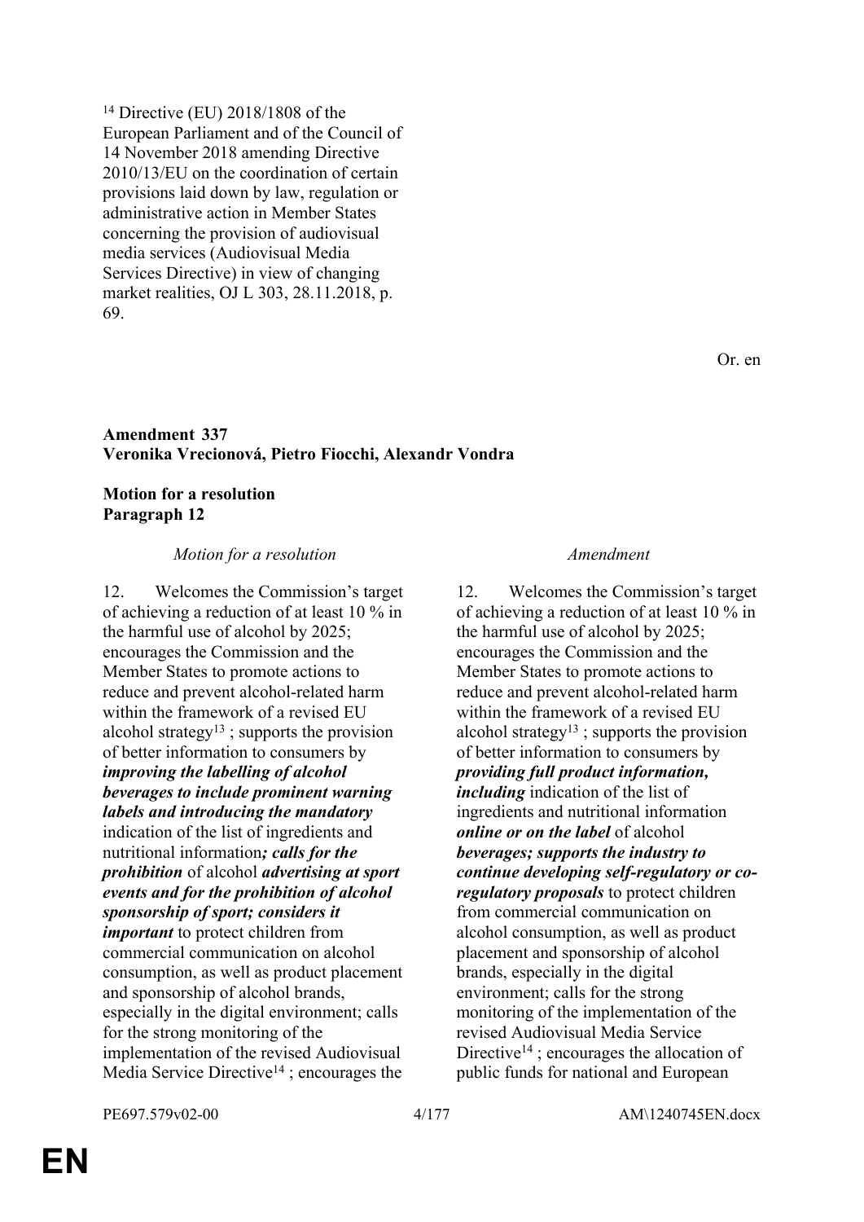[14] Directive (EU) 2018/1808 of the European Parliament and of the Council of 14 November 2018 amending Directive 2010/13/EU on the coordination of certain provisions laid down by law, regulation or administrative action in Member States concerning the provision of audiovisual media services (Audiovisual Media Services Directive) in view of changing market realities, OJ L 303, 28.11.2018, p. 69.

Or. en

**Amendment 337**
**Veronika Vrecionová, Pietro Fiocchi, Alexandr Vondra**

**Motion for a resolution**
**Paragraph 12**

| *Motion for a resolution* | *Amendment* |
|---|---|
| 12. Welcomes the Commission's target of achieving a reduction of at least 10 % in the harmful use of alcohol by 2025; encourages the Commission and the Member States to promote actions to reduce and prevent alcohol-related harm within the framework of a revised EU alcohol strategy[13] ; supports the provision of better information to consumers by ***improving the labelling of alcohol beverages to include prominent warning labels and introducing the mandatory*** indication of the list of ingredients and nutritional information***; calls for the prohibition*** of alcohol ***advertising at sport events and for the prohibition of alcohol sponsorship of sport; considers it important*** to protect children from commercial communication on alcohol consumption, as well as product placement and sponsorship of alcohol brands, especially in the digital environment; calls for the strong monitoring of the implementation of the revised Audiovisual Media Service Directive[14] ; encourages the | 12. Welcomes the Commission's target of achieving a reduction of at least 10 % in the harmful use of alcohol by 2025; encourages the Commission and the Member States to promote actions to reduce and prevent alcohol-related harm within the framework of a revised EU alcohol strategy[13] ; supports the provision of better information to consumers by ***providing full product information, including*** indication of the list of ingredients and nutritional information ***online or on the label*** of alcohol ***beverages; supports the industry to continue developing self-regulatory or co-regulatory proposals*** to protect children from commercial communication on alcohol consumption, as well as product placement and sponsorship of alcohol brands, especially in the digital environment; calls for the strong monitoring of the implementation of the revised Audiovisual Media Service Directive[14] ; encourages the allocation of public funds for national and European |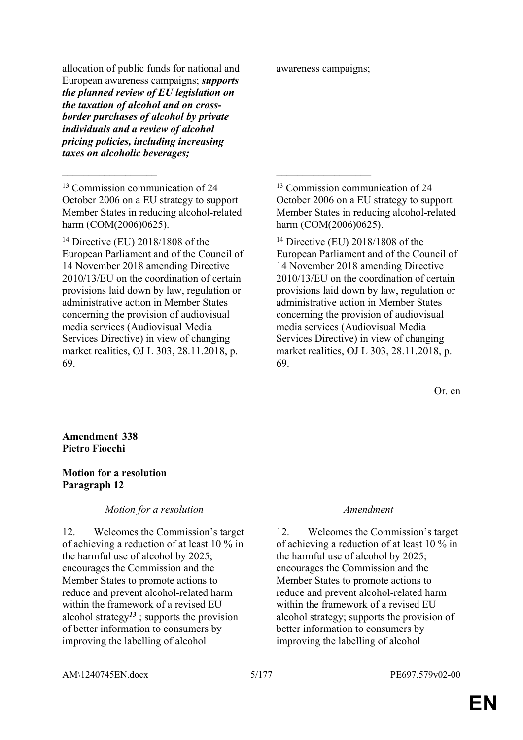| Motion for a resolution | Amendment |
|---|---|
| allocation of public funds for national and European awareness campaigns; ***supports the planned review of EU legislation on the taxation of alcohol and on cross-border purchases of alcohol by private individuals and a review of alcohol pricing policies, including increasing taxes on alcoholic beverages;*** | awareness campaigns; |
| __________________ | __________________ |
| [13] Commission communication of 24 October 2006 on a EU strategy to support Member States in reducing alcohol-related harm (COM(2006)0625). | [13] Commission communication of 24 October 2006 on a EU strategy to support Member States in reducing alcohol-related harm (COM(2006)0625). |
| [14] Directive (EU) 2018/1808 of the European Parliament and of the Council of 14 November 2018 amending Directive 2010/13/EU on the coordination of certain provisions laid down by law, regulation or administrative action in Member States concerning the provision of audiovisual media services (Audiovisual Media Services Directive) in view of changing market realities, OJ L 303, 28.11.2018, p. 69. | [14] Directive (EU) 2018/1808 of the European Parliament and of the Council of 14 November 2018 amending Directive 2010/13/EU on the coordination of certain provisions laid down by law, regulation or administrative action in Member States concerning the provision of audiovisual media services (Audiovisual Media Services Directive) in view of changing market realities, OJ L 303, 28.11.2018, p. 69. |

Or. en

**Amendment 338**
**Pietro Fiocchi**

**Motion for a resolution**
**Paragraph 12**

| *Motion for a resolution* | *Amendment* |
|---|---|
| 12. Welcomes the Commission's target of achieving a reduction of at least 10 % in the harmful use of alcohol by 2025; encourages the Commission and the Member States to promote actions to reduce and prevent alcohol-related harm within the framework of a revised EU alcohol strategy***[13]*** ; supports the provision of better information to consumers by improving the labelling of alcohol | 12. Welcomes the Commission's target of achieving a reduction of at least 10 % in the harmful use of alcohol by 2025; encourages the Commission and the Member States to promote actions to reduce and prevent alcohol-related harm within the framework of a revised EU alcohol strategy; supports the provision of better information to consumers by improving the labelling of alcohol |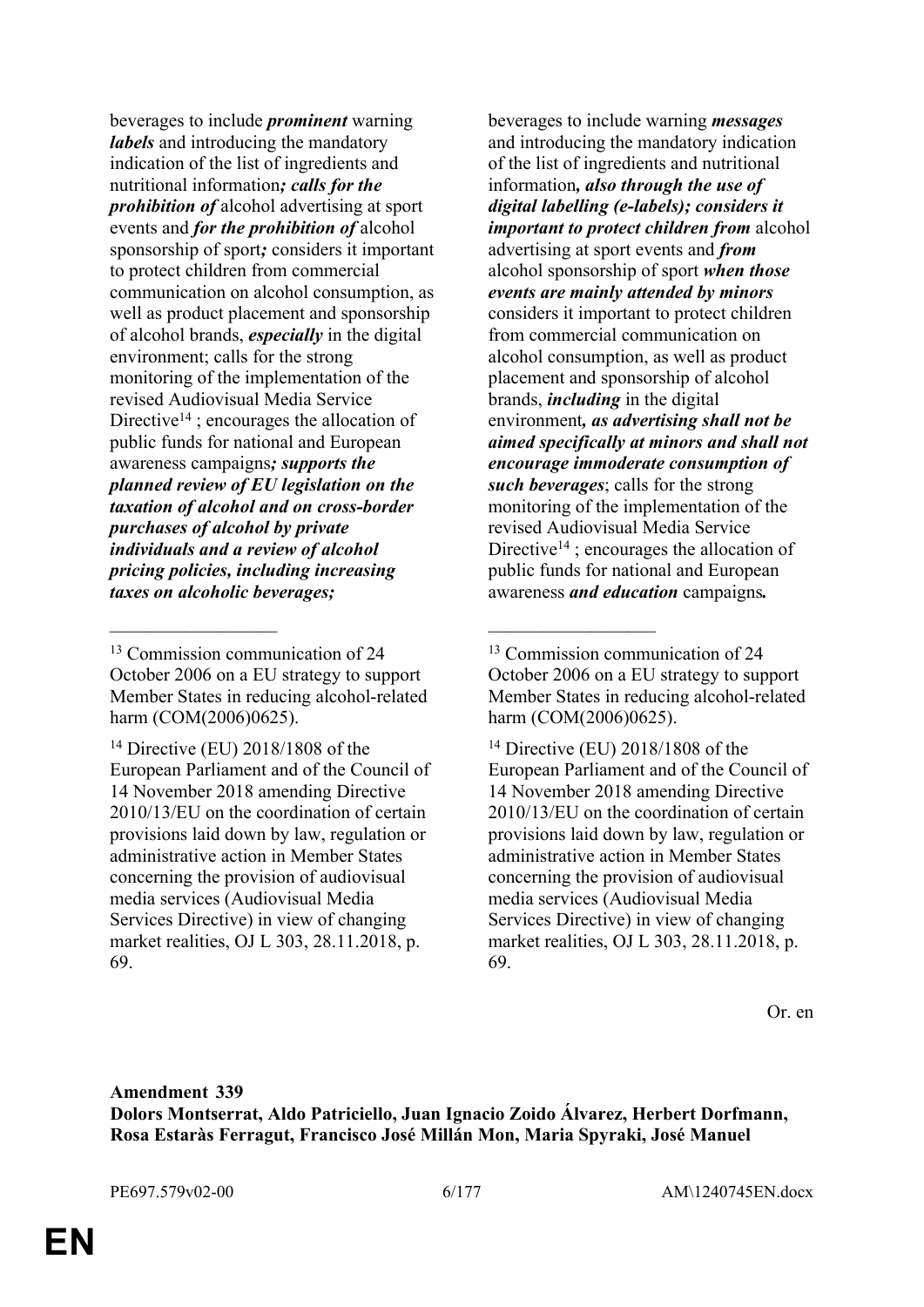| | |
|---|---|
| beverages to include ***prominent*** warning ***labels*** and introducing the mandatory indication of the list of ingredients and nutritional information***; calls for the prohibition of*** alcohol advertising at sport events and ***for the prohibition of*** alcohol sponsorship of sport***;*** considers it important to protect children from commercial communication on alcohol consumption, as well as product placement and sponsorship of alcohol brands, ***especially*** in the digital environment; calls for the strong monitoring of the implementation of the revised Audiovisual Media Service Directive[14] ; encourages the allocation of public funds for national and European awareness campaigns***; supports the planned review of EU legislation on the taxation of alcohol and on cross-border purchases of alcohol by private individuals and a review of alcohol pricing policies, including increasing taxes on alcoholic beverages;*** | beverages to include warning ***messages*** and introducing the mandatory indication of the list of ingredients and nutritional information***, also through the use of digital labelling (e-labels); considers it important to protect children from*** alcohol advertising at sport events and ***from*** alcohol sponsorship of sport ***when those events are mainly attended by minors*** considers it important to protect children from commercial communication on alcohol consumption, as well as product placement and sponsorship of alcohol brands, ***including*** in the digital environment***, as advertising shall not be aimed specifically at minors and shall not encourage immoderate consumption of such beverages***; calls for the strong monitoring of the implementation of the revised Audiovisual Media Service Directive[14] ; encourages the allocation of public funds for national and European awareness ***and education*** campaigns***.*** |
| __________________ | __________________ |
| [13] Commission communication of 24 October 2006 on a EU strategy to support Member States in reducing alcohol-related harm (COM(2006)0625). | [13] Commission communication of 24 October 2006 on a EU strategy to support Member States in reducing alcohol-related harm (COM(2006)0625). |
| [14] Directive (EU) 2018/1808 of the European Parliament and of the Council of 14 November 2018 amending Directive 2010/13/EU on the coordination of certain provisions laid down by law, regulation or administrative action in Member States concerning the provision of audiovisual media services (Audiovisual Media Services Directive) in view of changing market realities, OJ L 303, 28.11.2018, p. 69. | [14] Directive (EU) 2018/1808 of the European Parliament and of the Council of 14 November 2018 amending Directive 2010/13/EU on the coordination of certain provisions laid down by law, regulation or administrative action in Member States concerning the provision of audiovisual media services (Audiovisual Media Services Directive) in view of changing market realities, OJ L 303, 28.11.2018, p. 69. |

Or. en

**Amendment 339**
**Dolors Montserrat, Aldo Patriciello, Juan Ignacio Zoido Álvarez, Herbert Dorfmann, Rosa Estaràs Ferragut, Francisco José Millán Mon, Maria Spyraki, José Manuel**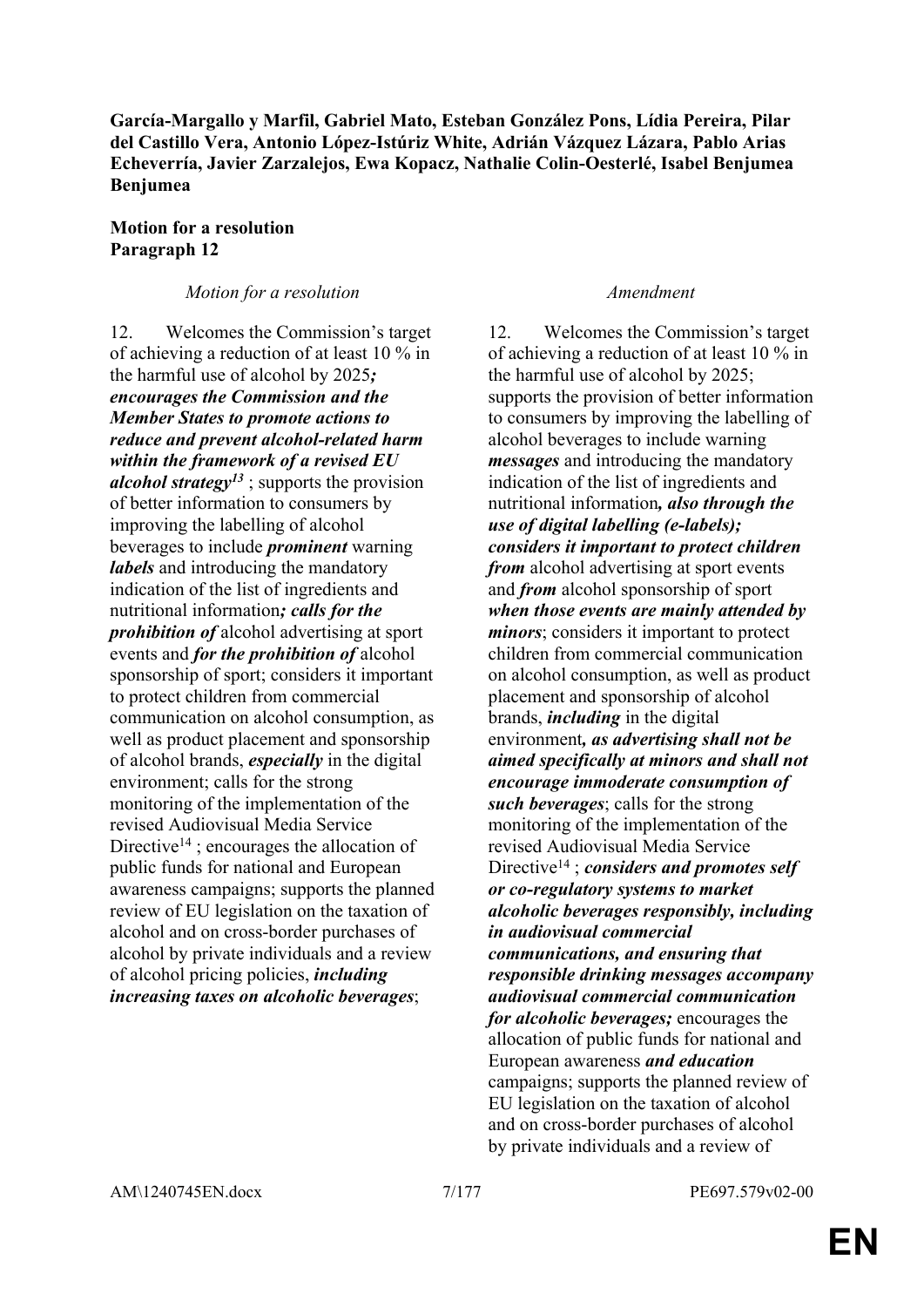**García-Margallo y Marfil, Gabriel Mato, Esteban González Pons, Lídia Pereira, Pilar del Castillo Vera, Antonio López-Istúriz White, Adrián Vázquez Lázara, Pablo Arias Echeverría, Javier Zarzalejos, Ewa Kopacz, Nathalie Colin-Oesterlé, Isabel Benjumea Benjumea**

**Motion for a resolution**
**Paragraph 12**

| *Motion for a resolution* | *Amendment* |
|---|---|
| 12. Welcomes the Commission's target of achieving a reduction of at least 10 % in the harmful use of alcohol by 2025***; encourages the Commission and the Member States to promote actions to reduce and prevent alcohol-related harm within the framework of a revised EU alcohol strategy***[13] ; supports the provision of better information to consumers by improving the labelling of alcohol beverages to include ***prominent*** warning ***labels*** and introducing the mandatory indication of the list of ingredients and nutritional information***; calls for the prohibition of*** alcohol advertising at sport events and ***for the prohibition of*** alcohol sponsorship of sport; considers it important to protect children from commercial communication on alcohol consumption, as well as product placement and sponsorship of alcohol brands, ***especially*** in the digital environment; calls for the strong monitoring of the implementation of the revised Audiovisual Media Service Directive[14] ; encourages the allocation of public funds for national and European awareness campaigns; supports the planned review of EU legislation on the taxation of alcohol and on cross-border purchases of alcohol by private individuals and a review of alcohol pricing policies, ***including increasing taxes on alcoholic beverages***; | 12. Welcomes the Commission's target of achieving a reduction of at least 10 % in the harmful use of alcohol by 2025; supports the provision of better information to consumers by improving the labelling of alcohol beverages to include warning ***messages*** and introducing the mandatory indication of the list of ingredients and nutritional information***, also through the use of digital labelling (e-labels); considers it important to protect children from*** alcohol advertising at sport events and ***from*** alcohol sponsorship of sport ***when those events are mainly attended by minors***; considers it important to protect children from commercial communication on alcohol consumption, as well as product placement and sponsorship of alcohol brands, ***including*** in the digital environment***, as advertising shall not be aimed specifically at minors and shall not encourage immoderate consumption of such beverages***; calls for the strong monitoring of the implementation of the revised Audiovisual Media Service Directive[14] ; ***considers and promotes self or co-regulatory systems to market alcoholic beverages responsibly, including in audiovisual commercial communications, and ensuring that responsible drinking messages accompany audiovisual commercial communication for alcoholic beverages;*** encourages the allocation of public funds for national and European awareness ***and education*** campaigns; supports the planned review of EU legislation on the taxation of alcohol and on cross-border purchases of alcohol by private individuals and a review of |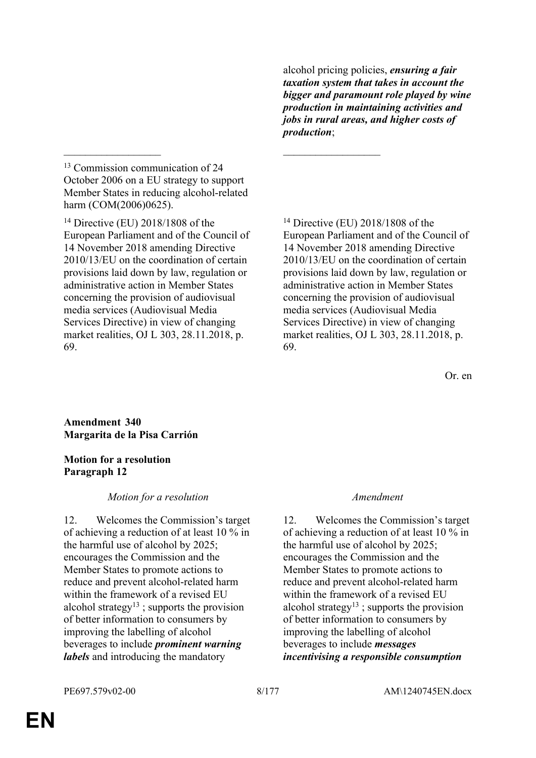| | |
|---|---|
| | alcohol pricing policies, ***ensuring a fair taxation system that takes in account the bigger and paramount role played by wine production in maintaining activities and jobs in rural areas, and higher costs of production***; |
| __________________ | __________________ |
| [13] Commission communication of 24 October 2006 on a EU strategy to support Member States in reducing alcohol-related harm (COM(2006)0625). | |
| [14] Directive (EU) 2018/1808 of the European Parliament and of the Council of 14 November 2018 amending Directive 2010/13/EU on the coordination of certain provisions laid down by law, regulation or administrative action in Member States concerning the provision of audiovisual media services (Audiovisual Media Services Directive) in view of changing market realities, OJ L 303, 28.11.2018, p. 69. | [14] Directive (EU) 2018/1808 of the European Parliament and of the Council of 14 November 2018 amending Directive 2010/13/EU on the coordination of certain provisions laid down by law, regulation or administrative action in Member States concerning the provision of audiovisual media services (Audiovisual Media Services Directive) in view of changing market realities, OJ L 303, 28.11.2018, p. 69. |

Or. en

**Amendment 340**
**Margarita de la Pisa Carrión**

**Motion for a resolution**
**Paragraph 12**

| *Motion for a resolution* | *Amendment* |
|---|---|
| 12. Welcomes the Commission's target of achieving a reduction of at least 10 % in the harmful use of alcohol by 2025; encourages the Commission and the Member States to promote actions to reduce and prevent alcohol-related harm within the framework of a revised EU alcohol strategy[13] ; supports the provision of better information to consumers by improving the labelling of alcohol beverages to include ***prominent warning labels*** and introducing the mandatory | 12. Welcomes the Commission's target of achieving a reduction of at least 10 % in the harmful use of alcohol by 2025; encourages the Commission and the Member States to promote actions to reduce and prevent alcohol-related harm within the framework of a revised EU alcohol strategy[13] ; supports the provision of better information to consumers by improving the labelling of alcohol beverages to include ***messages incentivising a responsible consumption*** |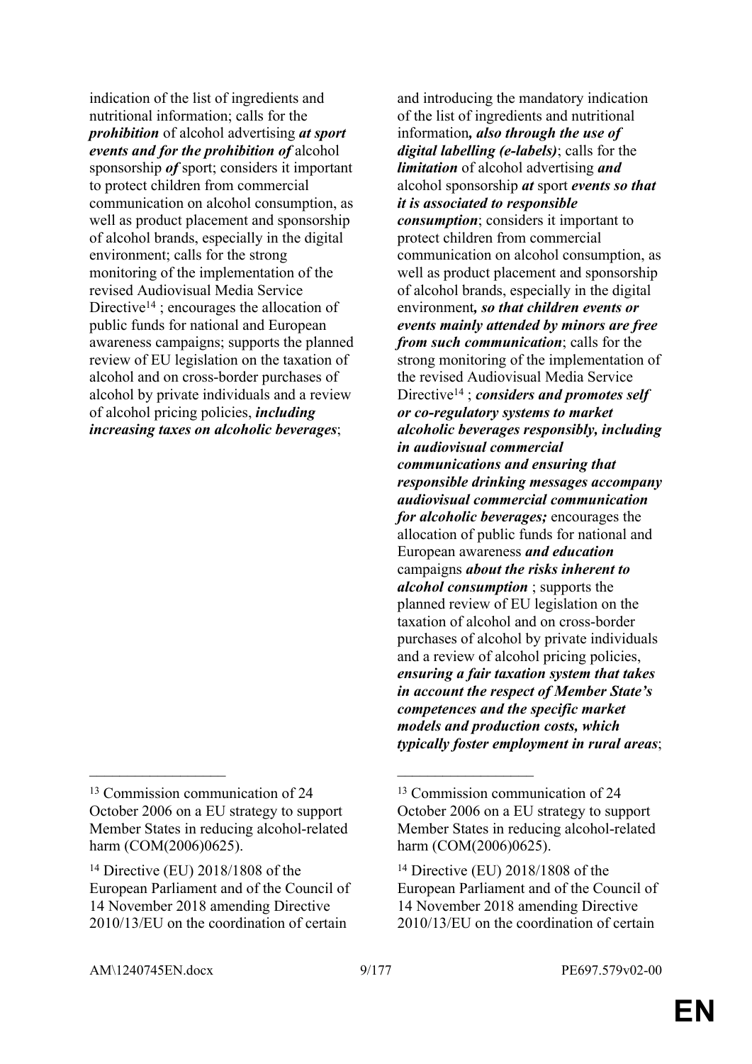indication of the list of ingredients and nutritional information; calls for the ***prohibition*** of alcohol advertising ***at sport events and for the prohibition of*** alcohol sponsorship ***of*** sport; considers it important to protect children from commercial communication on alcohol consumption, as well as product placement and sponsorship of alcohol brands, especially in the digital environment; calls for the strong monitoring of the implementation of the revised Audiovisual Media Service Directive[14] ; encourages the allocation of public funds for national and European awareness campaigns; supports the planned review of EU legislation on the taxation of alcohol and on cross-border purchases of alcohol by private individuals and a review of alcohol pricing policies, ***including increasing taxes on alcoholic beverages***;

and introducing the mandatory indication of the list of ingredients and nutritional information***, also through the use of digital labelling (e-labels)***; calls for the ***limitation*** of alcohol advertising ***and*** alcohol sponsorship ***at*** sport ***events so that it is associated to responsible consumption***; considers it important to protect children from commercial communication on alcohol consumption, as well as product placement and sponsorship of alcohol brands, especially in the digital environment***, so that children events or events mainly attended by minors are free from such communication***; calls for the strong monitoring of the implementation of the revised Audiovisual Media Service Directive[14] ; ***considers and promotes self or co-regulatory systems to market alcoholic beverages responsibly, including in audiovisual commercial communications and ensuring that responsible drinking messages accompany audiovisual commercial communication for alcoholic beverages;*** encourages the allocation of public funds for national and European awareness ***and education*** campaigns ***about the risks inherent to alcohol consumption*** ; supports the planned review of EU legislation on the taxation of alcohol and on cross-border purchases of alcohol by private individuals and a review of alcohol pricing policies, ***ensuring a fair taxation system that takes in account the respect of Member State's competences and the specific market models and production costs, which typically foster employment in rural areas***;

---

[13] Commission communication of 24 October 2006 on a EU strategy to support Member States in reducing alcohol-related harm (COM(2006)0625).

[14] Directive (EU) 2018/1808 of the European Parliament and of the Council of 14 November 2018 amending Directive 2010/13/EU on the coordination of certain

---

[13] Commission communication of 24 October 2006 on a EU strategy to support Member States in reducing alcohol-related harm (COM(2006)0625).

[14] Directive (EU) 2018/1808 of the European Parliament and of the Council of 14 November 2018 amending Directive 2010/13/EU on the coordination of certain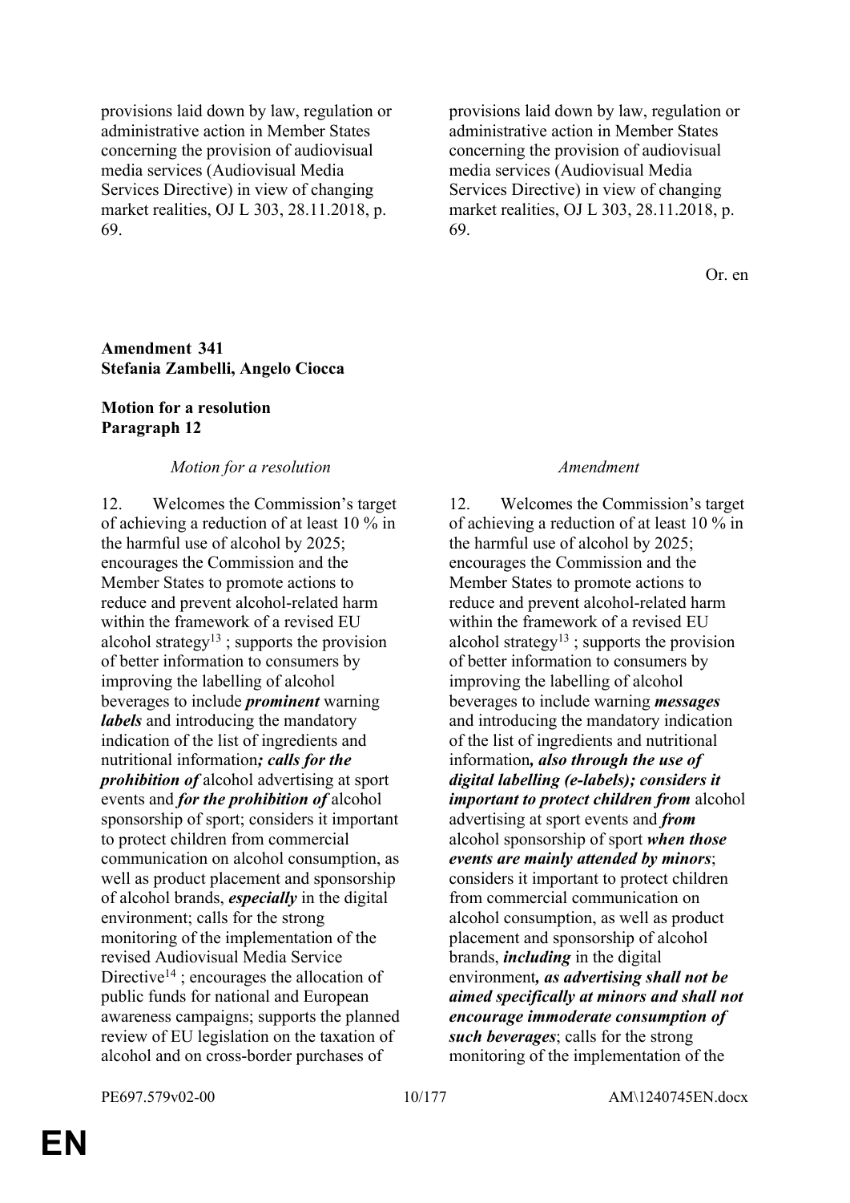| | |
|---|---|
| provisions laid down by law, regulation or administrative action in Member States concerning the provision of audiovisual media services (Audiovisual Media Services Directive) in view of changing market realities, OJ L 303, 28.11.2018, p. 69. | provisions laid down by law, regulation or administrative action in Member States concerning the provision of audiovisual media services (Audiovisual Media Services Directive) in view of changing market realities, OJ L 303, 28.11.2018, p. 69. |

Or. en

**Amendment 341**
**Stefania Zambelli, Angelo Ciocca**

**Motion for a resolution**
**Paragraph 12**

| *Motion for a resolution* | *Amendment* |
|---|---|
| 12. Welcomes the Commission's target of achieving a reduction of at least 10 % in the harmful use of alcohol by 2025; encourages the Commission and the Member States to promote actions to reduce and prevent alcohol-related harm within the framework of a revised EU alcohol strategy[13] ; supports the provision of better information to consumers by improving the labelling of alcohol beverages to include ***prominent*** warning ***labels*** and introducing the mandatory indication of the list of ingredients and nutritional information***; calls for the prohibition of*** alcohol advertising at sport events and ***for the prohibition of*** alcohol sponsorship of sport; considers it important to protect children from commercial communication on alcohol consumption, as well as product placement and sponsorship of alcohol brands, ***especially*** in the digital environment; calls for the strong monitoring of the implementation of the revised Audiovisual Media Service Directive[14] ; encourages the allocation of public funds for national and European awareness campaigns; supports the planned review of EU legislation on the taxation of alcohol and on cross-border purchases of | 12. Welcomes the Commission's target of achieving a reduction of at least 10 % in the harmful use of alcohol by 2025; encourages the Commission and the Member States to promote actions to reduce and prevent alcohol-related harm within the framework of a revised EU alcohol strategy[13] ; supports the provision of better information to consumers by improving the labelling of alcohol beverages to include warning ***messages*** and introducing the mandatory indication of the list of ingredients and nutritional information***, also through the use of digital labelling (e-labels); considers it important to protect children from*** alcohol advertising at sport events and ***from*** alcohol sponsorship of sport ***when those events are mainly attended by minors***; considers it important to protect children from commercial communication on alcohol consumption, as well as product placement and sponsorship of alcohol brands, ***including*** in the digital environment***, as advertising shall not be aimed specifically at minors and shall not encourage immoderate consumption of such beverages***; calls for the strong monitoring of the implementation of the |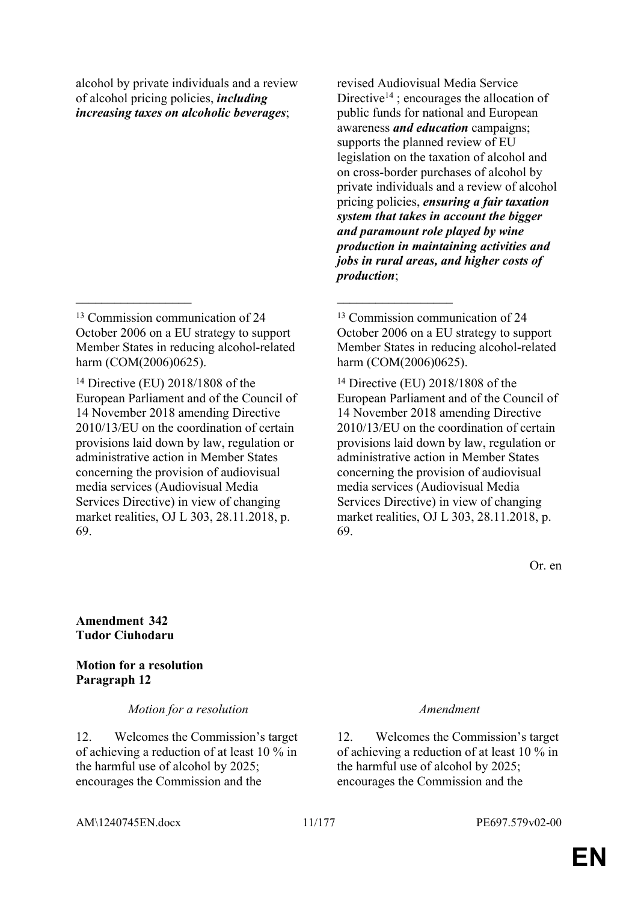| Motion for a resolution | Amendment |
|---|---|
| alcohol by private individuals and a review of alcohol pricing policies, ***including increasing taxes on alcoholic beverages***; | revised Audiovisual Media Service Directive[14] ; encourages the allocation of public funds for national and European awareness ***and education*** campaigns; supports the planned review of EU legislation on the taxation of alcohol and on cross-border purchases of alcohol by private individuals and a review of alcohol pricing policies, ***ensuring a fair taxation system that takes in account the bigger and paramount role played by wine production in maintaining activities and jobs in rural areas, and higher costs of production***; |
| __________________ | __________________ |
| [13] Commission communication of 24 October 2006 on a EU strategy to support Member States in reducing alcohol-related harm (COM(2006)0625). | [13] Commission communication of 24 October 2006 on a EU strategy to support Member States in reducing alcohol-related harm (COM(2006)0625). |
| [14] Directive (EU) 2018/1808 of the European Parliament and of the Council of 14 November 2018 amending Directive 2010/13/EU on the coordination of certain provisions laid down by law, regulation or administrative action in Member States concerning the provision of audiovisual media services (Audiovisual Media Services Directive) in view of changing market realities, OJ L 303, 28.11.2018, p. 69. | [14] Directive (EU) 2018/1808 of the European Parliament and of the Council of 14 November 2018 amending Directive 2010/13/EU on the coordination of certain provisions laid down by law, regulation or administrative action in Member States concerning the provision of audiovisual media services (Audiovisual Media Services Directive) in view of changing market realities, OJ L 303, 28.11.2018, p. 69. |

Or. en

**Amendment 342**
**Tudor Ciuhodaru**

**Motion for a resolution**
**Paragraph 12**

| *Motion for a resolution* | *Amendment* |
|---|---|
| 12. Welcomes the Commission's target of achieving a reduction of at least 10 % in the harmful use of alcohol by 2025; encourages the Commission and the | 12. Welcomes the Commission's target of achieving a reduction of at least 10 % in the harmful use of alcohol by 2025; encourages the Commission and the |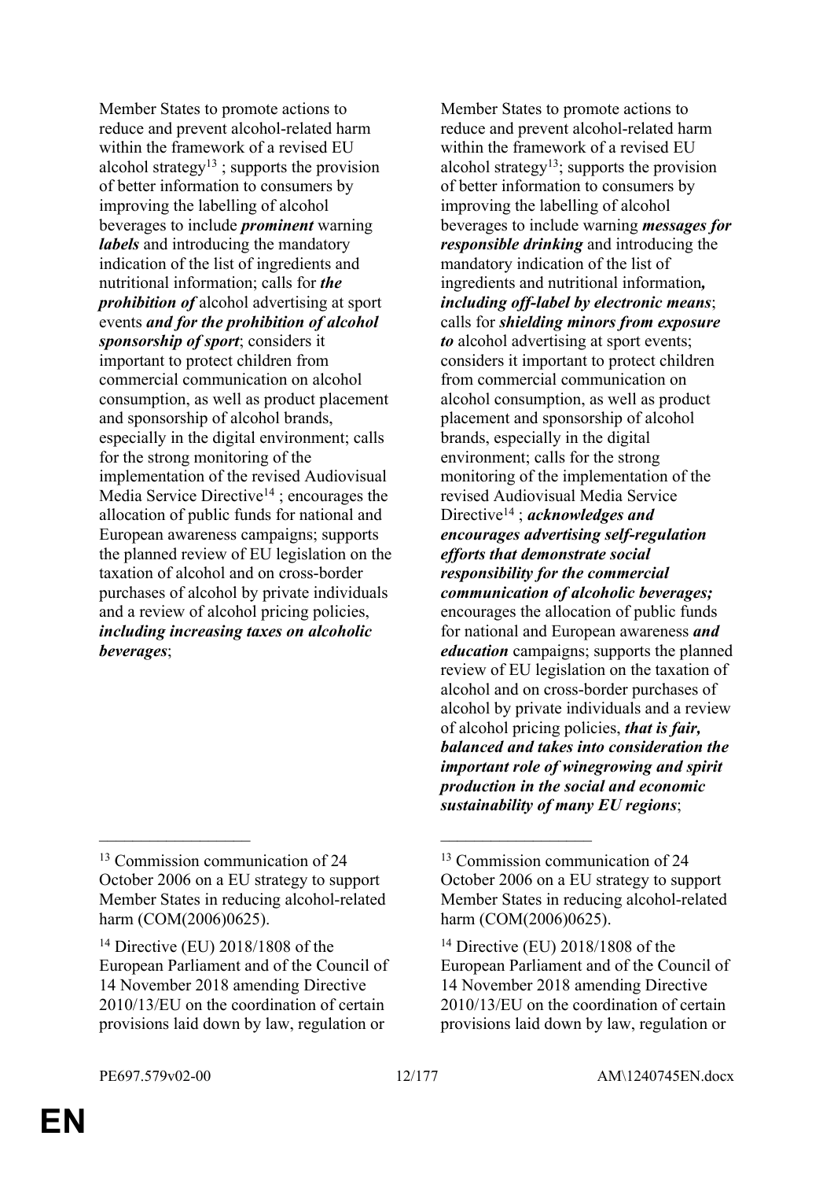Member States to promote actions to reduce and prevent alcohol-related harm within the framework of a revised EU alcohol strategy[13] ; supports the provision of better information to consumers by improving the labelling of alcohol beverages to include ***prominent*** warning ***labels*** and introducing the mandatory indication of the list of ingredients and nutritional information; calls for ***the prohibition of*** alcohol advertising at sport events ***and for the prohibition of alcohol sponsorship of sport***; considers it important to protect children from commercial communication on alcohol consumption, as well as product placement and sponsorship of alcohol brands, especially in the digital environment; calls for the strong monitoring of the implementation of the revised Audiovisual Media Service Directive[14] ; encourages the allocation of public funds for national and European awareness campaigns; supports the planned review of EU legislation on the taxation of alcohol and on cross-border purchases of alcohol by private individuals and a review of alcohol pricing policies, ***including increasing taxes on alcoholic beverages***;

Member States to promote actions to reduce and prevent alcohol-related harm within the framework of a revised EU alcohol strategy[13]; supports the provision of better information to consumers by improving the labelling of alcohol beverages to include warning ***messages for responsible drinking*** and introducing the mandatory indication of the list of ingredients and nutritional information***, including off-label by electronic means***; calls for ***shielding minors from exposure to*** alcohol advertising at sport events; considers it important to protect children from commercial communication on alcohol consumption, as well as product placement and sponsorship of alcohol brands, especially in the digital environment; calls for the strong monitoring of the implementation of the revised Audiovisual Media Service Directive[14] ; ***acknowledges and encourages advertising self-regulation efforts that demonstrate social responsibility for the commercial communication of alcoholic beverages;*** encourages the allocation of public funds for national and European awareness ***and education*** campaigns; supports the planned review of EU legislation on the taxation of alcohol and on cross-border purchases of alcohol by private individuals and a review of alcohol pricing policies, ***that is fair, balanced and takes into consideration the important role of winegrowing and spirit production in the social and economic sustainability of many EU regions***;

__________________

[13] Commission communication of 24 October 2006 on a EU strategy to support Member States in reducing alcohol-related harm (COM(2006)0625).

[14] Directive (EU) 2018/1808 of the European Parliament and of the Council of 14 November 2018 amending Directive 2010/13/EU on the coordination of certain provisions laid down by law, regulation or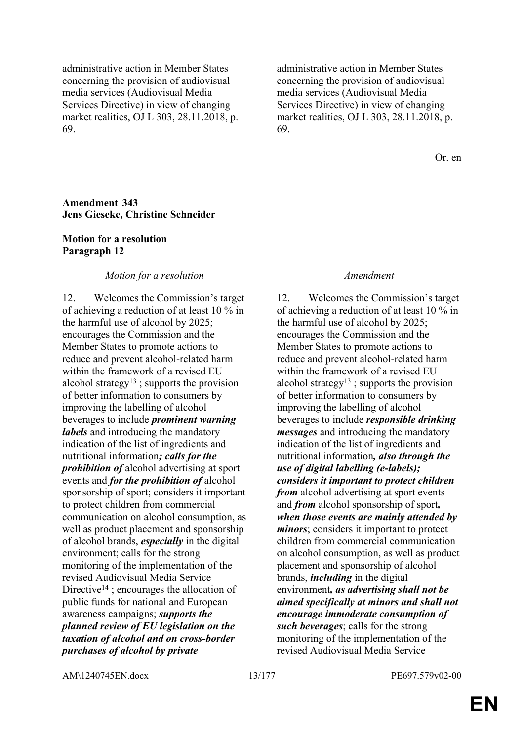| | |
|---|---|
| administrative action in Member States concerning the provision of audiovisual media services (Audiovisual Media Services Directive) in view of changing market realities, OJ L 303, 28.11.2018, p. 69. | administrative action in Member States concerning the provision of audiovisual media services (Audiovisual Media Services Directive) in view of changing market realities, OJ L 303, 28.11.2018, p. 69. |

Or. en

**Amendment 343**
**Jens Gieseke, Christine Schneider**

**Motion for a resolution**
**Paragraph 12**

| *Motion for a resolution* | *Amendment* |
|---|---|
| 12. Welcomes the Commission's target of achieving a reduction of at least 10 % in the harmful use of alcohol by 2025; encourages the Commission and the Member States to promote actions to reduce and prevent alcohol-related harm within the framework of a revised EU alcohol strategy[13] ; supports the provision of better information to consumers by improving the labelling of alcohol beverages to include ***prominent warning labels*** and introducing the mandatory indication of the list of ingredients and nutritional information***; calls for the prohibition of*** alcohol advertising at sport events and ***for the prohibition of*** alcohol sponsorship of sport; considers it important to protect children from commercial communication on alcohol consumption, as well as product placement and sponsorship of alcohol brands, ***especially*** in the digital environment; calls for the strong monitoring of the implementation of the revised Audiovisual Media Service Directive[14] ; encourages the allocation of public funds for national and European awareness campaigns; ***supports the planned review of EU legislation on the taxation of alcohol and on cross-border purchases of alcohol by private*** | 12. Welcomes the Commission's target of achieving a reduction of at least 10 % in the harmful use of alcohol by 2025; encourages the Commission and the Member States to promote actions to reduce and prevent alcohol-related harm within the framework of a revised EU alcohol strategy[13] ; supports the provision of better information to consumers by improving the labelling of alcohol beverages to include ***responsible drinking messages*** and introducing the mandatory indication of the list of ingredients and nutritional information***, also through the use of digital labelling (e-labels); considers it important to protect children from*** alcohol advertising at sport events and ***from*** alcohol sponsorship of sport***, when those events are mainly attended by minors***; considers it important to protect children from commercial communication on alcohol consumption, as well as product placement and sponsorship of alcohol brands, ***including*** in the digital environment***, as advertising shall not be aimed specifically at minors and shall not encourage immoderate consumption of such beverages***; calls for the strong monitoring of the implementation of the revised Audiovisual Media Service |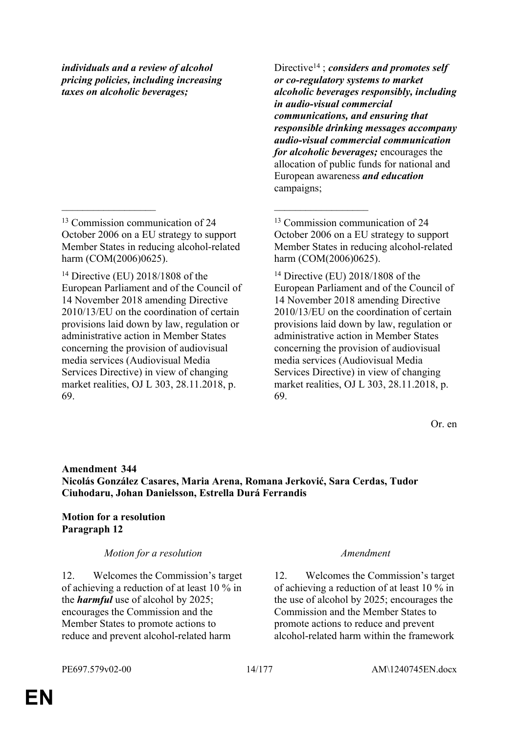| | |
|---|---|
| ***individuals and a review of alcohol pricing policies, including increasing taxes on alcoholic beverages;*** | Directive[14] ; ***considers and promotes self or co-regulatory systems to market alcoholic beverages responsibly, including in audio-visual commercial communications, and ensuring that responsible drinking messages accompany audio-visual commercial communication for alcoholic beverages;*** encourages the allocation of public funds for national and European awareness ***and education*** campaigns; |
| __________________ | __________________ |
| [13] Commission communication of 24 October 2006 on a EU strategy to support Member States in reducing alcohol-related harm (COM(2006)0625). | [13] Commission communication of 24 October 2006 on a EU strategy to support Member States in reducing alcohol-related harm (COM(2006)0625). |
| [14] Directive (EU) 2018/1808 of the European Parliament and of the Council of 14 November 2018 amending Directive 2010/13/EU on the coordination of certain provisions laid down by law, regulation or administrative action in Member States concerning the provision of audiovisual media services (Audiovisual Media Services Directive) in view of changing market realities, OJ L 303, 28.11.2018, p. 69. | [14] Directive (EU) 2018/1808 of the European Parliament and of the Council of 14 November 2018 amending Directive 2010/13/EU on the coordination of certain provisions laid down by law, regulation or administrative action in Member States concerning the provision of audiovisual media services (Audiovisual Media Services Directive) in view of changing market realities, OJ L 303, 28.11.2018, p. 69. |

Or. en

**Amendment 344**
**Nicolás González Casares, Maria Arena, Romana Jerković, Sara Cerdas, Tudor Ciuhodaru, Johan Danielsson, Estrella Durá Ferrandis**

**Motion for a resolution**
**Paragraph 12**

| *Motion for a resolution* | *Amendment* |
|---|---|
| 12. Welcomes the Commission's target of achieving a reduction of at least 10 % in the ***harmful*** use of alcohol by 2025; encourages the Commission and the Member States to promote actions to reduce and prevent alcohol-related harm | 12. Welcomes the Commission's target of achieving a reduction of at least 10 % in the use of alcohol by 2025; encourages the Commission and the Member States to promote actions to reduce and prevent alcohol-related harm within the framework |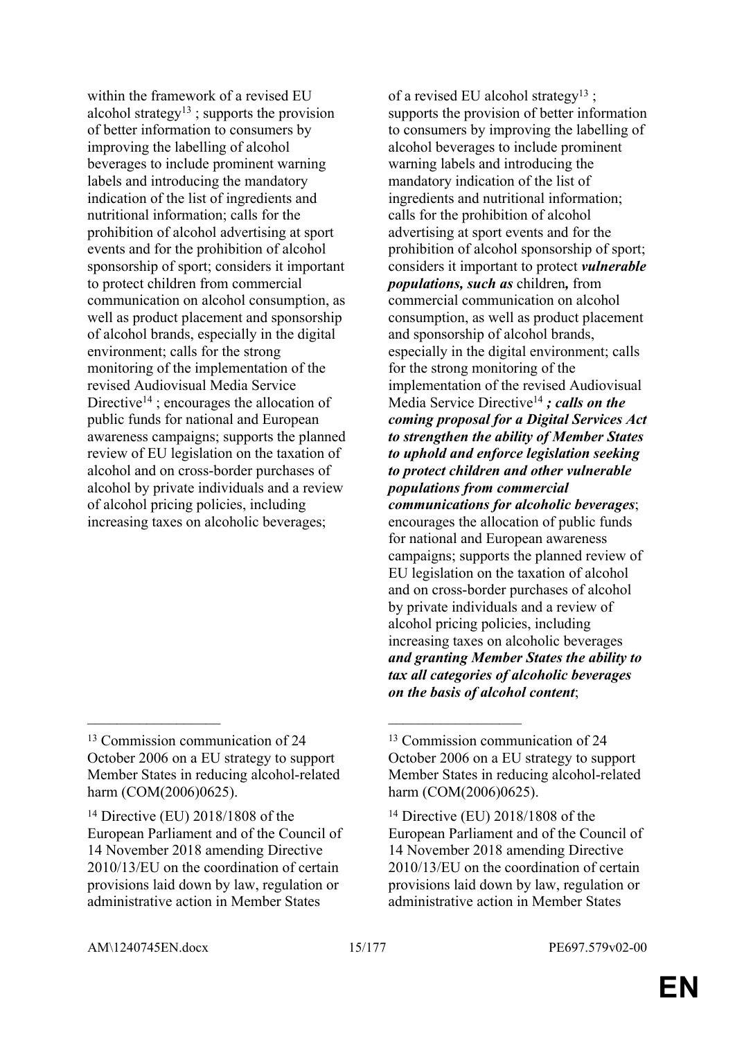| | |
|---|---|
| within the framework of a revised EU alcohol strategy[13] ; supports the provision of better information to consumers by improving the labelling of alcohol beverages to include prominent warning labels and introducing the mandatory indication of the list of ingredients and nutritional information; calls for the prohibition of alcohol advertising at sport events and for the prohibition of alcohol sponsorship of sport; considers it important to protect children from commercial communication on alcohol consumption, as well as product placement and sponsorship of alcohol brands, especially in the digital environment; calls for the strong monitoring of the implementation of the revised Audiovisual Media Service Directive[14] ; encourages the allocation of public funds for national and European awareness campaigns; supports the planned review of EU legislation on the taxation of alcohol and on cross-border purchases of alcohol by private individuals and a review of alcohol pricing policies, including increasing taxes on alcoholic beverages; | of a revised EU alcohol strategy[13] ; supports the provision of better information to consumers by improving the labelling of alcohol beverages to include prominent warning labels and introducing the mandatory indication of the list of ingredients and nutritional information; calls for the prohibition of alcohol advertising at sport events and for the prohibition of alcohol sponsorship of sport; considers it important to protect ***vulnerable populations, such as*** children***,*** from commercial communication on alcohol consumption, as well as product placement and sponsorship of alcohol brands, especially in the digital environment; calls for the strong monitoring of the implementation of the revised Audiovisual Media Service Directive[14] ***; calls on the coming proposal for a Digital Services Act to strengthen the ability of Member States to uphold and enforce legislation seeking to protect children and other vulnerable populations from commercial communications for alcoholic beverages***; encourages the allocation of public funds for national and European awareness campaigns; supports the planned review of EU legislation on the taxation of alcohol and on cross-border purchases of alcohol by private individuals and a review of alcohol pricing policies, including increasing taxes on alcoholic beverages ***and granting Member States the ability to tax all categories of alcoholic beverages on the basis of alcohol content***; |
| __________________ | __________________ |
| [13] Commission communication of 24 October 2006 on a EU strategy to support Member States in reducing alcohol-related harm (COM(2006)0625). | [13] Commission communication of 24 October 2006 on a EU strategy to support Member States in reducing alcohol-related harm (COM(2006)0625). |
| [14] Directive (EU) 2018/1808 of the European Parliament and of the Council of 14 November 2018 amending Directive 2010/13/EU on the coordination of certain provisions laid down by law, regulation or administrative action in Member States | [14] Directive (EU) 2018/1808 of the European Parliament and of the Council of 14 November 2018 amending Directive 2010/13/EU on the coordination of certain provisions laid down by law, regulation or administrative action in Member States |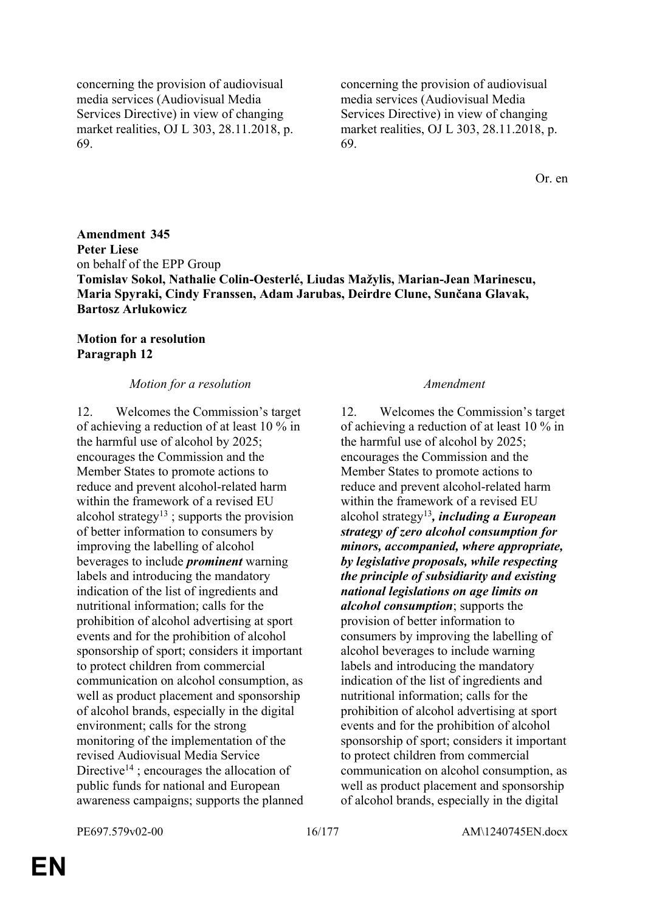| | |
|---|---|
| concerning the provision of audiovisual media services (Audiovisual Media Services Directive) in view of changing market realities, OJ L 303, 28.11.2018, p. 69. | concerning the provision of audiovisual media services (Audiovisual Media Services Directive) in view of changing market realities, OJ L 303, 28.11.2018, p. 69. |

Or. en

**Amendment 345**
**Peter Liese**
on behalf of the EPP Group
**Tomislav Sokol, Nathalie Colin-Oesterlé, Liudas Mažylis, Marian-Jean Marinescu, Maria Spyraki, Cindy Franssen, Adam Jarubas, Deirdre Clune, Sunčana Glavak, Bartosz Arłukowicz**

**Motion for a resolution**
**Paragraph 12**

| *Motion for a resolution* | *Amendment* |
|---|---|
| 12. Welcomes the Commission's target of achieving a reduction of at least 10 % in the harmful use of alcohol by 2025; encourages the Commission and the Member States to promote actions to reduce and prevent alcohol-related harm within the framework of a revised EU alcohol strategy[13] ; supports the provision of better information to consumers by improving the labelling of alcohol beverages to include ***prominent*** warning labels and introducing the mandatory indication of the list of ingredients and nutritional information; calls for the prohibition of alcohol advertising at sport events and for the prohibition of alcohol sponsorship of sport; considers it important to protect children from commercial communication on alcohol consumption, as well as product placement and sponsorship of alcohol brands, especially in the digital environment; calls for the strong monitoring of the implementation of the revised Audiovisual Media Service Directive[14] ; encourages the allocation of public funds for national and European awareness campaigns; supports the planned | 12. Welcomes the Commission's target of achieving a reduction of at least 10 % in the harmful use of alcohol by 2025; encourages the Commission and the Member States to promote actions to reduce and prevent alcohol-related harm within the framework of a revised EU alcohol strategy[13]***, including a European strategy of zero alcohol consumption for minors, accompanied, where appropriate, by legislative proposals, while respecting the principle of subsidiarity and existing national legislations on age limits on alcohol consumption***; supports the provision of better information to consumers by improving the labelling of alcohol beverages to include warning labels and introducing the mandatory indication of the list of ingredients and nutritional information; calls for the prohibition of alcohol advertising at sport events and for the prohibition of alcohol sponsorship of sport; considers it important to protect children from commercial communication on alcohol consumption, as well as product placement and sponsorship of alcohol brands, especially in the digital |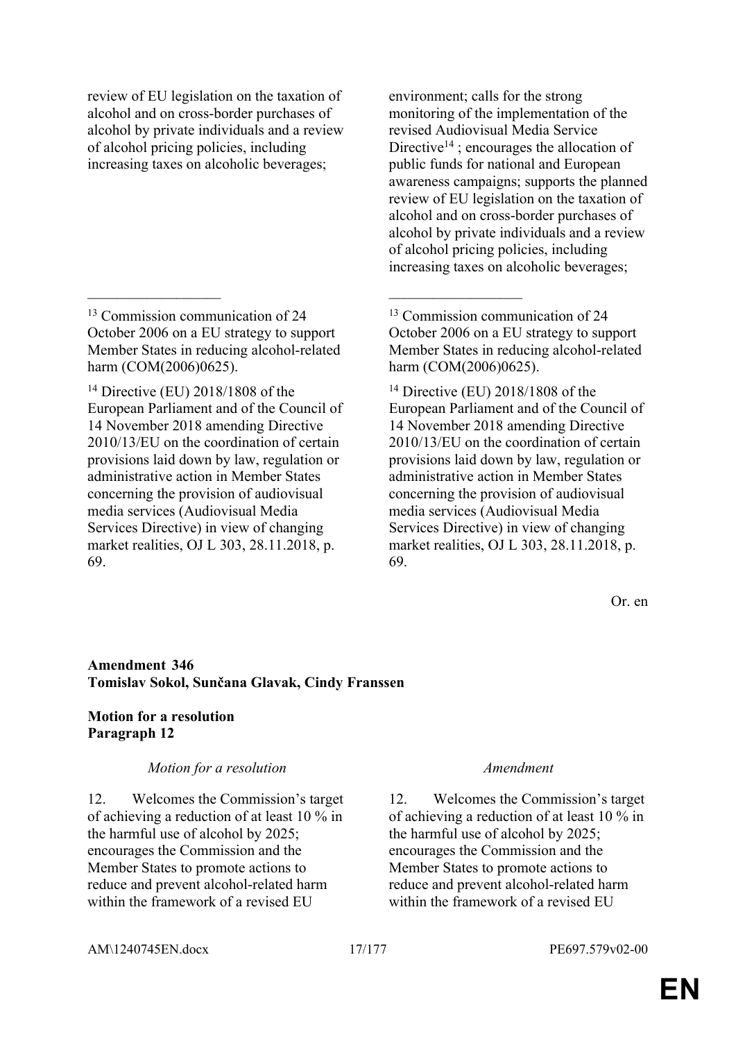| Motion for a resolution | Amendment |
|---|---|
| review of EU legislation on the taxation of alcohol and on cross-border purchases of alcohol by private individuals and a review of alcohol pricing policies, including increasing taxes on alcoholic beverages; | environment; calls for the strong monitoring of the implementation of the revised Audiovisual Media Service Directive[14] ; encourages the allocation of public funds for national and European awareness campaigns; supports the planned review of EU legislation on the taxation of alcohol and on cross-border purchases of alcohol by private individuals and a review of alcohol pricing policies, including increasing taxes on alcoholic beverages; |
| __________________ | __________________ |
| [13] Commission communication of 24 October 2006 on a EU strategy to support Member States in reducing alcohol-related harm (COM(2006)0625). | [13] Commission communication of 24 October 2006 on a EU strategy to support Member States in reducing alcohol-related harm (COM(2006)0625). |
| [14] Directive (EU) 2018/1808 of the European Parliament and of the Council of 14 November 2018 amending Directive 2010/13/EU on the coordination of certain provisions laid down by law, regulation or administrative action in Member States concerning the provision of audiovisual media services (Audiovisual Media Services Directive) in view of changing market realities, OJ L 303, 28.11.2018, p. 69. | [14] Directive (EU) 2018/1808 of the European Parliament and of the Council of 14 November 2018 amending Directive 2010/13/EU on the coordination of certain provisions laid down by law, regulation or administrative action in Member States concerning the provision of audiovisual media services (Audiovisual Media Services Directive) in view of changing market realities, OJ L 303, 28.11.2018, p. 69. |

Or. en

**Amendment 346**
**Tomislav Sokol, Sunčana Glavak, Cindy Franssen**

**Motion for a resolution**
**Paragraph 12**

| *Motion for a resolution* | *Amendment* |
|---|---|
| 12. Welcomes the Commission's target of achieving a reduction of at least 10 % in the harmful use of alcohol by 2025; encourages the Commission and the Member States to promote actions to reduce and prevent alcohol-related harm within the framework of a revised EU | 12. Welcomes the Commission's target of achieving a reduction of at least 10 % in the harmful use of alcohol by 2025; encourages the Commission and the Member States to promote actions to reduce and prevent alcohol-related harm within the framework of a revised EU |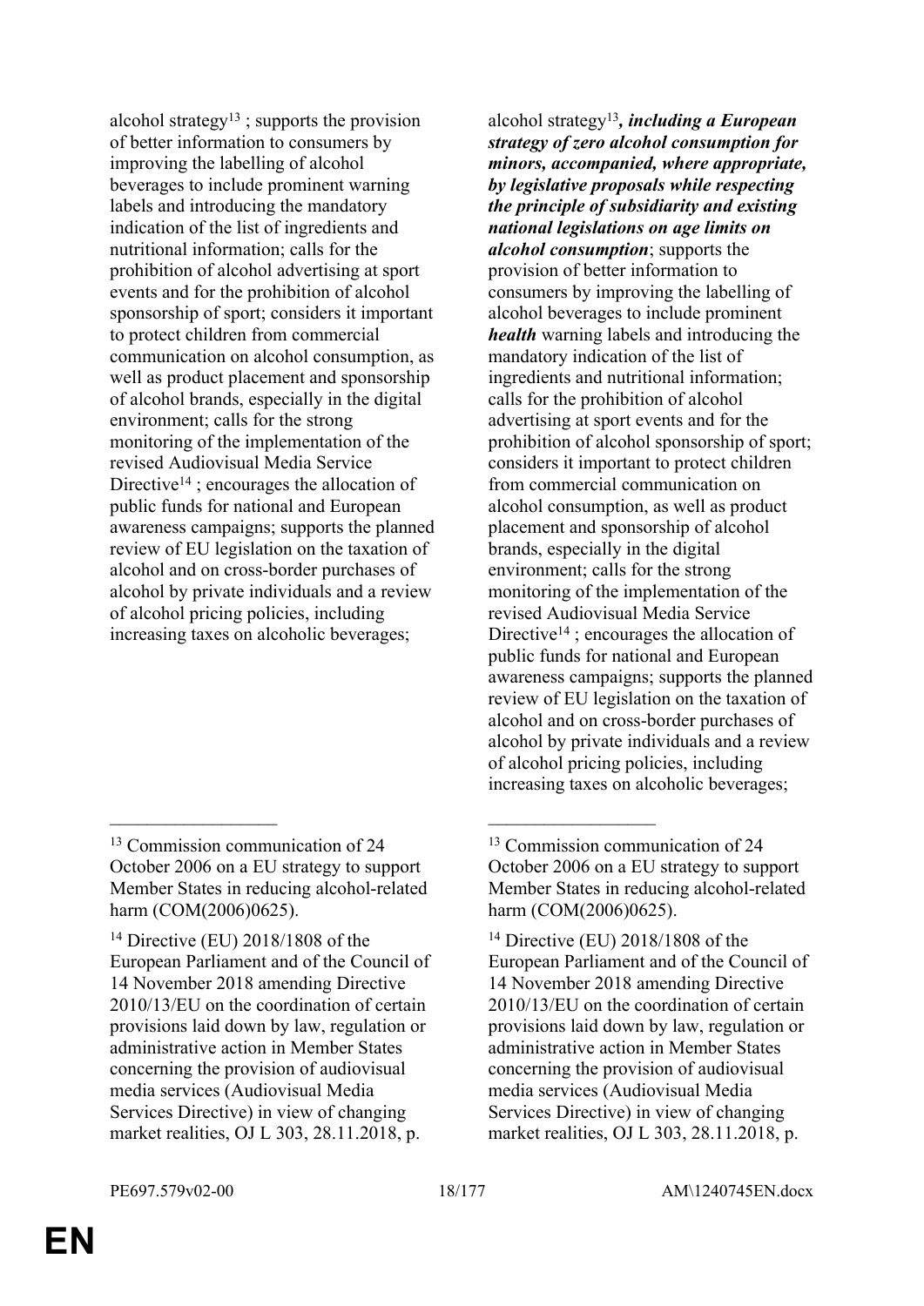| | |
|---|---|
| alcohol strategy[13] ; supports the provision of better information to consumers by improving the labelling of alcohol beverages to include prominent warning labels and introducing the mandatory indication of the list of ingredients and nutritional information; calls for the prohibition of alcohol advertising at sport events and for the prohibition of alcohol sponsorship of sport; considers it important to protect children from commercial communication on alcohol consumption, as well as product placement and sponsorship of alcohol brands, especially in the digital environment; calls for the strong monitoring of the implementation of the revised Audiovisual Media Service Directive[14] ; encourages the allocation of public funds for national and European awareness campaigns; supports the planned review of EU legislation on the taxation of alcohol and on cross-border purchases of alcohol by private individuals and a review of alcohol pricing policies, including increasing taxes on alcoholic beverages; | alcohol strategy[13]***, including a European strategy of zero alcohol consumption for minors, accompanied, where appropriate, by legislative proposals while respecting the principle of subsidiarity and existing national legislations on age limits on alcohol consumption***; supports the provision of better information to consumers by improving the labelling of alcohol beverages to include prominent ***health*** warning labels and introducing the mandatory indication of the list of ingredients and nutritional information; calls for the prohibition of alcohol advertising at sport events and for the prohibition of alcohol sponsorship of sport; considers it important to protect children from commercial communication on alcohol consumption, as well as product placement and sponsorship of alcohol brands, especially in the digital environment; calls for the strong monitoring of the implementation of the revised Audiovisual Media Service Directive[14] ; encourages the allocation of public funds for national and European awareness campaigns; supports the planned review of EU legislation on the taxation of alcohol and on cross-border purchases of alcohol by private individuals and a review of alcohol pricing policies, including increasing taxes on alcoholic beverages; |
| __________________ | __________________ |
| [13] Commission communication of 24 October 2006 on a EU strategy to support Member States in reducing alcohol-related harm (COM(2006)0625). | [13] Commission communication of 24 October 2006 on a EU strategy to support Member States in reducing alcohol-related harm (COM(2006)0625). |
| [14] Directive (EU) 2018/1808 of the European Parliament and of the Council of 14 November 2018 amending Directive 2010/13/EU on the coordination of certain provisions laid down by law, regulation or administrative action in Member States concerning the provision of audiovisual media services (Audiovisual Media Services Directive) in view of changing market realities, OJ L 303, 28.11.2018, p. | [14] Directive (EU) 2018/1808 of the European Parliament and of the Council of 14 November 2018 amending Directive 2010/13/EU on the coordination of certain provisions laid down by law, regulation or administrative action in Member States concerning the provision of audiovisual media services (Audiovisual Media Services Directive) in view of changing market realities, OJ L 303, 28.11.2018, p. |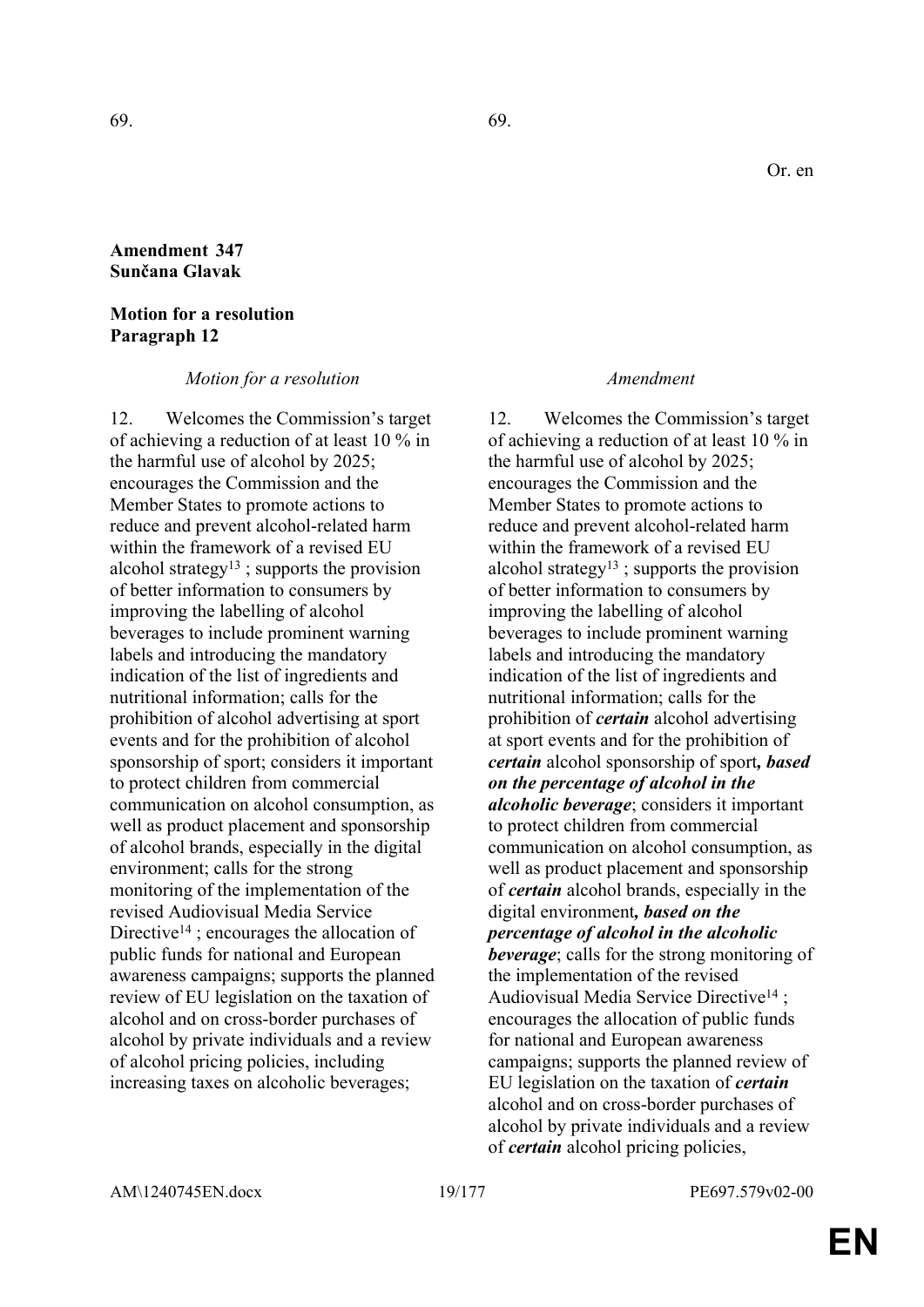69. 69.

Or. en

**Amendment 347**
**Sunčana Glavak**

**Motion for a resolution**
**Paragraph 12**

| *Motion for a resolution* | *Amendment* |
|---|---|
| 12. Welcomes the Commission's target of achieving a reduction of at least 10 % in the harmful use of alcohol by 2025; encourages the Commission and the Member States to promote actions to reduce and prevent alcohol-related harm within the framework of a revised EU alcohol strategy[13] ; supports the provision of better information to consumers by improving the labelling of alcohol beverages to include prominent warning labels and introducing the mandatory indication of the list of ingredients and nutritional information; calls for the prohibition of alcohol advertising at sport events and for the prohibition of alcohol sponsorship of sport; considers it important to protect children from commercial communication on alcohol consumption, as well as product placement and sponsorship of alcohol brands, especially in the digital environment; calls for the strong monitoring of the implementation of the revised Audiovisual Media Service Directive[14] ; encourages the allocation of public funds for national and European awareness campaigns; supports the planned review of EU legislation on the taxation of alcohol and on cross-border purchases of alcohol by private individuals and a review of alcohol pricing policies, including increasing taxes on alcoholic beverages; | 12. Welcomes the Commission's target of achieving a reduction of at least 10 % in the harmful use of alcohol by 2025; encourages the Commission and the Member States to promote actions to reduce and prevent alcohol-related harm within the framework of a revised EU alcohol strategy[13] ; supports the provision of better information to consumers by improving the labelling of alcohol beverages to include prominent warning labels and introducing the mandatory indication of the list of ingredients and nutritional information; calls for the prohibition of ***certain*** alcohol advertising at sport events and for the prohibition of ***certain*** alcohol sponsorship of sport***, based on the percentage of alcohol in the alcoholic beverage***; considers it important to protect children from commercial communication on alcohol consumption, as well as product placement and sponsorship of ***certain*** alcohol brands, especially in the digital environment***, based on the percentage of alcohol in the alcoholic beverage***; calls for the strong monitoring of the implementation of the revised Audiovisual Media Service Directive[14] ; encourages the allocation of public funds for national and European awareness campaigns; supports the planned review of EU legislation on the taxation of ***certain*** alcohol and on cross-border purchases of alcohol by private individuals and a review of ***certain*** alcohol pricing policies, |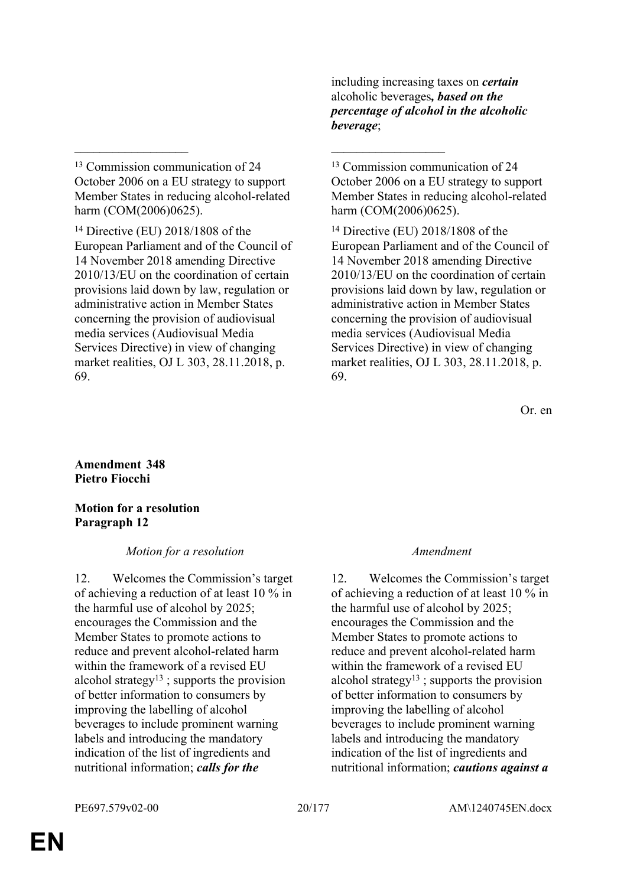| | |
|---|---|
| | including increasing taxes on ***certain*** alcoholic beverages***, based on the percentage of alcohol in the alcoholic beverage***; |
| __________________ | __________________ |
| [13] Commission communication of 24 October 2006 on a EU strategy to support Member States in reducing alcohol-related harm (COM(2006)0625). | [13] Commission communication of 24 October 2006 on a EU strategy to support Member States in reducing alcohol-related harm (COM(2006)0625). |
| [14] Directive (EU) 2018/1808 of the European Parliament and of the Council of 14 November 2018 amending Directive 2010/13/EU on the coordination of certain provisions laid down by law, regulation or administrative action in Member States concerning the provision of audiovisual media services (Audiovisual Media Services Directive) in view of changing market realities, OJ L 303, 28.11.2018, p. 69. | [14] Directive (EU) 2018/1808 of the European Parliament and of the Council of 14 November 2018 amending Directive 2010/13/EU on the coordination of certain provisions laid down by law, regulation or administrative action in Member States concerning the provision of audiovisual media services (Audiovisual Media Services Directive) in view of changing market realities, OJ L 303, 28.11.2018, p. 69. |

Or. en

**Amendment 348**
**Pietro Fiocchi**

**Motion for a resolution**
**Paragraph 12**

| *Motion for a resolution* | *Amendment* |
|---|---|
| 12. Welcomes the Commission's target of achieving a reduction of at least 10 % in the harmful use of alcohol by 2025; encourages the Commission and the Member States to promote actions to reduce and prevent alcohol-related harm within the framework of a revised EU alcohol strategy[13] ; supports the provision of better information to consumers by improving the labelling of alcohol beverages to include prominent warning labels and introducing the mandatory indication of the list of ingredients and nutritional information; ***calls for the*** | 12. Welcomes the Commission's target of achieving a reduction of at least 10 % in the harmful use of alcohol by 2025; encourages the Commission and the Member States to promote actions to reduce and prevent alcohol-related harm within the framework of a revised EU alcohol strategy[13] ; supports the provision of better information to consumers by improving the labelling of alcohol beverages to include prominent warning labels and introducing the mandatory indication of the list of ingredients and nutritional information; ***cautions against a*** |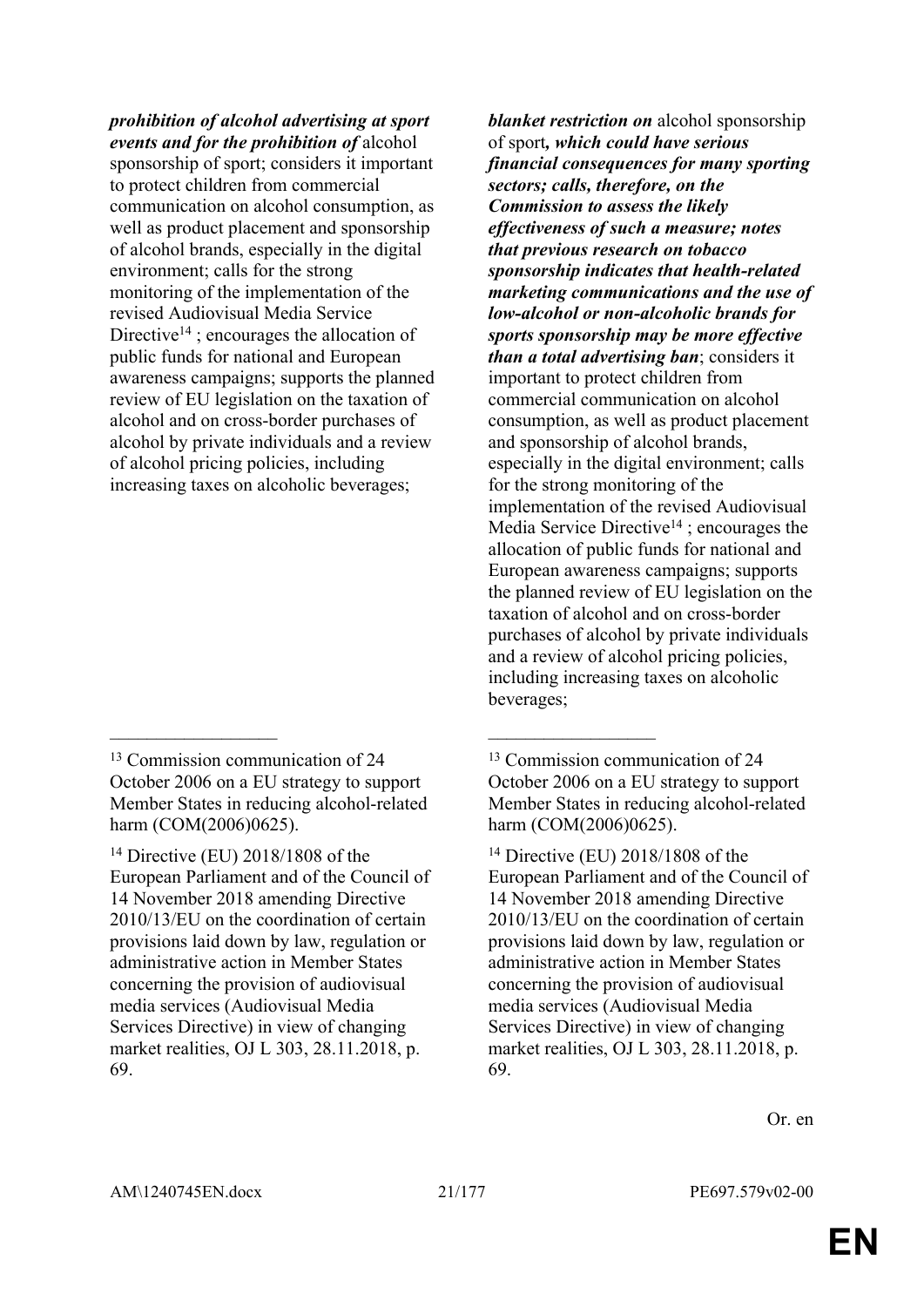| | |
|---|---|
| ***prohibition of alcohol advertising at sport events and for the prohibition of*** alcohol sponsorship of sport; considers it important to protect children from commercial communication on alcohol consumption, as well as product placement and sponsorship of alcohol brands, especially in the digital environment; calls for the strong monitoring of the implementation of the revised Audiovisual Media Service Directive[14] ; encourages the allocation of public funds for national and European awareness campaigns; supports the planned review of EU legislation on the taxation of alcohol and on cross-border purchases of alcohol by private individuals and a review of alcohol pricing policies, including increasing taxes on alcoholic beverages; | ***blanket restriction on*** alcohol sponsorship of sport***, which could have serious financial consequences for many sporting sectors; calls, therefore, on the Commission to assess the likely effectiveness of such a measure; notes that previous research on tobacco sponsorship indicates that health-related marketing communications and the use of low-alcohol or non-alcoholic brands for sports sponsorship may be more effective than a total advertising ban***; considers it important to protect children from commercial communication on alcohol consumption, as well as product placement and sponsorship of alcohol brands, especially in the digital environment; calls for the strong monitoring of the implementation of the revised Audiovisual Media Service Directive[14] ; encourages the allocation of public funds for national and European awareness campaigns; supports the planned review of EU legislation on the taxation of alcohol and on cross-border purchases of alcohol by private individuals and a review of alcohol pricing policies, including increasing taxes on alcoholic beverages; |
| [13] Commission communication of 24 October 2006 on a EU strategy to support Member States in reducing alcohol-related harm (COM(2006)0625). | [13] Commission communication of 24 October 2006 on a EU strategy to support Member States in reducing alcohol-related harm (COM(2006)0625). |
| [14] Directive (EU) 2018/1808 of the European Parliament and of the Council of 14 November 2018 amending Directive 2010/13/EU on the coordination of certain provisions laid down by law, regulation or administrative action in Member States concerning the provision of audiovisual media services (Audiovisual Media Services Directive) in view of changing market realities, OJ L 303, 28.11.2018, p. 69. | [14] Directive (EU) 2018/1808 of the European Parliament and of the Council of 14 November 2018 amending Directive 2010/13/EU on the coordination of certain provisions laid down by law, regulation or administrative action in Member States concerning the provision of audiovisual media services (Audiovisual Media Services Directive) in view of changing market realities, OJ L 303, 28.11.2018, p. 69. |

Or. en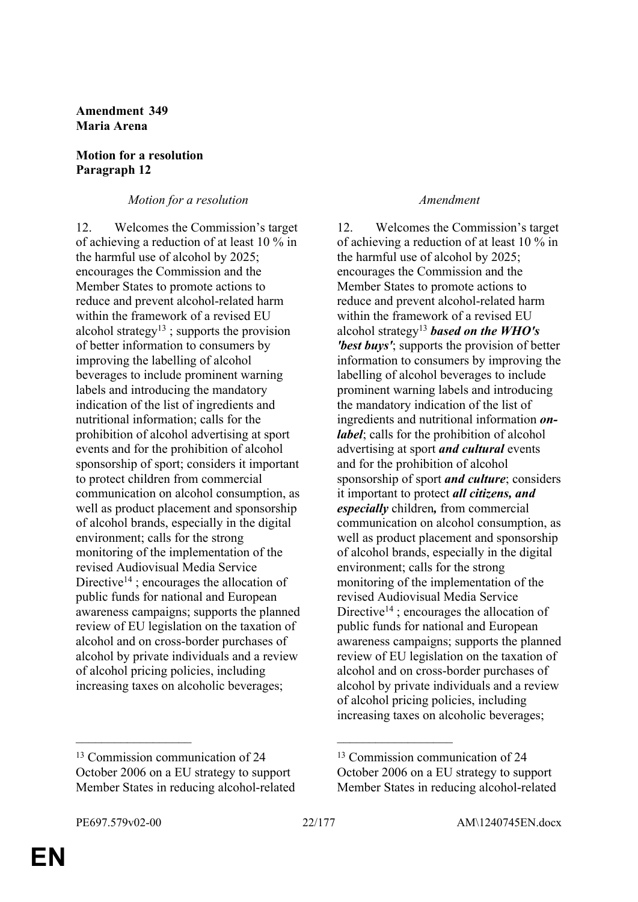**Amendment 349**
**Maria Arena**

**Motion for a resolution**
**Paragraph 12**

| *Motion for a resolution* | *Amendment* |
|---|---|
| 12. Welcomes the Commission's target of achieving a reduction of at least 10 % in the harmful use of alcohol by 2025; encourages the Commission and the Member States to promote actions to reduce and prevent alcohol-related harm within the framework of a revised EU alcohol strategy[13] ; supports the provision of better information to consumers by improving the labelling of alcohol beverages to include prominent warning labels and introducing the mandatory indication of the list of ingredients and nutritional information; calls for the prohibition of alcohol advertising at sport events and for the prohibition of alcohol sponsorship of sport; considers it important to protect children from commercial communication on alcohol consumption, as well as product placement and sponsorship of alcohol brands, especially in the digital environment; calls for the strong monitoring of the implementation of the revised Audiovisual Media Service Directive[14] ; encourages the allocation of public funds for national and European awareness campaigns; supports the planned review of EU legislation on the taxation of alcohol and on cross-border purchases of alcohol by private individuals and a review of alcohol pricing policies, including increasing taxes on alcoholic beverages; | 12. Welcomes the Commission's target of achieving a reduction of at least 10 % in the harmful use of alcohol by 2025; encourages the Commission and the Member States to promote actions to reduce and prevent alcohol-related harm within the framework of a revised EU alcohol strategy[13] ***based on the WHO's 'best buys'***; supports the provision of better information to consumers by improving the labelling of alcohol beverages to include prominent warning labels and introducing the mandatory indication of the list of ingredients and nutritional information ***on-label***; calls for the prohibition of alcohol advertising at sport ***and cultural*** events and for the prohibition of alcohol sponsorship of sport ***and culture***; considers it important to protect ***all citizens, and especially*** children***,*** from commercial communication on alcohol consumption, as well as product placement and sponsorship of alcohol brands, especially in the digital environment; calls for the strong monitoring of the implementation of the revised Audiovisual Media Service Directive[14] ; encourages the allocation of public funds for national and European awareness campaigns; supports the planned review of EU legislation on the taxation of alcohol and on cross-border purchases of alcohol by private individuals and a review of alcohol pricing policies, including increasing taxes on alcoholic beverages; |
| __________________ | __________________ |
| [13] Commission communication of 24 October 2006 on a EU strategy to support Member States in reducing alcohol-related | [13] Commission communication of 24 October 2006 on a EU strategy to support Member States in reducing alcohol-related |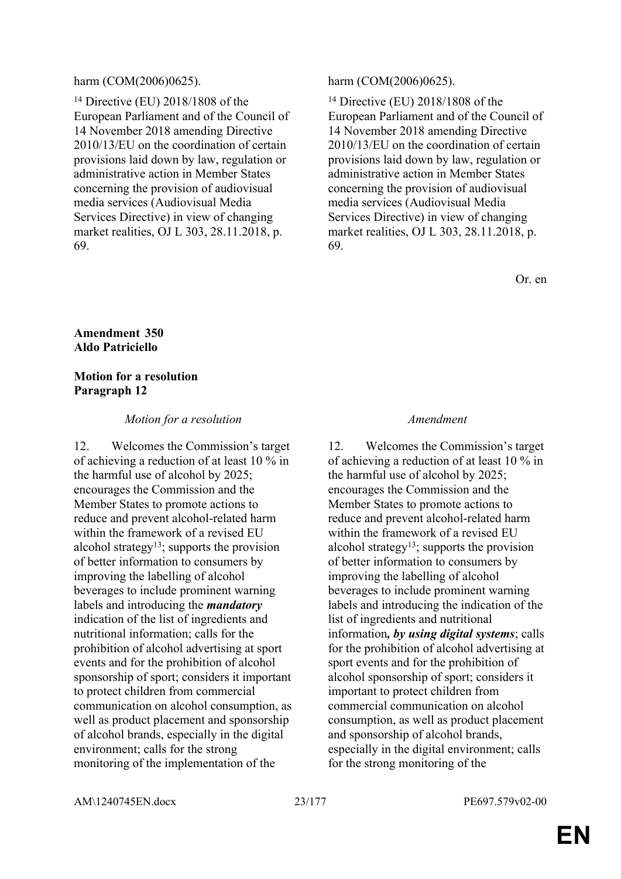| | |
|---|---|
| harm (COM(2006)0625). | harm (COM(2006)0625). |
| [14] Directive (EU) 2018/1808 of the European Parliament and of the Council of 14 November 2018 amending Directive 2010/13/EU on the coordination of certain provisions laid down by law, regulation or administrative action in Member States concerning the provision of audiovisual media services (Audiovisual Media Services Directive) in view of changing market realities, OJ L 303, 28.11.2018, p. 69. | [14] Directive (EU) 2018/1808 of the European Parliament and of the Council of 14 November 2018 amending Directive 2010/13/EU on the coordination of certain provisions laid down by law, regulation or administrative action in Member States concerning the provision of audiovisual media services (Audiovisual Media Services Directive) in view of changing market realities, OJ L 303, 28.11.2018, p. 69. |

Or. en

**Amendment 350**
**Aldo Patriciello**

**Motion for a resolution**
**Paragraph 12**

| *Motion for a resolution* | *Amendment* |
|---|---|
| 12. Welcomes the Commission's target of achieving a reduction of at least 10 % in the harmful use of alcohol by 2025; encourages the Commission and the Member States to promote actions to reduce and prevent alcohol-related harm within the framework of a revised EU alcohol strategy[13]; supports the provision of better information to consumers by improving the labelling of alcohol beverages to include prominent warning labels and introducing the ***mandatory*** indication of the list of ingredients and nutritional information; calls for the prohibition of alcohol advertising at sport events and for the prohibition of alcohol sponsorship of sport; considers it important to protect children from commercial communication on alcohol consumption, as well as product placement and sponsorship of alcohol brands, especially in the digital environment; calls for the strong monitoring of the implementation of the | 12. Welcomes the Commission's target of achieving a reduction of at least 10 % in the harmful use of alcohol by 2025; encourages the Commission and the Member States to promote actions to reduce and prevent alcohol-related harm within the framework of a revised EU alcohol strategy[13]; supports the provision of better information to consumers by improving the labelling of alcohol beverages to include prominent warning labels and introducing the indication of the list of ingredients and nutritional information***, by using digital systems***; calls for the prohibition of alcohol advertising at sport events and for the prohibition of alcohol sponsorship of sport; considers it important to protect children from commercial communication on alcohol consumption, as well as product placement and sponsorship of alcohol brands, especially in the digital environment; calls for the strong monitoring of the |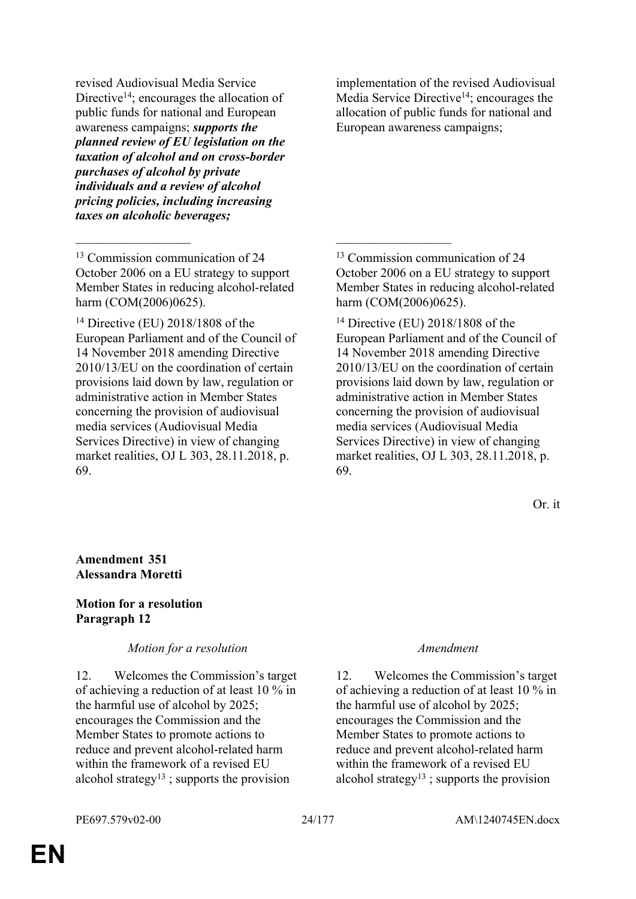| Motion for a resolution | Amendment |
|---|---|
| revised Audiovisual Media Service Directive[14]; encourages the allocation of public funds for national and European awareness campaigns; ***supports the planned review of EU legislation on the taxation of alcohol and on cross-border purchases of alcohol by private individuals and a review of alcohol pricing policies, including increasing taxes on alcoholic beverages;*** | implementation of the revised Audiovisual Media Service Directive[14]; encourages the allocation of public funds for national and European awareness campaigns; |
| ___________________ | ___________________ |
| [13] Commission communication of 24 October 2006 on a EU strategy to support Member States in reducing alcohol-related harm (COM(2006)0625). | [13] Commission communication of 24 October 2006 on a EU strategy to support Member States in reducing alcohol-related harm (COM(2006)0625). |
| [14] Directive (EU) 2018/1808 of the European Parliament and of the Council of 14 November 2018 amending Directive 2010/13/EU on the coordination of certain provisions laid down by law, regulation or administrative action in Member States concerning the provision of audiovisual media services (Audiovisual Media Services Directive) in view of changing market realities, OJ L 303, 28.11.2018, p. 69. | [14] Directive (EU) 2018/1808 of the European Parliament and of the Council of 14 November 2018 amending Directive 2010/13/EU on the coordination of certain provisions laid down by law, regulation or administrative action in Member States concerning the provision of audiovisual media services (Audiovisual Media Services Directive) in view of changing market realities, OJ L 303, 28.11.2018, p. 69. |

Or. it

**Amendment 351**
**Alessandra Moretti**

**Motion for a resolution**
**Paragraph 12**

| *Motion for a resolution* | *Amendment* |
|---|---|
| 12. Welcomes the Commission's target of achieving a reduction of at least 10 % in the harmful use of alcohol by 2025; encourages the Commission and the Member States to promote actions to reduce and prevent alcohol-related harm within the framework of a revised EU alcohol strategy[13] ; supports the provision | 12. Welcomes the Commission's target of achieving a reduction of at least 10 % in the harmful use of alcohol by 2025; encourages the Commission and the Member States to promote actions to reduce and prevent alcohol-related harm within the framework of a revised EU alcohol strategy[13] ; supports the provision |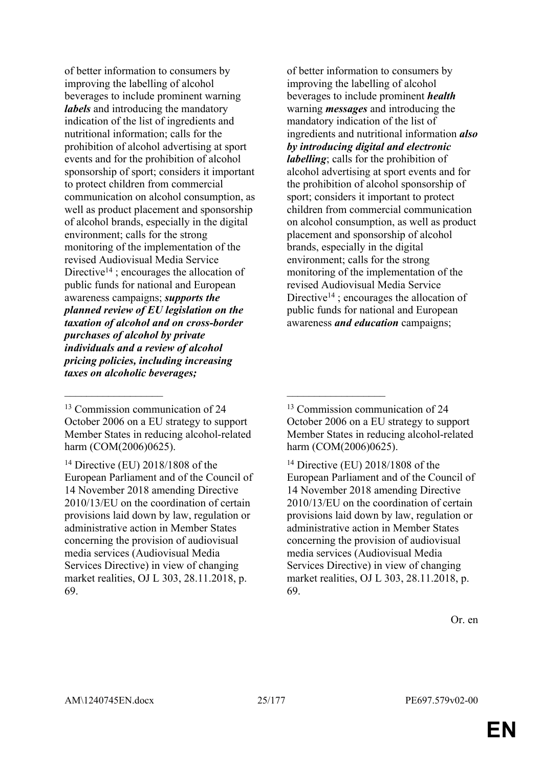| | |
|---|---|
| of better information to consumers by improving the labelling of alcohol beverages to include prominent warning ***labels*** and introducing the mandatory indication of the list of ingredients and nutritional information; calls for the prohibition of alcohol advertising at sport events and for the prohibition of alcohol sponsorship of sport; considers it important to protect children from commercial communication on alcohol consumption, as well as product placement and sponsorship of alcohol brands, especially in the digital environment; calls for the strong monitoring of the implementation of the revised Audiovisual Media Service Directive[14] ; encourages the allocation of public funds for national and European awareness campaigns; ***supports the planned review of EU legislation on the taxation of alcohol and on cross-border purchases of alcohol by private individuals and a review of alcohol pricing policies, including increasing taxes on alcoholic beverages;*** | of better information to consumers by improving the labelling of alcohol beverages to include prominent ***health*** warning ***messages*** and introducing the mandatory indication of the list of ingredients and nutritional information ***also by introducing digital and electronic labelling***; calls for the prohibition of alcohol advertising at sport events and for the prohibition of alcohol sponsorship of sport; considers it important to protect children from commercial communication on alcohol consumption, as well as product placement and sponsorship of alcohol brands, especially in the digital environment; calls for the strong monitoring of the implementation of the revised Audiovisual Media Service Directive[14] ; encourages the allocation of public funds for national and European awareness ***and education*** campaigns; |

[13] Commission communication of 24 October 2006 on a EU strategy to support Member States in reducing alcohol-related harm (COM(2006)0625).

[14] Directive (EU) 2018/1808 of the European Parliament and of the Council of 14 November 2018 amending Directive 2010/13/EU on the coordination of certain provisions laid down by law, regulation or administrative action in Member States concerning the provision of audiovisual media services (Audiovisual Media Services Directive) in view of changing market realities, OJ L 303, 28.11.2018, p. 69.

Or. en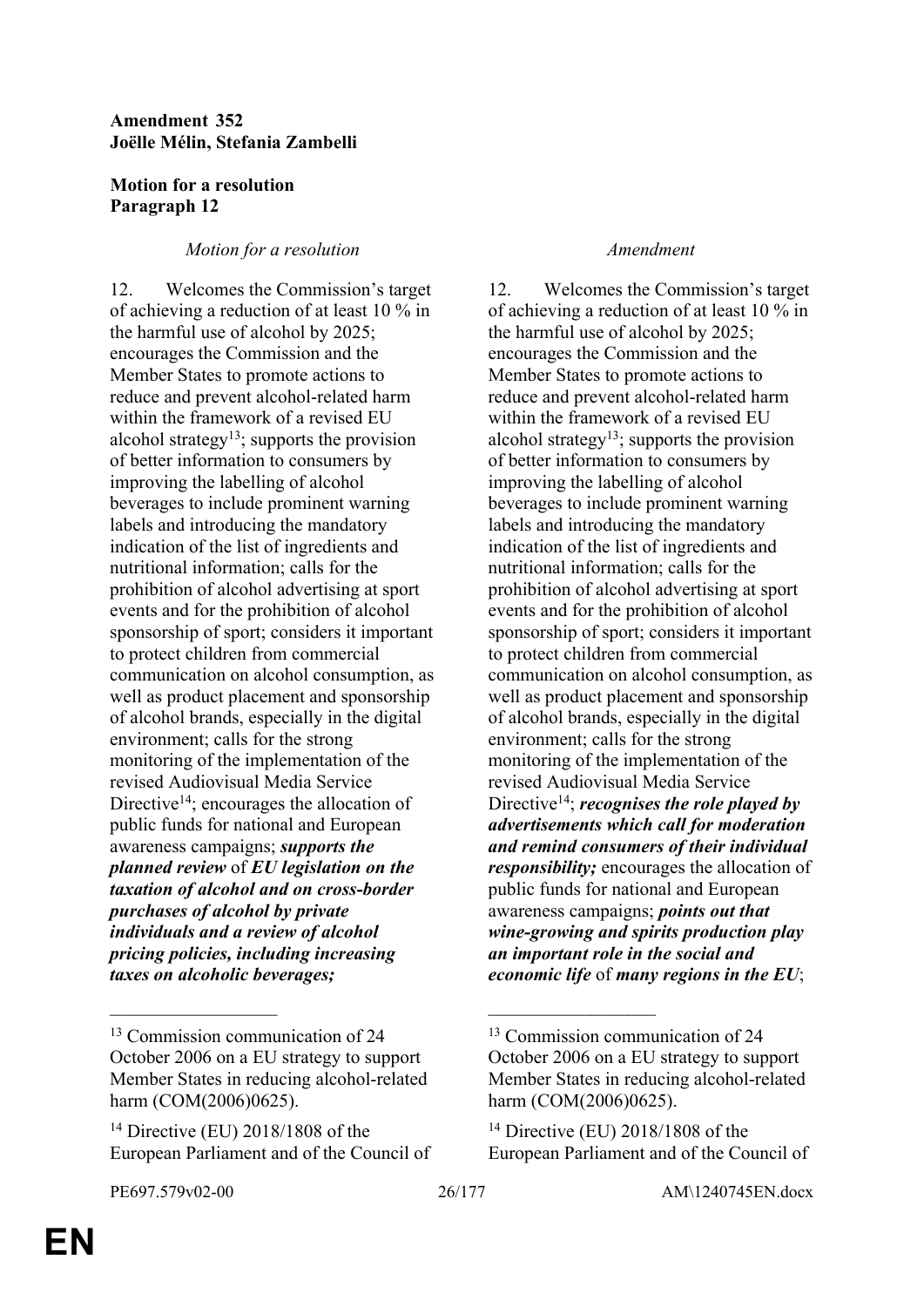**Amendment 352**
**Joëlle Mélin, Stefania Zambelli**

**Motion for a resolution**
**Paragraph 12**

| *Motion for a resolution* | *Amendment* |
| --- | --- |
| 12. Welcomes the Commission's target of achieving a reduction of at least 10 % in the harmful use of alcohol by 2025; encourages the Commission and the Member States to promote actions to reduce and prevent alcohol-related harm within the framework of a revised EU alcohol strategy[13]; supports the provision of better information to consumers by improving the labelling of alcohol beverages to include prominent warning labels and introducing the mandatory indication of the list of ingredients and nutritional information; calls for the prohibition of alcohol advertising at sport events and for the prohibition of alcohol sponsorship of sport; considers it important to protect children from commercial communication on alcohol consumption, as well as product placement and sponsorship of alcohol brands, especially in the digital environment; calls for the strong monitoring of the implementation of the revised Audiovisual Media Service Directive[14]; encourages the allocation of public funds for national and European awareness campaigns; ***supports the planned review*** of ***EU legislation on the taxation of alcohol and on cross-border purchases of alcohol by private individuals and a review of alcohol pricing policies, including increasing taxes on alcoholic beverages;*** | 12. Welcomes the Commission's target of achieving a reduction of at least 10 % in the harmful use of alcohol by 2025; encourages the Commission and the Member States to promote actions to reduce and prevent alcohol-related harm within the framework of a revised EU alcohol strategy[13]; supports the provision of better information to consumers by improving the labelling of alcohol beverages to include prominent warning labels and introducing the mandatory indication of the list of ingredients and nutritional information; calls for the prohibition of alcohol advertising at sport events and for the prohibition of alcohol sponsorship of sport; considers it important to protect children from commercial communication on alcohol consumption, as well as product placement and sponsorship of alcohol brands, especially in the digital environment; calls for the strong monitoring of the implementation of the revised Audiovisual Media Service Directive[14]; ***recognises the role played by advertisements which call for moderation and remind consumers of their individual responsibility;*** encourages the allocation of public funds for national and European awareness campaigns; ***points out that wine-growing and spirits production play an important role in the social and economic life*** of ***many regions in the EU***; |
| [13] Commission communication of 24 October 2006 on a EU strategy to support Member States in reducing alcohol-related harm (COM(2006)0625). | [13] Commission communication of 24 October 2006 on a EU strategy to support Member States in reducing alcohol-related harm (COM(2006)0625). |
| [14] Directive (EU) 2018/1808 of the European Parliament and of the Council of | [14] Directive (EU) 2018/1808 of the European Parliament and of the Council of |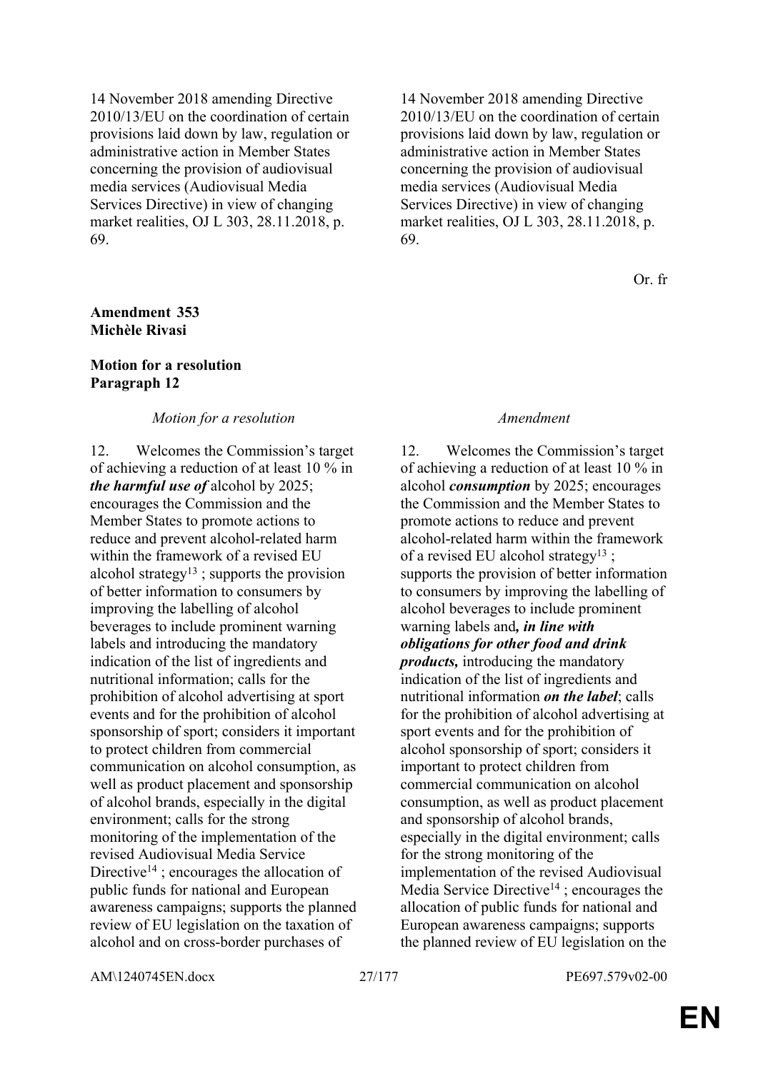| | |
|---|---|
| 14 November 2018 amending Directive 2010/13/EU on the coordination of certain provisions laid down by law, regulation or administrative action in Member States concerning the provision of audiovisual media services (Audiovisual Media Services Directive) in view of changing market realities, OJ L 303, 28.11.2018, p. 69. | 14 November 2018 amending Directive 2010/13/EU on the coordination of certain provisions laid down by law, regulation or administrative action in Member States concerning the provision of audiovisual media services (Audiovisual Media Services Directive) in view of changing market realities, OJ L 303, 28.11.2018, p. 69. |

Or. fr

**Amendment 353**
**Michèle Rivasi**

**Motion for a resolution**
**Paragraph 12**

| *Motion for a resolution* | *Amendment* |
|---|---|
| 12. Welcomes the Commission's target of achieving a reduction of at least 10 % in ***the harmful use of*** alcohol by 2025; encourages the Commission and the Member States to promote actions to reduce and prevent alcohol-related harm within the framework of a revised EU alcohol strategy[13] ; supports the provision of better information to consumers by improving the labelling of alcohol beverages to include prominent warning labels and introducing the mandatory indication of the list of ingredients and nutritional information; calls for the prohibition of alcohol advertising at sport events and for the prohibition of alcohol sponsorship of sport; considers it important to protect children from commercial communication on alcohol consumption, as well as product placement and sponsorship of alcohol brands, especially in the digital environment; calls for the strong monitoring of the implementation of the revised Audiovisual Media Service Directive[14] ; encourages the allocation of public funds for national and European awareness campaigns; supports the planned review of EU legislation on the taxation of alcohol and on cross-border purchases of | 12. Welcomes the Commission's target of achieving a reduction of at least 10 % in alcohol ***consumption*** by 2025; encourages the Commission and the Member States to promote actions to reduce and prevent alcohol-related harm within the framework of a revised EU alcohol strategy[13] ; supports the provision of better information to consumers by improving the labelling of alcohol beverages to include prominent warning labels and***, in line with obligations for other food and drink products,*** introducing the mandatory indication of the list of ingredients and nutritional information ***on the label***; calls for the prohibition of alcohol advertising at sport events and for the prohibition of alcohol sponsorship of sport; considers it important to protect children from commercial communication on alcohol consumption, as well as product placement and sponsorship of alcohol brands, especially in the digital environment; calls for the strong monitoring of the implementation of the revised Audiovisual Media Service Directive[14] ; encourages the allocation of public funds for national and European awareness campaigns; supports the planned review of EU legislation on the |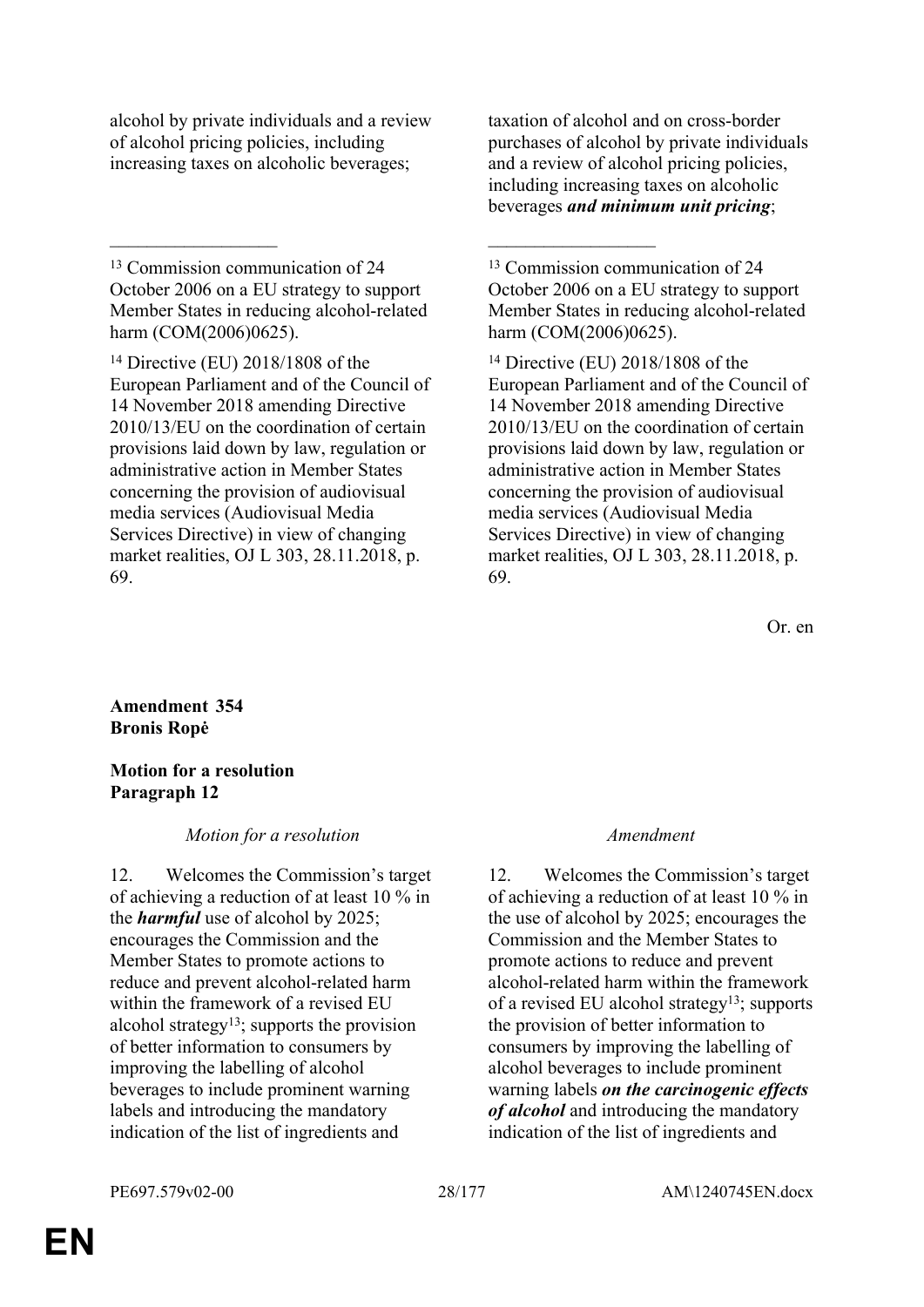| | |
|---|---|
| alcohol by private individuals and a review of alcohol pricing policies, including increasing taxes on alcoholic beverages; | taxation of alcohol and on cross-border purchases of alcohol by private individuals and a review of alcohol pricing policies, including increasing taxes on alcoholic beverages ***and minimum unit pricing***; |
| __________________ | __________________ |
| [13] Commission communication of 24 October 2006 on a EU strategy to support Member States in reducing alcohol-related harm (COM(2006)0625). | [13] Commission communication of 24 October 2006 on a EU strategy to support Member States in reducing alcohol-related harm (COM(2006)0625). |
| [14] Directive (EU) 2018/1808 of the European Parliament and of the Council of 14 November 2018 amending Directive 2010/13/EU on the coordination of certain provisions laid down by law, regulation or administrative action in Member States concerning the provision of audiovisual media services (Audiovisual Media Services Directive) in view of changing market realities, OJ L 303, 28.11.2018, p. 69. | [14] Directive (EU) 2018/1808 of the European Parliament and of the Council of 14 November 2018 amending Directive 2010/13/EU on the coordination of certain provisions laid down by law, regulation or administrative action in Member States concerning the provision of audiovisual media services (Audiovisual Media Services Directive) in view of changing market realities, OJ L 303, 28.11.2018, p. 69. |

Or. en

**Amendment 354**
**Bronis Ropė**

**Motion for a resolution**
**Paragraph 12**

| *Motion for a resolution* | *Amendment* |
|---|---|
| 12. Welcomes the Commission's target of achieving a reduction of at least 10 % in the ***harmful*** use of alcohol by 2025; encourages the Commission and the Member States to promote actions to reduce and prevent alcohol-related harm within the framework of a revised EU alcohol strategy[13]; supports the provision of better information to consumers by improving the labelling of alcohol beverages to include prominent warning labels and introducing the mandatory indication of the list of ingredients and | 12. Welcomes the Commission's target of achieving a reduction of at least 10 % in the use of alcohol by 2025; encourages the Commission and the Member States to promote actions to reduce and prevent alcohol-related harm within the framework of a revised EU alcohol strategy[13]; supports the provision of better information to consumers by improving the labelling of alcohol beverages to include prominent warning labels ***on the carcinogenic effects of alcohol*** and introducing the mandatory indication of the list of ingredients and |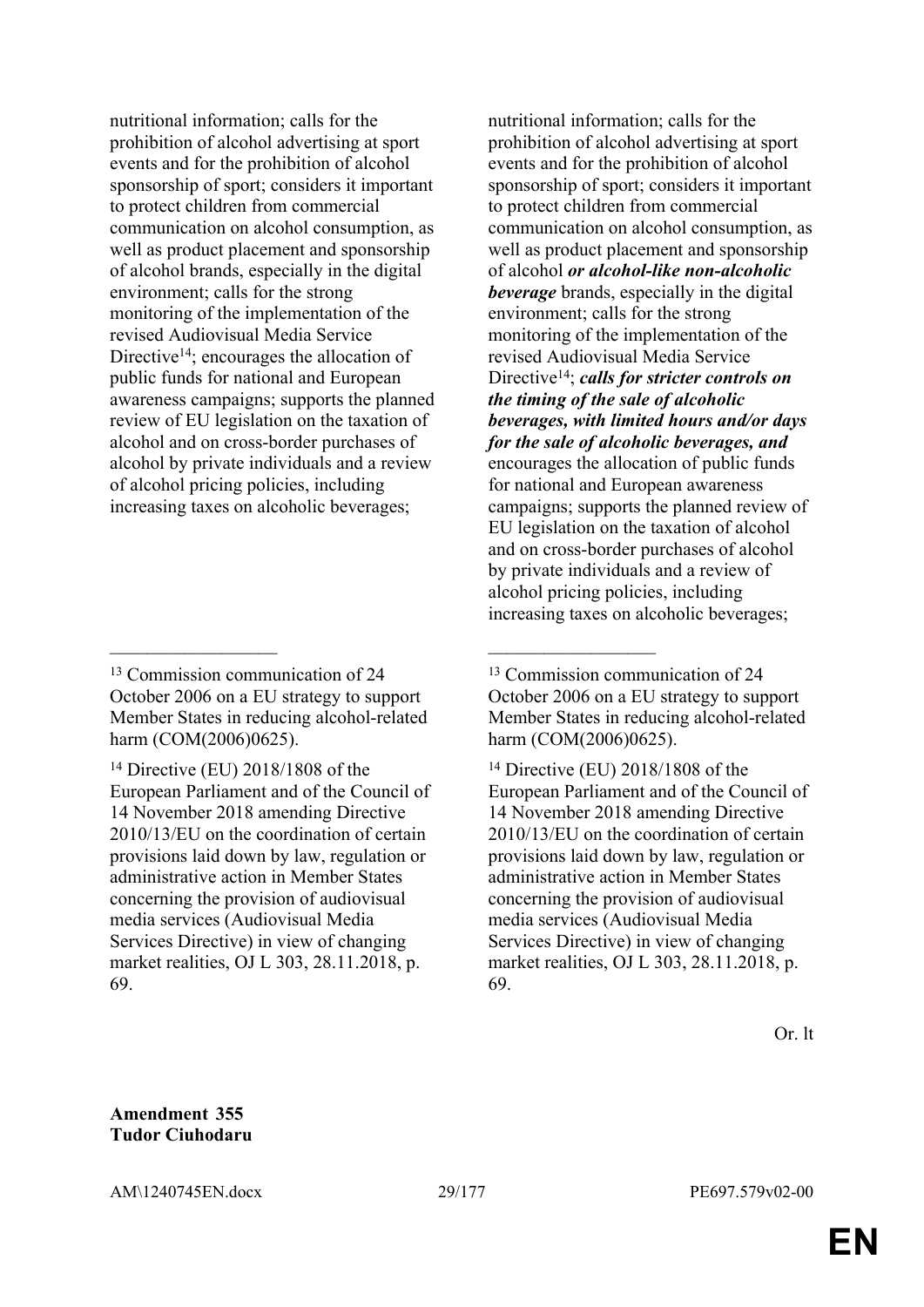| | |
|---|---|
| nutritional information; calls for the prohibition of alcohol advertising at sport events and for the prohibition of alcohol sponsorship of sport; considers it important to protect children from commercial communication on alcohol consumption, as well as product placement and sponsorship of alcohol brands, especially in the digital environment; calls for the strong monitoring of the implementation of the revised Audiovisual Media Service Directive[14]; encourages the allocation of public funds for national and European awareness campaigns; supports the planned review of EU legislation on the taxation of alcohol and on cross-border purchases of alcohol by private individuals and a review of alcohol pricing policies, including increasing taxes on alcoholic beverages; | nutritional information; calls for the prohibition of alcohol advertising at sport events and for the prohibition of alcohol sponsorship of sport; considers it important to protect children from commercial communication on alcohol consumption, as well as product placement and sponsorship of alcohol ***or alcohol-like non-alcoholic beverage*** brands, especially in the digital environment; calls for the strong monitoring of the implementation of the revised Audiovisual Media Service Directive[14]; ***calls for stricter controls on the timing of the sale of alcoholic beverages, with limited hours and/or days for the sale of alcoholic beverages, and*** encourages the allocation of public funds for national and European awareness campaigns; supports the planned review of EU legislation on the taxation of alcohol and on cross-border purchases of alcohol by private individuals and a review of alcohol pricing policies, including increasing taxes on alcoholic beverages; |
| __________________ | __________________ |
| [13] Commission communication of 24 October 2006 on a EU strategy to support Member States in reducing alcohol-related harm (COM(2006)0625). | [13] Commission communication of 24 October 2006 on a EU strategy to support Member States in reducing alcohol-related harm (COM(2006)0625). |
| [14] Directive (EU) 2018/1808 of the European Parliament and of the Council of 14 November 2018 amending Directive 2010/13/EU on the coordination of certain provisions laid down by law, regulation or administrative action in Member States concerning the provision of audiovisual media services (Audiovisual Media Services Directive) in view of changing market realities, OJ L 303, 28.11.2018, p. 69. | [14] Directive (EU) 2018/1808 of the European Parliament and of the Council of 14 November 2018 amending Directive 2010/13/EU on the coordination of certain provisions laid down by law, regulation or administrative action in Member States concerning the provision of audiovisual media services (Audiovisual Media Services Directive) in view of changing market realities, OJ L 303, 28.11.2018, p. 69. |

Or. lt

**Amendment 355**
**Tudor Ciuhodaru**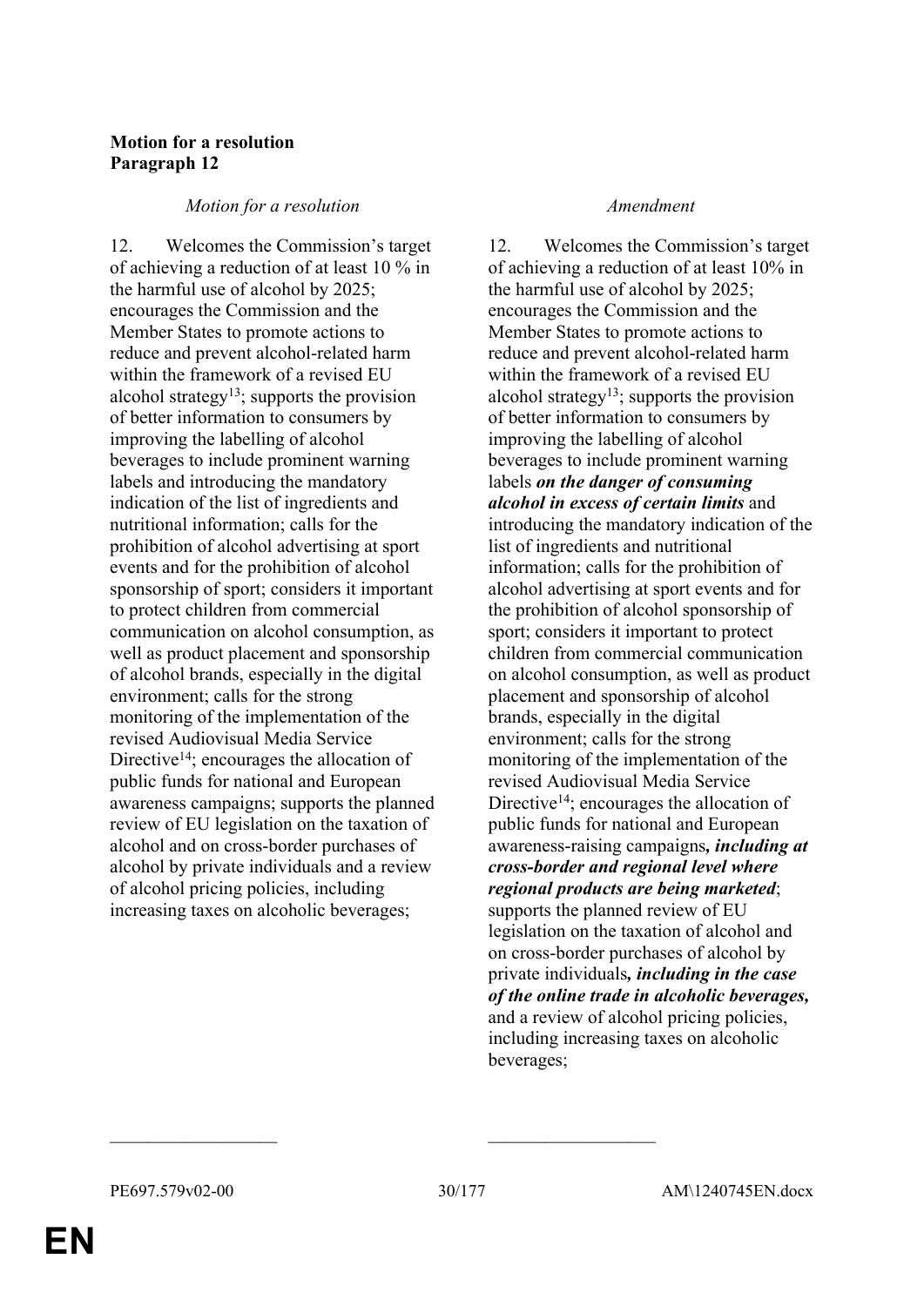**Motion for a resolution**
**Paragraph 12**

| *Motion for a resolution* | *Amendment* |
|---|---|
| 12. Welcomes the Commission's target of achieving a reduction of at least 10 % in the harmful use of alcohol by 2025; encourages the Commission and the Member States to promote actions to reduce and prevent alcohol-related harm within the framework of a revised EU alcohol strategy[13]; supports the provision of better information to consumers by improving the labelling of alcohol beverages to include prominent warning labels and introducing the mandatory indication of the list of ingredients and nutritional information; calls for the prohibition of alcohol advertising at sport events and for the prohibition of alcohol sponsorship of sport; considers it important to protect children from commercial communication on alcohol consumption, as well as product placement and sponsorship of alcohol brands, especially in the digital environment; calls for the strong monitoring of the implementation of the revised Audiovisual Media Service Directive[14]; encourages the allocation of public funds for national and European awareness campaigns; supports the planned review of EU legislation on the taxation of alcohol and on cross-border purchases of alcohol by private individuals and a review of alcohol pricing policies, including increasing taxes on alcoholic beverages; | 12. Welcomes the Commission's target of achieving a reduction of at least 10% in the harmful use of alcohol by 2025; encourages the Commission and the Member States to promote actions to reduce and prevent alcohol-related harm within the framework of a revised EU alcohol strategy[13]; supports the provision of better information to consumers by improving the labelling of alcohol beverages to include prominent warning labels ***on the danger of consuming alcohol in excess of certain limits*** and introducing the mandatory indication of the list of ingredients and nutritional information; calls for the prohibition of alcohol advertising at sport events and for the prohibition of alcohol sponsorship of sport; considers it important to protect children from commercial communication on alcohol consumption, as well as product placement and sponsorship of alcohol brands, especially in the digital environment; calls for the strong monitoring of the implementation of the revised Audiovisual Media Service Directive[14]; encourages the allocation of public funds for national and European awareness-raising campaigns***, including at cross-border and regional level where regional products are being marketed***; supports the planned review of EU legislation on the taxation of alcohol and on cross-border purchases of alcohol by private individuals***, including in the case of the online trade in alcoholic beverages,*** and a review of alcohol pricing policies, including increasing taxes on alcoholic beverages; |

__________________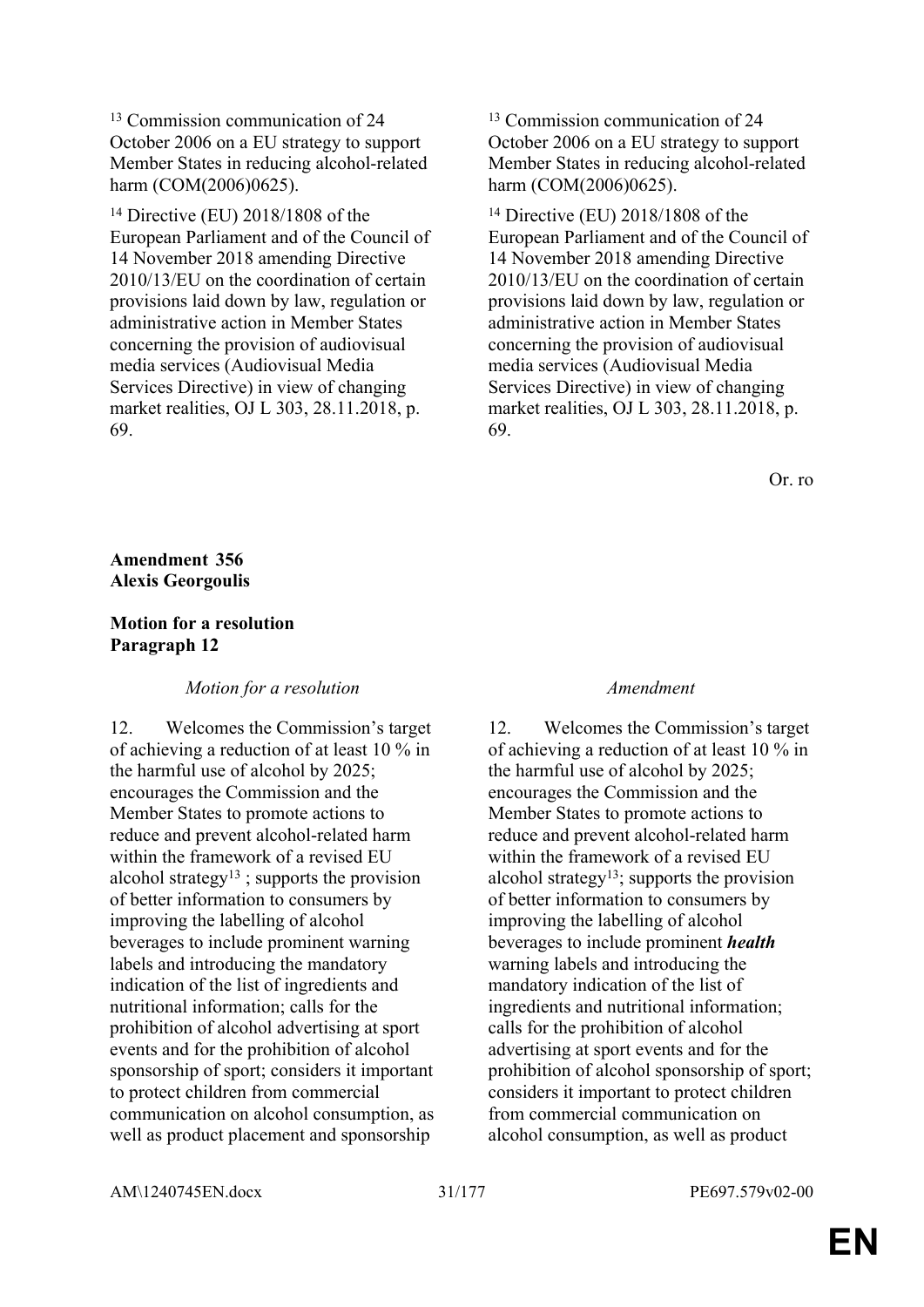[13] Commission communication of 24 October 2006 on a EU strategy to support Member States in reducing alcohol-related harm (COM(2006)0625).

[14] Directive (EU) 2018/1808 of the European Parliament and of the Council of 14 November 2018 amending Directive 2010/13/EU on the coordination of certain provisions laid down by law, regulation or administrative action in Member States concerning the provision of audiovisual media services (Audiovisual Media Services Directive) in view of changing market realities, OJ L 303, 28.11.2018, p. 69.

[13] Commission communication of 24 October 2006 on a EU strategy to support Member States in reducing alcohol-related harm (COM(2006)0625).

[14] Directive (EU) 2018/1808 of the European Parliament and of the Council of 14 November 2018 amending Directive 2010/13/EU on the coordination of certain provisions laid down by law, regulation or administrative action in Member States concerning the provision of audiovisual media services (Audiovisual Media Services Directive) in view of changing market realities, OJ L 303, 28.11.2018, p. 69.

Or. ro

**Amendment 356**
**Alexis Georgoulis**

**Motion for a resolution**
**Paragraph 12**

| *Motion for a resolution* | *Amendment* |
|---|---|
| 12. Welcomes the Commission's target of achieving a reduction of at least 10 % in the harmful use of alcohol by 2025; encourages the Commission and the Member States to promote actions to reduce and prevent alcohol-related harm within the framework of a revised EU alcohol strategy[13] ; supports the provision of better information to consumers by improving the labelling of alcohol beverages to include prominent warning labels and introducing the mandatory indication of the list of ingredients and nutritional information; calls for the prohibition of alcohol advertising at sport events and for the prohibition of alcohol sponsorship of sport; considers it important to protect children from commercial communication on alcohol consumption, as well as product placement and sponsorship | 12. Welcomes the Commission's target of achieving a reduction of at least 10 % in the harmful use of alcohol by 2025; encourages the Commission and the Member States to promote actions to reduce and prevent alcohol-related harm within the framework of a revised EU alcohol strategy[13]; supports the provision of better information to consumers by improving the labelling of alcohol beverages to include prominent ***health*** warning labels and introducing the mandatory indication of the list of ingredients and nutritional information; calls for the prohibition of alcohol advertising at sport events and for the prohibition of alcohol sponsorship of sport; considers it important to protect children from commercial communication on alcohol consumption, as well as product |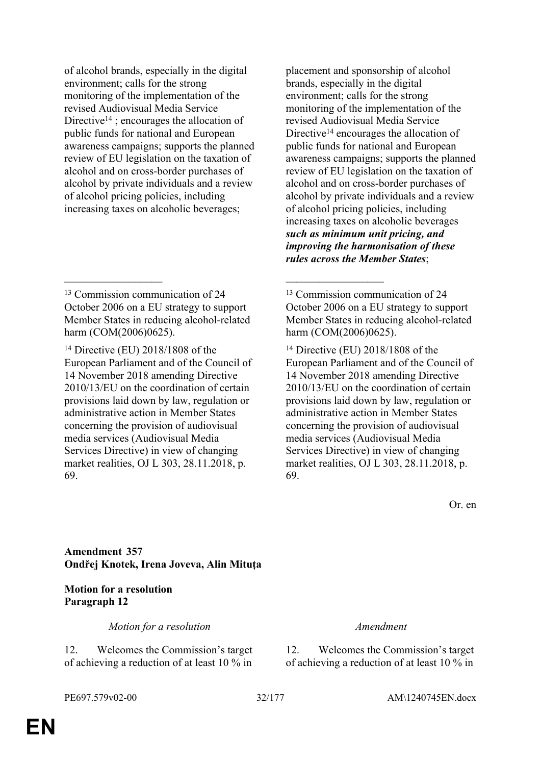| Motion for a resolution | Amendment |
|---|---|
| of alcohol brands, especially in the digital environment; calls for the strong monitoring of the implementation of the revised Audiovisual Media Service Directive[14] ; encourages the allocation of public funds for national and European awareness campaigns; supports the planned review of EU legislation on the taxation of alcohol and on cross-border purchases of alcohol by private individuals and a review of alcohol pricing policies, including increasing taxes on alcoholic beverages; | placement and sponsorship of alcohol brands, especially in the digital environment; calls for the strong monitoring of the implementation of the revised Audiovisual Media Service Directive[14] encourages the allocation of public funds for national and European awareness campaigns; supports the planned review of EU legislation on the taxation of alcohol and on cross-border purchases of alcohol by private individuals and a review of alcohol pricing policies, including increasing taxes on alcoholic beverages ***such as minimum unit pricing, and improving the harmonisation of these rules across the Member States***; |
| _________________ | _________________ |
| [13] Commission communication of 24 October 2006 on a EU strategy to support Member States in reducing alcohol-related harm (COM(2006)0625). | [13] Commission communication of 24 October 2006 on a EU strategy to support Member States in reducing alcohol-related harm (COM(2006)0625). |
| [14] Directive (EU) 2018/1808 of the European Parliament and of the Council of 14 November 2018 amending Directive 2010/13/EU on the coordination of certain provisions laid down by law, regulation or administrative action in Member States concerning the provision of audiovisual media services (Audiovisual Media Services Directive) in view of changing market realities, OJ L 303, 28.11.2018, p. 69. | [14] Directive (EU) 2018/1808 of the European Parliament and of the Council of 14 November 2018 amending Directive 2010/13/EU on the coordination of certain provisions laid down by law, regulation or administrative action in Member States concerning the provision of audiovisual media services (Audiovisual Media Services Directive) in view of changing market realities, OJ L 303, 28.11.2018, p. 69. |

Or. en

**Amendment 357**
**Ondřej Knotek, Irena Joveva, Alin Mituța**

**Motion for a resolution**
**Paragraph 12**

| *Motion for a resolution* | *Amendment* |
|---|---|
| 12. Welcomes the Commission's target of achieving a reduction of at least 10 % in | 12. Welcomes the Commission's target of achieving a reduction of at least 10 % in |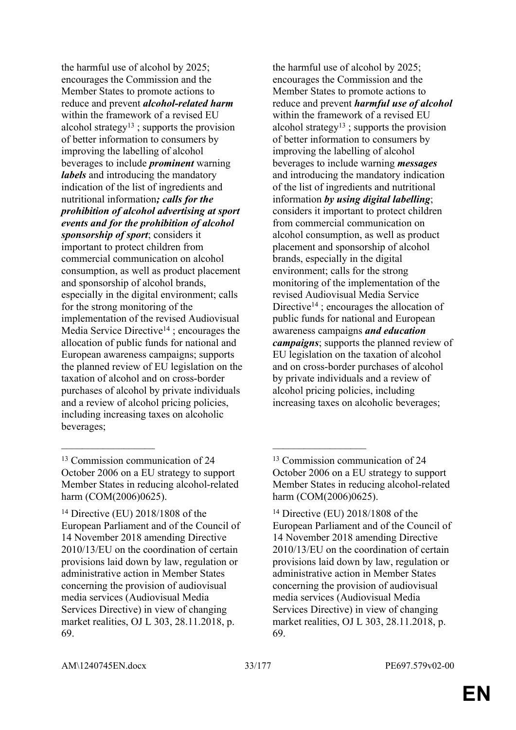| | |
|---|---|
| the harmful use of alcohol by 2025; encourages the Commission and the Member States to promote actions to reduce and prevent ***alcohol-related harm*** within the framework of a revised EU alcohol strategy[13] ; supports the provision of better information to consumers by improving the labelling of alcohol beverages to include ***prominent*** warning ***labels*** and introducing the mandatory indication of the list of ingredients and nutritional information***; calls for the prohibition of alcohol advertising at sport events and for the prohibition of alcohol sponsorship of sport***; considers it important to protect children from commercial communication on alcohol consumption, as well as product placement and sponsorship of alcohol brands, especially in the digital environment; calls for the strong monitoring of the implementation of the revised Audiovisual Media Service Directive[14] ; encourages the allocation of public funds for national and European awareness campaigns; supports the planned review of EU legislation on the taxation of alcohol and on cross-border purchases of alcohol by private individuals and a review of alcohol pricing policies, including increasing taxes on alcoholic beverages; | the harmful use of alcohol by 2025; encourages the Commission and the Member States to promote actions to reduce and prevent ***harmful use of alcohol*** within the framework of a revised EU alcohol strategy[13] ; supports the provision of better information to consumers by improving the labelling of alcohol beverages to include warning ***messages*** and introducing the mandatory indication of the list of ingredients and nutritional information ***by using digital labelling***; considers it important to protect children from commercial communication on alcohol consumption, as well as product placement and sponsorship of alcohol brands, especially in the digital environment; calls for the strong monitoring of the implementation of the revised Audiovisual Media Service Directive[14] ; encourages the allocation of public funds for national and European awareness campaigns ***and education campaigns***; supports the planned review of EU legislation on the taxation of alcohol and on cross-border purchases of alcohol by private individuals and a review of alcohol pricing policies, including increasing taxes on alcoholic beverages; |
| __________________ | __________________ |
| [13] Commission communication of 24 October 2006 on a EU strategy to support Member States in reducing alcohol-related harm (COM(2006)0625). | [13] Commission communication of 24 October 2006 on a EU strategy to support Member States in reducing alcohol-related harm (COM(2006)0625). |
| [14] Directive (EU) 2018/1808 of the European Parliament and of the Council of 14 November 2018 amending Directive 2010/13/EU on the coordination of certain provisions laid down by law, regulation or administrative action in Member States concerning the provision of audiovisual media services (Audiovisual Media Services Directive) in view of changing market realities, OJ L 303, 28.11.2018, p. 69. | [14] Directive (EU) 2018/1808 of the European Parliament and of the Council of 14 November 2018 amending Directive 2010/13/EU on the coordination of certain provisions laid down by law, regulation or administrative action in Member States concerning the provision of audiovisual media services (Audiovisual Media Services Directive) in view of changing market realities, OJ L 303, 28.11.2018, p. 69. |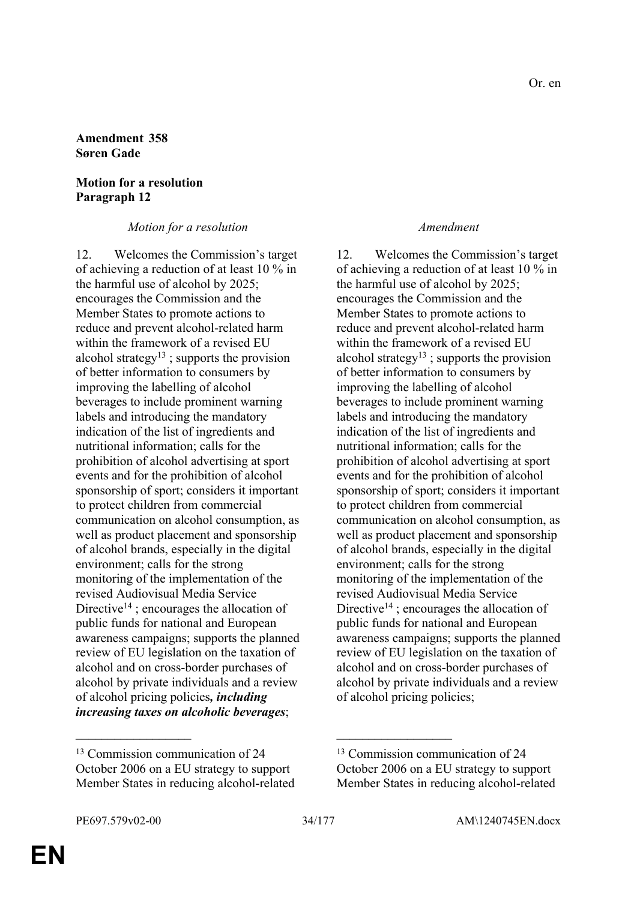Or. en

**Amendment 358**
**Søren Gade**

**Motion for a resolution**
**Paragraph 12**

| *Motion for a resolution* | *Amendment* |
|---|---|
| 12. Welcomes the Commission's target of achieving a reduction of at least 10 % in the harmful use of alcohol by 2025; encourages the Commission and the Member States to promote actions to reduce and prevent alcohol-related harm within the framework of a revised EU alcohol strategy[13] ; supports the provision of better information to consumers by improving the labelling of alcohol beverages to include prominent warning labels and introducing the mandatory indication of the list of ingredients and nutritional information; calls for the prohibition of alcohol advertising at sport events and for the prohibition of alcohol sponsorship of sport; considers it important to protect children from commercial communication on alcohol consumption, as well as product placement and sponsorship of alcohol brands, especially in the digital environment; calls for the strong monitoring of the implementation of the revised Audiovisual Media Service Directive[14] ; encourages the allocation of public funds for national and European awareness campaigns; supports the planned review of EU legislation on the taxation of alcohol and on cross-border purchases of alcohol by private individuals and a review of alcohol pricing policies***, including increasing taxes on alcoholic beverages***; | 12. Welcomes the Commission's target of achieving a reduction of at least 10 % in the harmful use of alcohol by 2025; encourages the Commission and the Member States to promote actions to reduce and prevent alcohol-related harm within the framework of a revised EU alcohol strategy[13] ; supports the provision of better information to consumers by improving the labelling of alcohol beverages to include prominent warning labels and introducing the mandatory indication of the list of ingredients and nutritional information; calls for the prohibition of alcohol advertising at sport events and for the prohibition of alcohol sponsorship of sport; considers it important to protect children from commercial communication on alcohol consumption, as well as product placement and sponsorship of alcohol brands, especially in the digital environment; calls for the strong monitoring of the implementation of the revised Audiovisual Media Service Directive[14] ; encourages the allocation of public funds for national and European awareness campaigns; supports the planned review of EU legislation on the taxation of alcohol and on cross-border purchases of alcohol by private individuals and a review of alcohol pricing policies; |

---

[13] Commission communication of 24 October 2006 on a EU strategy to support Member States in reducing alcohol-related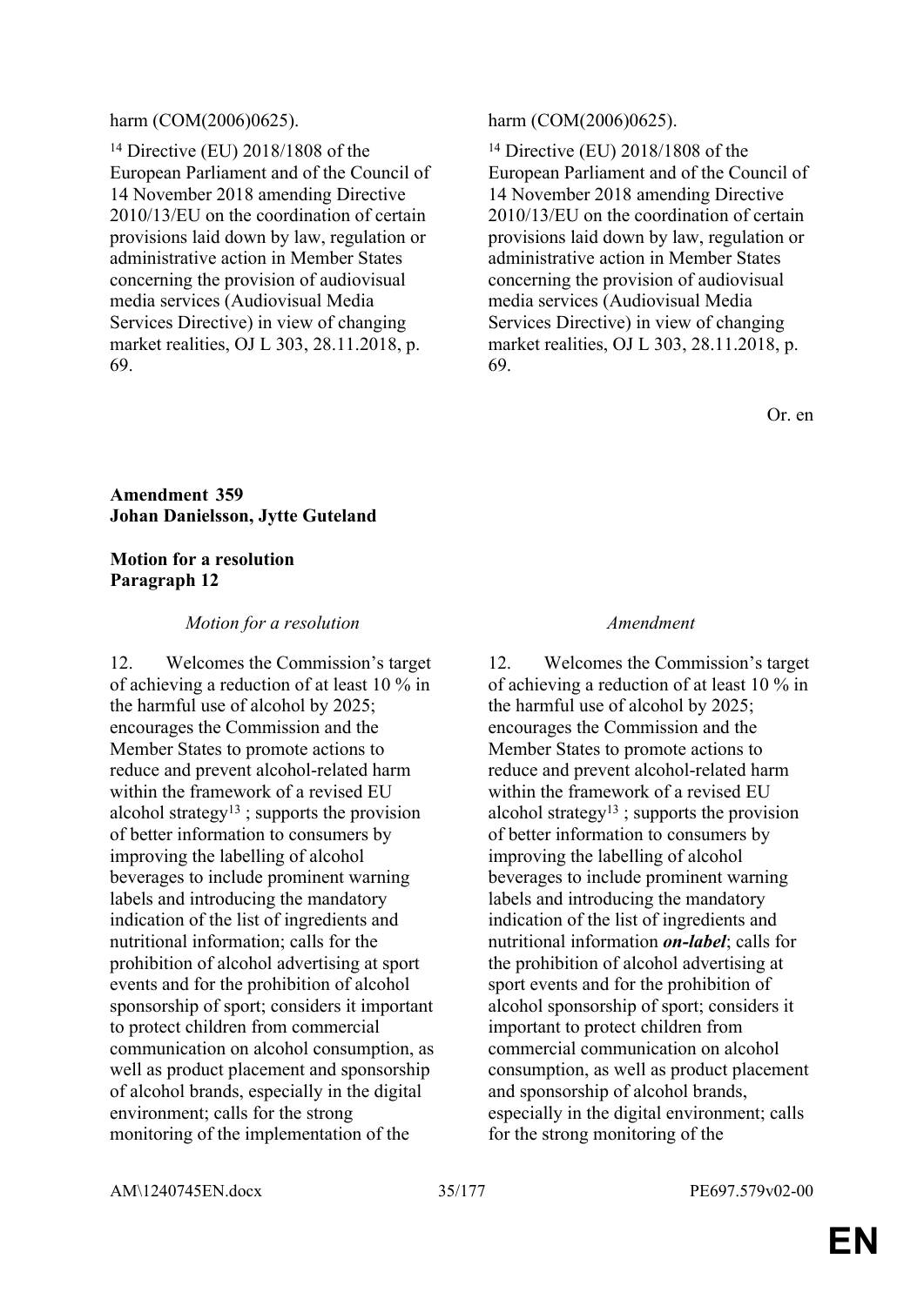| | |
|---|---|
| harm (COM(2006)0625). | harm (COM(2006)0625). |
| [14] Directive (EU) 2018/1808 of the European Parliament and of the Council of 14 November 2018 amending Directive 2010/13/EU on the coordination of certain provisions laid down by law, regulation or administrative action in Member States concerning the provision of audiovisual media services (Audiovisual Media Services Directive) in view of changing market realities, OJ L 303, 28.11.2018, p. 69. | [14] Directive (EU) 2018/1808 of the European Parliament and of the Council of 14 November 2018 amending Directive 2010/13/EU on the coordination of certain provisions laid down by law, regulation or administrative action in Member States concerning the provision of audiovisual media services (Audiovisual Media Services Directive) in view of changing market realities, OJ L 303, 28.11.2018, p. 69. |

Or. en

**Amendment 359**
**Johan Danielsson, Jytte Guteland**

**Motion for a resolution**
**Paragraph 12**

| *Motion for a resolution* | *Amendment* |
|---|---|
| 12. Welcomes the Commission's target of achieving a reduction of at least 10 % in the harmful use of alcohol by 2025; encourages the Commission and the Member States to promote actions to reduce and prevent alcohol-related harm within the framework of a revised EU alcohol strategy[13] ; supports the provision of better information to consumers by improving the labelling of alcohol beverages to include prominent warning labels and introducing the mandatory indication of the list of ingredients and nutritional information; calls for the prohibition of alcohol advertising at sport events and for the prohibition of alcohol sponsorship of sport; considers it important to protect children from commercial communication on alcohol consumption, as well as product placement and sponsorship of alcohol brands, especially in the digital environment; calls for the strong monitoring of the implementation of the | 12. Welcomes the Commission's target of achieving a reduction of at least 10 % in the harmful use of alcohol by 2025; encourages the Commission and the Member States to promote actions to reduce and prevent alcohol-related harm within the framework of a revised EU alcohol strategy[13] ; supports the provision of better information to consumers by improving the labelling of alcohol beverages to include prominent warning labels and introducing the mandatory indication of the list of ingredients and nutritional information ***on-label***; calls for the prohibition of alcohol advertising at sport events and for the prohibition of alcohol sponsorship of sport; considers it important to protect children from commercial communication on alcohol consumption, as well as product placement and sponsorship of alcohol brands, especially in the digital environment; calls for the strong monitoring of the |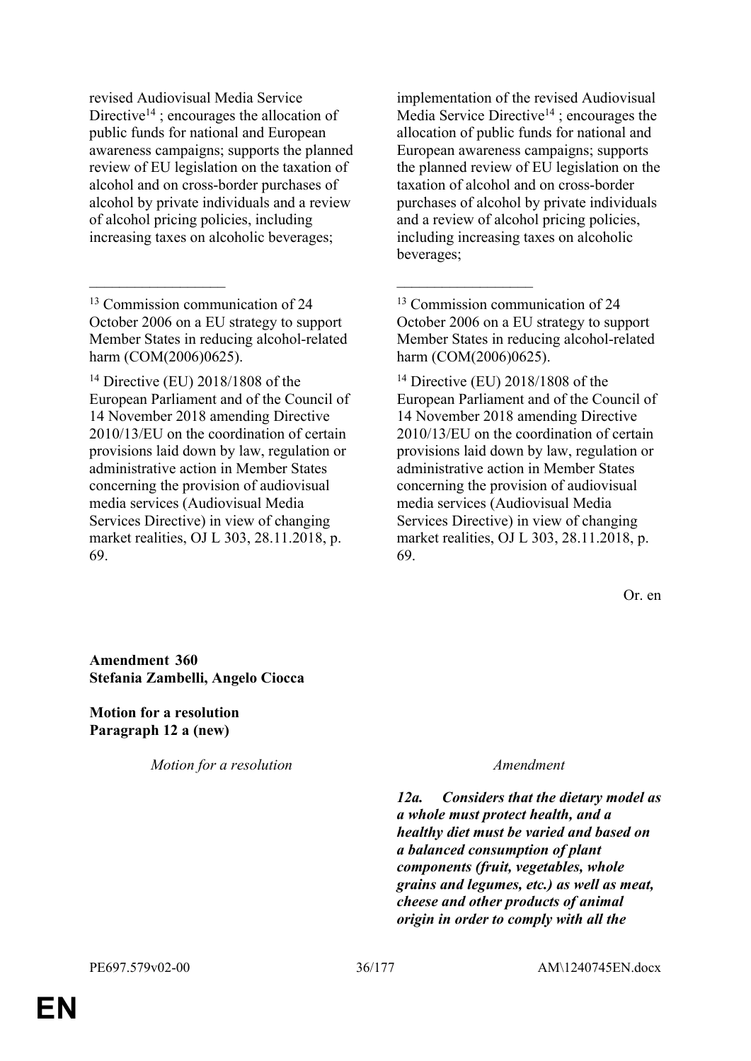| | |
|---|---|
| revised Audiovisual Media Service Directive[14] ; encourages the allocation of public funds for national and European awareness campaigns; supports the planned review of EU legislation on the taxation of alcohol and on cross-border purchases of alcohol by private individuals and a review of alcohol pricing policies, including increasing taxes on alcoholic beverages; | implementation of the revised Audiovisual Media Service Directive[14] ; encourages the allocation of public funds for national and European awareness campaigns; supports the planned review of EU legislation on the taxation of alcohol and on cross-border purchases of alcohol by private individuals and a review of alcohol pricing policies, including increasing taxes on alcoholic beverages; |
| __________________ | __________________ |
| [13] Commission communication of 24 October 2006 on a EU strategy to support Member States in reducing alcohol-related harm (COM(2006)0625). | [13] Commission communication of 24 October 2006 on a EU strategy to support Member States in reducing alcohol-related harm (COM(2006)0625). |
| [14] Directive (EU) 2018/1808 of the European Parliament and of the Council of 14 November 2018 amending Directive 2010/13/EU on the coordination of certain provisions laid down by law, regulation or administrative action in Member States concerning the provision of audiovisual media services (Audiovisual Media Services Directive) in view of changing market realities, OJ L 303, 28.11.2018, p. 69. | [14] Directive (EU) 2018/1808 of the European Parliament and of the Council of 14 November 2018 amending Directive 2010/13/EU on the coordination of certain provisions laid down by law, regulation or administrative action in Member States concerning the provision of audiovisual media services (Audiovisual Media Services Directive) in view of changing market realities, OJ L 303, 28.11.2018, p. 69. |

Or. en

**Amendment 360**
**Stefania Zambelli, Angelo Ciocca**

**Motion for a resolution**
**Paragraph 12 a (new)**

| *Motion for a resolution* | *Amendment* |
|---|---|
| | ***12a. Considers that the dietary model as a whole must protect health, and a healthy diet must be varied and based on a balanced consumption of plant components (fruit, vegetables, whole grains and legumes, etc.) as well as meat, cheese and other products of animal origin in order to comply with all the*** |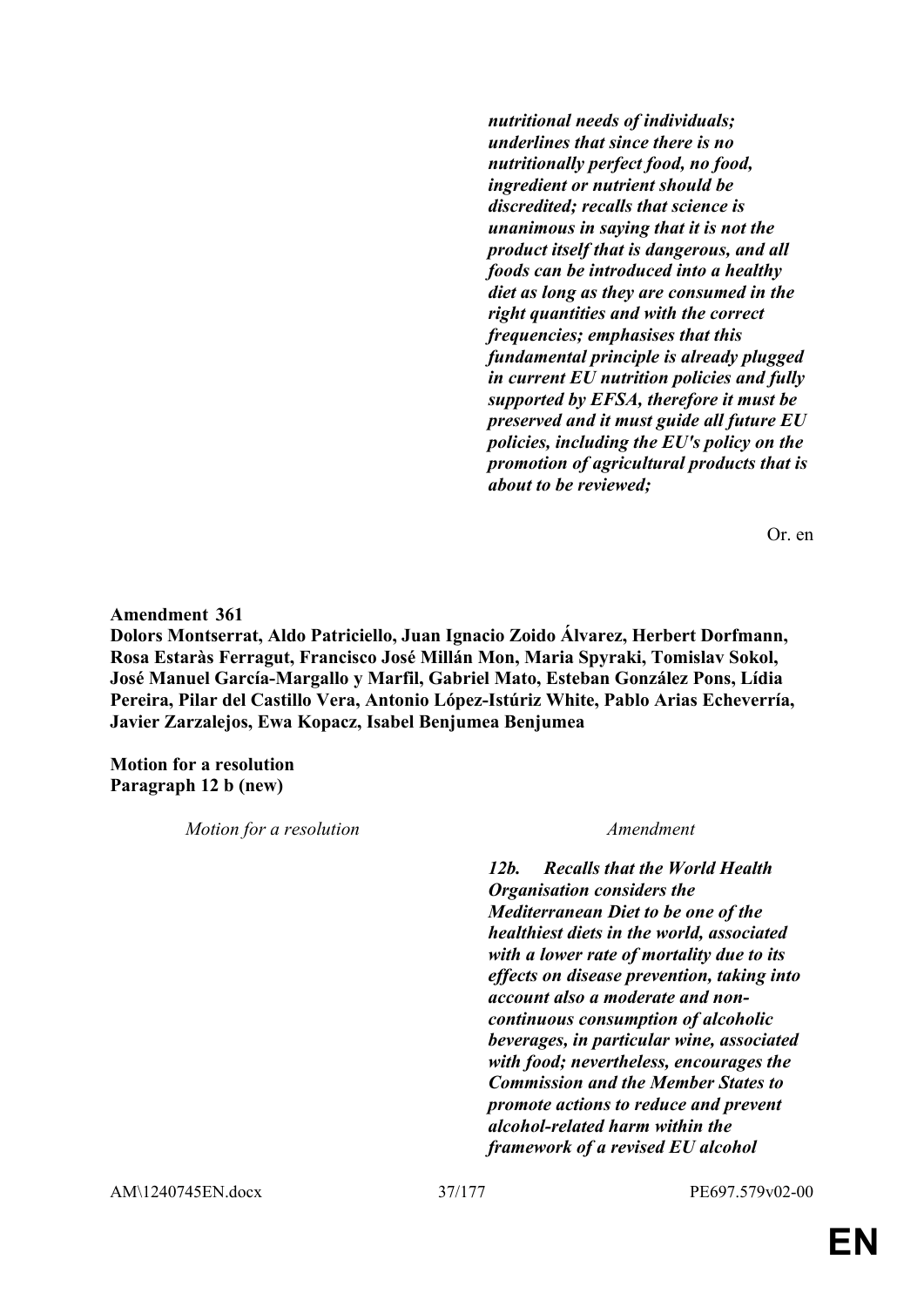| | |
|---|---|
| | ***nutritional needs of individuals; underlines that since there is no nutritionally perfect food, no food, ingredient or nutrient should be discredited; recalls that science is unanimous in saying that it is not the product itself that is dangerous, and all foods can be introduced into a healthy diet as long as they are consumed in the right quantities and with the correct frequencies; emphasises that this fundamental principle is already plugged in current EU nutrition policies and fully supported by EFSA, therefore it must be preserved and it must guide all future EU policies, including the EU's policy on the promotion of agricultural products that is about to be reviewed;*** |

Or. en

**Amendment 361**
**Dolors Montserrat, Aldo Patriciello, Juan Ignacio Zoido Álvarez, Herbert Dorfmann, Rosa Estaràs Ferragut, Francisco José Millán Mon, Maria Spyraki, Tomislav Sokol, José Manuel García-Margallo y Marfil, Gabriel Mato, Esteban González Pons, Lídia Pereira, Pilar del Castillo Vera, Antonio López-Istúriz White, Pablo Arias Echeverría, Javier Zarzalejos, Ewa Kopacz, Isabel Benjumea Benjumea**

**Motion for a resolution**
**Paragraph 12 b (new)**

| *Motion for a resolution* | *Amendment* |
|---|---|
| | ***12b. Recalls that the World Health Organisation considers the Mediterranean Diet to be one of the healthiest diets in the world, associated with a lower rate of mortality due to its effects on disease prevention, taking into account also a moderate and non-continuous consumption of alcoholic beverages, in particular wine, associated with food; nevertheless, encourages the Commission and the Member States to promote actions to reduce and prevent alcohol-related harm within the framework of a revised EU alcohol*** |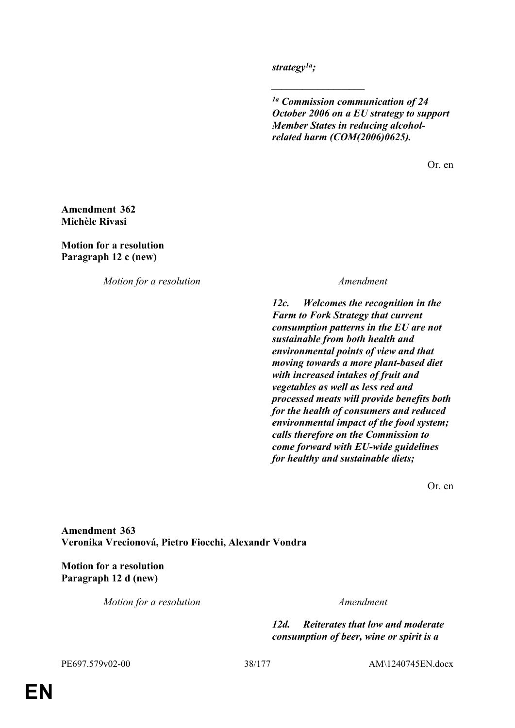***strategy[1a];***

***__________________***

***[1a] Commission communication of 24 October 2006 on a EU strategy to support Member States in reducing alcohol-related harm (COM(2006)0625).***

Or. en

**Amendment 362**
**Michèle Rivasi**

**Motion for a resolution**
**Paragraph 12 c (new)**

| *Motion for a resolution* | *Amendment* |
|---|---|
| | ***12c. Welcomes the recognition in the Farm to Fork Strategy that current consumption patterns in the EU are not sustainable from both health and environmental points of view and that moving towards a more plant-based diet with increased intakes of fruit and vegetables as well as less red and processed meats will provide benefits both for the health of consumers and reduced environmental impact of the food system; calls therefore on the Commission to come forward with EU-wide guidelines for healthy and sustainable diets;*** |

Or. en

**Amendment 363**
**Veronika Vrecionová, Pietro Fiocchi, Alexandr Vondra**

**Motion for a resolution**
**Paragraph 12 d (new)**

| *Motion for a resolution* | *Amendment* |
|---|---|
| | ***12d. Reiterates that low and moderate consumption of beer, wine or spirit is a*** |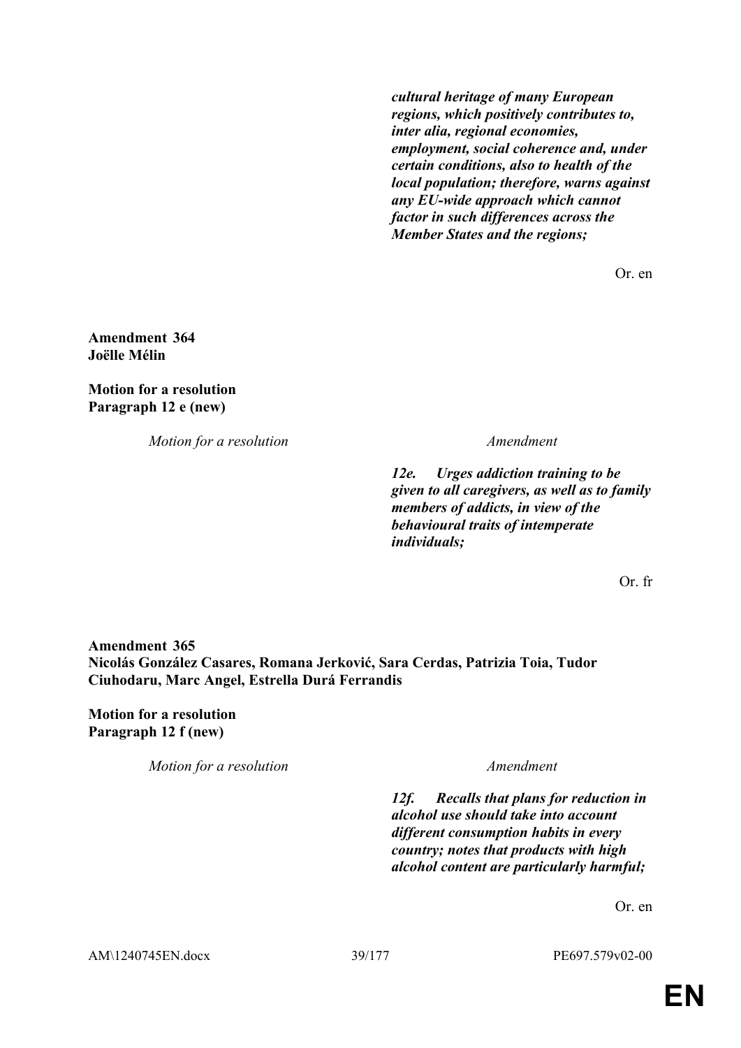| | |
|---|---|
| | ***cultural heritage of many European regions, which positively contributes to, inter alia, regional economies, employment, social coherence and, under certain conditions, also to health of the local population; therefore, warns against any EU-wide approach which cannot factor in such differences across the Member States and the regions;*** |

Or. en

**Amendment 364**
**Joëlle Mélin**

**Motion for a resolution**
**Paragraph 12 e (new)**

| *Motion for a resolution* | *Amendment* |
|---|---|
| | ***12e. Urges addiction training to be given to all caregivers, as well as to family members of addicts, in view of the behavioural traits of intemperate individuals;*** |

Or. fr

**Amendment 365**
**Nicolás González Casares, Romana Jerković, Sara Cerdas, Patrizia Toia, Tudor Ciuhodaru, Marc Angel, Estrella Durá Ferrandis**

**Motion for a resolution**
**Paragraph 12 f (new)**

| *Motion for a resolution* | *Amendment* |
|---|---|
| | ***12f. Recalls that plans for reduction in alcohol use should take into account different consumption habits in every country; notes that products with high alcohol content are particularly harmful;*** |

Or. en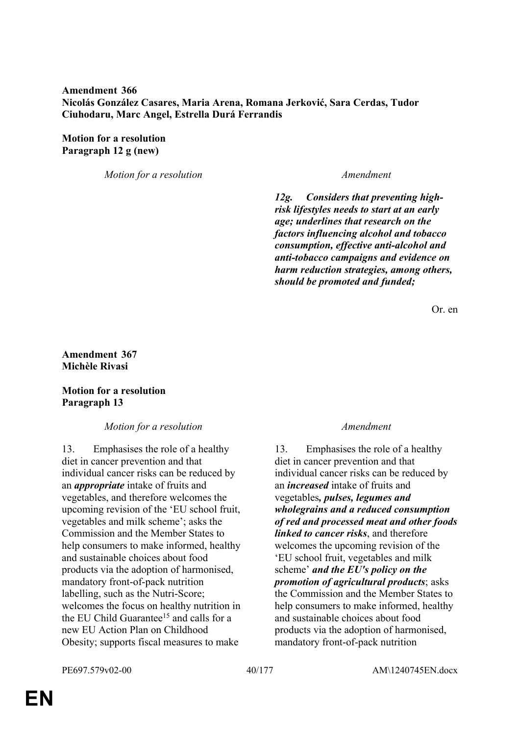**Amendment 366**
**Nicolás González Casares, Maria Arena, Romana Jerković, Sara Cerdas, Tudor Ciuhodaru, Marc Angel, Estrella Durá Ferrandis**

**Motion for a resolution**
**Paragraph 12 g (new)**

| *Motion for a resolution* | *Amendment* |
|---|---|
| | ***12g. Considers that preventing high-risk lifestyles needs to start at an early age; underlines that research on the factors influencing alcohol and tobacco consumption, effective anti-alcohol and anti-tobacco campaigns and evidence on harm reduction strategies, among others, should be promoted and funded;*** |

Or. en

**Amendment 367**
**Michèle Rivasi**

**Motion for a resolution**
**Paragraph 13**

| *Motion for a resolution* | *Amendment* |
|---|---|
| 13. Emphasises the role of a healthy diet in cancer prevention and that individual cancer risks can be reduced by an ***appropriate*** intake of fruits and vegetables, and therefore welcomes the upcoming revision of the 'EU school fruit, vegetables and milk scheme'; asks the Commission and the Member States to help consumers to make informed, healthy and sustainable choices about food products via the adoption of harmonised, mandatory front-of-pack nutrition labelling, such as the Nutri-Score; welcomes the focus on healthy nutrition in the EU Child Guarantee[15] and calls for a new EU Action Plan on Childhood Obesity; supports fiscal measures to make | 13. Emphasises the role of a healthy diet in cancer prevention and that individual cancer risks can be reduced by an ***increased*** intake of fruits and vegetables***, pulses, legumes and wholegrains and a reduced consumption of red and processed meat and other foods linked to cancer risks***, and therefore welcomes the upcoming revision of the 'EU school fruit, vegetables and milk scheme' ***and the EU's policy on the promotion of agricultural products***; asks the Commission and the Member States to help consumers to make informed, healthy and sustainable choices about food products via the adoption of harmonised, mandatory front-of-pack nutrition |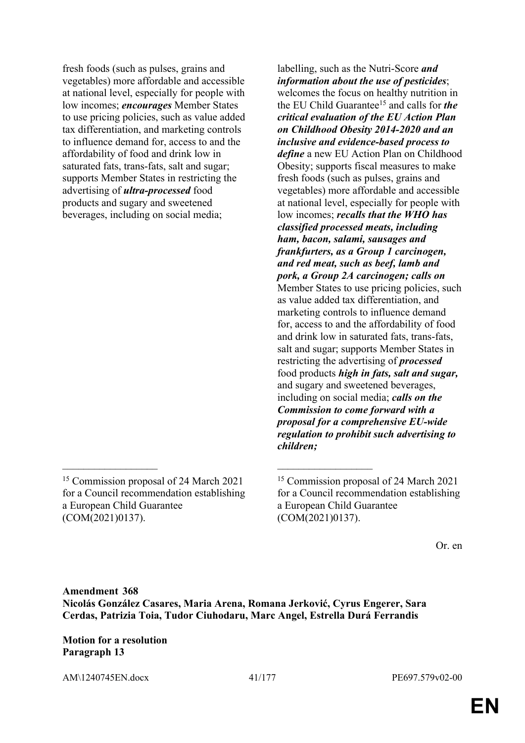fresh foods (such as pulses, grains and vegetables) more affordable and accessible at national level, especially for people with low incomes; ***encourages*** Member States to use pricing policies, such as value added tax differentiation, and marketing controls to influence demand for, access to and the affordability of food and drink low in saturated fats, trans-fats, salt and sugar; supports Member States in restricting the advertising of ***ultra-processed*** food products and sugary and sweetened beverages, including on social media;

labelling, such as the Nutri-Score ***and information about the use of pesticides***; welcomes the focus on healthy nutrition in the EU Child Guarantee[15] and calls for ***the critical evaluation of the EU Action Plan on Childhood Obesity 2014-2020 and an inclusive and evidence-based process to define*** a new EU Action Plan on Childhood Obesity; supports fiscal measures to make fresh foods (such as pulses, grains and vegetables) more affordable and accessible at national level, especially for people with low incomes; ***recalls that the WHO has classified processed meats, including ham, bacon, salami, sausages and frankfurters, as a Group 1 carcinogen, and red meat, such as beef, lamb and pork, a Group 2A carcinogen; calls on*** Member States to use pricing policies, such as value added tax differentiation, and marketing controls to influence demand for, access to and the affordability of food and drink low in saturated fats, trans-fats, salt and sugar; supports Member States in restricting the advertising of ***processed*** food products ***high in fats, salt and sugar,*** and sugary and sweetened beverages, including on social media; ***calls on the Commission to come forward with a proposal for a comprehensive EU-wide regulation to prohibit such advertising to children;***

[15] Commission proposal of 24 March 2021 for a Council recommendation establishing a European Child Guarantee (COM(2021)0137).

[15] Commission proposal of 24 March 2021 for a Council recommendation establishing a European Child Guarantee (COM(2021)0137).

Or. en

**Amendment 368**
**Nicolás González Casares, Maria Arena, Romana Jerković, Cyrus Engerer, Sara Cerdas, Patrizia Toia, Tudor Ciuhodaru, Marc Angel, Estrella Durá Ferrandis**

**Motion for a resolution**
**Paragraph 13**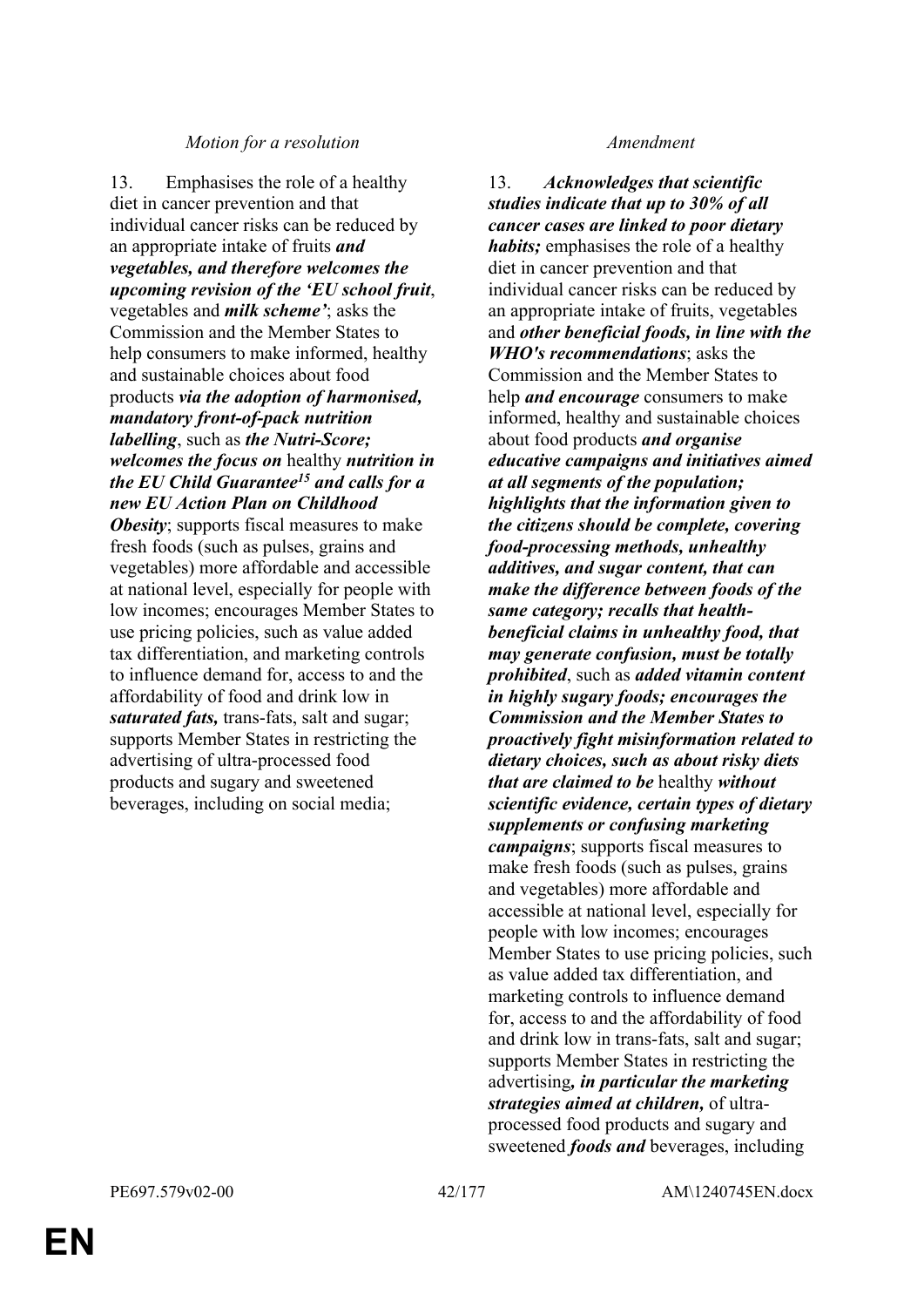| *Motion for a resolution* | *Amendment* |
|---|---|
| 13. Emphasises the role of a healthy diet in cancer prevention and that individual cancer risks can be reduced by an appropriate intake of fruits ***and vegetables, and therefore welcomes the upcoming revision of the 'EU school fruit***, vegetables and ***milk scheme'***; asks the Commission and the Member States to help consumers to make informed, healthy and sustainable choices about food products ***via the adoption of harmonised, mandatory front-of-pack nutrition labelling***, such as ***the Nutri-Score; welcomes the focus on*** healthy ***nutrition in the EU Child Guarantee[15] and calls for a new EU Action Plan on Childhood Obesity***; supports fiscal measures to make fresh foods (such as pulses, grains and vegetables) more affordable and accessible at national level, especially for people with low incomes; encourages Member States to use pricing policies, such as value added tax differentiation, and marketing controls to influence demand for, access to and the affordability of food and drink low in ***saturated fats,*** trans-fats, salt and sugar; supports Member States in restricting the advertising of ultra-processed food products and sugary and sweetened beverages, including on social media; | 13. ***Acknowledges that scientific studies indicate that up to 30% of all cancer cases are linked to poor dietary habits;*** emphasises the role of a healthy diet in cancer prevention and that individual cancer risks can be reduced by an appropriate intake of fruits, vegetables and ***other beneficial foods, in line with the WHO's recommendations***; asks the Commission and the Member States to help ***and encourage*** consumers to make informed, healthy and sustainable choices about food products ***and organise educative campaigns and initiatives aimed at all segments of the population; highlights that the information given to the citizens should be complete, covering food-processing methods, unhealthy additives, and sugar content, that can make the difference between foods of the same category; recalls that health-beneficial claims in unhealthy food, that may generate confusion, must be totally prohibited***, such as ***added vitamin content in highly sugary foods; encourages the Commission and the Member States to proactively fight misinformation related to dietary choices, such as about risky diets that are claimed to be*** healthy ***without scientific evidence, certain types of dietary supplements or confusing marketing campaigns***; supports fiscal measures to make fresh foods (such as pulses, grains and vegetables) more affordable and accessible at national level, especially for people with low incomes; encourages Member States to use pricing policies, such as value added tax differentiation, and marketing controls to influence demand for, access to and the affordability of food and drink low in trans-fats, salt and sugar; supports Member States in restricting the advertising***, in particular the marketing strategies aimed at children,*** of ultra-processed food products and sugary and sweetened ***foods and*** beverages, including |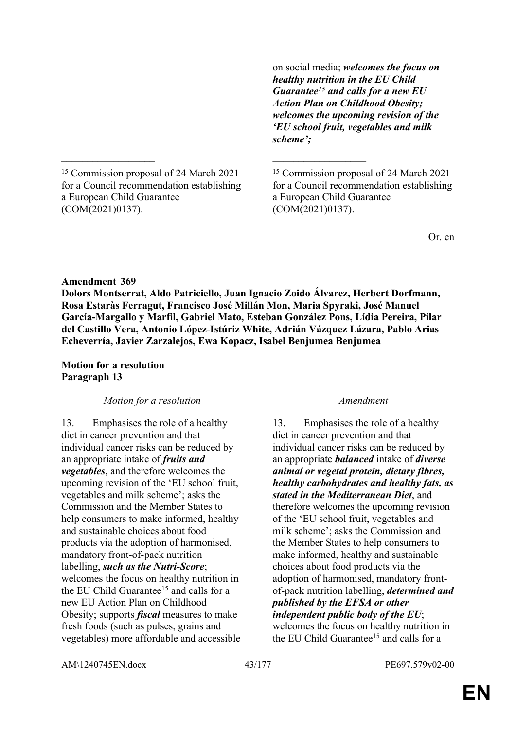| | |
|---|---|
| | on social media; ***welcomes the focus on healthy nutrition in the EU Child Guarantee[15] and calls for a new EU Action Plan on Childhood Obesity; welcomes the upcoming revision of the 'EU school fruit, vegetables and milk scheme';*** |

[15] Commission proposal of 24 March 2021 for a Council recommendation establishing a European Child Guarantee (COM(2021)0137).

[15] Commission proposal of 24 March 2021 for a Council recommendation establishing a European Child Guarantee (COM(2021)0137).

Or. en

**Amendment 369**
**Dolors Montserrat, Aldo Patriciello, Juan Ignacio Zoido Álvarez, Herbert Dorfmann, Rosa Estaràs Ferragut, Francisco José Millán Mon, Maria Spyraki, José Manuel García-Margallo y Marfil, Gabriel Mato, Esteban González Pons, Lídia Pereira, Pilar del Castillo Vera, Antonio López-Istúriz White, Adrián Vázquez Lázara, Pablo Arias Echeverría, Javier Zarzalejos, Ewa Kopacz, Isabel Benjumea Benjumea**

**Motion for a resolution**
**Paragraph 13**

| *Motion for a resolution* | *Amendment* |
|---|---|
| 13. Emphasises the role of a healthy diet in cancer prevention and that individual cancer risks can be reduced by an appropriate intake of ***fruits and vegetables***, and therefore welcomes the upcoming revision of the 'EU school fruit, vegetables and milk scheme'; asks the Commission and the Member States to help consumers to make informed, healthy and sustainable choices about food products via the adoption of harmonised, mandatory front-of-pack nutrition labelling, ***such as the Nutri-Score***; welcomes the focus on healthy nutrition in the EU Child Guarantee[15] and calls for a new EU Action Plan on Childhood Obesity; supports ***fiscal*** measures to make fresh foods (such as pulses, grains and vegetables) more affordable and accessible | 13. Emphasises the role of a healthy diet in cancer prevention and that individual cancer risks can be reduced by an appropriate ***balanced*** intake of ***diverse animal or vegetal protein, dietary fibres, healthy carbohydrates and healthy fats, as stated in the Mediterranean Diet***, and therefore welcomes the upcoming revision of the 'EU school fruit, vegetables and milk scheme'; asks the Commission and the Member States to help consumers to make informed, healthy and sustainable choices about food products via the adoption of harmonised, mandatory front-of-pack nutrition labelling, ***determined and published by the EFSA or other independent public body of the EU***; welcomes the focus on healthy nutrition in the EU Child Guarantee[15] and calls for a |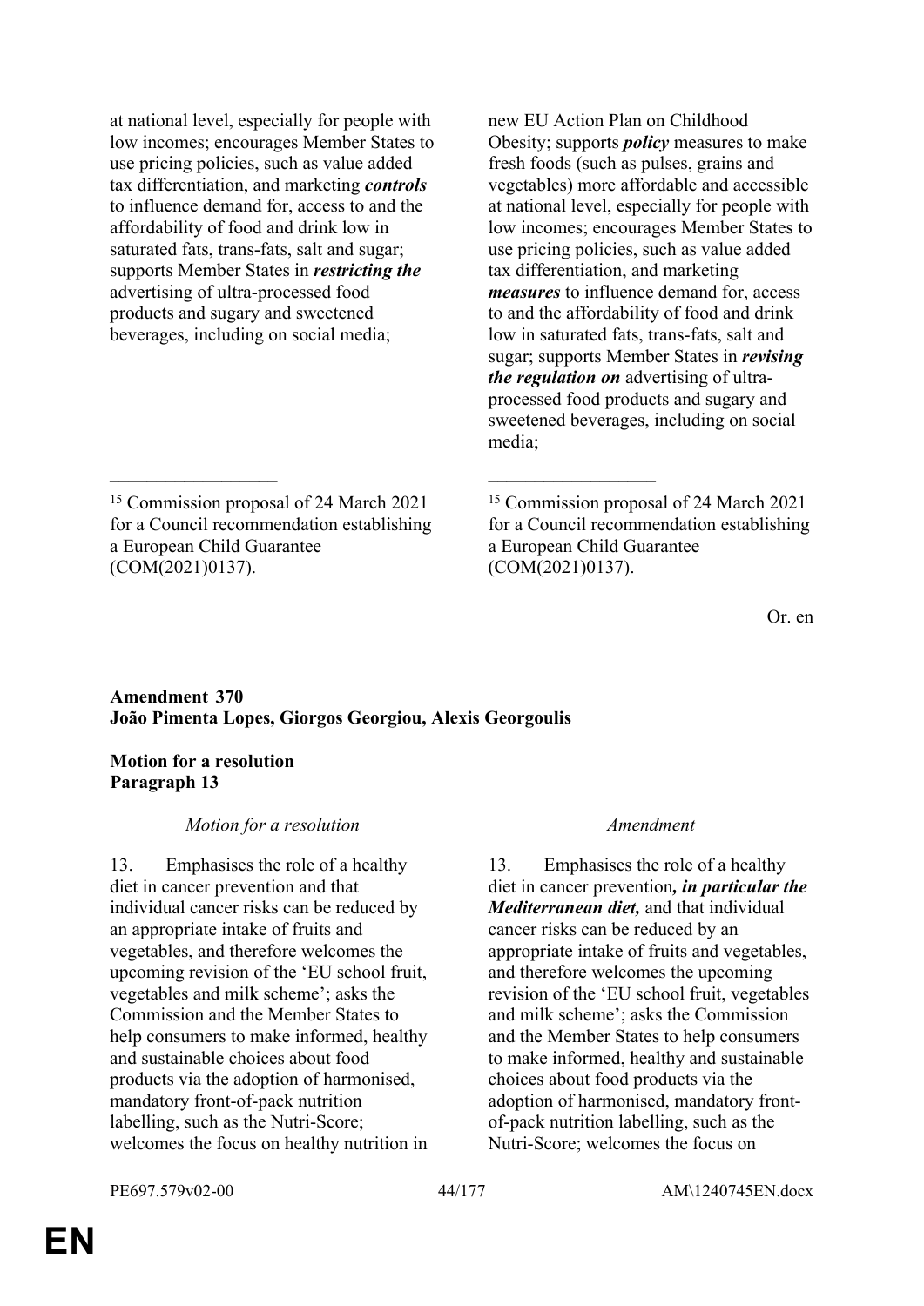| | |
|---|---|
| at national level, especially for people with low incomes; encourages Member States to use pricing policies, such as value added tax differentiation, and marketing ***controls*** to influence demand for, access to and the affordability of food and drink low in saturated fats, trans-fats, salt and sugar; supports Member States in ***restricting the*** advertising of ultra-processed food products and sugary and sweetened beverages, including on social media; | new EU Action Plan on Childhood Obesity; supports ***policy*** measures to make fresh foods (such as pulses, grains and vegetables) more affordable and accessible at national level, especially for people with low incomes; encourages Member States to use pricing policies, such as value added tax differentiation, and marketing ***measures*** to influence demand for, access to and the affordability of food and drink low in saturated fats, trans-fats, salt and sugar; supports Member States in ***revising the regulation on*** advertising of ultra-processed food products and sugary and sweetened beverages, including on social media; |
| __________________ | __________________ |
| [15] Commission proposal of 24 March 2021 for a Council recommendation establishing a European Child Guarantee (COM(2021)0137). | [15] Commission proposal of 24 March 2021 for a Council recommendation establishing a European Child Guarantee (COM(2021)0137). |

Or. en

**Amendment 370**
**João Pimenta Lopes, Giorgos Georgiou, Alexis Georgoulis**

**Motion for a resolution**
**Paragraph 13**

| *Motion for a resolution* | *Amendment* |
|---|---|
| 13. Emphasises the role of a healthy diet in cancer prevention and that individual cancer risks can be reduced by an appropriate intake of fruits and vegetables, and therefore welcomes the upcoming revision of the 'EU school fruit, vegetables and milk scheme'; asks the Commission and the Member States to help consumers to make informed, healthy and sustainable choices about food products via the adoption of harmonised, mandatory front-of-pack nutrition labelling, such as the Nutri-Score; welcomes the focus on healthy nutrition in | 13. Emphasises the role of a healthy diet in cancer prevention***, in particular the Mediterranean diet,*** and that individual cancer risks can be reduced by an appropriate intake of fruits and vegetables, and therefore welcomes the upcoming revision of the 'EU school fruit, vegetables and milk scheme'; asks the Commission and the Member States to help consumers to make informed, healthy and sustainable choices about food products via the adoption of harmonised, mandatory front-of-pack nutrition labelling, such as the Nutri-Score; welcomes the focus on |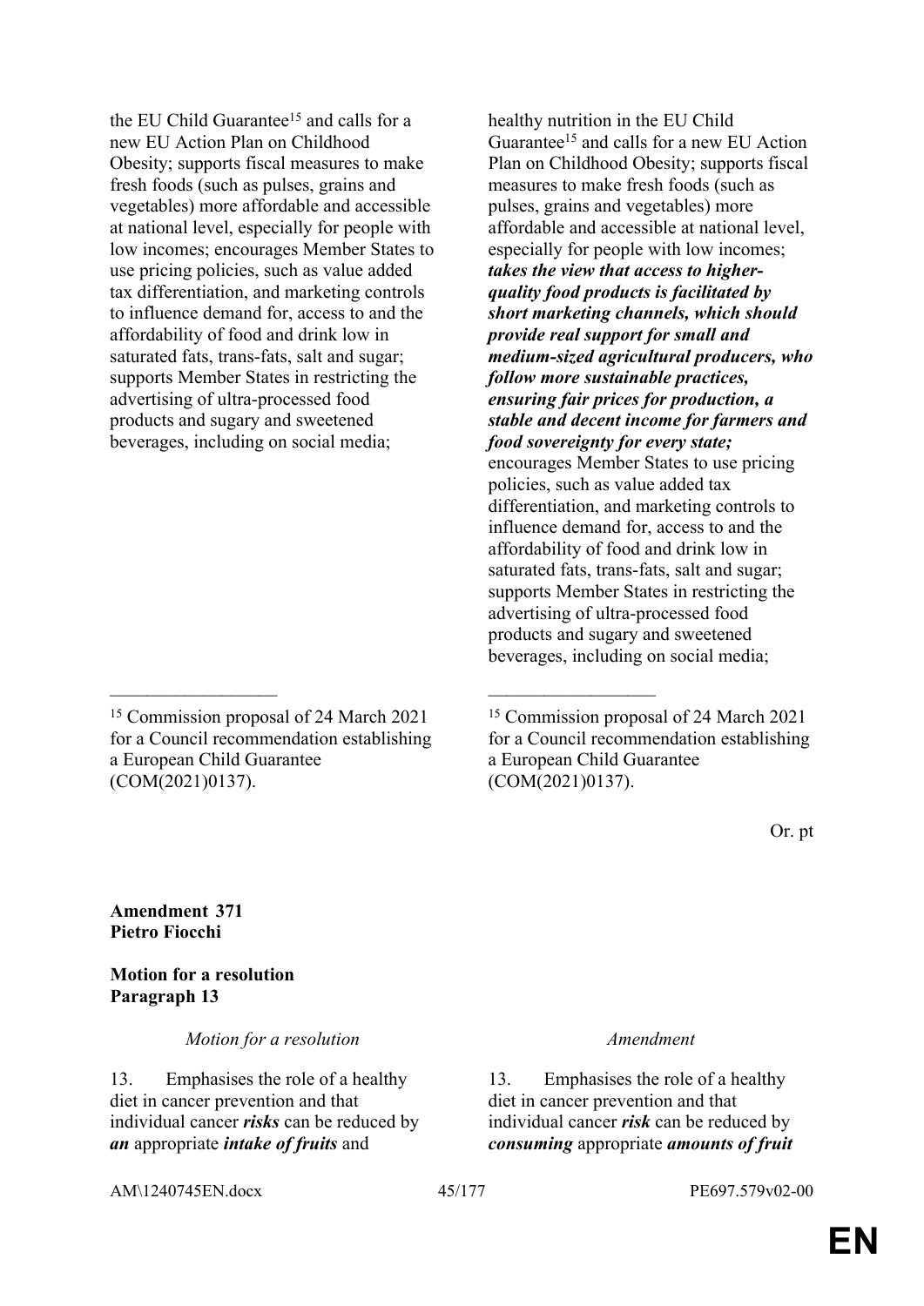| Motion for a resolution | Amendment |
|---|---|
| the EU Child Guarantee[15] and calls for a new EU Action Plan on Childhood Obesity; supports fiscal measures to make fresh foods (such as pulses, grains and vegetables) more affordable and accessible at national level, especially for people with low incomes; encourages Member States to use pricing policies, such as value added tax differentiation, and marketing controls to influence demand for, access to and the affordability of food and drink low in saturated fats, trans-fats, salt and sugar; supports Member States in restricting the advertising of ultra-processed food products and sugary and sweetened beverages, including on social media; | healthy nutrition in the EU Child Guarantee[15] and calls for a new EU Action Plan on Childhood Obesity; supports fiscal measures to make fresh foods (such as pulses, grains and vegetables) more affordable and accessible at national level, especially for people with low incomes; ***takes the view that access to higher-quality food products is facilitated by short marketing channels, which should provide real support for small and medium-sized agricultural producers, who follow more sustainable practices, ensuring fair prices for production, a stable and decent income for farmers and food sovereignty for every state;*** encourages Member States to use pricing policies, such as value added tax differentiation, and marketing controls to influence demand for, access to and the affordability of food and drink low in saturated fats, trans-fats, salt and sugar; supports Member States in restricting the advertising of ultra-processed food products and sugary and sweetened beverages, including on social media; |
| __________________ | __________________ |
| [15] Commission proposal of 24 March 2021 for a Council recommendation establishing a European Child Guarantee (COM(2021)0137). | [15] Commission proposal of 24 March 2021 for a Council recommendation establishing a European Child Guarantee (COM(2021)0137). |

Or. pt

**Amendment 371**
**Pietro Fiocchi**

**Motion for a resolution**
**Paragraph 13**

| *Motion for a resolution* | *Amendment* |
|---|---|
| 13. Emphasises the role of a healthy diet in cancer prevention and that individual cancer ***risks*** can be reduced by ***an*** appropriate ***intake of fruits*** and | 13. Emphasises the role of a healthy diet in cancer prevention and that individual cancer ***risk*** can be reduced by ***consuming*** appropriate ***amounts of fruit*** |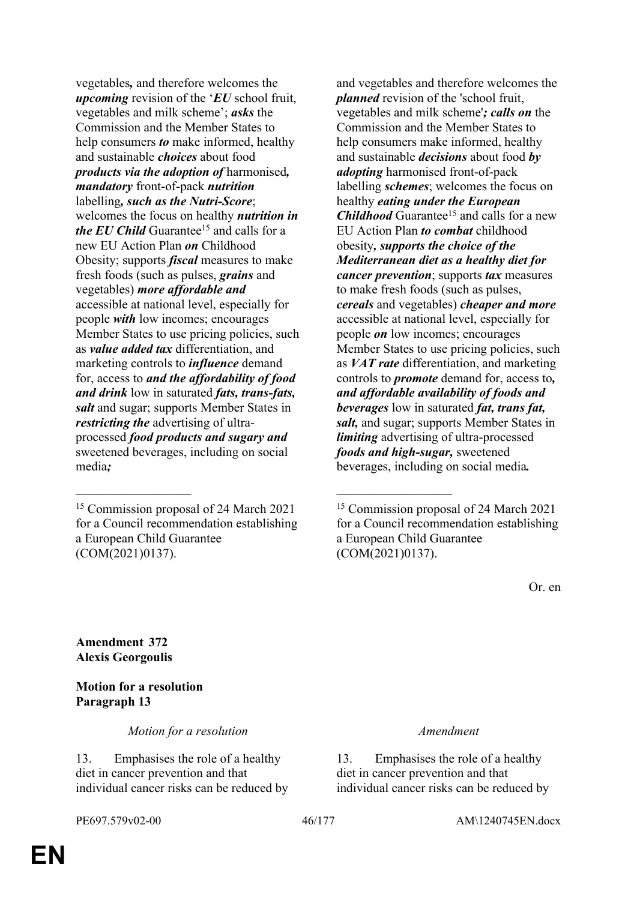| | |
|---|---|
| vegetables***,*** and therefore welcomes the ***upcoming*** revision of the '***EU*** school fruit, vegetables and milk scheme'; ***asks*** the Commission and the Member States to help consumers ***to*** make informed, healthy and sustainable ***choices*** about food ***products via the adoption of*** harmonised***, mandatory*** front-of-pack ***nutrition*** labelling***, such as the Nutri-Score***; welcomes the focus on healthy ***nutrition in the EU Child*** Guarantee[15] and calls for a new EU Action Plan ***on*** Childhood Obesity; supports ***fiscal*** measures to make fresh foods (such as pulses, ***grains*** and vegetables) ***more affordable and*** accessible at national level, especially for people ***with*** low incomes; encourages Member States to use pricing policies, such as ***value added tax*** differentiation, and marketing controls to ***influence*** demand for, access to ***and the affordability of food and drink*** low in saturated ***fats, trans-fats, salt*** and sugar; supports Member States in ***restricting the*** advertising of ultra-processed ***food products and sugary and*** sweetened beverages, including on social media***;*** | and vegetables and therefore welcomes the ***planned*** revision of the 'school fruit, vegetables and milk scheme'***; calls on*** the Commission and the Member States to help consumers make informed, healthy and sustainable ***decisions*** about food ***by adopting*** harmonised front-of-pack labelling ***schemes***; welcomes the focus on healthy ***eating under the European Childhood*** Guarantee[15] and calls for a new EU Action Plan ***to combat*** childhood obesity***, supports the choice of the Mediterranean diet as a healthy diet for cancer prevention***; supports ***tax*** measures to make fresh foods (such as pulses, ***cereals*** and vegetables) ***cheaper and more*** accessible at national level, especially for people ***on*** low incomes; encourages Member States to use pricing policies, such as ***VAT rate*** differentiation, and marketing controls to ***promote*** demand for, access to***, and affordable availability of foods and beverages*** low in saturated ***fat, trans fat, salt,*** and sugar; supports Member States in ***limiting*** advertising of ultra-processed ***foods and high-sugar,*** sweetened beverages, including on social media***.*** |
| _________________ | _________________ |
| [15] Commission proposal of 24 March 2021 for a Council recommendation establishing a European Child Guarantee (COM(2021)0137). | [15] Commission proposal of 24 March 2021 for a Council recommendation establishing a European Child Guarantee (COM(2021)0137). |

Or. en

**Amendment 372**
**Alexis Georgoulis**

**Motion for a resolution**
**Paragraph 13**

| *Motion for a resolution* | *Amendment* |
|---|---|
| 13. Emphasises the role of a healthy diet in cancer prevention and that individual cancer risks can be reduced by | 13. Emphasises the role of a healthy diet in cancer prevention and that individual cancer risks can be reduced by |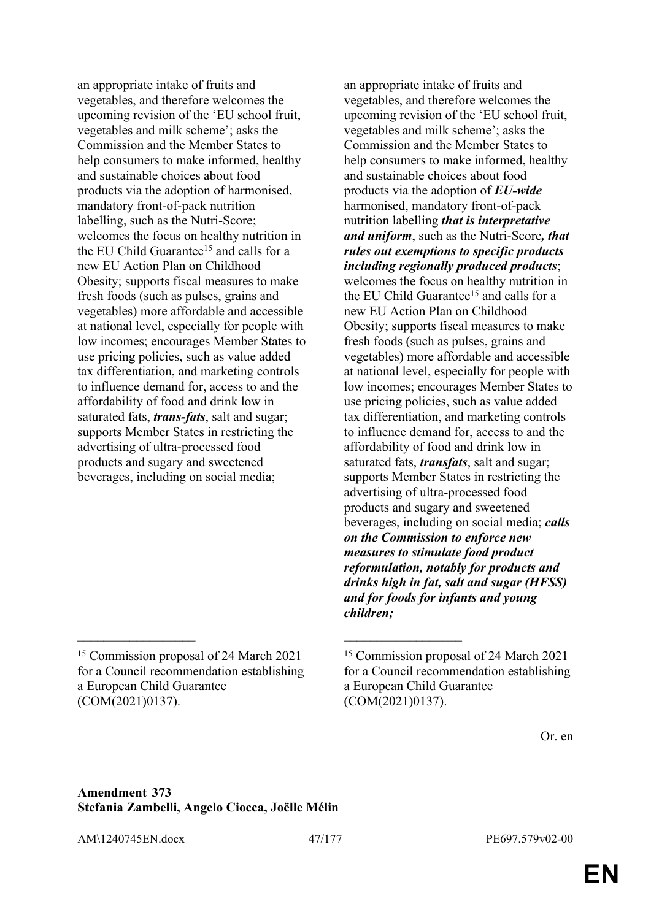| | |
|---|---|
| an appropriate intake of fruits and vegetables, and therefore welcomes the upcoming revision of the 'EU school fruit, vegetables and milk scheme'; asks the Commission and the Member States to help consumers to make informed, healthy and sustainable choices about food products via the adoption of harmonised, mandatory front-of-pack nutrition labelling, such as the Nutri-Score; welcomes the focus on healthy nutrition in the EU Child Guarantee[15] and calls for a new EU Action Plan on Childhood Obesity; supports fiscal measures to make fresh foods (such as pulses, grains and vegetables) more affordable and accessible at national level, especially for people with low incomes; encourages Member States to use pricing policies, such as value added tax differentiation, and marketing controls to influence demand for, access to and the affordability of food and drink low in saturated fats, ***trans-fats***, salt and sugar; supports Member States in restricting the advertising of ultra-processed food products and sugary and sweetened beverages, including on social media; | an appropriate intake of fruits and vegetables, and therefore welcomes the upcoming revision of the 'EU school fruit, vegetables and milk scheme'; asks the Commission and the Member States to help consumers to make informed, healthy and sustainable choices about food products via the adoption of ***EU-wide*** harmonised, mandatory front-of-pack nutrition labelling ***that is interpretative and uniform***, such as the Nutri-Score***, that rules out exemptions to specific products including regionally produced products***; welcomes the focus on healthy nutrition in the EU Child Guarantee[15] and calls for a new EU Action Plan on Childhood Obesity; supports fiscal measures to make fresh foods (such as pulses, grains and vegetables) more affordable and accessible at national level, especially for people with low incomes; encourages Member States to use pricing policies, such as value added tax differentiation, and marketing controls to influence demand for, access to and the affordability of food and drink low in saturated fats, ***transfats***, salt and sugar; supports Member States in restricting the advertising of ultra-processed food products and sugary and sweetened beverages, including on social media; ***calls on the Commission to enforce new measures to stimulate food product reformulation, notably for products and drinks high in fat, salt and sugar (HFSS) and for foods for infants and young children;*** |
| [15] Commission proposal of 24 March 2021 for a Council recommendation establishing a European Child Guarantee (COM(2021)0137). | [15] Commission proposal of 24 March 2021 for a Council recommendation establishing a European Child Guarantee (COM(2021)0137). |

Or. en

**Amendment 373**
**Stefania Zambelli, Angelo Ciocca, Joëlle Mélin**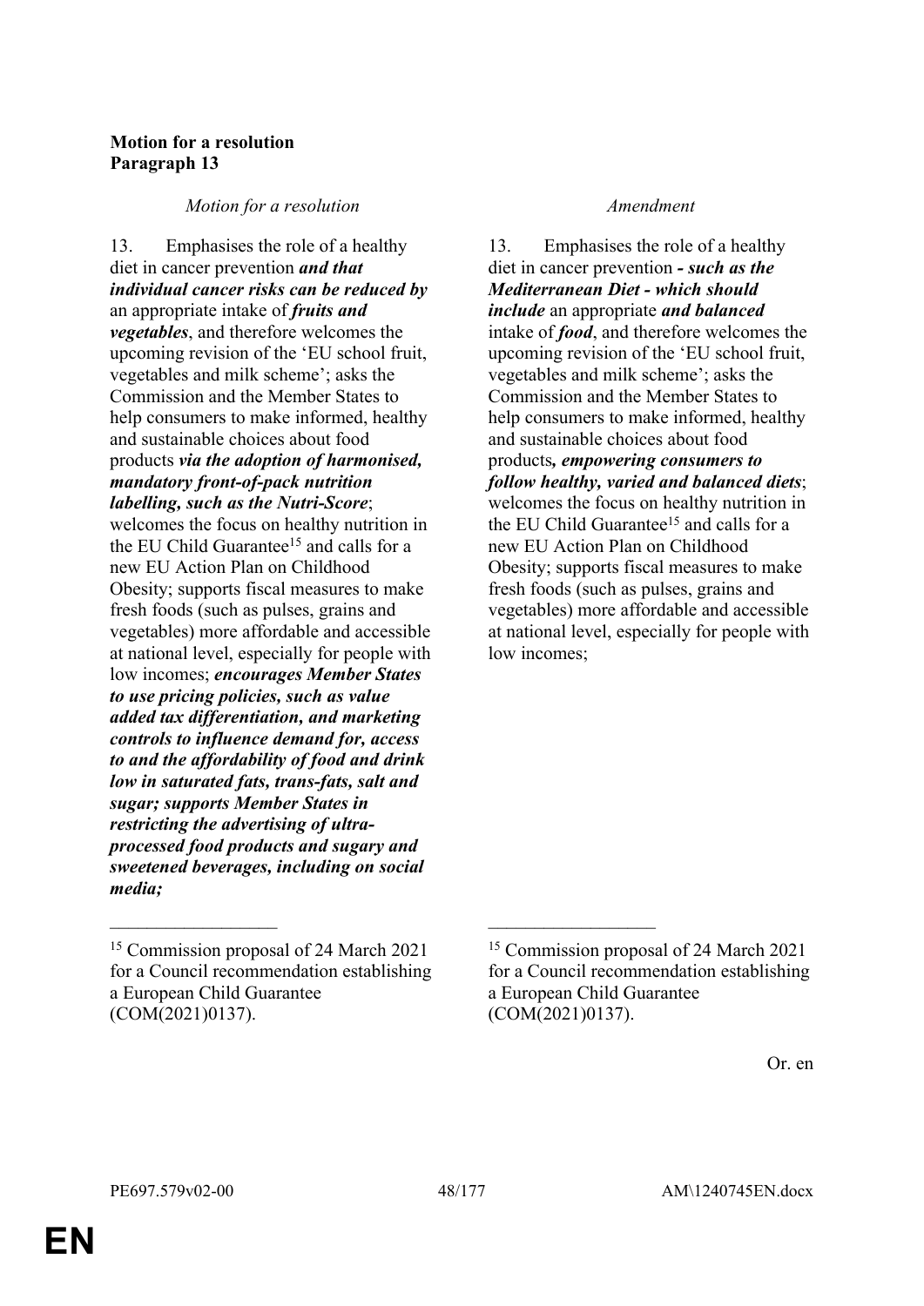**Motion for a resolution**
**Paragraph 13**

| *Motion for a resolution* | *Amendment* |
|---|---|
| 13. Emphasises the role of a healthy diet in cancer prevention ***and that individual cancer risks can be reduced by*** an appropriate intake of ***fruits and vegetables***, and therefore welcomes the upcoming revision of the 'EU school fruit, vegetables and milk scheme'; asks the Commission and the Member States to help consumers to make informed, healthy and sustainable choices about food products ***via the adoption of harmonised, mandatory front-of-pack nutrition labelling, such as the Nutri-Score***; welcomes the focus on healthy nutrition in the EU Child Guarantee[15] and calls for a new EU Action Plan on Childhood Obesity; supports fiscal measures to make fresh foods (such as pulses, grains and vegetables) more affordable and accessible at national level, especially for people with low incomes; ***encourages Member States to use pricing policies, such as value added tax differentiation, and marketing controls to influence demand for, access to and the affordability of food and drink low in saturated fats, trans-fats, salt and sugar; supports Member States in restricting the advertising of ultra-processed food products and sugary and sweetened beverages, including on social media;*** | 13. Emphasises the role of a healthy diet in cancer prevention ***- such as the Mediterranean Diet - which should include*** an appropriate ***and balanced*** intake of ***food***, and therefore welcomes the upcoming revision of the 'EU school fruit, vegetables and milk scheme'; asks the Commission and the Member States to help consumers to make informed, healthy and sustainable choices about food products***, empowering consumers to follow healthy, varied and balanced diets***; welcomes the focus on healthy nutrition in the EU Child Guarantee[15] and calls for a new EU Action Plan on Childhood Obesity; supports fiscal measures to make fresh foods (such as pulses, grains and vegetables) more affordable and accessible at national level, especially for people with low incomes; |
| [15] Commission proposal of 24 March 2021 for a Council recommendation establishing a European Child Guarantee (COM(2021)0137). | [15] Commission proposal of 24 March 2021 for a Council recommendation establishing a European Child Guarantee (COM(2021)0137). |

Or. en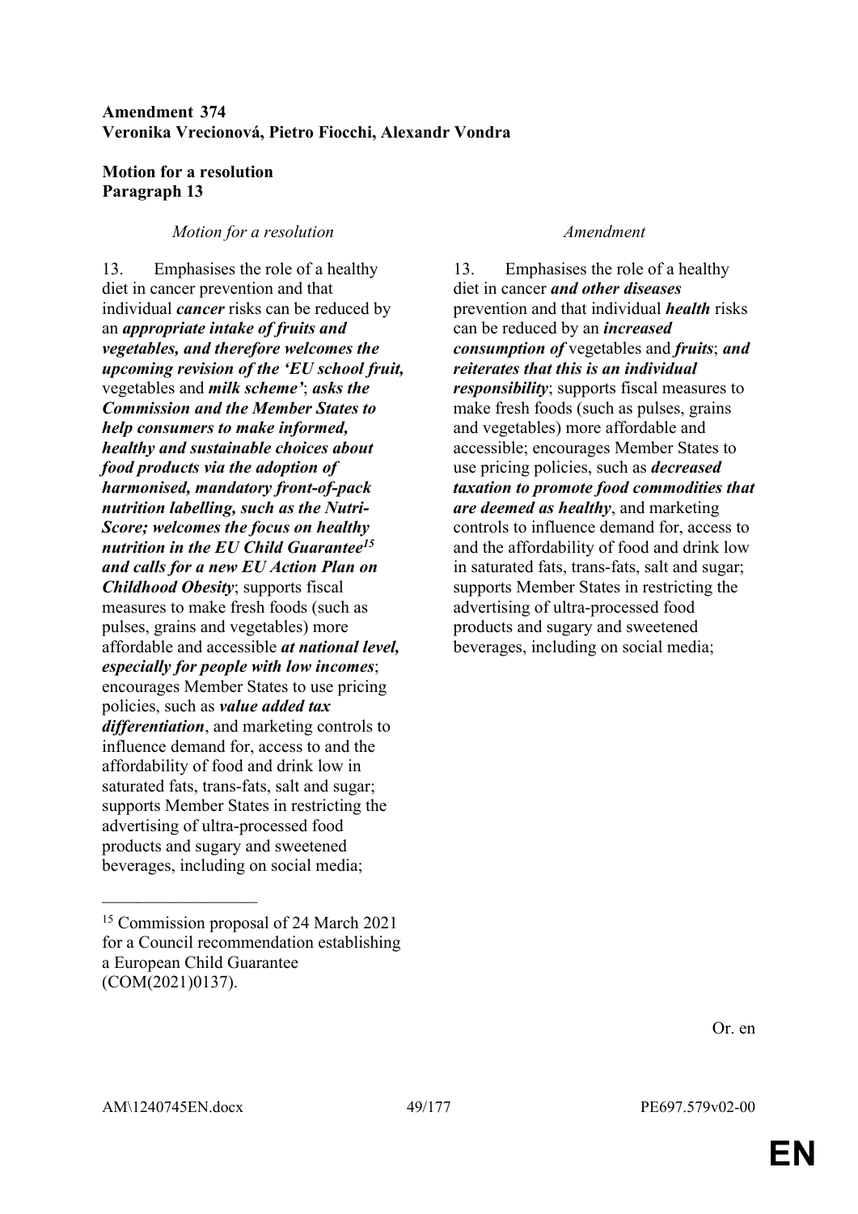**Amendment 374**
**Veronika Vrecionová, Pietro Fiocchi, Alexandr Vondra**

**Motion for a resolution**
**Paragraph 13**

| *Motion for a resolution* | *Amendment* |
| --- | --- |
| 13. Emphasises the role of a healthy diet in cancer prevention and that individual ***cancer*** risks can be reduced by an ***appropriate intake of fruits and vegetables, and therefore welcomes the upcoming revision of the 'EU school fruit,*** vegetables and ***milk scheme'***; ***asks the Commission and the Member States to help consumers to make informed, healthy and sustainable choices about food products via the adoption of harmonised, mandatory front-of-pack nutrition labelling, such as the Nutri-Score; welcomes the focus on healthy nutrition in the EU Child Guarantee***[15] ***and calls for a new EU Action Plan on Childhood Obesity***; supports fiscal measures to make fresh foods (such as pulses, grains and vegetables) more affordable and accessible ***at national level, especially for people with low incomes***; encourages Member States to use pricing policies, such as ***value added tax differentiation***, and marketing controls to influence demand for, access to and the affordability of food and drink low in saturated fats, trans-fats, salt and sugar; supports Member States in restricting the advertising of ultra-processed food products and sugary and sweetened beverages, including on social media; | 13. Emphasises the role of a healthy diet in cancer ***and other diseases*** prevention and that individual ***health*** risks can be reduced by an ***increased consumption of*** vegetables and ***fruits***; ***and reiterates that this is an individual responsibility***; supports fiscal measures to make fresh foods (such as pulses, grains and vegetables) more affordable and accessible; encourages Member States to use pricing policies, such as ***decreased taxation to promote food commodities that are deemed as healthy***, and marketing controls to influence demand for, access to and the affordability of food and drink low in saturated fats, trans-fats, salt and sugar; supports Member States in restricting the advertising of ultra-processed food products and sugary and sweetened beverages, including on social media; |

[15] Commission proposal of 24 March 2021 for a Council recommendation establishing a European Child Guarantee (COM(2021)0137).

Or. en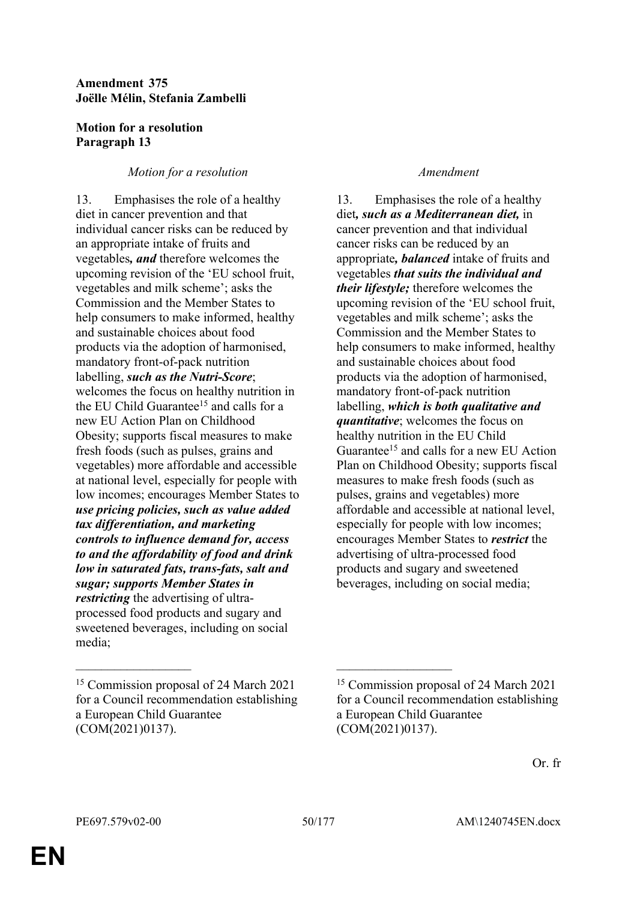**Amendment 375**
**Joëlle Mélin, Stefania Zambelli**

**Motion for a resolution**
**Paragraph 13**

| *Motion for a resolution* | *Amendment* |
|---|---|
| 13. Emphasises the role of a healthy diet in cancer prevention and that individual cancer risks can be reduced by an appropriate intake of fruits and vegetables***, and*** therefore welcomes the upcoming revision of the 'EU school fruit, vegetables and milk scheme'; asks the Commission and the Member States to help consumers to make informed, healthy and sustainable choices about food products via the adoption of harmonised, mandatory front-of-pack nutrition labelling, ***such as the Nutri-Score***; welcomes the focus on healthy nutrition in the EU Child Guarantee[15] and calls for a new EU Action Plan on Childhood Obesity; supports fiscal measures to make fresh foods (such as pulses, grains and vegetables) more affordable and accessible at national level, especially for people with low incomes; encourages Member States to ***use pricing policies, such as value added tax differentiation, and marketing controls to influence demand for, access to and the affordability of food and drink low in saturated fats, trans-fats, salt and sugar; supports Member States in restricting*** the advertising of ultra-processed food products and sugary and sweetened beverages, including on social media; | 13. Emphasises the role of a healthy diet***, such as a Mediterranean diet,*** in cancer prevention and that individual cancer risks can be reduced by an appropriate***, balanced*** intake of fruits and vegetables ***that suits the individual and their lifestyle;*** therefore welcomes the upcoming revision of the 'EU school fruit, vegetables and milk scheme'; asks the Commission and the Member States to help consumers to make informed, healthy and sustainable choices about food products via the adoption of harmonised, mandatory front-of-pack nutrition labelling, ***which is both qualitative and quantitative***; welcomes the focus on healthy nutrition in the EU Child Guarantee[15] and calls for a new EU Action Plan on Childhood Obesity; supports fiscal measures to make fresh foods (such as pulses, grains and vegetables) more affordable and accessible at national level, especially for people with low incomes; encourages Member States to ***restrict*** the advertising of ultra-processed food products and sugary and sweetened beverages, including on social media; |
| [15] Commission proposal of 24 March 2021 for a Council recommendation establishing a European Child Guarantee (COM(2021)0137). | [15] Commission proposal of 24 March 2021 for a Council recommendation establishing a European Child Guarantee (COM(2021)0137). |

Or. fr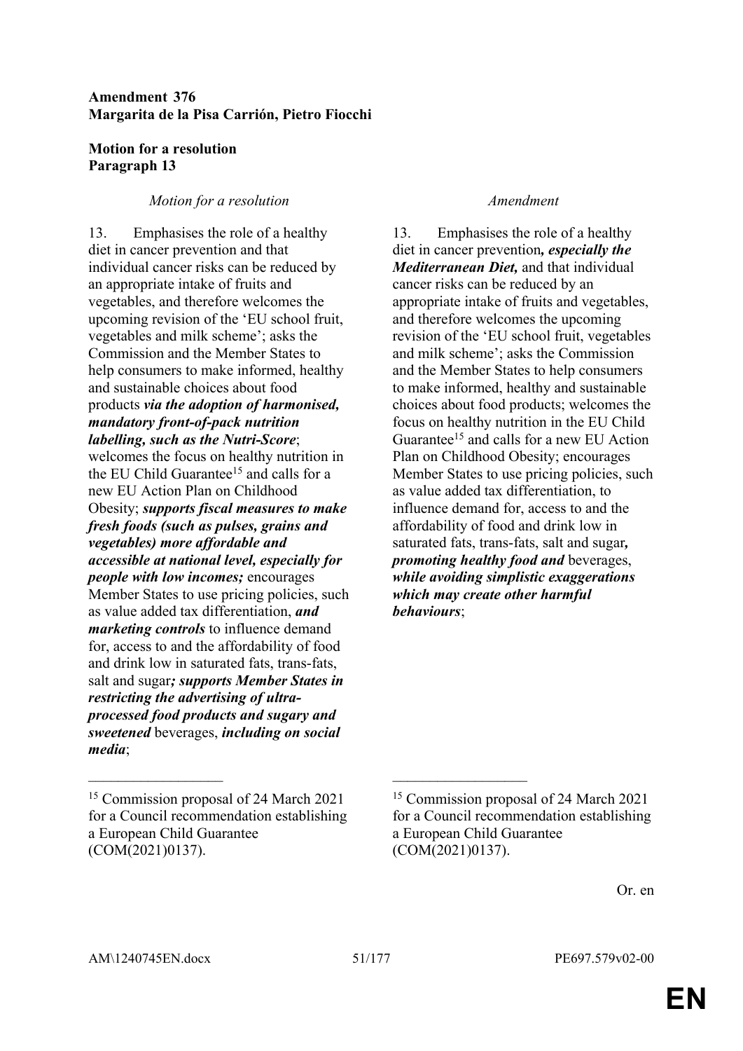**Amendment 376**
**Margarita de la Pisa Carrión, Pietro Fiocchi**

**Motion for a resolution**
**Paragraph 13**

| *Motion for a resolution* | *Amendment* |
|---|---|
| 13. Emphasises the role of a healthy diet in cancer prevention and that individual cancer risks can be reduced by an appropriate intake of fruits and vegetables, and therefore welcomes the upcoming revision of the 'EU school fruit, vegetables and milk scheme'; asks the Commission and the Member States to help consumers to make informed, healthy and sustainable choices about food products ***via the adoption of harmonised, mandatory front-of-pack nutrition labelling, such as the Nutri-Score***; welcomes the focus on healthy nutrition in the EU Child Guarantee[15] and calls for a new EU Action Plan on Childhood Obesity; ***supports fiscal measures to make fresh foods (such as pulses, grains and vegetables) more affordable and accessible at national level, especially for people with low incomes;*** encourages Member States to use pricing policies, such as value added tax differentiation, ***and marketing controls*** to influence demand for, access to and the affordability of food and drink low in saturated fats, trans-fats, salt and sugar***; supports Member States in restricting the advertising of ultra-processed food products and sugary and sweetened*** beverages, ***including on social media***; | 13. Emphasises the role of a healthy diet in cancer prevention***, especially the Mediterranean Diet,*** and that individual cancer risks can be reduced by an appropriate intake of fruits and vegetables, and therefore welcomes the upcoming revision of the 'EU school fruit, vegetables and milk scheme'; asks the Commission and the Member States to help consumers to make informed, healthy and sustainable choices about food products; welcomes the focus on healthy nutrition in the EU Child Guarantee[15] and calls for a new EU Action Plan on Childhood Obesity; encourages Member States to use pricing policies, such as value added tax differentiation, to influence demand for, access to and the affordability of food and drink low in saturated fats, trans-fats, salt and sugar***, promoting healthy food and*** beverages, ***while avoiding simplistic exaggerations which may create other harmful behaviours***; |
| [15] Commission proposal of 24 March 2021 for a Council recommendation establishing a European Child Guarantee (COM(2021)0137). | [15] Commission proposal of 24 March 2021 for a Council recommendation establishing a European Child Guarantee (COM(2021)0137). |

Or. en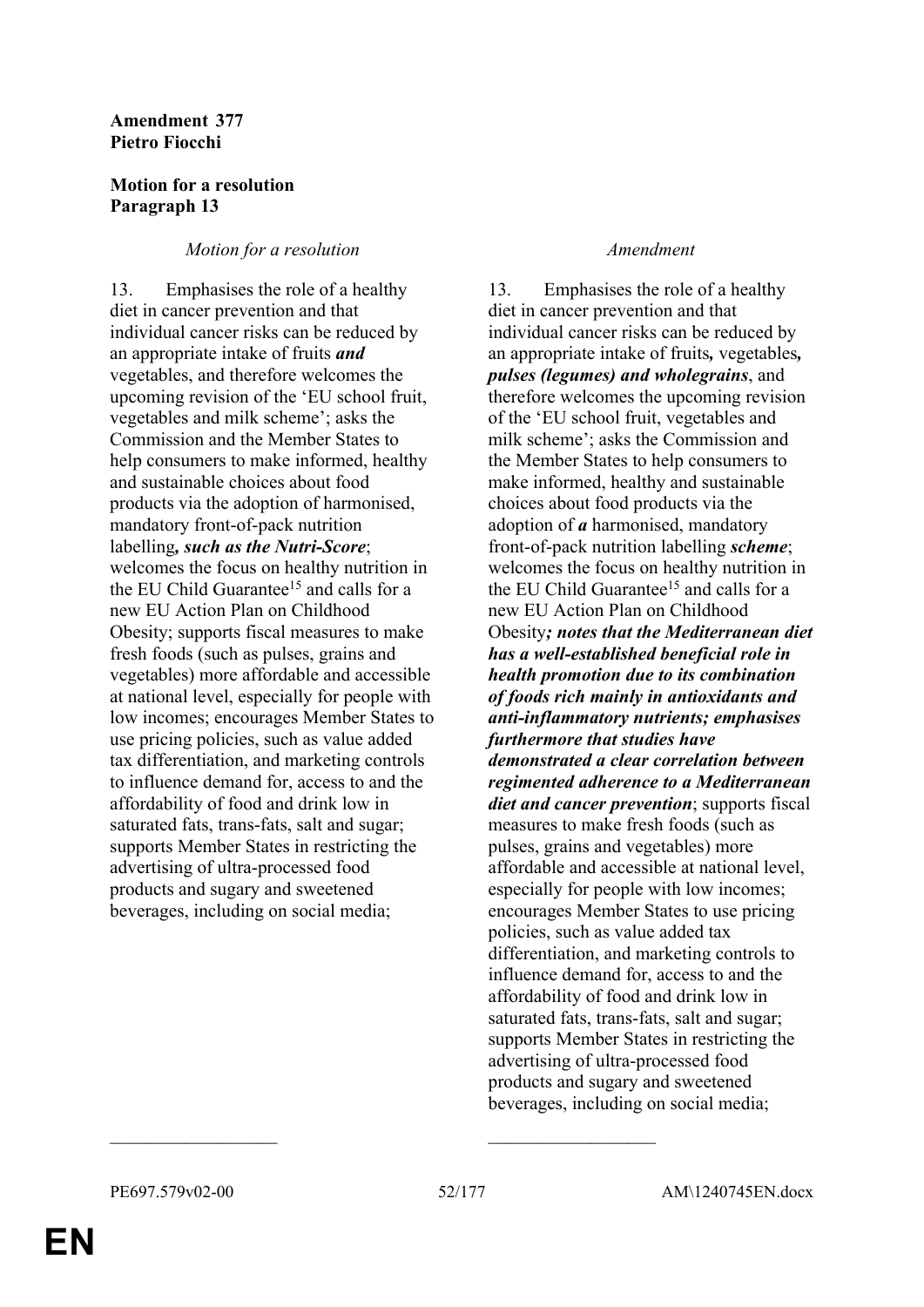**Amendment 377**
**Pietro Fiocchi**

**Motion for a resolution**
**Paragraph 13**

| *Motion for a resolution* | *Amendment* |
|---|---|
| 13. Emphasises the role of a healthy diet in cancer prevention and that individual cancer risks can be reduced by an appropriate intake of fruits ***and*** vegetables, and therefore welcomes the upcoming revision of the 'EU school fruit, vegetables and milk scheme'; asks the Commission and the Member States to help consumers to make informed, healthy and sustainable choices about food products via the adoption of harmonised, mandatory front-of-pack nutrition labelling***, such as the Nutri-Score***; welcomes the focus on healthy nutrition in the EU Child Guarantee[15] and calls for a new EU Action Plan on Childhood Obesity; supports fiscal measures to make fresh foods (such as pulses, grains and vegetables) more affordable and accessible at national level, especially for people with low incomes; encourages Member States to use pricing policies, such as value added tax differentiation, and marketing controls to influence demand for, access to and the affordability of food and drink low in saturated fats, trans-fats, salt and sugar; supports Member States in restricting the advertising of ultra-processed food products and sugary and sweetened beverages, including on social media; | 13. Emphasises the role of a healthy diet in cancer prevention and that individual cancer risks can be reduced by an appropriate intake of fruits***,*** vegetables***, pulses (legumes) and wholegrains***, and therefore welcomes the upcoming revision of the 'EU school fruit, vegetables and milk scheme'; asks the Commission and the Member States to help consumers to make informed, healthy and sustainable choices about food products via the adoption of ***a*** harmonised, mandatory front-of-pack nutrition labelling ***scheme***; welcomes the focus on healthy nutrition in the EU Child Guarantee[15] and calls for a new EU Action Plan on Childhood Obesity***; notes that the Mediterranean diet has a well-established beneficial role in health promotion due to its combination of foods rich mainly in antioxidants and anti-inflammatory nutrients; emphasises furthermore that studies have demonstrated a clear correlation between regimented adherence to a Mediterranean diet and cancer prevention***; supports fiscal measures to make fresh foods (such as pulses, grains and vegetables) more affordable and accessible at national level, especially for people with low incomes; encourages Member States to use pricing policies, such as value added tax differentiation, and marketing controls to influence demand for, access to and the affordability of food and drink low in saturated fats, trans-fats, salt and sugar; supports Member States in restricting the advertising of ultra-processed food products and sugary and sweetened beverages, including on social media; |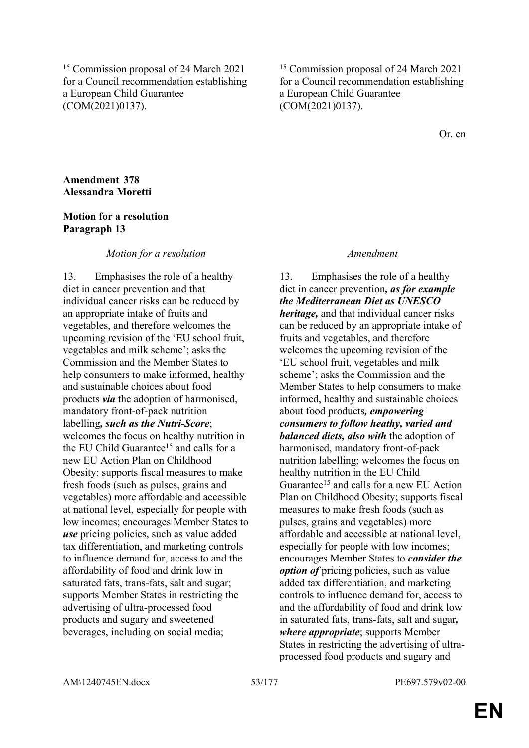[15] Commission proposal of 24 March 2021 for a Council recommendation establishing a European Child Guarantee (COM(2021)0137).

[15] Commission proposal of 24 March 2021 for a Council recommendation establishing a European Child Guarantee (COM(2021)0137).

Or. en

**Amendment 378**
**Alessandra Moretti**

**Motion for a resolution**
**Paragraph 13**

| *Motion for a resolution* | *Amendment* |
|---|---|
| 13. Emphasises the role of a healthy diet in cancer prevention and that individual cancer risks can be reduced by an appropriate intake of fruits and vegetables, and therefore welcomes the upcoming revision of the 'EU school fruit, vegetables and milk scheme'; asks the Commission and the Member States to help consumers to make informed, healthy and sustainable choices about food products ***via*** the adoption of harmonised, mandatory front-of-pack nutrition labelling***, such as the Nutri-Score***; welcomes the focus on healthy nutrition in the EU Child Guarantee[15] and calls for a new EU Action Plan on Childhood Obesity; supports fiscal measures to make fresh foods (such as pulses, grains and vegetables) more affordable and accessible at national level, especially for people with low incomes; encourages Member States to ***use*** pricing policies, such as value added tax differentiation, and marketing controls to influence demand for, access to and the affordability of food and drink low in saturated fats, trans-fats, salt and sugar; supports Member States in restricting the advertising of ultra-processed food products and sugary and sweetened beverages, including on social media; | 13. Emphasises the role of a healthy diet in cancer prevention***, as for example the Mediterranean Diet as UNESCO heritage,*** and that individual cancer risks can be reduced by an appropriate intake of fruits and vegetables, and therefore welcomes the upcoming revision of the 'EU school fruit, vegetables and milk scheme'; asks the Commission and the Member States to help consumers to make informed, healthy and sustainable choices about food products***, empowering consumers to follow heathy, varied and balanced diets, also with*** the adoption of harmonised, mandatory front-of-pack nutrition labelling; welcomes the focus on healthy nutrition in the EU Child Guarantee[15] and calls for a new EU Action Plan on Childhood Obesity; supports fiscal measures to make fresh foods (such as pulses, grains and vegetables) more affordable and accessible at national level, especially for people with low incomes; encourages Member States to ***consider the option of*** pricing policies, such as value added tax differentiation, and marketing controls to influence demand for, access to and the affordability of food and drink low in saturated fats, trans-fats, salt and sugar***, where appropriate***; supports Member States in restricting the advertising of ultra-processed food products and sugary and |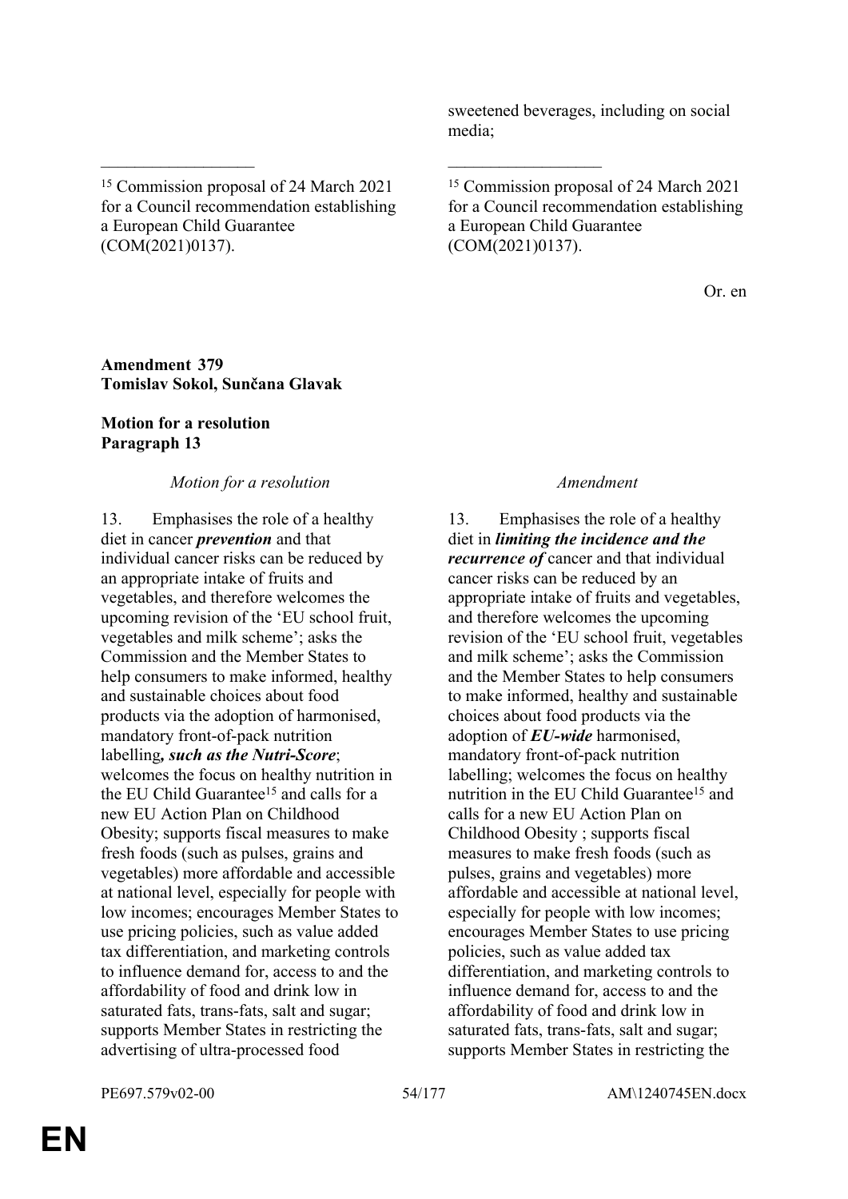| | sweetened beverages, including on social media; |
|---|---|
| _________________ | _________________ |
| [15] Commission proposal of 24 March 2021 for a Council recommendation establishing a European Child Guarantee (COM(2021)0137). | [15] Commission proposal of 24 March 2021 for a Council recommendation establishing a European Child Guarantee (COM(2021)0137). |

Or. en

**Amendment 379**
**Tomislav Sokol, Sunčana Glavak**

**Motion for a resolution**
**Paragraph 13**

| *Motion for a resolution* | *Amendment* |
|---|---|
| 13. Emphasises the role of a healthy diet in cancer ***prevention*** and that individual cancer risks can be reduced by an appropriate intake of fruits and vegetables, and therefore welcomes the upcoming revision of the 'EU school fruit, vegetables and milk scheme'; asks the Commission and the Member States to help consumers to make informed, healthy and sustainable choices about food products via the adoption of harmonised, mandatory front-of-pack nutrition labelling***, such as the Nutri-Score***; welcomes the focus on healthy nutrition in the EU Child Guarantee[15] and calls for a new EU Action Plan on Childhood Obesity; supports fiscal measures to make fresh foods (such as pulses, grains and vegetables) more affordable and accessible at national level, especially for people with low incomes; encourages Member States to use pricing policies, such as value added tax differentiation, and marketing controls to influence demand for, access to and the affordability of food and drink low in saturated fats, trans-fats, salt and sugar; supports Member States in restricting the advertising of ultra-processed food | 13. Emphasises the role of a healthy diet in ***limiting the incidence and the recurrence of*** cancer and that individual cancer risks can be reduced by an appropriate intake of fruits and vegetables, and therefore welcomes the upcoming revision of the 'EU school fruit, vegetables and milk scheme'; asks the Commission and the Member States to help consumers to make informed, healthy and sustainable choices about food products via the adoption of ***EU-wide*** harmonised, mandatory front-of-pack nutrition labelling; welcomes the focus on healthy nutrition in the EU Child Guarantee[15] and calls for a new EU Action Plan on Childhood Obesity ; supports fiscal measures to make fresh foods (such as pulses, grains and vegetables) more affordable and accessible at national level, especially for people with low incomes; encourages Member States to use pricing policies, such as value added tax differentiation, and marketing controls to influence demand for, access to and the affordability of food and drink low in saturated fats, trans-fats, salt and sugar; supports Member States in restricting the |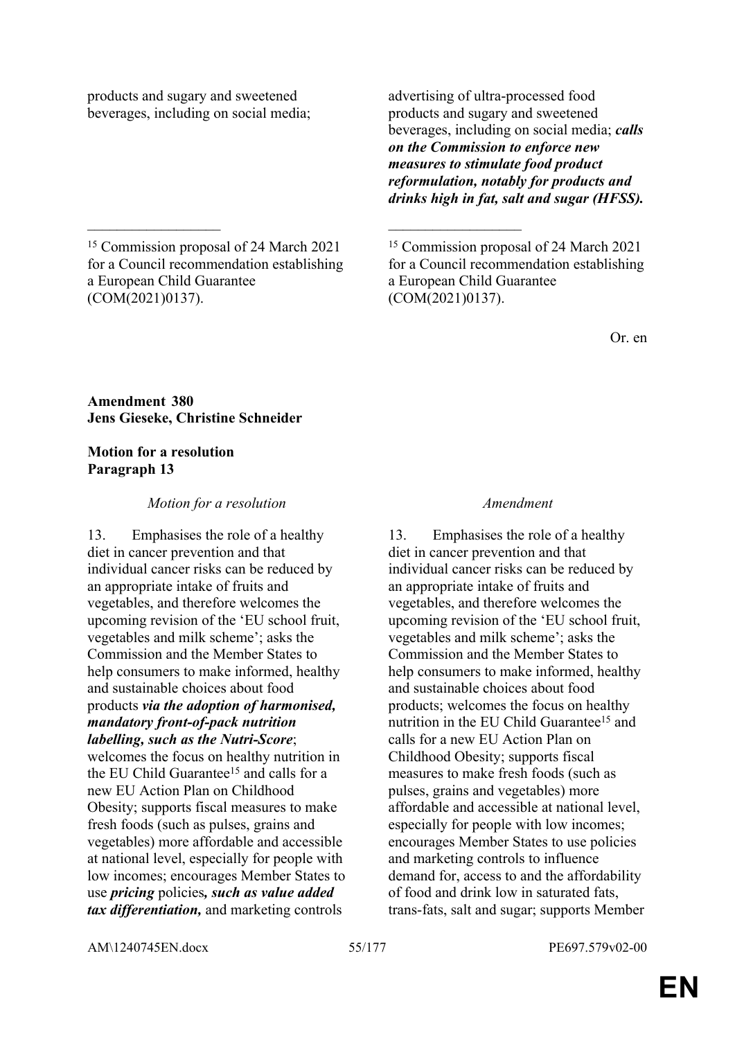| | |
|---|---|
| products and sugary and sweetened beverages, including on social media; | advertising of ultra-processed food products and sugary and sweetened beverages, including on social media; ***calls on the Commission to enforce new measures to stimulate food product reformulation, notably for products and drinks high in fat, salt and sugar (HFSS).*** |

_________________

[15] Commission proposal of 24 March 2021 for a Council recommendation establishing a European Child Guarantee (COM(2021)0137).

Or. en

**Amendment 380**
**Jens Gieseke, Christine Schneider**

**Motion for a resolution**
**Paragraph 13**

| *Motion for a resolution* | *Amendment* |
|---|---|
| 13. Emphasises the role of a healthy diet in cancer prevention and that individual cancer risks can be reduced by an appropriate intake of fruits and vegetables, and therefore welcomes the upcoming revision of the 'EU school fruit, vegetables and milk scheme'; asks the Commission and the Member States to help consumers to make informed, healthy and sustainable choices about food products ***via the adoption of harmonised, mandatory front-of-pack nutrition labelling, such as the Nutri-Score***; welcomes the focus on healthy nutrition in the EU Child Guarantee[15] and calls for a new EU Action Plan on Childhood Obesity; supports fiscal measures to make fresh foods (such as pulses, grains and vegetables) more affordable and accessible at national level, especially for people with low incomes; encourages Member States to use ***pricing*** policies***, such as value added tax differentiation,*** and marketing controls | 13. Emphasises the role of a healthy diet in cancer prevention and that individual cancer risks can be reduced by an appropriate intake of fruits and vegetables, and therefore welcomes the upcoming revision of the 'EU school fruit, vegetables and milk scheme'; asks the Commission and the Member States to help consumers to make informed, healthy and sustainable choices about food products; welcomes the focus on healthy nutrition in the EU Child Guarantee[15] and calls for a new EU Action Plan on Childhood Obesity; supports fiscal measures to make fresh foods (such as pulses, grains and vegetables) more affordable and accessible at national level, especially for people with low incomes; encourages Member States to use policies and marketing controls to influence demand for, access to and the affordability of food and drink low in saturated fats, trans-fats, salt and sugar; supports Member |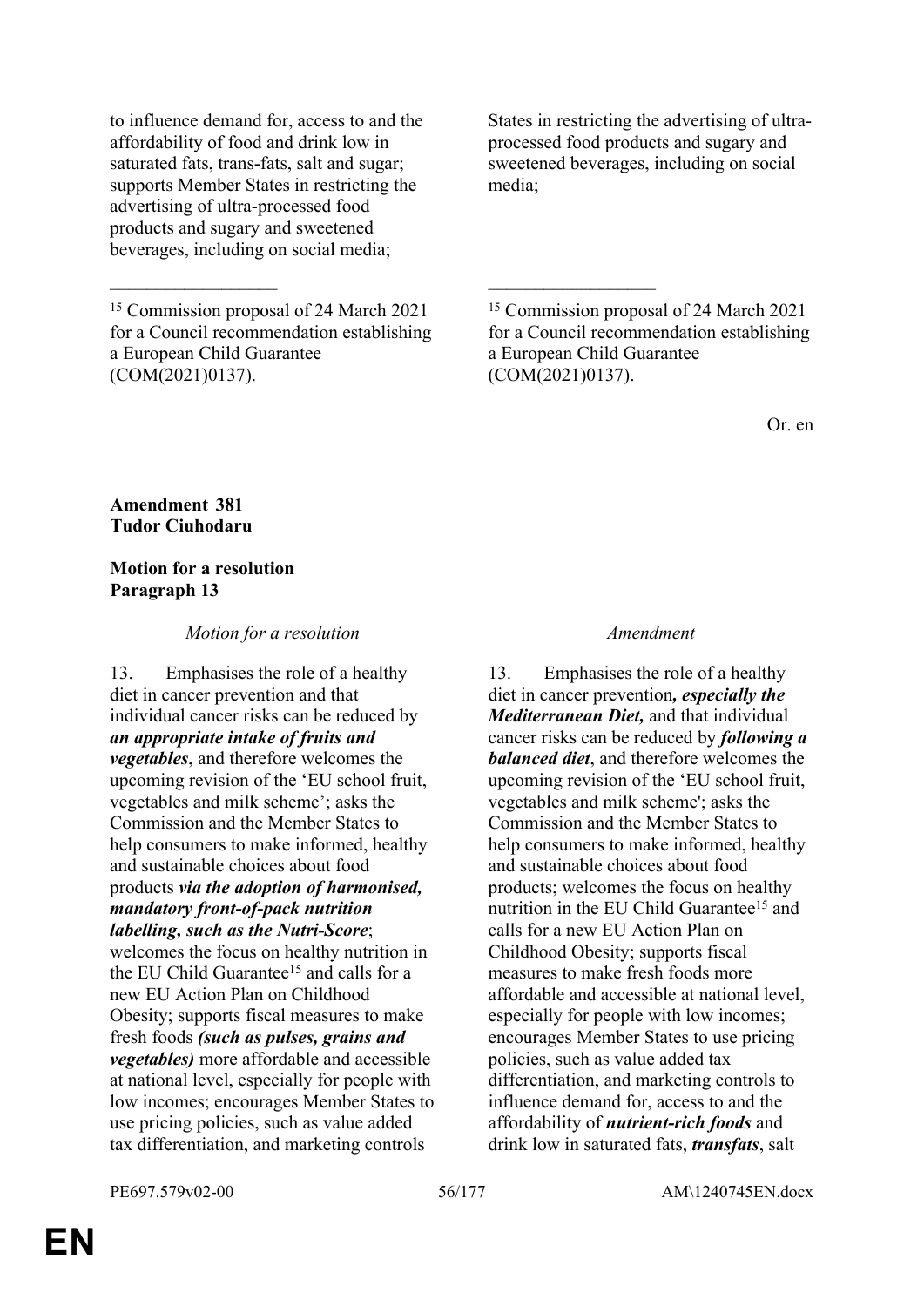| | |
|---|---|
| to influence demand for, access to and the affordability of food and drink low in saturated fats, trans-fats, salt and sugar; supports Member States in restricting the advertising of ultra-processed food products and sugary and sweetened beverages, including on social media; | States in restricting the advertising of ultra-processed food products and sugary and sweetened beverages, including on social media; |
| ___________________ | ___________________ |
| [15] Commission proposal of 24 March 2021 for a Council recommendation establishing a European Child Guarantee (COM(2021)0137). | [15] Commission proposal of 24 March 2021 for a Council recommendation establishing a European Child Guarantee (COM(2021)0137). |

Or. en

**Amendment 381**
**Tudor Ciuhodaru**

**Motion for a resolution**
**Paragraph 13**

| *Motion for a resolution* | *Amendment* |
|---|---|
| 13. Emphasises the role of a healthy diet in cancer prevention and that individual cancer risks can be reduced by ***an appropriate intake of fruits and vegetables***, and therefore welcomes the upcoming revision of the 'EU school fruit, vegetables and milk scheme'; asks the Commission and the Member States to help consumers to make informed, healthy and sustainable choices about food products ***via the adoption of harmonised, mandatory front-of-pack nutrition labelling, such as the Nutri-Score***; welcomes the focus on healthy nutrition in the EU Child Guarantee[15] and calls for a new EU Action Plan on Childhood Obesity; supports fiscal measures to make fresh foods ***(such as pulses, grains and vegetables)*** more affordable and accessible at national level, especially for people with low incomes; encourages Member States to use pricing policies, such as value added tax differentiation, and marketing controls | 13. Emphasises the role of a healthy diet in cancer prevention***, especially the Mediterranean Diet,*** and that individual cancer risks can be reduced by ***following a balanced diet***, and therefore welcomes the upcoming revision of the 'EU school fruit, vegetables and milk scheme'; asks the Commission and the Member States to help consumers to make informed, healthy and sustainable choices about food products; welcomes the focus on healthy nutrition in the EU Child Guarantee[15] and calls for a new EU Action Plan on Childhood Obesity; supports fiscal measures to make fresh foods more affordable and accessible at national level, especially for people with low incomes; encourages Member States to use pricing policies, such as value added tax differentiation, and marketing controls to influence demand for, access to and the affordability of ***nutrient-rich foods*** and drink low in saturated fats, ***transfats***, salt |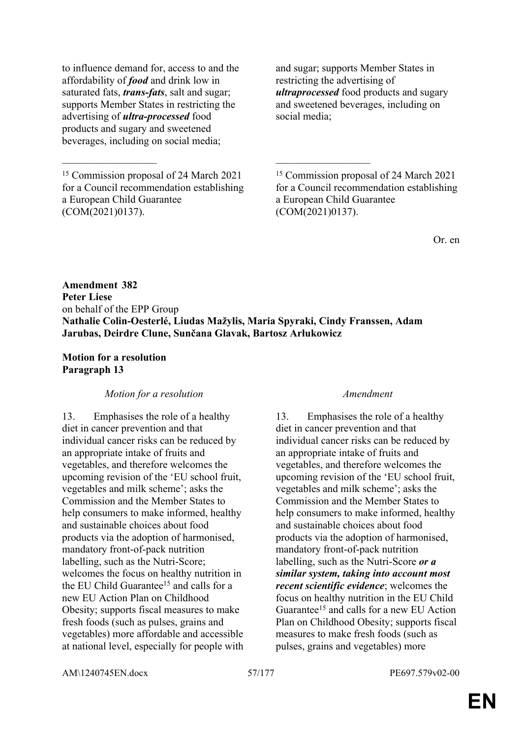| | |
|---|---|
| to influence demand for, access to and the affordability of ***food*** and drink low in saturated fats, ***trans-fats***, salt and sugar; supports Member States in restricting the advertising of ***ultra-processed*** food products and sugary and sweetened beverages, including on social media; | and sugar; supports Member States in restricting the advertising of ***ultraprocessed*** food products and sugary and sweetened beverages, including on social media; |
| __________________ | __________________ |
| [15] Commission proposal of 24 March 2021 for a Council recommendation establishing a European Child Guarantee (COM(2021)0137). | [15] Commission proposal of 24 March 2021 for a Council recommendation establishing a European Child Guarantee (COM(2021)0137). |

Or. en

**Amendment 382**
**Peter Liese**
on behalf of the EPP Group
**Nathalie Colin-Oesterlé, Liudas Mažylis, Maria Spyraki, Cindy Franssen, Adam Jarubas, Deirdre Clune, Sunčana Glavak, Bartosz Arłukowicz**

**Motion for a resolution**
**Paragraph 13**

| *Motion for a resolution* | *Amendment* |
|---|---|
| 13. Emphasises the role of a healthy diet in cancer prevention and that individual cancer risks can be reduced by an appropriate intake of fruits and vegetables, and therefore welcomes the upcoming revision of the 'EU school fruit, vegetables and milk scheme'; asks the Commission and the Member States to help consumers to make informed, healthy and sustainable choices about food products via the adoption of harmonised, mandatory front-of-pack nutrition labelling, such as the Nutri-Score; welcomes the focus on healthy nutrition in the EU Child Guarantee[15] and calls for a new EU Action Plan on Childhood Obesity; supports fiscal measures to make fresh foods (such as pulses, grains and vegetables) more affordable and accessible at national level, especially for people with | 13. Emphasises the role of a healthy diet in cancer prevention and that individual cancer risks can be reduced by an appropriate intake of fruits and vegetables, and therefore welcomes the upcoming revision of the 'EU school fruit, vegetables and milk scheme'; asks the Commission and the Member States to help consumers to make informed, healthy and sustainable choices about food products via the adoption of harmonised, mandatory front-of-pack nutrition labelling, such as the Nutri-Score ***or a similar system, taking into account most recent scientific evidence***; welcomes the focus on healthy nutrition in the EU Child Guarantee[15] and calls for a new EU Action Plan on Childhood Obesity; supports fiscal measures to make fresh foods (such as pulses, grains and vegetables) more |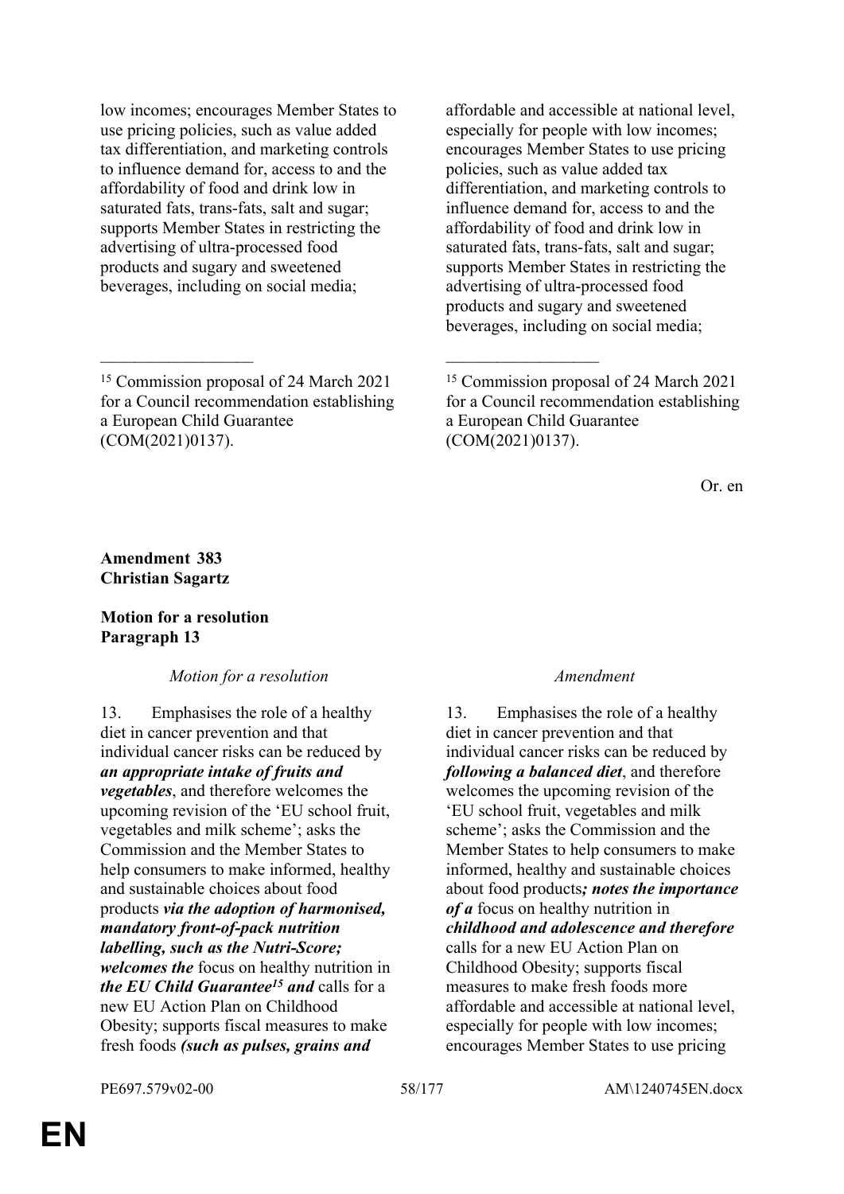| | |
|---|---|
| low incomes; encourages Member States to use pricing policies, such as value added tax differentiation, and marketing controls to influence demand for, access to and the affordability of food and drink low in saturated fats, trans-fats, salt and sugar; supports Member States in restricting the advertising of ultra-processed food products and sugary and sweetened beverages, including on social media; | affordable and accessible at national level, especially for people with low incomes; encourages Member States to use pricing policies, such as value added tax differentiation, and marketing controls to influence demand for, access to and the affordability of food and drink low in saturated fats, trans-fats, salt and sugar; supports Member States in restricting the advertising of ultra-processed food products and sugary and sweetened beverages, including on social media; |
| __________________ | __________________ |
| [15] Commission proposal of 24 March 2021 for a Council recommendation establishing a European Child Guarantee (COM(2021)0137). | [15] Commission proposal of 24 March 2021 for a Council recommendation establishing a European Child Guarantee (COM(2021)0137). |

Or. en

**Amendment 383**
**Christian Sagartz**

**Motion for a resolution**
**Paragraph 13**

| *Motion for a resolution* | *Amendment* |
|---|---|
| 13. Emphasises the role of a healthy diet in cancer prevention and that individual cancer risks can be reduced by ***an appropriate intake of fruits and vegetables***, and therefore welcomes the upcoming revision of the 'EU school fruit, vegetables and milk scheme'; asks the Commission and the Member States to help consumers to make informed, healthy and sustainable choices about food products ***via the adoption of harmonised, mandatory front-of-pack nutrition labelling, such as the Nutri-Score; welcomes the*** focus on healthy nutrition in ***the EU Child Guarantee[15] and*** calls for a new EU Action Plan on Childhood Obesity; supports fiscal measures to make fresh foods ***(such as pulses, grains and*** | 13. Emphasises the role of a healthy diet in cancer prevention and that individual cancer risks can be reduced by ***following a balanced diet***, and therefore welcomes the upcoming revision of the 'EU school fruit, vegetables and milk scheme'; asks the Commission and the Member States to help consumers to make informed, healthy and sustainable choices about food products***; notes the importance of a*** focus on healthy nutrition in ***childhood and adolescence and therefore*** calls for a new EU Action Plan on Childhood Obesity; supports fiscal measures to make fresh foods more affordable and accessible at national level, especially for people with low incomes; encourages Member States to use pricing |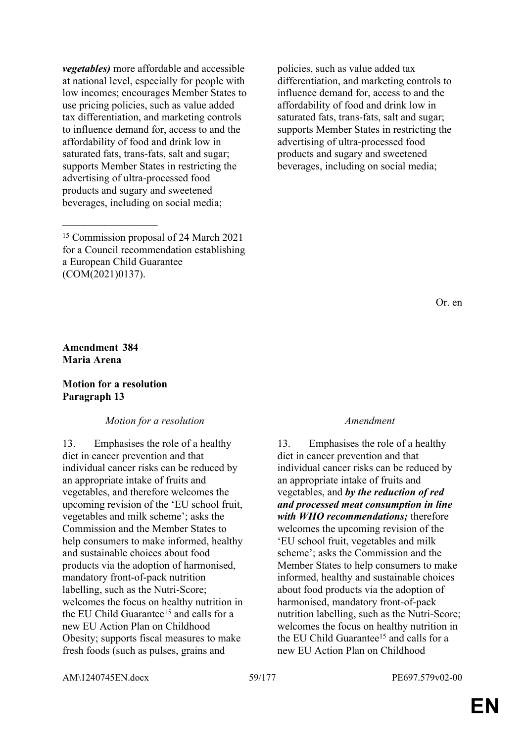| | |
|---|---|
| ***vegetables)*** more affordable and accessible at national level, especially for people with low incomes; encourages Member States to use pricing policies, such as value added tax differentiation, and marketing controls to influence demand for, access to and the affordability of food and drink low in saturated fats, trans-fats, salt and sugar; supports Member States in restricting the advertising of ultra-processed food products and sugary and sweetened beverages, including on social media; | policies, such as value added tax differentiation, and marketing controls to influence demand for, access to and the affordability of food and drink low in saturated fats, trans-fats, salt and sugar; supports Member States in restricting the advertising of ultra-processed food products and sugary and sweetened beverages, including on social media; |

__________________

[15] Commission proposal of 24 March 2021 for a Council recommendation establishing a European Child Guarantee (COM(2021)0137).

Or. en

**Amendment 384**
**Maria Arena**

**Motion for a resolution**
**Paragraph 13**

| *Motion for a resolution* | *Amendment* |
|---|---|
| 13. Emphasises the role of a healthy diet in cancer prevention and that individual cancer risks can be reduced by an appropriate intake of fruits and vegetables, and therefore welcomes the upcoming revision of the 'EU school fruit, vegetables and milk scheme'; asks the Commission and the Member States to help consumers to make informed, healthy and sustainable choices about food products via the adoption of harmonised, mandatory front-of-pack nutrition labelling, such as the Nutri-Score; welcomes the focus on healthy nutrition in the EU Child Guarantee[15] and calls for a new EU Action Plan on Childhood Obesity; supports fiscal measures to make fresh foods (such as pulses, grains and | 13. Emphasises the role of a healthy diet in cancer prevention and that individual cancer risks can be reduced by an appropriate intake of fruits and vegetables, and ***by the reduction of red and processed meat consumption in line with WHO recommendations;*** therefore welcomes the upcoming revision of the 'EU school fruit, vegetables and milk scheme'; asks the Commission and the Member States to help consumers to make informed, healthy and sustainable choices about food products via the adoption of harmonised, mandatory front-of-pack nutrition labelling, such as the Nutri-Score; welcomes the focus on healthy nutrition in the EU Child Guarantee[15] and calls for a new EU Action Plan on Childhood |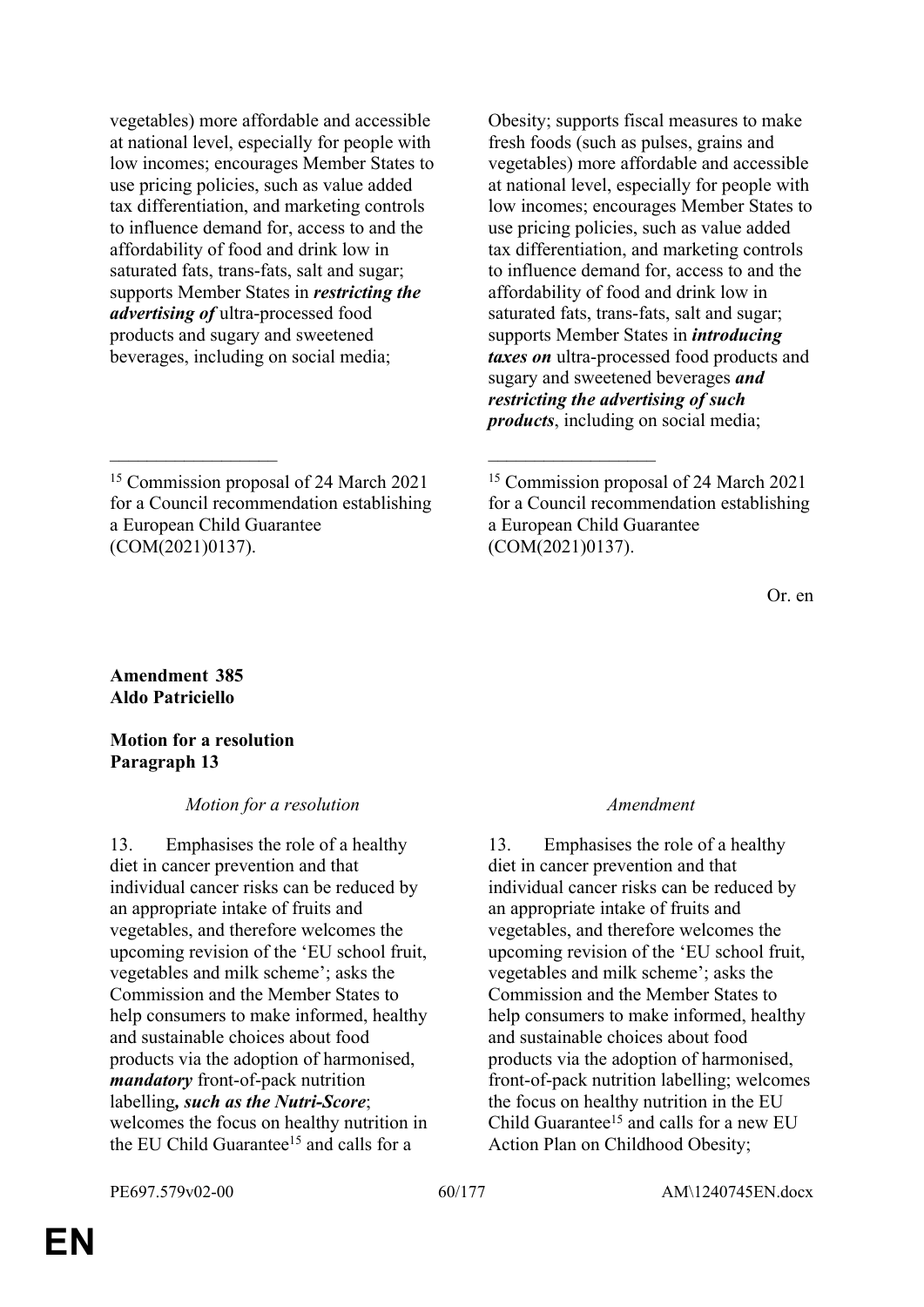| | |
|---|---|
| vegetables) more affordable and accessible at national level, especially for people with low incomes; encourages Member States to use pricing policies, such as value added tax differentiation, and marketing controls to influence demand for, access to and the affordability of food and drink low in saturated fats, trans-fats, salt and sugar; supports Member States in ***restricting the advertising of*** ultra-processed food products and sugary and sweetened beverages, including on social media; | Obesity; supports fiscal measures to make fresh foods (such as pulses, grains and vegetables) more affordable and accessible at national level, especially for people with low incomes; encourages Member States to use pricing policies, such as value added tax differentiation, and marketing controls to influence demand for, access to and the affordability of food and drink low in saturated fats, trans-fats, salt and sugar; supports Member States in ***introducing taxes on*** ultra-processed food products and sugary and sweetened beverages ***and restricting the advertising of such products***, including on social media; |
| __________________ | __________________ |
| [15] Commission proposal of 24 March 2021 for a Council recommendation establishing a European Child Guarantee (COM(2021)0137). | [15] Commission proposal of 24 March 2021 for a Council recommendation establishing a European Child Guarantee (COM(2021)0137). |

Or. en

**Amendment 385**
**Aldo Patriciello**

**Motion for a resolution**
**Paragraph 13**

| *Motion for a resolution* | *Amendment* |
|---|---|
| 13. Emphasises the role of a healthy diet in cancer prevention and that individual cancer risks can be reduced by an appropriate intake of fruits and vegetables, and therefore welcomes the upcoming revision of the 'EU school fruit, vegetables and milk scheme'; asks the Commission and the Member States to help consumers to make informed, healthy and sustainable choices about food products via the adoption of harmonised, ***mandatory*** front-of-pack nutrition labelling***, such as the Nutri-Score***; welcomes the focus on healthy nutrition in the EU Child Guarantee[15] and calls for a | 13. Emphasises the role of a healthy diet in cancer prevention and that individual cancer risks can be reduced by an appropriate intake of fruits and vegetables, and therefore welcomes the upcoming revision of the 'EU school fruit, vegetables and milk scheme'; asks the Commission and the Member States to help consumers to make informed, healthy and sustainable choices about food products via the adoption of harmonised, front-of-pack nutrition labelling; welcomes the focus on healthy nutrition in the EU Child Guarantee[15] and calls for a new EU Action Plan on Childhood Obesity; |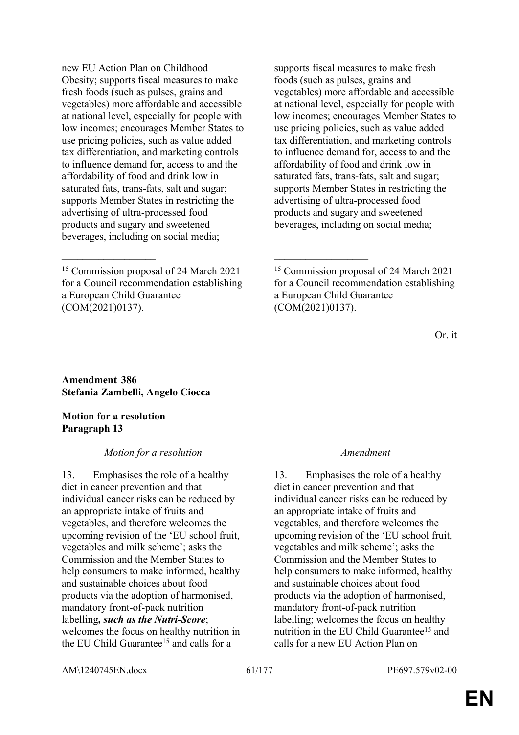| | |
|---|---|
| new EU Action Plan on Childhood Obesity; supports fiscal measures to make fresh foods (such as pulses, grains and vegetables) more affordable and accessible at national level, especially for people with low incomes; encourages Member States to use pricing policies, such as value added tax differentiation, and marketing controls to influence demand for, access to and the affordability of food and drink low in saturated fats, trans-fats, salt and sugar; supports Member States in restricting the advertising of ultra-processed food products and sugary and sweetened beverages, including on social media; | supports fiscal measures to make fresh foods (such as pulses, grains and vegetables) more affordable and accessible at national level, especially for people with low incomes; encourages Member States to use pricing policies, such as value added tax differentiation, and marketing controls to influence demand for, access to and the affordability of food and drink low in saturated fats, trans-fats, salt and sugar; supports Member States in restricting the advertising of ultra-processed food products and sugary and sweetened beverages, including on social media; |
| __________________ | __________________ |
| [15] Commission proposal of 24 March 2021 for a Council recommendation establishing a European Child Guarantee (COM(2021)0137). | [15] Commission proposal of 24 March 2021 for a Council recommendation establishing a European Child Guarantee (COM(2021)0137). |

Or. it

**Amendment 386**
**Stefania Zambelli, Angelo Ciocca**

**Motion for a resolution**
**Paragraph 13**

| *Motion for a resolution* | *Amendment* |
|---|---|
| 13. Emphasises the role of a healthy diet in cancer prevention and that individual cancer risks can be reduced by an appropriate intake of fruits and vegetables, and therefore welcomes the upcoming revision of the 'EU school fruit, vegetables and milk scheme'; asks the Commission and the Member States to help consumers to make informed, healthy and sustainable choices about food products via the adoption of harmonised, mandatory front-of-pack nutrition labelling***, such as the Nutri-Score***; welcomes the focus on healthy nutrition in the EU Child Guarantee[15] and calls for a | 13. Emphasises the role of a healthy diet in cancer prevention and that individual cancer risks can be reduced by an appropriate intake of fruits and vegetables, and therefore welcomes the upcoming revision of the 'EU school fruit, vegetables and milk scheme'; asks the Commission and the Member States to help consumers to make informed, healthy and sustainable choices about food products via the adoption of harmonised, mandatory front-of-pack nutrition labelling; welcomes the focus on healthy nutrition in the EU Child Guarantee[15] and calls for a new EU Action Plan on |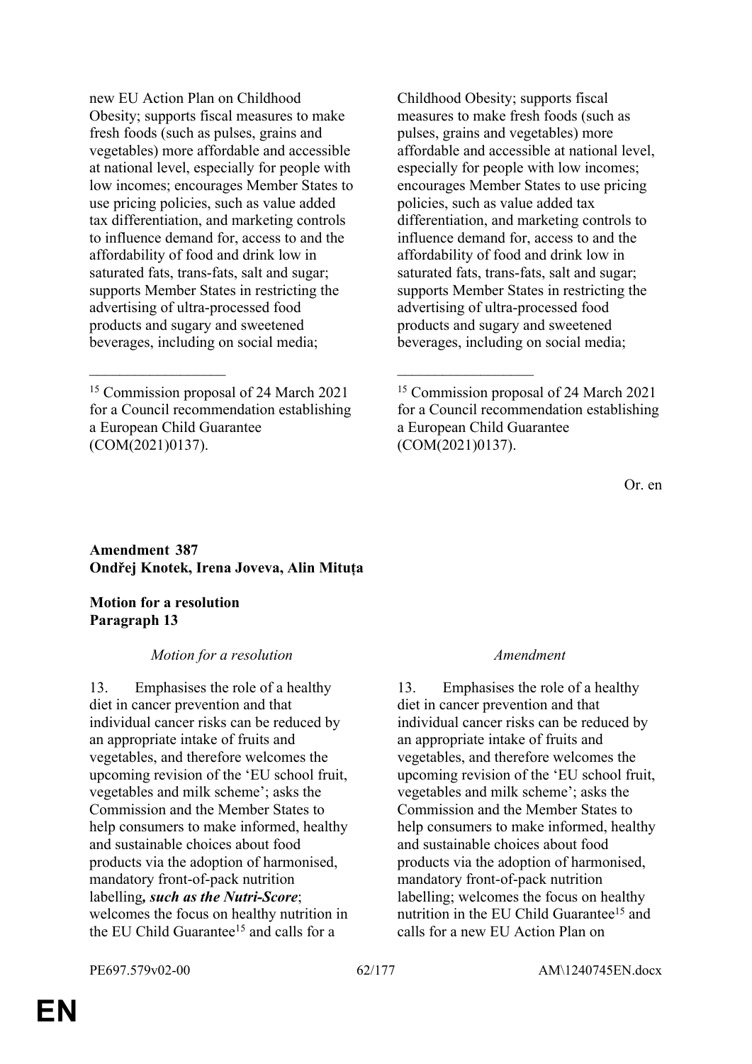new EU Action Plan on Childhood Obesity; supports fiscal measures to make fresh foods (such as pulses, grains and vegetables) more affordable and accessible at national level, especially for people with low incomes; encourages Member States to use pricing policies, such as value added tax differentiation, and marketing controls to influence demand for, access to and the affordability of food and drink low in saturated fats, trans-fats, salt and sugar; supports Member States in restricting the advertising of ultra-processed food products and sugary and sweetened beverages, including on social media;

Childhood Obesity; supports fiscal measures to make fresh foods (such as pulses, grains and vegetables) more affordable and accessible at national level, especially for people with low incomes; encourages Member States to use pricing policies, such as value added tax differentiation, and marketing controls to influence demand for, access to and the affordability of food and drink low in saturated fats, trans-fats, salt and sugar; supports Member States in restricting the advertising of ultra-processed food products and sugary and sweetened beverages, including on social media;

__________________

[15] Commission proposal of 24 March 2021 for a Council recommendation establishing a European Child Guarantee (COM(2021)0137).

__________________

[15] Commission proposal of 24 March 2021 for a Council recommendation establishing a European Child Guarantee (COM(2021)0137).

Or. en

**Amendment 387**
**Ondřej Knotek, Irena Joveva, Alin Mituța**

**Motion for a resolution**
**Paragraph 13**

| *Motion for a resolution* | *Amendment* |
|---|---|
| 13. Emphasises the role of a healthy diet in cancer prevention and that individual cancer risks can be reduced by an appropriate intake of fruits and vegetables, and therefore welcomes the upcoming revision of the 'EU school fruit, vegetables and milk scheme'; asks the Commission and the Member States to help consumers to make informed, healthy and sustainable choices about food products via the adoption of harmonised, mandatory front-of-pack nutrition labelling***, such as the Nutri-Score***; welcomes the focus on healthy nutrition in the EU Child Guarantee[15] and calls for a | 13. Emphasises the role of a healthy diet in cancer prevention and that individual cancer risks can be reduced by an appropriate intake of fruits and vegetables, and therefore welcomes the upcoming revision of the 'EU school fruit, vegetables and milk scheme'; asks the Commission and the Member States to help consumers to make informed, healthy and sustainable choices about food products via the adoption of harmonised, mandatory front-of-pack nutrition labelling; welcomes the focus on healthy nutrition in the EU Child Guarantee[15] and calls for a new EU Action Plan on |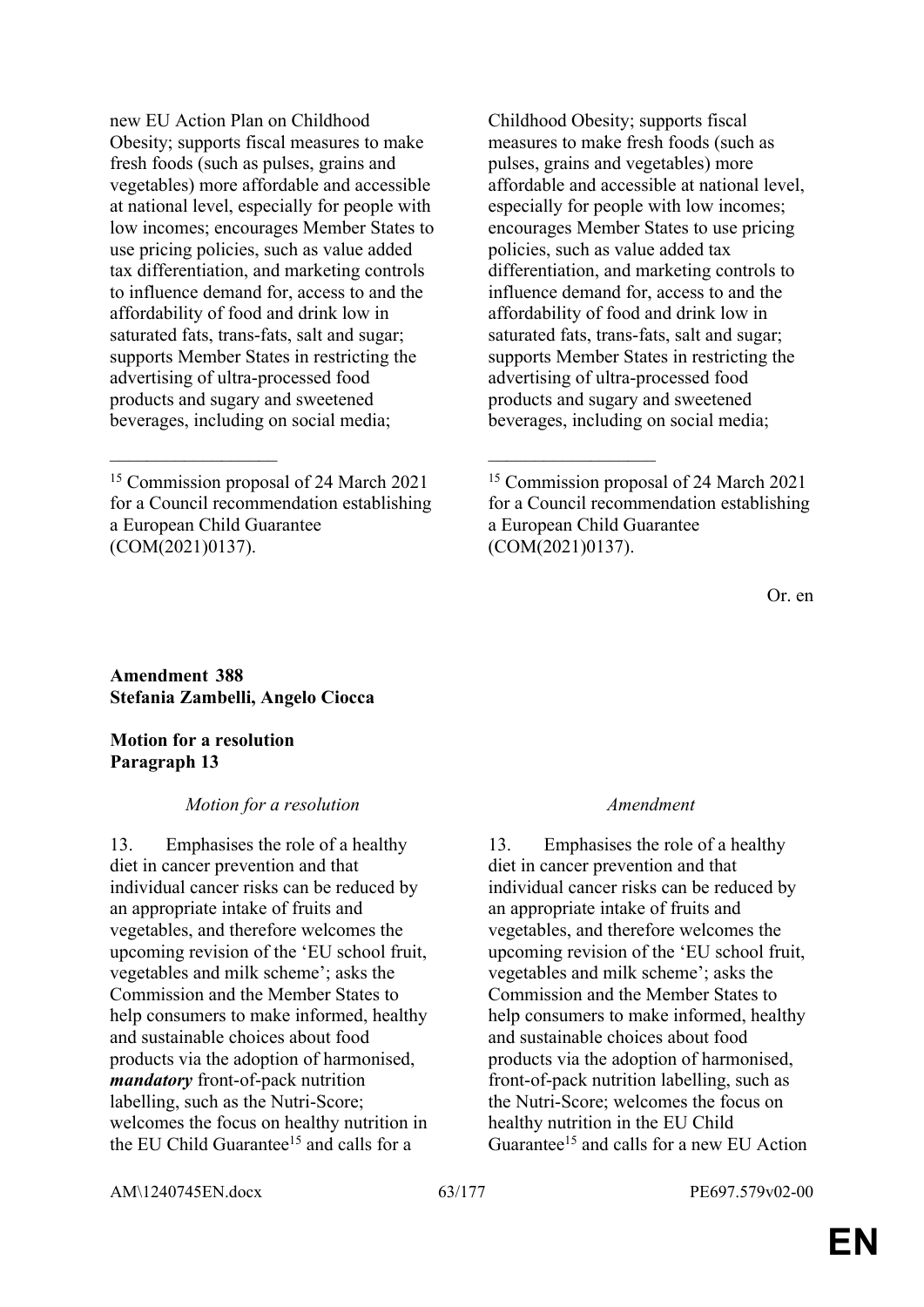| | |
|---|---|
| new EU Action Plan on Childhood Obesity; supports fiscal measures to make fresh foods (such as pulses, grains and vegetables) more affordable and accessible at national level, especially for people with low incomes; encourages Member States to use pricing policies, such as value added tax differentiation, and marketing controls to influence demand for, access to and the affordability of food and drink low in saturated fats, trans-fats, salt and sugar; supports Member States in restricting the advertising of ultra-processed food products and sugary and sweetened beverages, including on social media; | Childhood Obesity; supports fiscal measures to make fresh foods (such as pulses, grains and vegetables) more affordable and accessible at national level, especially for people with low incomes; encourages Member States to use pricing policies, such as value added tax differentiation, and marketing controls to influence demand for, access to and the affordability of food and drink low in saturated fats, trans-fats, salt and sugar; supports Member States in restricting the advertising of ultra-processed food products and sugary and sweetened beverages, including on social media; |
| ___________________ | ___________________ |
| [15] Commission proposal of 24 March 2021 for a Council recommendation establishing a European Child Guarantee (COM(2021)0137). | [15] Commission proposal of 24 March 2021 for a Council recommendation establishing a European Child Guarantee (COM(2021)0137). |

Or. en

**Amendment 388**
**Stefania Zambelli, Angelo Ciocca**

**Motion for a resolution**
**Paragraph 13**

| *Motion for a resolution* | *Amendment* |
|---|---|
| 13. Emphasises the role of a healthy diet in cancer prevention and that individual cancer risks can be reduced by an appropriate intake of fruits and vegetables, and therefore welcomes the upcoming revision of the 'EU school fruit, vegetables and milk scheme'; asks the Commission and the Member States to help consumers to make informed, healthy and sustainable choices about food products via the adoption of harmonised, ***mandatory*** front-of-pack nutrition labelling, such as the Nutri-Score; welcomes the focus on healthy nutrition in the EU Child Guarantee[15] and calls for a | 13. Emphasises the role of a healthy diet in cancer prevention and that individual cancer risks can be reduced by an appropriate intake of fruits and vegetables, and therefore welcomes the upcoming revision of the 'EU school fruit, vegetables and milk scheme'; asks the Commission and the Member States to help consumers to make informed, healthy and sustainable choices about food products via the adoption of harmonised, front-of-pack nutrition labelling, such as the Nutri-Score; welcomes the focus on healthy nutrition in the EU Child Guarantee[15] and calls for a new EU Action |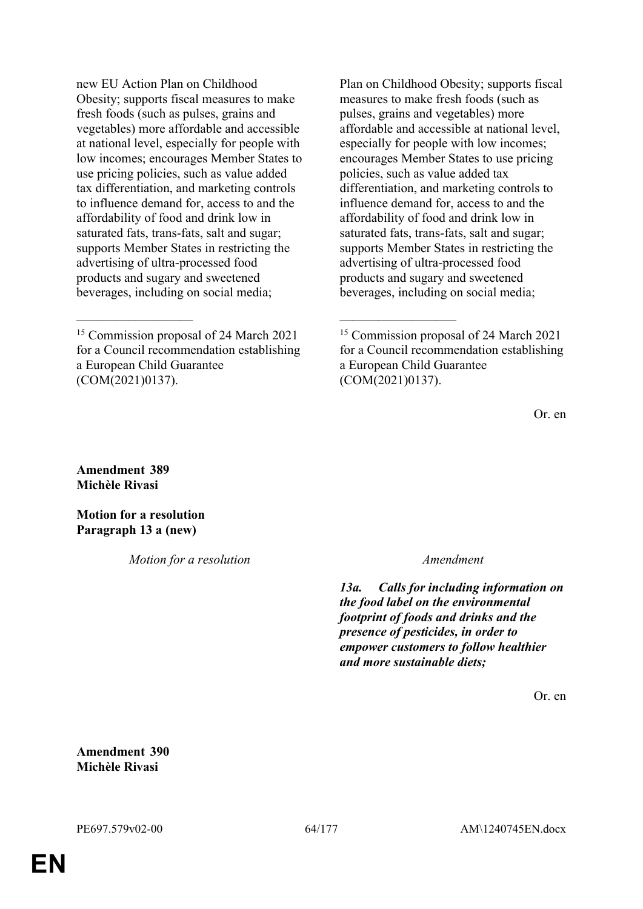| | |
|---|---|
| new EU Action Plan on Childhood Obesity; supports fiscal measures to make fresh foods (such as pulses, grains and vegetables) more affordable and accessible at national level, especially for people with low incomes; encourages Member States to use pricing policies, such as value added tax differentiation, and marketing controls to influence demand for, access to and the affordability of food and drink low in saturated fats, trans-fats, salt and sugar; supports Member States in restricting the advertising of ultra-processed food products and sugary and sweetened beverages, including on social media; | Plan on Childhood Obesity; supports fiscal measures to make fresh foods (such as pulses, grains and vegetables) more affordable and accessible at national level, especially for people with low incomes; encourages Member States to use pricing policies, such as value added tax differentiation, and marketing controls to influence demand for, access to and the affordability of food and drink low in saturated fats, trans-fats, salt and sugar; supports Member States in restricting the advertising of ultra-processed food products and sugary and sweetened beverages, including on social media; |
| __________________ | __________________ |
| [15] Commission proposal of 24 March 2021 for a Council recommendation establishing a European Child Guarantee (COM(2021)0137). | [15] Commission proposal of 24 March 2021 for a Council recommendation establishing a European Child Guarantee (COM(2021)0137). |

Or. en

**Amendment 389**
**Michèle Rivasi**

**Motion for a resolution**
**Paragraph 13 a (new)**

| *Motion for a resolution* | *Amendment* |
|---|---|
| | ***13a. Calls for including information on the food label on the environmental footprint of foods and drinks and the presence of pesticides, in order to empower customers to follow healthier and more sustainable diets;*** |

Or. en

**Amendment 390**
**Michèle Rivasi**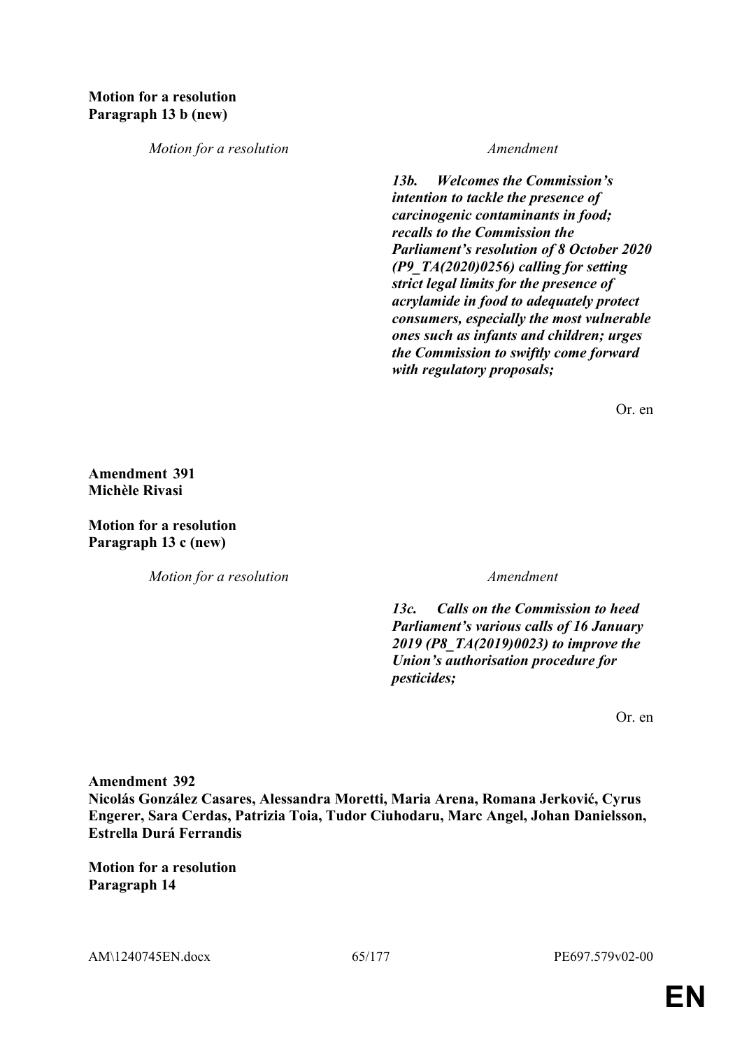**Motion for a resolution**
**Paragraph 13 b (new)**

| *Motion for a resolution* | *Amendment* |
| --- | --- |
| | ***13b. Welcomes the Commission's intention to tackle the presence of carcinogenic contaminants in food; recalls to the Commission the Parliament's resolution of 8 October 2020 (P9_TA(2020)0256) calling for setting strict legal limits for the presence of acrylamide in food to adequately protect consumers, especially the most vulnerable ones such as infants and children; urges the Commission to swiftly come forward with regulatory proposals;*** |

Or. en

**Amendment 391**
**Michèle Rivasi**

**Motion for a resolution**
**Paragraph 13 c (new)**

| *Motion for a resolution* | *Amendment* |
| --- | --- |
| | ***13c. Calls on the Commission to heed Parliament's various calls of 16 January 2019 (P8_TA(2019)0023) to improve the Union's authorisation procedure for pesticides;*** |

Or. en

**Amendment 392**
**Nicolás González Casares, Alessandra Moretti, Maria Arena, Romana Jerković, Cyrus Engerer, Sara Cerdas, Patrizia Toia, Tudor Ciuhodaru, Marc Angel, Johan Danielsson, Estrella Durá Ferrandis**

**Motion for a resolution**
**Paragraph 14**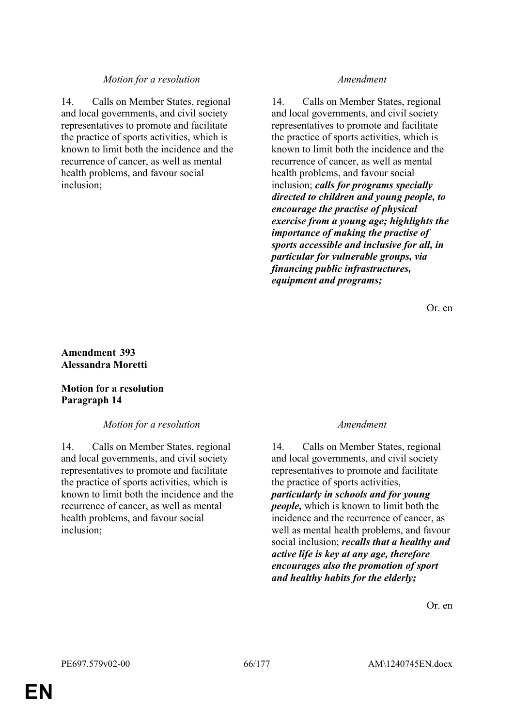| *Motion for a resolution* | *Amendment* |
|---|---|
| 14. Calls on Member States, regional and local governments, and civil society representatives to promote and facilitate the practice of sports activities, which is known to limit both the incidence and the recurrence of cancer, as well as mental health problems, and favour social inclusion; | 14. Calls on Member States, regional and local governments, and civil society representatives to promote and facilitate the practice of sports activities, which is known to limit both the incidence and the recurrence of cancer, as well as mental health problems, and favour social inclusion; ***calls for programs specially directed to children and young people, to encourage the practise of physical exercise from a young age; highlights the importance of making the practise of sports accessible and inclusive for all, in particular for vulnerable groups, via financing public infrastructures, equipment and programs;*** |

Or. en

**Amendment 393**
**Alessandra Moretti**

**Motion for a resolution**
**Paragraph 14**

| *Motion for a resolution* | *Amendment* |
|---|---|
| 14. Calls on Member States, regional and local governments, and civil society representatives to promote and facilitate the practice of sports activities, which is known to limit both the incidence and the recurrence of cancer, as well as mental health problems, and favour social inclusion; | 14. Calls on Member States, regional and local governments, and civil society representatives to promote and facilitate the practice of sports activities, ***particularly in schools and for young people,*** which is known to limit both the incidence and the recurrence of cancer, as well as mental health problems, and favour social inclusion; ***recalls that a healthy and active life is key at any age, therefore encourages also the promotion of sport and healthy habits for the elderly;*** |

Or. en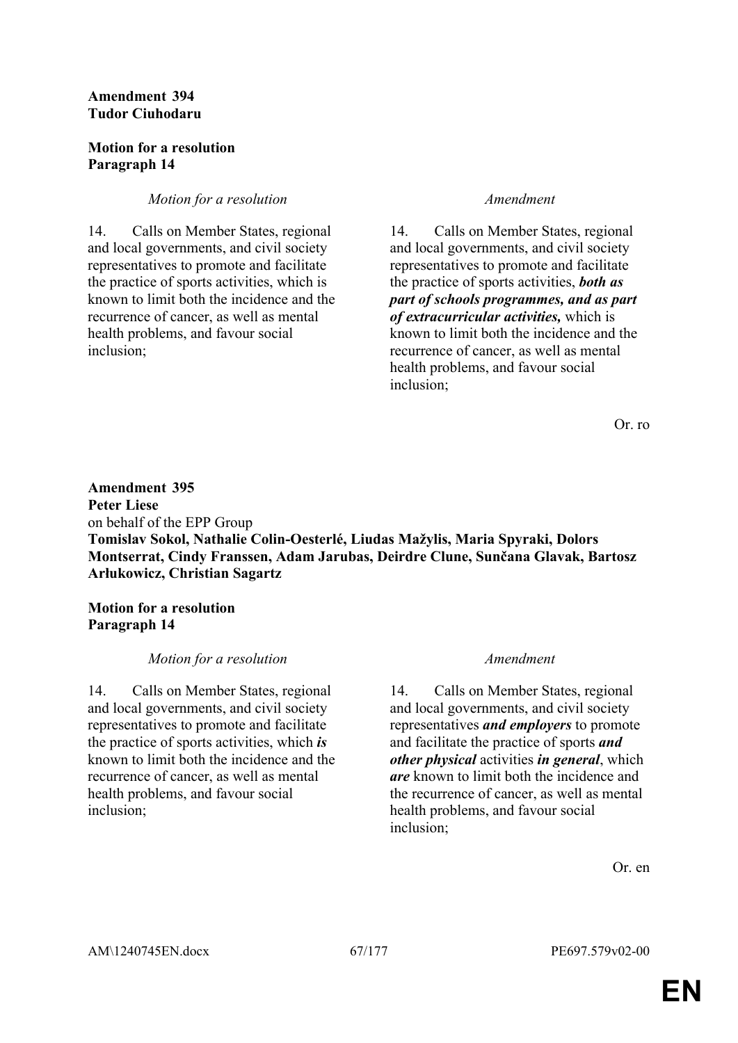**Amendment 394**
**Tudor Ciuhodaru**

**Motion for a resolution**
**Paragraph 14**

| *Motion for a resolution* | *Amendment* |
|---|---|
| 14. Calls on Member States, regional and local governments, and civil society representatives to promote and facilitate the practice of sports activities, which is known to limit both the incidence and the recurrence of cancer, as well as mental health problems, and favour social inclusion; | 14. Calls on Member States, regional and local governments, and civil society representatives to promote and facilitate the practice of sports activities, ***both as part of schools programmes, and as part of extracurricular activities,*** which is known to limit both the incidence and the recurrence of cancer, as well as mental health problems, and favour social inclusion; |

Or. ro

**Amendment 395**
**Peter Liese**
on behalf of the EPP Group
**Tomislav Sokol, Nathalie Colin-Oesterlé, Liudas Mažylis, Maria Spyraki, Dolors Montserrat, Cindy Franssen, Adam Jarubas, Deirdre Clune, Sunčana Glavak, Bartosz Arłukowicz, Christian Sagartz**

**Motion for a resolution**
**Paragraph 14**

| *Motion for a resolution* | *Amendment* |
|---|---|
| 14. Calls on Member States, regional and local governments, and civil society representatives to promote and facilitate the practice of sports activities, which ***is*** known to limit both the incidence and the recurrence of cancer, as well as mental health problems, and favour social inclusion; | 14. Calls on Member States, regional and local governments, and civil society representatives ***and employers*** to promote and facilitate the practice of sports ***and other physical*** activities ***in general***, which ***are*** known to limit both the incidence and the recurrence of cancer, as well as mental health problems, and favour social inclusion; |

Or. en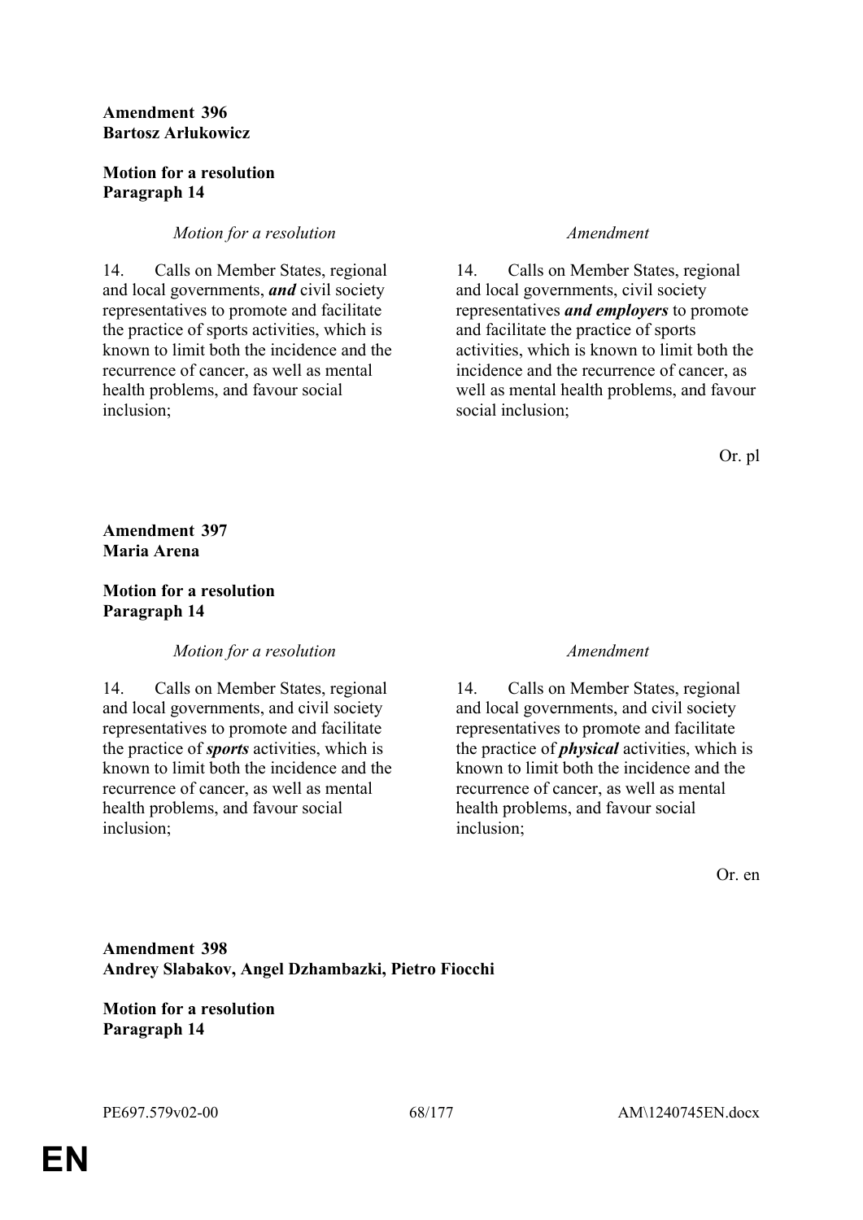**Amendment 396**
**Bartosz Arłukowicz**

**Motion for a resolution**
**Paragraph 14**

| *Motion for a resolution* | *Amendment* |
|---|---|
| 14. Calls on Member States, regional and local governments, ***and*** civil society representatives to promote and facilitate the practice of sports activities, which is known to limit both the incidence and the recurrence of cancer, as well as mental health problems, and favour social inclusion; | 14. Calls on Member States, regional and local governments, civil society representatives ***and employers*** to promote and facilitate the practice of sports activities, which is known to limit both the incidence and the recurrence of cancer, as well as mental health problems, and favour social inclusion; |

Or. pl

**Amendment 397**
**Maria Arena**

**Motion for a resolution**
**Paragraph 14**

| *Motion for a resolution* | *Amendment* |
|---|---|
| 14. Calls on Member States, regional and local governments, and civil society representatives to promote and facilitate the practice of ***sports*** activities, which is known to limit both the incidence and the recurrence of cancer, as well as mental health problems, and favour social inclusion; | 14. Calls on Member States, regional and local governments, and civil society representatives to promote and facilitate the practice of ***physical*** activities, which is known to limit both the incidence and the recurrence of cancer, as well as mental health problems, and favour social inclusion; |

Or. en

**Amendment 398**
**Andrey Slabakov, Angel Dzhambazki, Pietro Fiocchi**

**Motion for a resolution**
**Paragraph 14**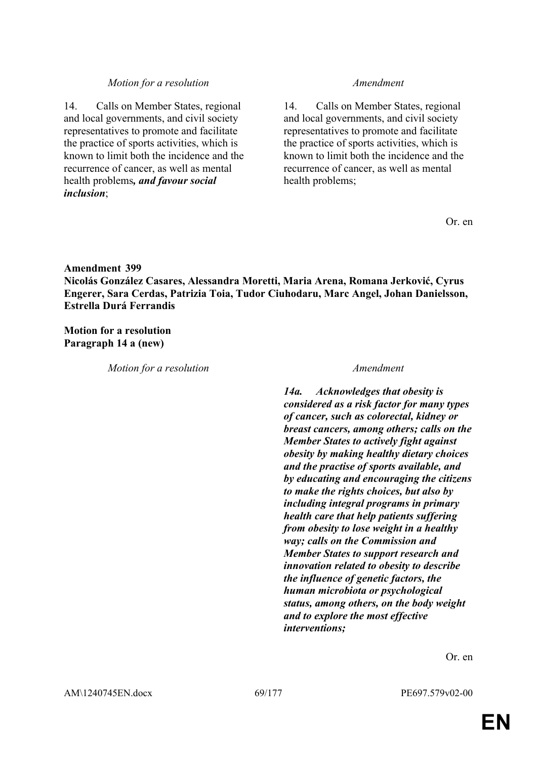| *Motion for a resolution* | *Amendment* |
|---|---|
| 14. Calls on Member States, regional and local governments, and civil society representatives to promote and facilitate the practice of sports activities, which is known to limit both the incidence and the recurrence of cancer, as well as mental health problems***, and favour social inclusion***; | 14. Calls on Member States, regional and local governments, and civil society representatives to promote and facilitate the practice of sports activities, which is known to limit both the incidence and the recurrence of cancer, as well as mental health problems; |

Or. en

**Amendment 399**
**Nicolás González Casares, Alessandra Moretti, Maria Arena, Romana Jerković, Cyrus Engerer, Sara Cerdas, Patrizia Toia, Tudor Ciuhodaru, Marc Angel, Johan Danielsson, Estrella Durá Ferrandis**

**Motion for a resolution**
**Paragraph 14 a (new)**

| *Motion for a resolution* | *Amendment* |
|---|---|
| | ***14a. Acknowledges that obesity is considered as a risk factor for many types of cancer, such as colorectal, kidney or breast cancers, among others; calls on the Member States to actively fight against obesity by making healthy dietary choices and the practise of sports available, and by educating and encouraging the citizens to make the rights choices, but also by including integral programs in primary health care that help patients suffering from obesity to lose weight in a healthy way; calls on the Commission and Member States to support research and innovation related to obesity to describe the influence of genetic factors, the human microbiota or psychological status, among others, on the body weight and to explore the most effective interventions;*** |

Or. en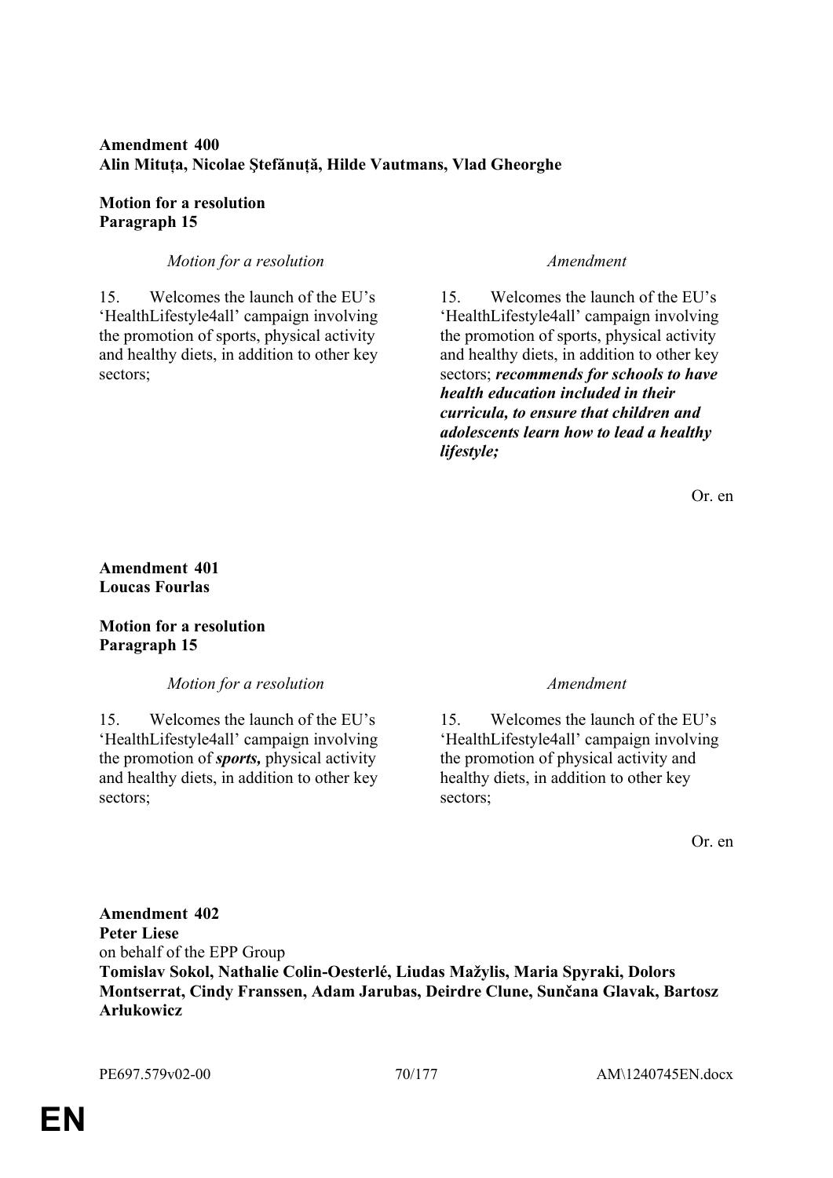**Amendment 400**
**Alin Mituța, Nicolae Ştefănuță, Hilde Vautmans, Vlad Gheorghe**

**Motion for a resolution**
**Paragraph 15**

| *Motion for a resolution* | *Amendment* |
| --- | --- |
| 15. Welcomes the launch of the EU's 'HealthLifestyle4all' campaign involving the promotion of sports, physical activity and healthy diets, in addition to other key sectors; | 15. Welcomes the launch of the EU's 'HealthLifestyle4all' campaign involving the promotion of sports, physical activity and healthy diets, in addition to other key sectors; ***recommends for schools to have health education included in their curricula, to ensure that children and adolescents learn how to lead a healthy lifestyle;*** |

Or. en

**Amendment 401**
**Loucas Fourlas**

**Motion for a resolution**
**Paragraph 15**

| *Motion for a resolution* | *Amendment* |
| --- | --- |
| 15. Welcomes the launch of the EU's 'HealthLifestyle4all' campaign involving the promotion of ***sports,*** physical activity and healthy diets, in addition to other key sectors; | 15. Welcomes the launch of the EU's 'HealthLifestyle4all' campaign involving the promotion of physical activity and healthy diets, in addition to other key sectors; |

Or. en

**Amendment 402**
**Peter Liese**
on behalf of the EPP Group
**Tomislav Sokol, Nathalie Colin-Oesterlé, Liudas Mažylis, Maria Spyraki, Dolors Montserrat, Cindy Franssen, Adam Jarubas, Deirdre Clune, Sunčana Glavak, Bartosz Arłukowicz**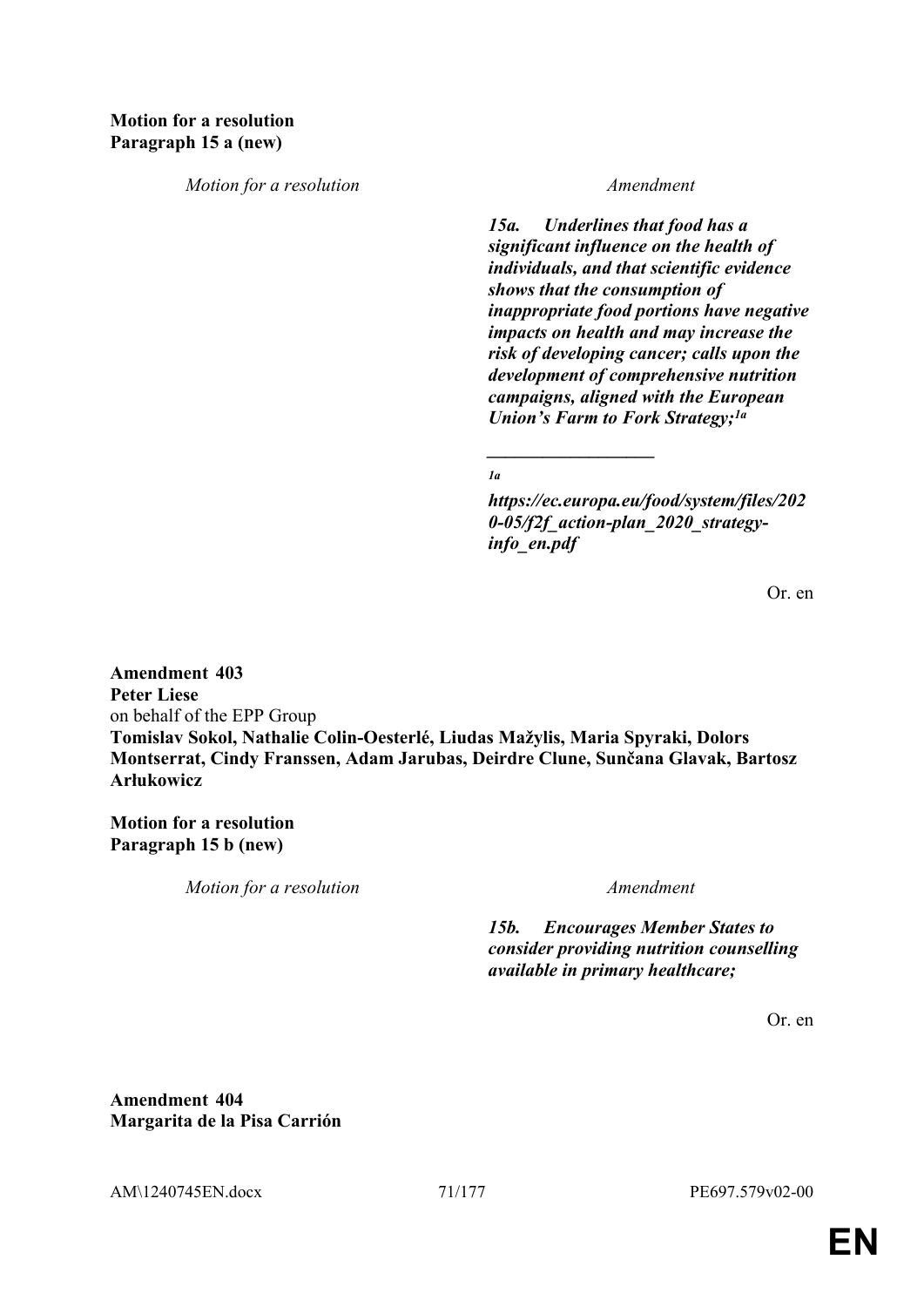**Motion for a resolution**
**Paragraph 15 a (new)**

| *Motion for a resolution* | *Amendment* |
|---|---|
| | ***15a. Underlines that food has a significant influence on the health of individuals, and that scientific evidence shows that the consumption of inappropriate food portions have negative impacts on health and may increase the risk of developing cancer; calls upon the development of comprehensive nutrition campaigns, aligned with the European Union's Farm to Fork Strategy;[1a]*** |
| | ***__________________*** |
| | ***[1a] https://ec.europa.eu/food/system/files/2020-05/f2f_action-plan_2020_strategy-info_en.pdf*** |

Or. en

**Amendment 403**
**Peter Liese**
on behalf of the EPP Group
**Tomislav Sokol, Nathalie Colin-Oesterlé, Liudas Mažylis, Maria Spyraki, Dolors Montserrat, Cindy Franssen, Adam Jarubas, Deirdre Clune, Sunčana Glavak, Bartosz Arłukowicz**

**Motion for a resolution**
**Paragraph 15 b (new)**

| *Motion for a resolution* | *Amendment* |
|---|---|
| | ***15b. Encourages Member States to consider providing nutrition counselling available in primary healthcare;*** |

Or. en

**Amendment 404**
**Margarita de la Pisa Carrión**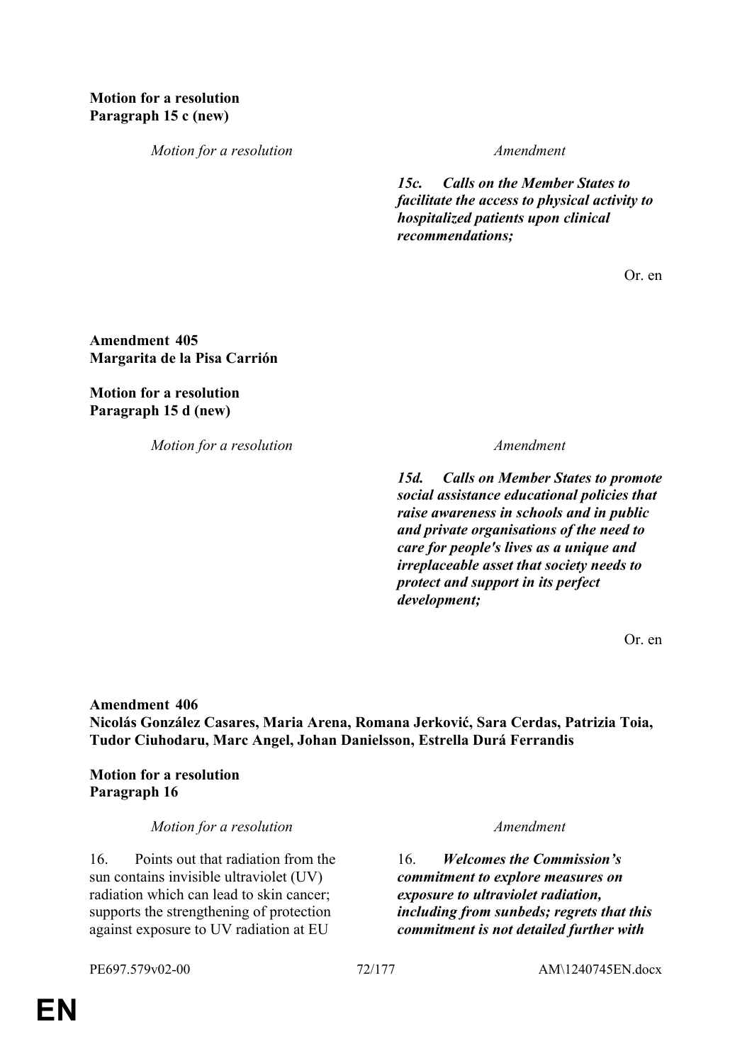**Motion for a resolution**
**Paragraph 15 c (new)**

| *Motion for a resolution* | *Amendment* |
|---|---|
| | ***15c. Calls on the Member States to facilitate the access to physical activity to hospitalized patients upon clinical recommendations;*** |

Or. en

**Amendment 405**
**Margarita de la Pisa Carrión**

**Motion for a resolution**
**Paragraph 15 d (new)**

| *Motion for a resolution* | *Amendment* |
|---|---|
| | ***15d. Calls on Member States to promote social assistance educational policies that raise awareness in schools and in public and private organisations of the need to care for people's lives as a unique and irreplaceable asset that society needs to protect and support in its perfect development;*** |

Or. en

**Amendment 406**
**Nicolás González Casares, Maria Arena, Romana Jerković, Sara Cerdas, Patrizia Toia, Tudor Ciuhodaru, Marc Angel, Johan Danielsson, Estrella Durá Ferrandis**

**Motion for a resolution**
**Paragraph 16**

| *Motion for a resolution* | *Amendment* |
|---|---|
| 16. Points out that radiation from the sun contains invisible ultraviolet (UV) radiation which can lead to skin cancer; supports the strengthening of protection against exposure to UV radiation at EU | 16. ***Welcomes the Commission's commitment to explore measures on exposure to ultraviolet radiation, including from sunbeds; regrets that this commitment is not detailed further with*** |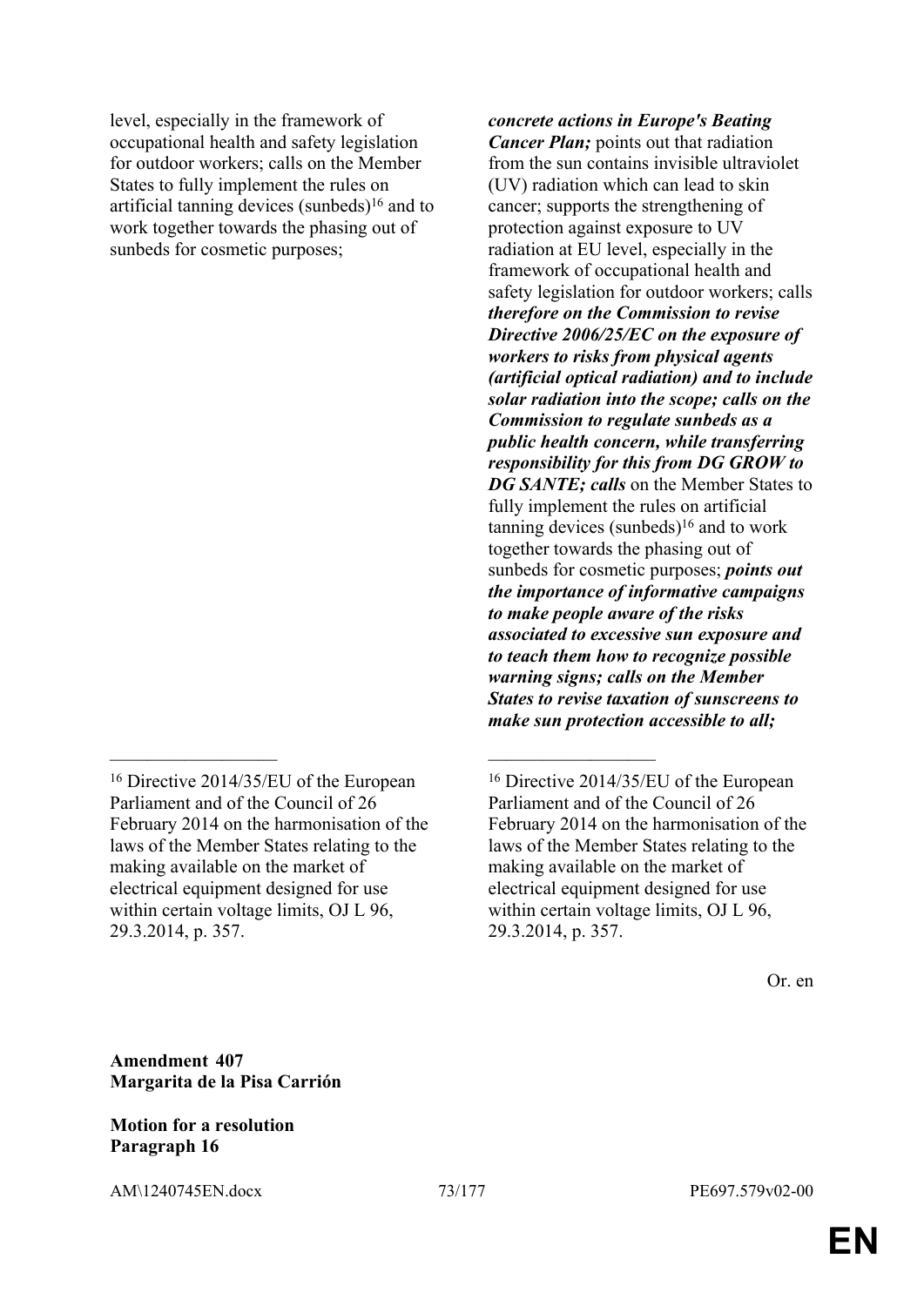| | |
|---|---|
| level, especially in the framework of occupational health and safety legislation for outdoor workers; calls on the Member States to fully implement the rules on artificial tanning devices (sunbeds)[16] and to work together towards the phasing out of sunbeds for cosmetic purposes; | ***concrete actions in Europe's Beating Cancer Plan;*** points out that radiation from the sun contains invisible ultraviolet (UV) radiation which can lead to skin cancer; supports the strengthening of protection against exposure to UV radiation at EU level, especially in the framework of occupational health and safety legislation for outdoor workers; calls ***therefore on the Commission to revise Directive 2006/25/EC on the exposure of workers to risks from physical agents (artificial optical radiation) and to include solar radiation into the scope; calls on the Commission to regulate sunbeds as a public health concern, while transferring responsibility for this from DG GROW to DG SANTE; calls*** on the Member States to fully implement the rules on artificial tanning devices (sunbeds)[16] and to work together towards the phasing out of sunbeds for cosmetic purposes; ***points out the importance of informative campaigns to make people aware of the risks associated to excessive sun exposure and to teach them how to recognize possible warning signs; calls on the Member States to revise taxation of sunscreens to make sun protection accessible to all;*** |
| __________________ | __________________ |
| [16] Directive 2014/35/EU of the European Parliament and of the Council of 26 February 2014 on the harmonisation of the laws of the Member States relating to the making available on the market of electrical equipment designed for use within certain voltage limits, OJ L 96, 29.3.2014, p. 357. | [16] Directive 2014/35/EU of the European Parliament and of the Council of 26 February 2014 on the harmonisation of the laws of the Member States relating to the making available on the market of electrical equipment designed for use within certain voltage limits, OJ L 96, 29.3.2014, p. 357. |

Or. en

**Amendment 407**
**Margarita de la Pisa Carrión**

**Motion for a resolution**
**Paragraph 16**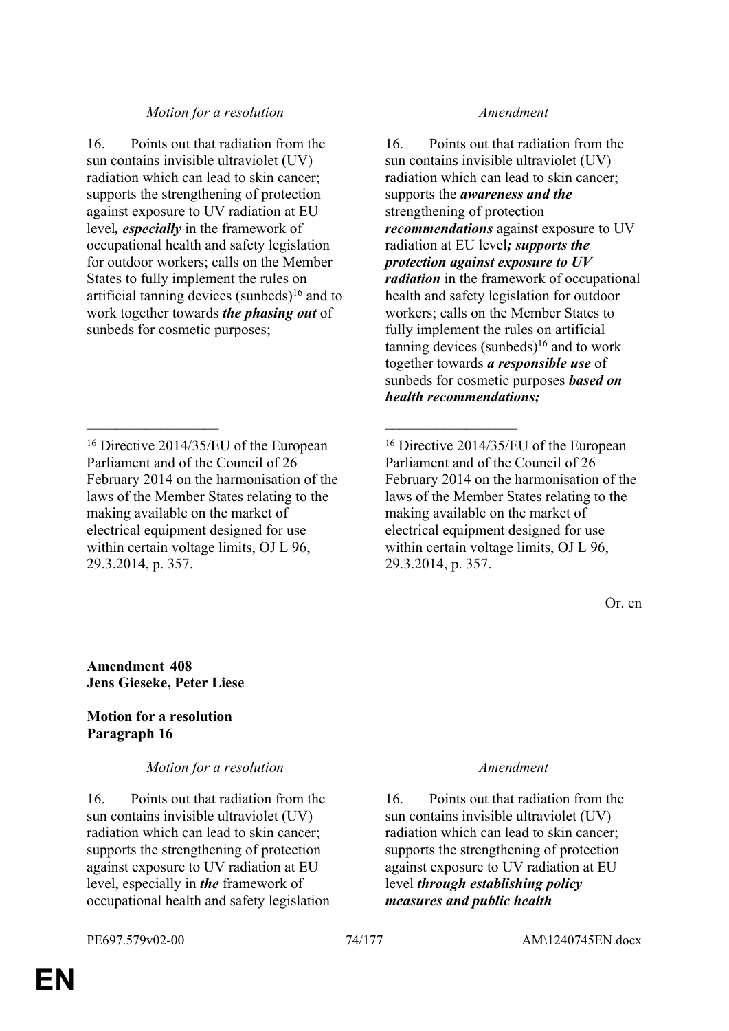| *Motion for a resolution* | *Amendment* |
|---|---|
| 16. Points out that radiation from the sun contains invisible ultraviolet (UV) radiation which can lead to skin cancer; supports the strengthening of protection against exposure to UV radiation at EU level***, especially*** in the framework of occupational health and safety legislation for outdoor workers; calls on the Member States to fully implement the rules on artificial tanning devices (sunbeds)[16] and to work together towards ***the phasing out*** of sunbeds for cosmetic purposes; | 16. Points out that radiation from the sun contains invisible ultraviolet (UV) radiation which can lead to skin cancer; supports the ***awareness and the*** strengthening of protection ***recommendations*** against exposure to UV radiation at EU level***; supports the protection against exposure to UV radiation*** in the framework of occupational health and safety legislation for outdoor workers; calls on the Member States to fully implement the rules on artificial tanning devices (sunbeds)[16] and to work together towards ***a responsible use*** of sunbeds for cosmetic purposes ***based on health recommendations;*** |
| __________________ | __________________ |
| [16] Directive 2014/35/EU of the European Parliament and of the Council of 26 February 2014 on the harmonisation of the laws of the Member States relating to the making available on the market of electrical equipment designed for use within certain voltage limits, OJ L 96, 29.3.2014, p. 357. | [16] Directive 2014/35/EU of the European Parliament and of the Council of 26 February 2014 on the harmonisation of the laws of the Member States relating to the making available on the market of electrical equipment designed for use within certain voltage limits, OJ L 96, 29.3.2014, p. 357. |

Or. en

**Amendment 408**
**Jens Gieseke, Peter Liese**

**Motion for a resolution**
**Paragraph 16**

| *Motion for a resolution* | *Amendment* |
|---|---|
| 16. Points out that radiation from the sun contains invisible ultraviolet (UV) radiation which can lead to skin cancer; supports the strengthening of protection against exposure to UV radiation at EU level, especially in ***the*** framework of occupational health and safety legislation | 16. Points out that radiation from the sun contains invisible ultraviolet (UV) radiation which can lead to skin cancer; supports the strengthening of protection against exposure to UV radiation at EU level ***through establishing policy measures and public health*** |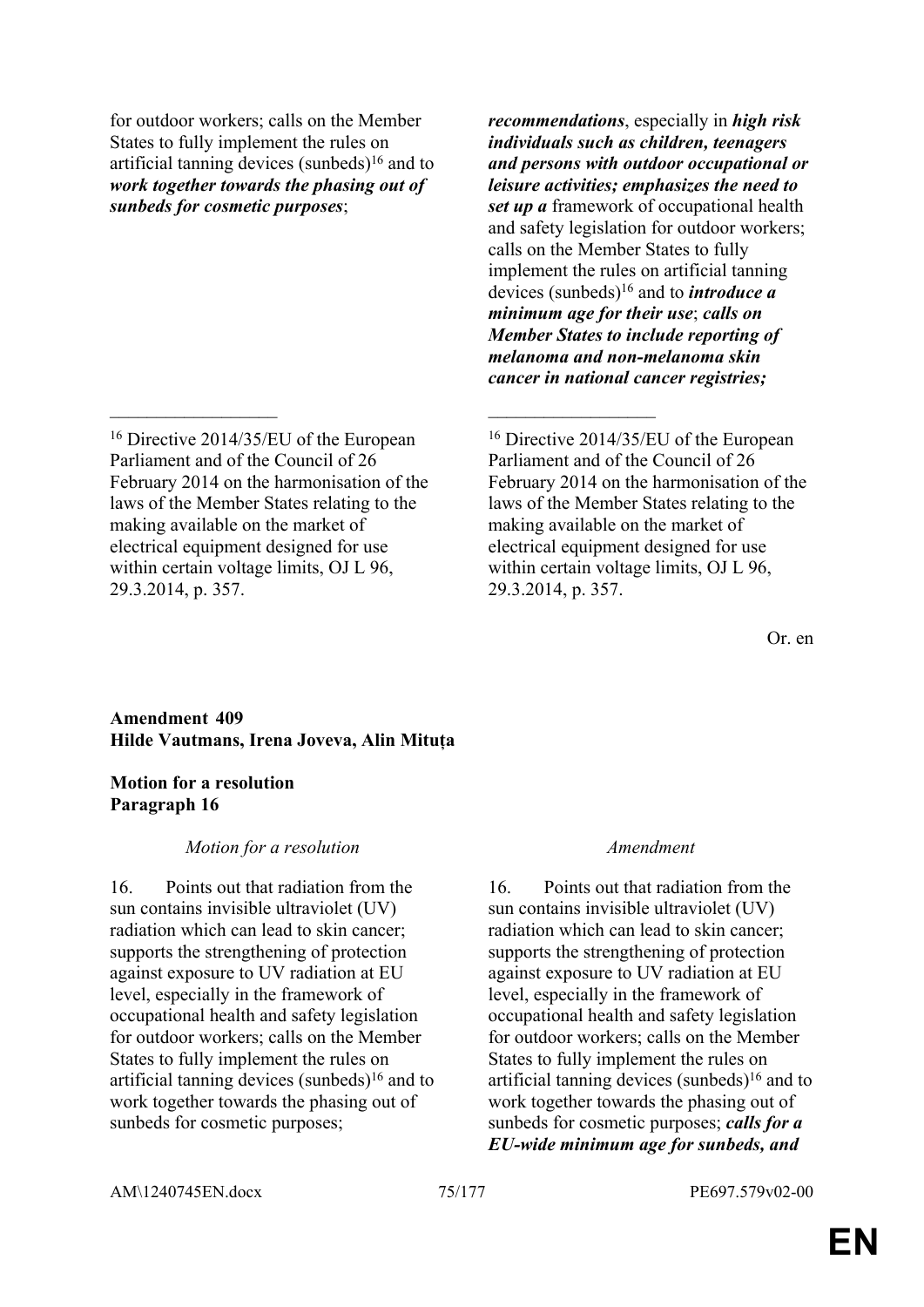| | |
|---|---|
| for outdoor workers; calls on the Member States to fully implement the rules on artificial tanning devices (sunbeds)[16] and to ***work together towards the phasing out of sunbeds for cosmetic purposes***; | ***recommendations***, especially in ***high risk individuals such as children, teenagers and persons with outdoor occupational or leisure activities; emphasizes the need to set up a*** framework of occupational health and safety legislation for outdoor workers; calls on the Member States to fully implement the rules on artificial tanning devices (sunbeds)[16] and to ***introduce a minimum age for their use***; ***calls on Member States to include reporting of melanoma and non-melanoma skin cancer in national cancer registries;*** |
| __________________ | __________________ |
| [16] Directive 2014/35/EU of the European Parliament and of the Council of 26 February 2014 on the harmonisation of the laws of the Member States relating to the making available on the market of electrical equipment designed for use within certain voltage limits, OJ L 96, 29.3.2014, p. 357. | [16] Directive 2014/35/EU of the European Parliament and of the Council of 26 February 2014 on the harmonisation of the laws of the Member States relating to the making available on the market of electrical equipment designed for use within certain voltage limits, OJ L 96, 29.3.2014, p. 357. |

Or. en

**Amendment 409**
**Hilde Vautmans, Irena Joveva, Alin Mituța**

**Motion for a resolution**
**Paragraph 16**

| *Motion for a resolution* | *Amendment* |
|---|---|
| 16. Points out that radiation from the sun contains invisible ultraviolet (UV) radiation which can lead to skin cancer; supports the strengthening of protection against exposure to UV radiation at EU level, especially in the framework of occupational health and safety legislation for outdoor workers; calls on the Member States to fully implement the rules on artificial tanning devices (sunbeds)[16] and to work together towards the phasing out of sunbeds for cosmetic purposes; | 16. Points out that radiation from the sun contains invisible ultraviolet (UV) radiation which can lead to skin cancer; supports the strengthening of protection against exposure to UV radiation at EU level, especially in the framework of occupational health and safety legislation for outdoor workers; calls on the Member States to fully implement the rules on artificial tanning devices (sunbeds)[16] and to work together towards the phasing out of sunbeds for cosmetic purposes; ***calls for a EU-wide minimum age for sunbeds, and*** |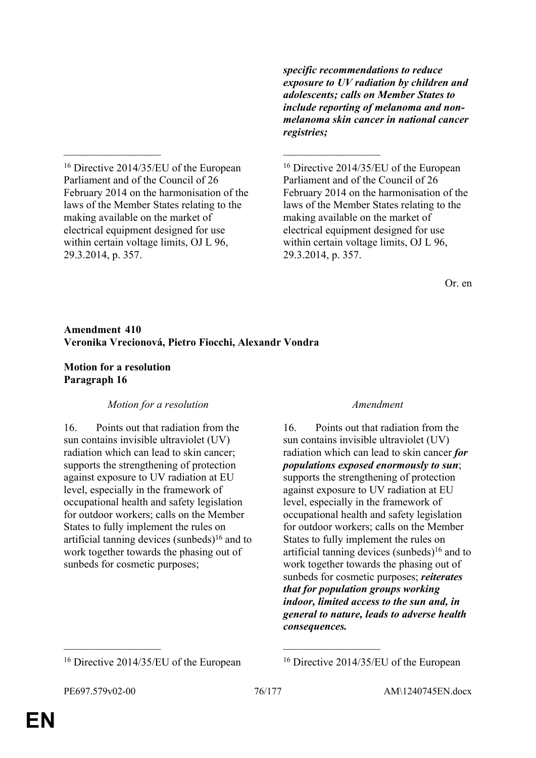| | |
|---|---|
| | ***specific recommendations to reduce exposure to UV radiation by children and adolescents; calls on Member States to include reporting of melanoma and non-melanoma skin cancer in national cancer registries;*** |
| [16] Directive 2014/35/EU of the European Parliament and of the Council of 26 February 2014 on the harmonisation of the laws of the Member States relating to the making available on the market of electrical equipment designed for use within certain voltage limits, OJ L 96, 29.3.2014, p. 357. | [16] Directive 2014/35/EU of the European Parliament and of the Council of 26 February 2014 on the harmonisation of the laws of the Member States relating to the making available on the market of electrical equipment designed for use within certain voltage limits, OJ L 96, 29.3.2014, p. 357. |

Or. en

**Amendment 410**
**Veronika Vrecionová, Pietro Fiocchi, Alexandr Vondra**

**Motion for a resolution**
**Paragraph 16**

| *Motion for a resolution* | *Amendment* |
|---|---|
| 16. Points out that radiation from the sun contains invisible ultraviolet (UV) radiation which can lead to skin cancer; supports the strengthening of protection against exposure to UV radiation at EU level, especially in the framework of occupational health and safety legislation for outdoor workers; calls on the Member States to fully implement the rules on artificial tanning devices (sunbeds)[16] and to work together towards the phasing out of sunbeds for cosmetic purposes; | 16. Points out that radiation from the sun contains invisible ultraviolet (UV) radiation which can lead to skin cancer ***for populations exposed enormously to sun***; supports the strengthening of protection against exposure to UV radiation at EU level, especially in the framework of occupational health and safety legislation for outdoor workers; calls on the Member States to fully implement the rules on artificial tanning devices (sunbeds)[16] and to work together towards the phasing out of sunbeds for cosmetic purposes; ***reiterates that for population groups working indoor, limited access to the sun and, in general to nature, leads to adverse health consequences.*** |
| [16] Directive 2014/35/EU of the European | [16] Directive 2014/35/EU of the European |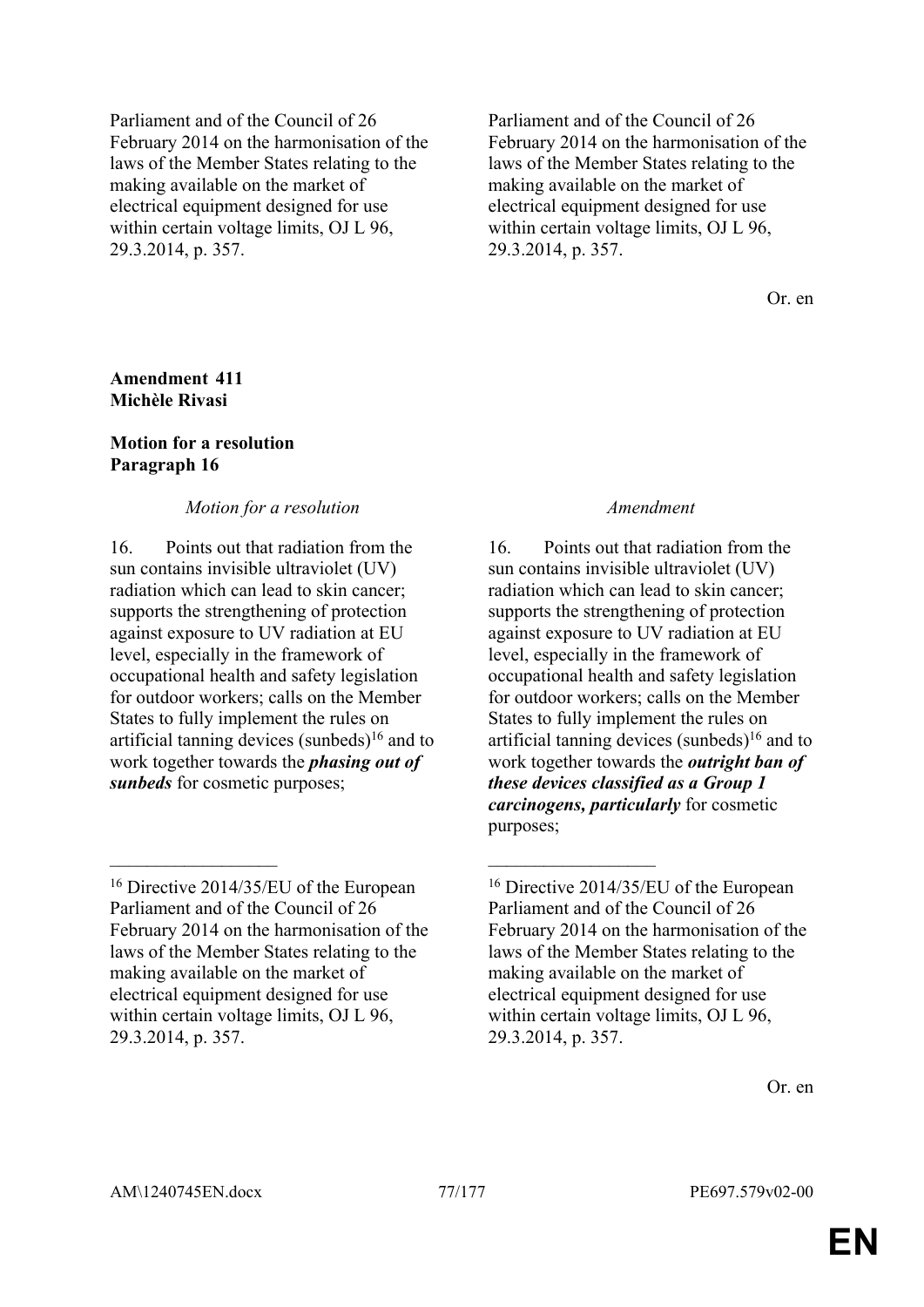| | |
|---|---|
| Parliament and of the Council of 26 February 2014 on the harmonisation of the laws of the Member States relating to the making available on the market of electrical equipment designed for use within certain voltage limits, OJ L 96, 29.3.2014, p. 357. | Parliament and of the Council of 26 February 2014 on the harmonisation of the laws of the Member States relating to the making available on the market of electrical equipment designed for use within certain voltage limits, OJ L 96, 29.3.2014, p. 357. |

Or. en

**Amendment 411**
**Michèle Rivasi**

**Motion for a resolution**
**Paragraph 16**

| *Motion for a resolution* | *Amendment* |
|---|---|
| 16. Points out that radiation from the sun contains invisible ultraviolet (UV) radiation which can lead to skin cancer; supports the strengthening of protection against exposure to UV radiation at EU level, especially in the framework of occupational health and safety legislation for outdoor workers; calls on the Member States to fully implement the rules on artificial tanning devices (sunbeds)[16] and to work together towards the ***phasing out of sunbeds*** for cosmetic purposes; | 16. Points out that radiation from the sun contains invisible ultraviolet (UV) radiation which can lead to skin cancer; supports the strengthening of protection against exposure to UV radiation at EU level, especially in the framework of occupational health and safety legislation for outdoor workers; calls on the Member States to fully implement the rules on artificial tanning devices (sunbeds)[16] and to work together towards the ***outright ban of these devices classified as a Group 1 carcinogens, particularly*** for cosmetic purposes; |
| [16] Directive 2014/35/EU of the European Parliament and of the Council of 26 February 2014 on the harmonisation of the laws of the Member States relating to the making available on the market of electrical equipment designed for use within certain voltage limits, OJ L 96, 29.3.2014, p. 357. | [16] Directive 2014/35/EU of the European Parliament and of the Council of 26 February 2014 on the harmonisation of the laws of the Member States relating to the making available on the market of electrical equipment designed for use within certain voltage limits, OJ L 96, 29.3.2014, p. 357. |

Or. en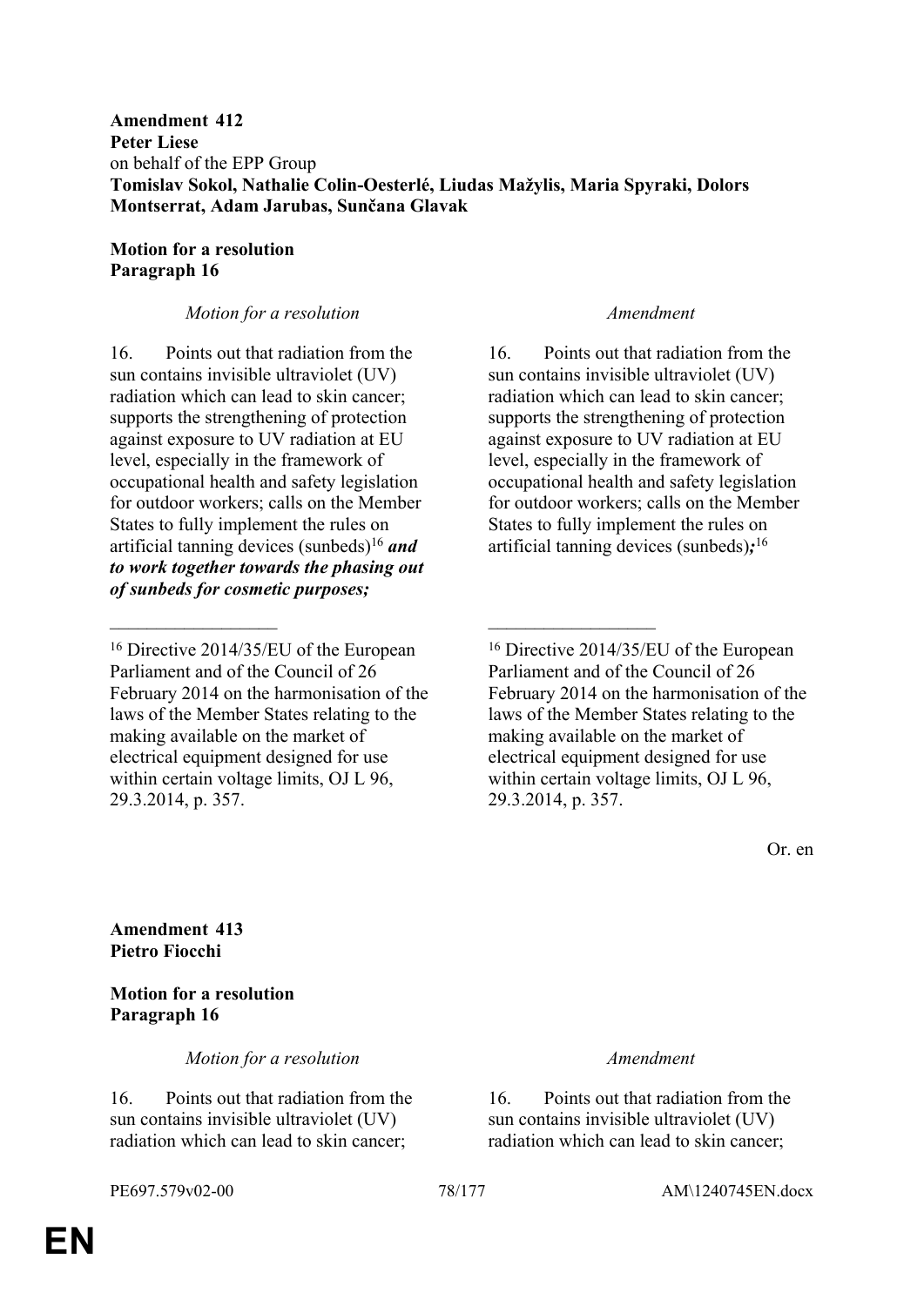**Amendment 412**
**Peter Liese**
on behalf of the EPP Group
**Tomislav Sokol, Nathalie Colin-Oesterlé, Liudas Mažylis, Maria Spyraki, Dolors Montserrat, Adam Jarubas, Sunčana Glavak**

**Motion for a resolution**
**Paragraph 16**

| *Motion for a resolution* | *Amendment* |
|---|---|
| 16. Points out that radiation from the sun contains invisible ultraviolet (UV) radiation which can lead to skin cancer; supports the strengthening of protection against exposure to UV radiation at EU level, especially in the framework of occupational health and safety legislation for outdoor workers; calls on the Member States to fully implement the rules on artificial tanning devices (sunbeds)[16] ***and to work together towards the phasing out of sunbeds for cosmetic purposes;*** | 16. Points out that radiation from the sun contains invisible ultraviolet (UV) radiation which can lead to skin cancer; supports the strengthening of protection against exposure to UV radiation at EU level, especially in the framework of occupational health and safety legislation for outdoor workers; calls on the Member States to fully implement the rules on artificial tanning devices (sunbeds)***;***[16] |
| [16] Directive 2014/35/EU of the European Parliament and of the Council of 26 February 2014 on the harmonisation of the laws of the Member States relating to the making available on the market of electrical equipment designed for use within certain voltage limits, OJ L 96, 29.3.2014, p. 357. | [16] Directive 2014/35/EU of the European Parliament and of the Council of 26 February 2014 on the harmonisation of the laws of the Member States relating to the making available on the market of electrical equipment designed for use within certain voltage limits, OJ L 96, 29.3.2014, p. 357. |

Or. en

**Amendment 413**
**Pietro Fiocchi**

**Motion for a resolution**
**Paragraph 16**

| *Motion for a resolution* | *Amendment* |
|---|---|
| 16. Points out that radiation from the sun contains invisible ultraviolet (UV) radiation which can lead to skin cancer; | 16. Points out that radiation from the sun contains invisible ultraviolet (UV) radiation which can lead to skin cancer; |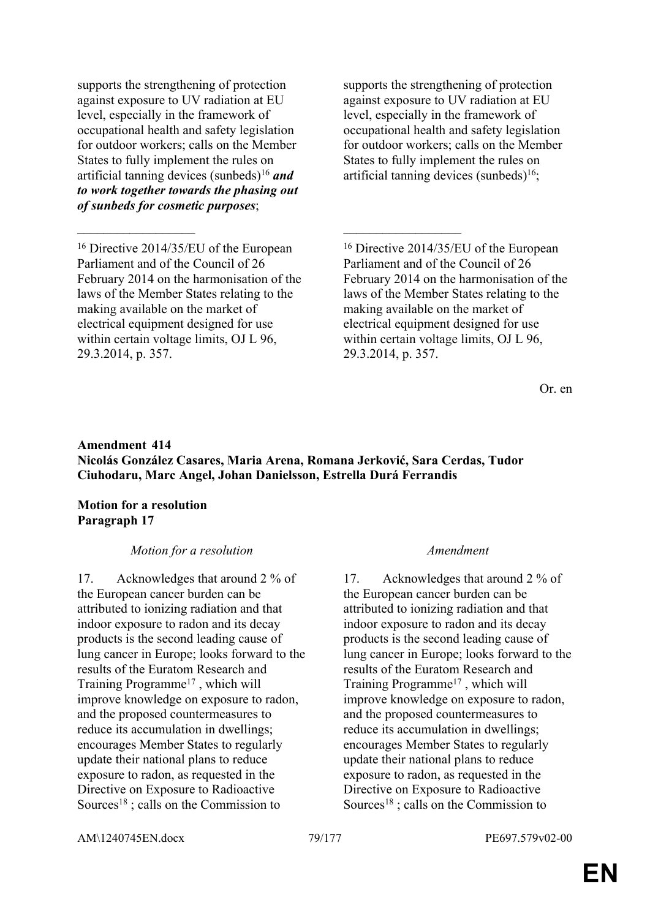| | |
|---|---|
| supports the strengthening of protection against exposure to UV radiation at EU level, especially in the framework of occupational health and safety legislation for outdoor workers; calls on the Member States to fully implement the rules on artificial tanning devices (sunbeds)[16] ***and to work together towards the phasing out of sunbeds for cosmetic purposes***; | supports the strengthening of protection against exposure to UV radiation at EU level, especially in the framework of occupational health and safety legislation for outdoor workers; calls on the Member States to fully implement the rules on artificial tanning devices (sunbeds)[16]; |
| __________________ | __________________ |
| [16] Directive 2014/35/EU of the European Parliament and of the Council of 26 February 2014 on the harmonisation of the laws of the Member States relating to the making available on the market of electrical equipment designed for use within certain voltage limits, OJ L 96, 29.3.2014, p. 357. | [16] Directive 2014/35/EU of the European Parliament and of the Council of 26 February 2014 on the harmonisation of the laws of the Member States relating to the making available on the market of electrical equipment designed for use within certain voltage limits, OJ L 96, 29.3.2014, p. 357. |

Or. en

**Amendment 414**
**Nicolás González Casares, Maria Arena, Romana Jerković, Sara Cerdas, Tudor Ciuhodaru, Marc Angel, Johan Danielsson, Estrella Durá Ferrandis**

**Motion for a resolution**
**Paragraph 17**

| *Motion for a resolution* | *Amendment* |
|---|---|
| 17. Acknowledges that around 2 % of the European cancer burden can be attributed to ionizing radiation and that indoor exposure to radon and its decay products is the second leading cause of lung cancer in Europe; looks forward to the results of the Euratom Research and Training Programme[17] , which will improve knowledge on exposure to radon, and the proposed countermeasures to reduce its accumulation in dwellings; encourages Member States to regularly update their national plans to reduce exposure to radon, as requested in the Directive on Exposure to Radioactive Sources[18] ; calls on the Commission to | 17. Acknowledges that around 2 % of the European cancer burden can be attributed to ionizing radiation and that indoor exposure to radon and its decay products is the second leading cause of lung cancer in Europe; looks forward to the results of the Euratom Research and Training Programme[17] , which will improve knowledge on exposure to radon, and the proposed countermeasures to reduce its accumulation in dwellings; encourages Member States to regularly update their national plans to reduce exposure to radon, as requested in the Directive on Exposure to Radioactive Sources[18] ; calls on the Commission to |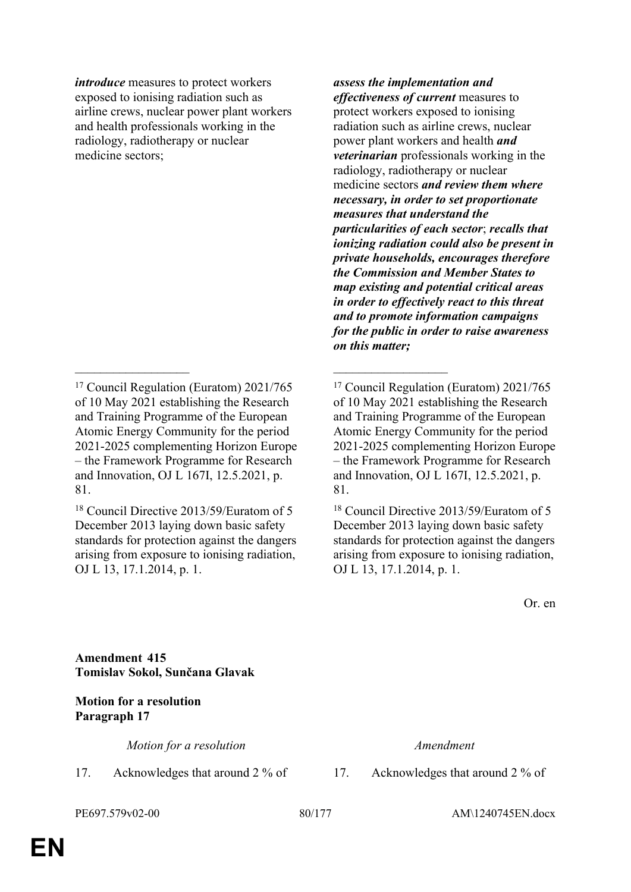| Motion for a resolution | Amendment |
| --- | --- |
| ***introduce*** measures to protect workers exposed to ionising radiation such as airline crews, nuclear power plant workers and health professionals working in the radiology, radiotherapy or nuclear medicine sectors; | ***assess the implementation and effectiveness of current*** measures to protect workers exposed to ionising radiation such as airline crews, nuclear power plant workers and health ***and veterinarian*** professionals working in the radiology, radiotherapy or nuclear medicine sectors ***and review them where necessary, in order to set proportionate measures that understand the particularities of each sector***; ***recalls that ionizing radiation could also be present in private households, encourages therefore the Commission and Member States to map existing and potential critical areas in order to effectively react to this threat and to promote information campaigns for the public in order to raise awareness on this matter;*** |
| [17] Council Regulation (Euratom) 2021/765 of 10 May 2021 establishing the Research and Training Programme of the European Atomic Energy Community for the period 2021-2025 complementing Horizon Europe – the Framework Programme for Research and Innovation, OJ L 167I, 12.5.2021, p. 81. | [17] Council Regulation (Euratom) 2021/765 of 10 May 2021 establishing the Research and Training Programme of the European Atomic Energy Community for the period 2021-2025 complementing Horizon Europe – the Framework Programme for Research and Innovation, OJ L 167I, 12.5.2021, p. 81. |
| [18] Council Directive 2013/59/Euratom of 5 December 2013 laying down basic safety standards for protection against the dangers arising from exposure to ionising radiation, OJ L 13, 17.1.2014, p. 1. | [18] Council Directive 2013/59/Euratom of 5 December 2013 laying down basic safety standards for protection against the dangers arising from exposure to ionising radiation, OJ L 13, 17.1.2014, p. 1. |

Or. en

**Amendment 415**
**Tomislav Sokol, Sunčana Glavak**

**Motion for a resolution**
**Paragraph 17**

| *Motion for a resolution* | *Amendment* |
| --- | --- |
| 17. Acknowledges that around 2 % of | 17. Acknowledges that around 2 % of |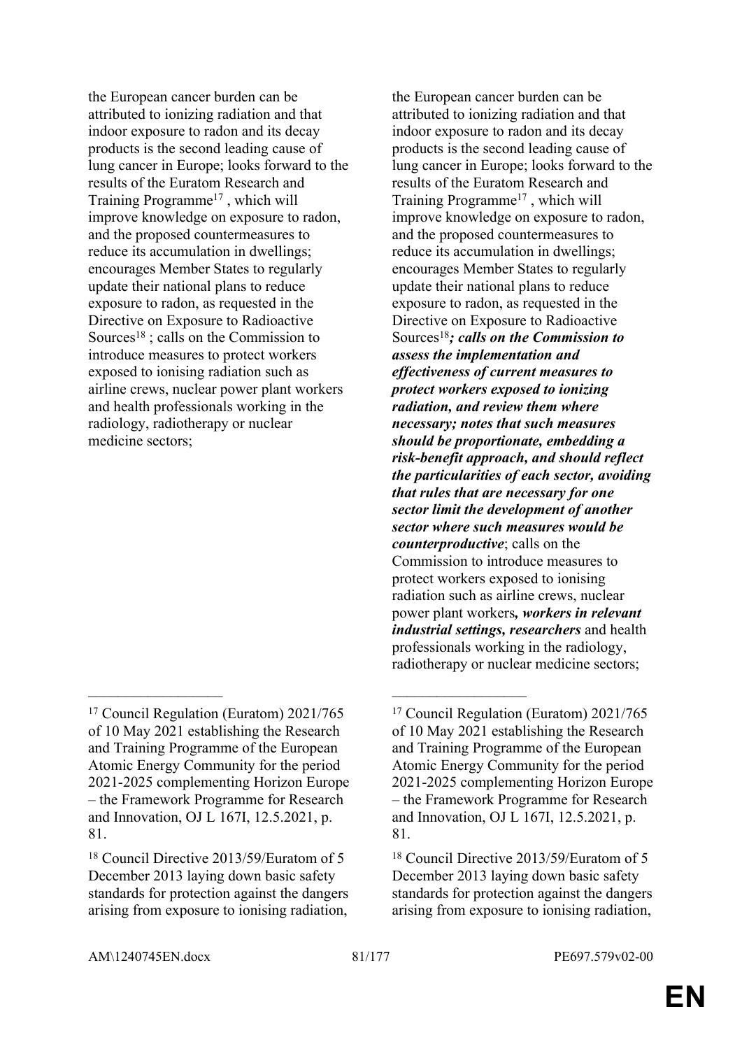| | |
|---|---|
| the European cancer burden can be attributed to ionizing radiation and that indoor exposure to radon and its decay products is the second leading cause of lung cancer in Europe; looks forward to the results of the Euratom Research and Training Programme[17] , which will improve knowledge on exposure to radon, and the proposed countermeasures to reduce its accumulation in dwellings; encourages Member States to regularly update their national plans to reduce exposure to radon, as requested in the Directive on Exposure to Radioactive Sources[18] ; calls on the Commission to introduce measures to protect workers exposed to ionising radiation such as airline crews, nuclear power plant workers and health professionals working in the radiology, radiotherapy or nuclear medicine sectors; | the European cancer burden can be attributed to ionizing radiation and that indoor exposure to radon and its decay products is the second leading cause of lung cancer in Europe; looks forward to the results of the Euratom Research and Training Programme[17] , which will improve knowledge on exposure to radon, and the proposed countermeasures to reduce its accumulation in dwellings; encourages Member States to regularly update their national plans to reduce exposure to radon, as requested in the Directive on Exposure to Radioactive Sources[18]***; calls on the Commission to assess the implementation and effectiveness of current measures to protect workers exposed to ionizing radiation, and review them where necessary; notes that such measures should be proportionate, embedding a risk-benefit approach, and should reflect the particularities of each sector, avoiding that rules that are necessary for one sector limit the development of another sector where such measures would be counterproductive***; calls on the Commission to introduce measures to protect workers exposed to ionising radiation such as airline crews, nuclear power plant workers***, workers in relevant industrial settings, researchers*** and health professionals working in the radiology, radiotherapy or nuclear medicine sectors; |
| [17] Council Regulation (Euratom) 2021/765 of 10 May 2021 establishing the Research and Training Programme of the European Atomic Energy Community for the period 2021-2025 complementing Horizon Europe – the Framework Programme for Research and Innovation, OJ L 167I, 12.5.2021, p. 81. | [17] Council Regulation (Euratom) 2021/765 of 10 May 2021 establishing the Research and Training Programme of the European Atomic Energy Community for the period 2021-2025 complementing Horizon Europe – the Framework Programme for Research and Innovation, OJ L 167I, 12.5.2021, p. 81. |
| [18] Council Directive 2013/59/Euratom of 5 December 2013 laying down basic safety standards for protection against the dangers arising from exposure to ionising radiation, | [18] Council Directive 2013/59/Euratom of 5 December 2013 laying down basic safety standards for protection against the dangers arising from exposure to ionising radiation, |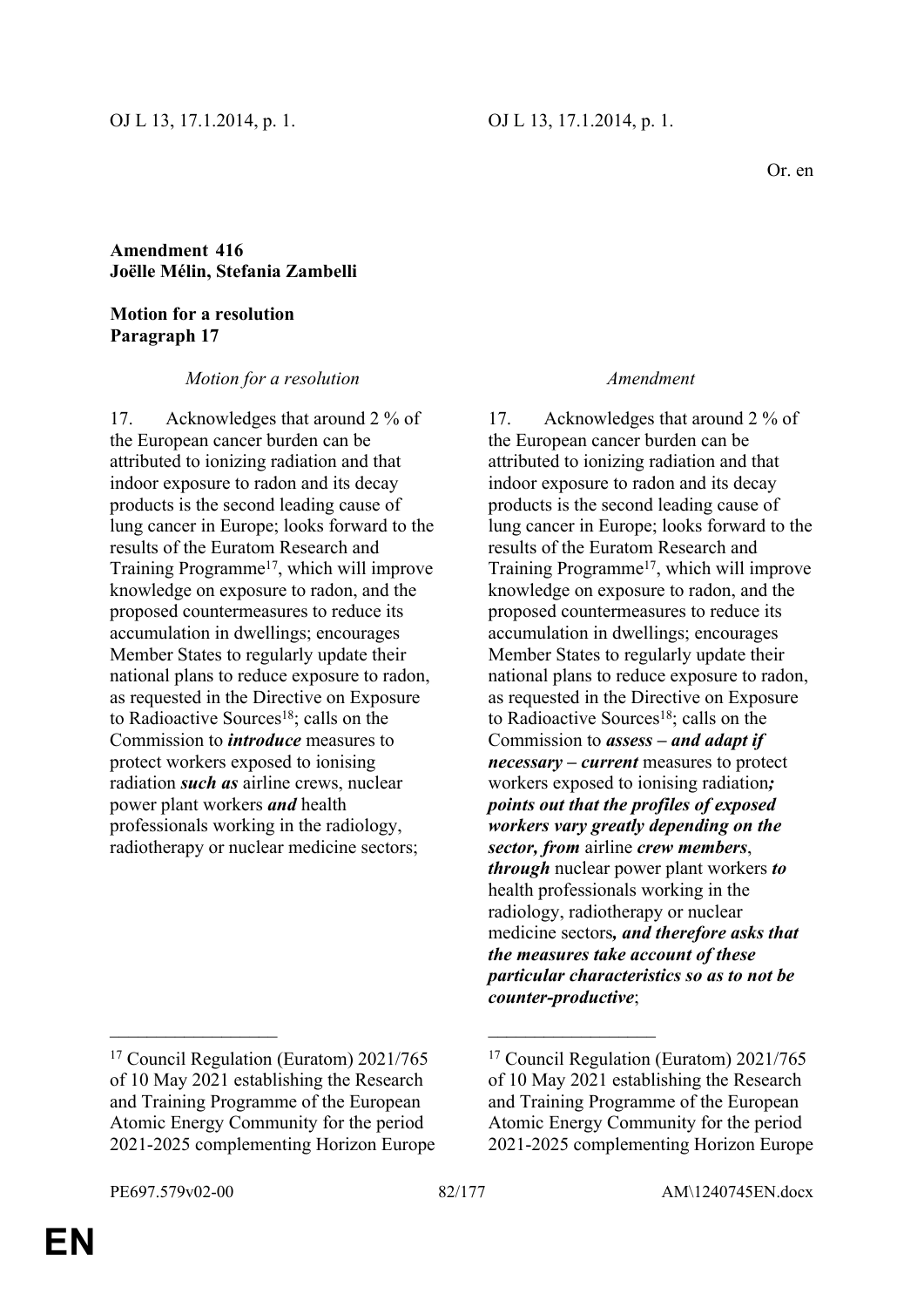OJ L 13, 17.1.2014, p. 1. | OJ L 13, 17.1.2014, p. 1.

Or. en

**Amendment 416**
**Joëlle Mélin, Stefania Zambelli**

**Motion for a resolution**
**Paragraph 17**

| *Motion for a resolution* | *Amendment* |
| --- | --- |
| 17. Acknowledges that around 2 % of the European cancer burden can be attributed to ionizing radiation and that indoor exposure to radon and its decay products is the second leading cause of lung cancer in Europe; looks forward to the results of the Euratom Research and Training Programme[17], which will improve knowledge on exposure to radon, and the proposed countermeasures to reduce its accumulation in dwellings; encourages Member States to regularly update their national plans to reduce exposure to radon, as requested in the Directive on Exposure to Radioactive Sources[18]; calls on the Commission to ***introduce*** measures to protect workers exposed to ionising radiation ***such as*** airline crews, nuclear power plant workers ***and*** health professionals working in the radiology, radiotherapy or nuclear medicine sectors; | 17. Acknowledges that around 2 % of the European cancer burden can be attributed to ionizing radiation and that indoor exposure to radon and its decay products is the second leading cause of lung cancer in Europe; looks forward to the results of the Euratom Research and Training Programme[17], which will improve knowledge on exposure to radon, and the proposed countermeasures to reduce its accumulation in dwellings; encourages Member States to regularly update their national plans to reduce exposure to radon, as requested in the Directive on Exposure to Radioactive Sources[18]; calls on the Commission to ***assess – and adapt if necessary – current*** measures to protect workers exposed to ionising radiation***; points out that the profiles of exposed workers vary greatly depending on the sector, from*** airline ***crew members***, ***through*** nuclear power plant workers ***to*** health professionals working in the radiology, radiotherapy or nuclear medicine sectors***, and therefore asks that the measures take account of these particular characteristics so as to not be counter-productive***; |

__________________

[17] Council Regulation (Euratom) 2021/765 of 10 May 2021 establishing the Research and Training Programme of the European Atomic Energy Community for the period 2021-2025 complementing Horizon Europe

__________________

[17] Council Regulation (Euratom) 2021/765 of 10 May 2021 establishing the Research and Training Programme of the European Atomic Energy Community for the period 2021-2025 complementing Horizon Europe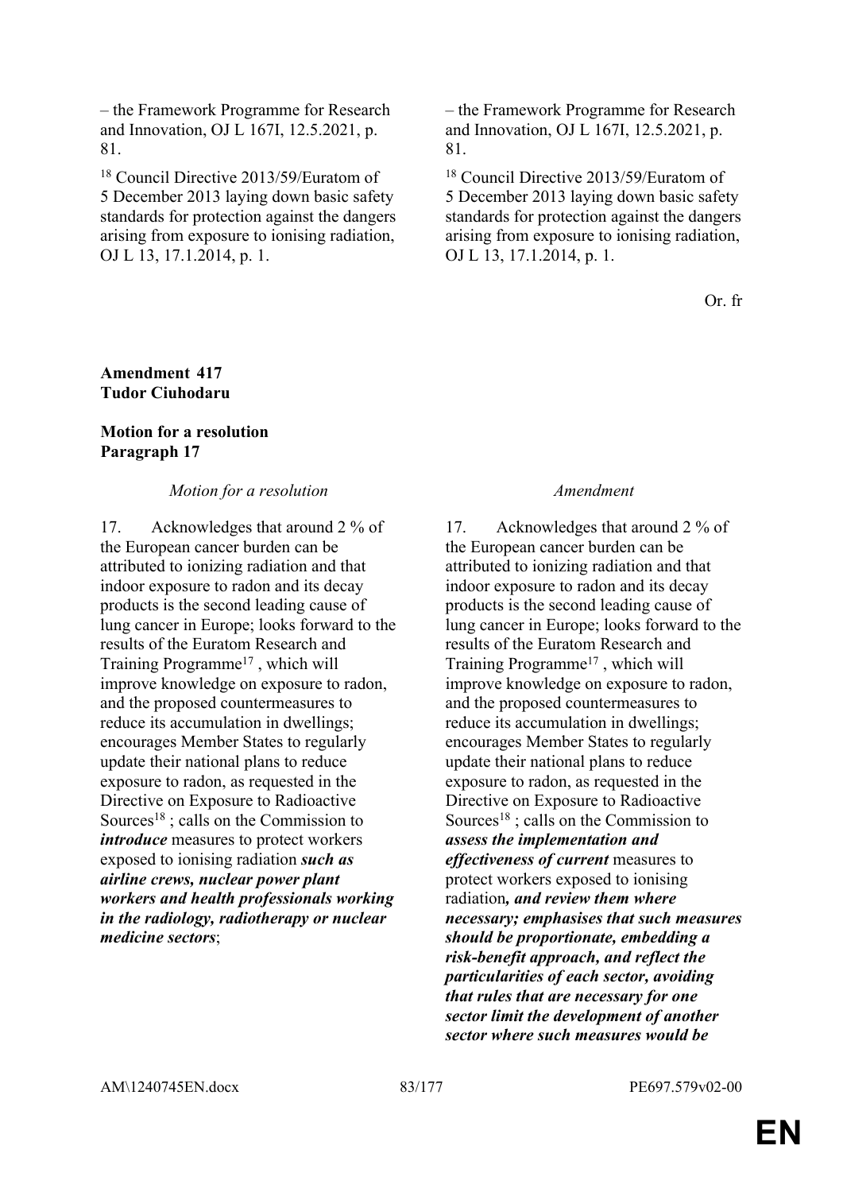| | |
|---|---|
| – the Framework Programme for Research and Innovation, OJ L 167I, 12.5.2021, p. 81. | – the Framework Programme for Research and Innovation, OJ L 167I, 12.5.2021, p. 81. |
| [18] Council Directive 2013/59/Euratom of 5 December 2013 laying down basic safety standards for protection against the dangers arising from exposure to ionising radiation, OJ L 13, 17.1.2014, p. 1. | [18] Council Directive 2013/59/Euratom of 5 December 2013 laying down basic safety standards for protection against the dangers arising from exposure to ionising radiation, OJ L 13, 17.1.2014, p. 1. |

Or. fr

**Amendment 417**
**Tudor Ciuhodaru**

**Motion for a resolution**
**Paragraph 17**

| *Motion for a resolution* | *Amendment* |
|---|---|
| 17. Acknowledges that around 2 % of the European cancer burden can be attributed to ionizing radiation and that indoor exposure to radon and its decay products is the second leading cause of lung cancer in Europe; looks forward to the results of the Euratom Research and Training Programme[17] , which will improve knowledge on exposure to radon, and the proposed countermeasures to reduce its accumulation in dwellings; encourages Member States to regularly update their national plans to reduce exposure to radon, as requested in the Directive on Exposure to Radioactive Sources[18] ; calls on the Commission to ***introduce*** measures to protect workers exposed to ionising radiation ***such as airline crews, nuclear power plant workers and health professionals working in the radiology, radiotherapy or nuclear medicine sectors***; | 17. Acknowledges that around 2 % of the European cancer burden can be attributed to ionizing radiation and that indoor exposure to radon and its decay products is the second leading cause of lung cancer in Europe; looks forward to the results of the Euratom Research and Training Programme[17] , which will improve knowledge on exposure to radon, and the proposed countermeasures to reduce its accumulation in dwellings; encourages Member States to regularly update their national plans to reduce exposure to radon, as requested in the Directive on Exposure to Radioactive Sources[18] ; calls on the Commission to ***assess the implementation and effectiveness of current*** measures to protect workers exposed to ionising radiation***, and review them where necessary; emphasises that such measures should be proportionate, embedding a risk-benefit approach, and reflect the particularities of each sector, avoiding that rules that are necessary for one sector limit the development of another sector where such measures would be*** |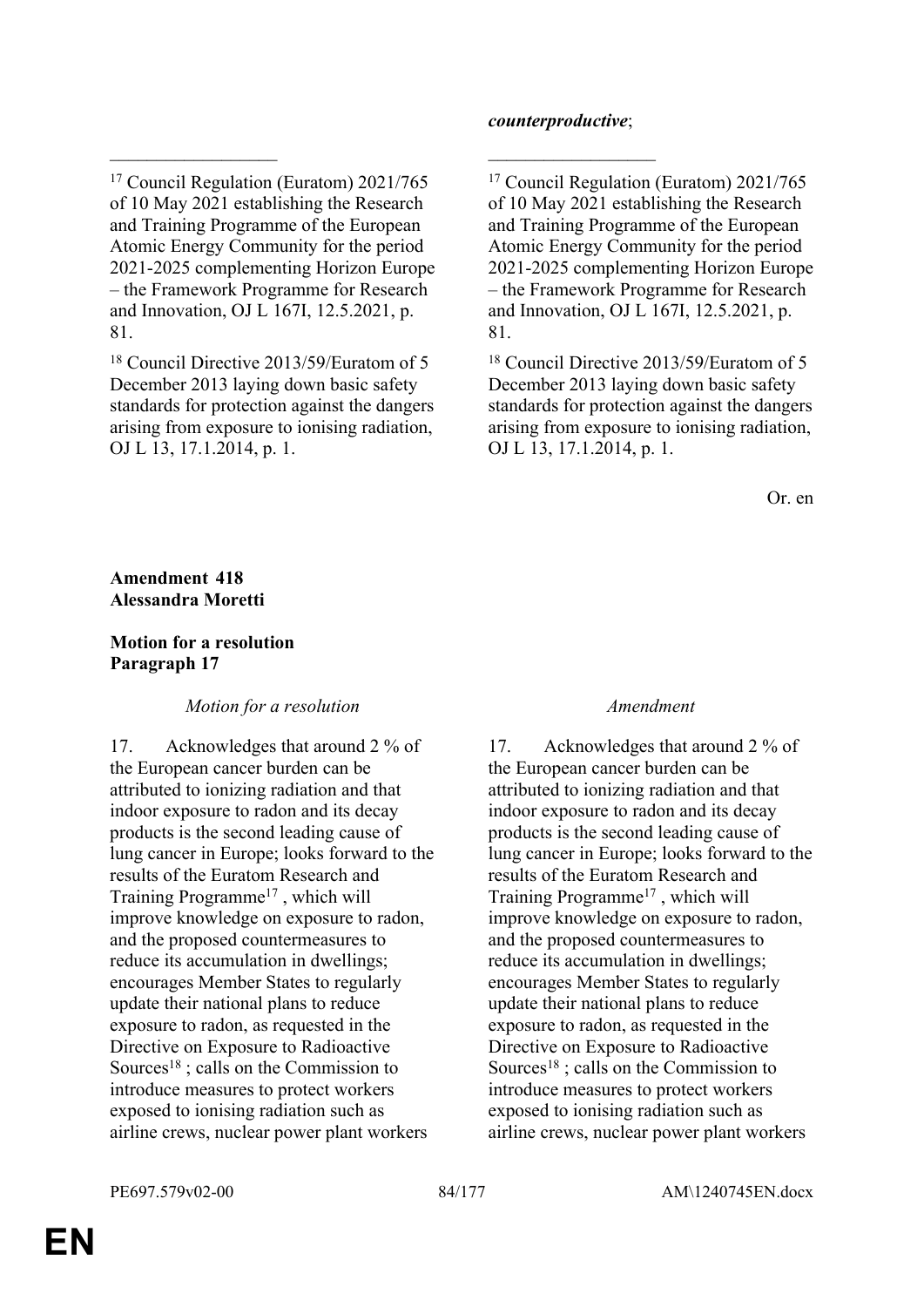*counterproductive*;

[17] Council Regulation (Euratom) 2021/765 of 10 May 2021 establishing the Research and Training Programme of the European Atomic Energy Community for the period 2021-2025 complementing Horizon Europe – the Framework Programme for Research and Innovation, OJ L 167I, 12.5.2021, p. 81.

[18] Council Directive 2013/59/Euratom of 5 December 2013 laying down basic safety standards for protection against the dangers arising from exposure to ionising radiation, OJ L 13, 17.1.2014, p. 1.

[17] Council Regulation (Euratom) 2021/765 of 10 May 2021 establishing the Research and Training Programme of the European Atomic Energy Community for the period 2021-2025 complementing Horizon Europe – the Framework Programme for Research and Innovation, OJ L 167I, 12.5.2021, p. 81.

[18] Council Directive 2013/59/Euratom of 5 December 2013 laying down basic safety standards for protection against the dangers arising from exposure to ionising radiation, OJ L 13, 17.1.2014, p. 1.

Or. en

**Amendment 418**
**Alessandra Moretti**

**Motion for a resolution**
**Paragraph 17**

| *Motion for a resolution* | *Amendment* |
|---|---|
| 17. Acknowledges that around 2 % of the European cancer burden can be attributed to ionizing radiation and that indoor exposure to radon and its decay products is the second leading cause of lung cancer in Europe; looks forward to the results of the Euratom Research and Training Programme[17] , which will improve knowledge on exposure to radon, and the proposed countermeasures to reduce its accumulation in dwellings; encourages Member States to regularly update their national plans to reduce exposure to radon, as requested in the Directive on Exposure to Radioactive Sources[18] ; calls on the Commission to introduce measures to protect workers exposed to ionising radiation such as airline crews, nuclear power plant workers | 17. Acknowledges that around 2 % of the European cancer burden can be attributed to ionizing radiation and that indoor exposure to radon and its decay products is the second leading cause of lung cancer in Europe; looks forward to the results of the Euratom Research and Training Programme[17] , which will improve knowledge on exposure to radon, and the proposed countermeasures to reduce its accumulation in dwellings; encourages Member States to regularly update their national plans to reduce exposure to radon, as requested in the Directive on Exposure to Radioactive Sources[18] ; calls on the Commission to introduce measures to protect workers exposed to ionising radiation such as airline crews, nuclear power plant workers |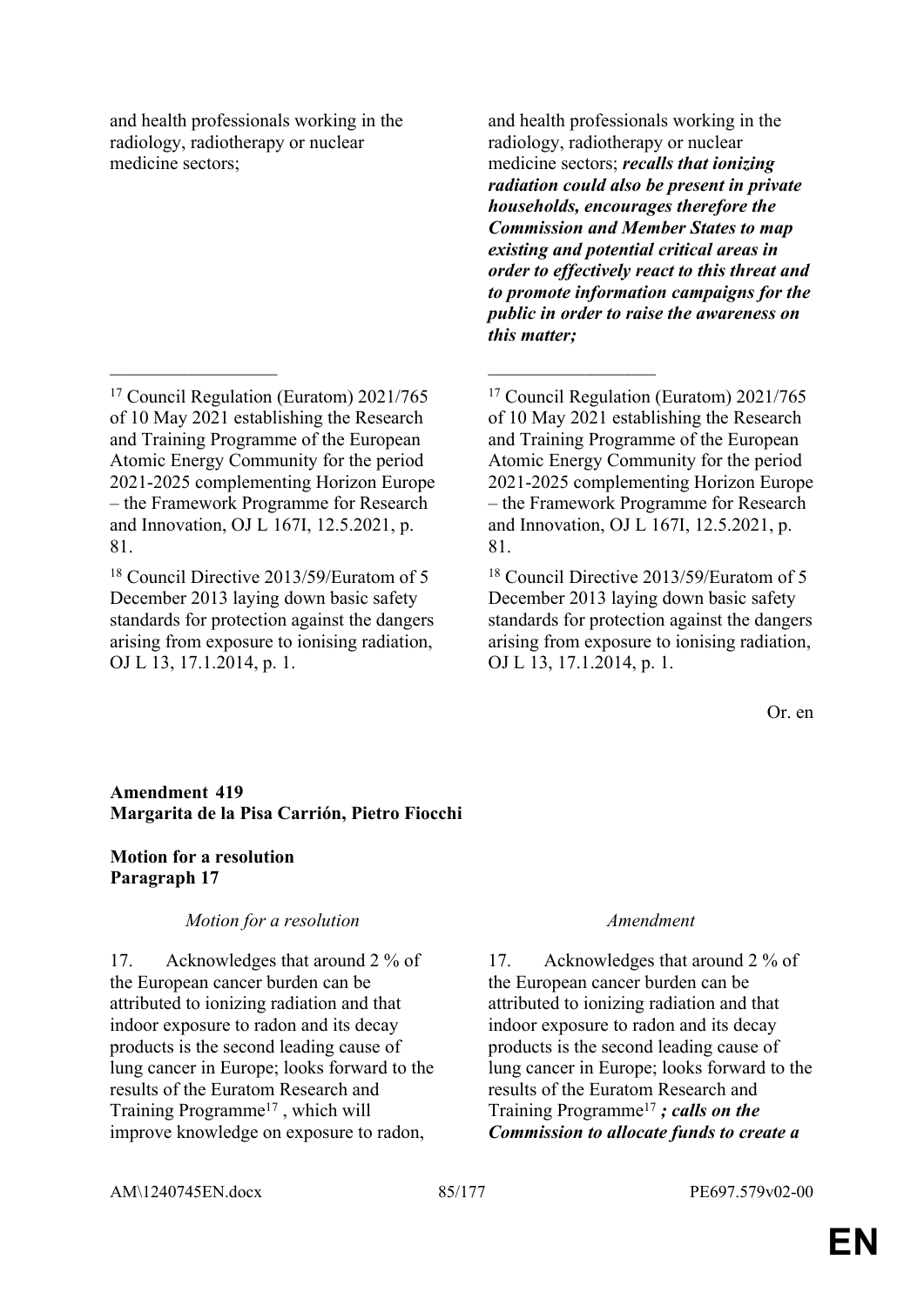| | |
|---|---|
| and health professionals working in the radiology, radiotherapy or nuclear medicine sectors; | and health professionals working in the radiology, radiotherapy or nuclear medicine sectors; ***recalls that ionizing radiation could also be present in private households, encourages therefore the Commission and Member States to map existing and potential critical areas in order to effectively react to this threat and to promote information campaigns for the public in order to raise the awareness on this matter;*** |

[17] Council Regulation (Euratom) 2021/765 of 10 May 2021 establishing the Research and Training Programme of the European Atomic Energy Community for the period 2021-2025 complementing Horizon Europe – the Framework Programme for Research and Innovation, OJ L 167I, 12.5.2021, p. 81.

[18] Council Directive 2013/59/Euratom of 5 December 2013 laying down basic safety standards for protection against the dangers arising from exposure to ionising radiation, OJ L 13, 17.1.2014, p. 1.

Or. en

**Amendment 419**
**Margarita de la Pisa Carrión, Pietro Fiocchi**

**Motion for a resolution**
**Paragraph 17**

| *Motion for a resolution* | *Amendment* |
|---|---|
| 17. Acknowledges that around 2 % of the European cancer burden can be attributed to ionizing radiation and that indoor exposure to radon and its decay products is the second leading cause of lung cancer in Europe; looks forward to the results of the Euratom Research and Training Programme[17] , which will improve knowledge on exposure to radon, | 17. Acknowledges that around 2 % of the European cancer burden can be attributed to ionizing radiation and that indoor exposure to radon and its decay products is the second leading cause of lung cancer in Europe; looks forward to the results of the Euratom Research and Training Programme[17] ***; calls on the Commission to allocate funds to create a*** |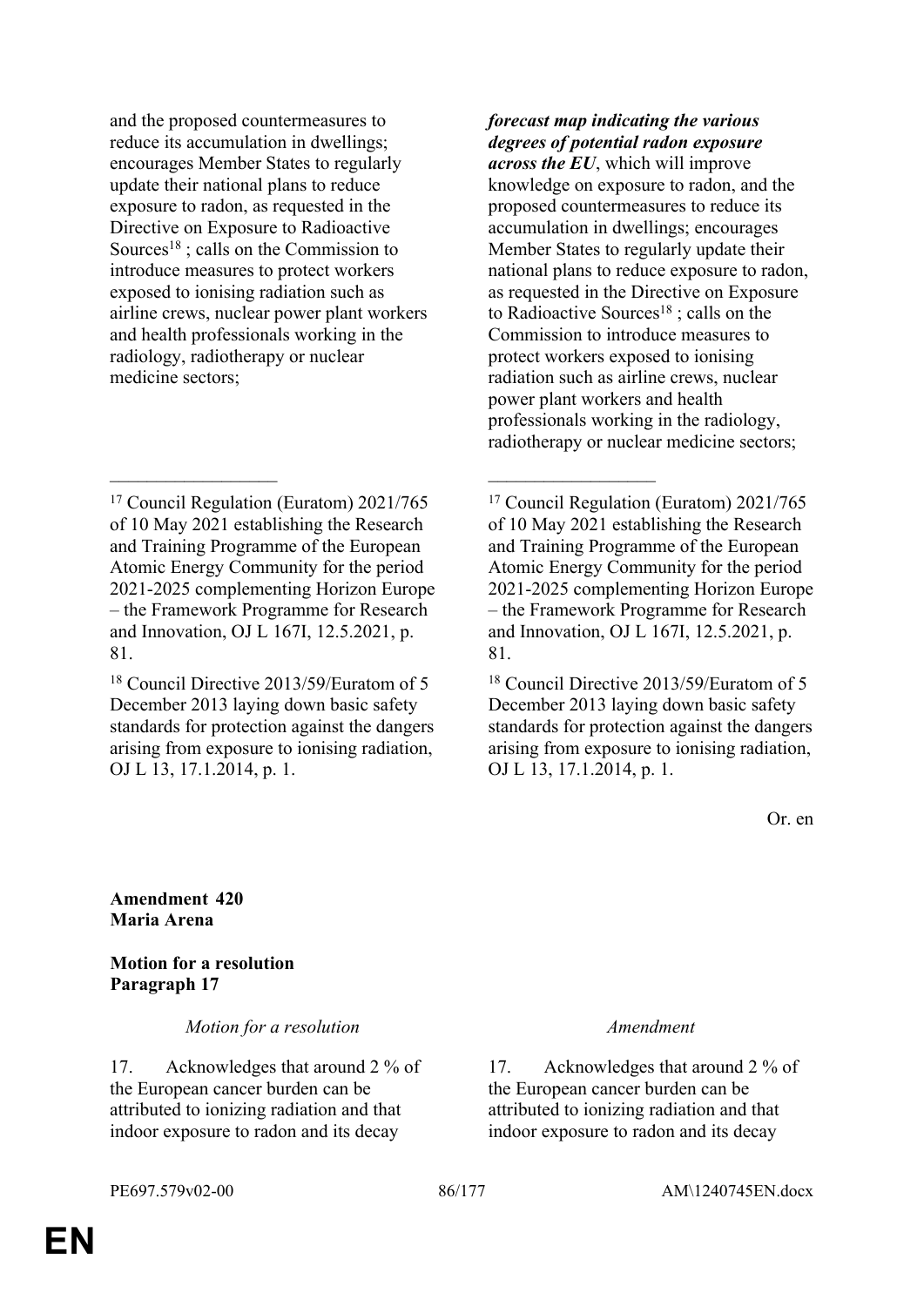| | |
|---|---|
| and the proposed countermeasures to reduce its accumulation in dwellings; encourages Member States to regularly update their national plans to reduce exposure to radon, as requested in the Directive on Exposure to Radioactive Sources[18] ; calls on the Commission to introduce measures to protect workers exposed to ionising radiation such as airline crews, nuclear power plant workers and health professionals working in the radiology, radiotherapy or nuclear medicine sectors; | ***forecast map indicating the various degrees of potential radon exposure across the EU***, which will improve knowledge on exposure to radon, and the proposed countermeasures to reduce its accumulation in dwellings; encourages Member States to regularly update their national plans to reduce exposure to radon, as requested in the Directive on Exposure to Radioactive Sources[18] ; calls on the Commission to introduce measures to protect workers exposed to ionising radiation such as airline crews, nuclear power plant workers and health professionals working in the radiology, radiotherapy or nuclear medicine sectors; |
| [17] Council Regulation (Euratom) 2021/765 of 10 May 2021 establishing the Research and Training Programme of the European Atomic Energy Community for the period 2021-2025 complementing Horizon Europe – the Framework Programme for Research and Innovation, OJ L 167I, 12.5.2021, p. 81. | [17] Council Regulation (Euratom) 2021/765 of 10 May 2021 establishing the Research and Training Programme of the European Atomic Energy Community for the period 2021-2025 complementing Horizon Europe – the Framework Programme for Research and Innovation, OJ L 167I, 12.5.2021, p. 81. |
| [18] Council Directive 2013/59/Euratom of 5 December 2013 laying down basic safety standards for protection against the dangers arising from exposure to ionising radiation, OJ L 13, 17.1.2014, p. 1. | [18] Council Directive 2013/59/Euratom of 5 December 2013 laying down basic safety standards for protection against the dangers arising from exposure to ionising radiation, OJ L 13, 17.1.2014, p. 1. |

Or. en

**Amendment 420**
**Maria Arena**

**Motion for a resolution**
**Paragraph 17**

| *Motion for a resolution* | *Amendment* |
|---|---|
| 17. Acknowledges that around 2 % of the European cancer burden can be attributed to ionizing radiation and that indoor exposure to radon and its decay | 17. Acknowledges that around 2 % of the European cancer burden can be attributed to ionizing radiation and that indoor exposure to radon and its decay |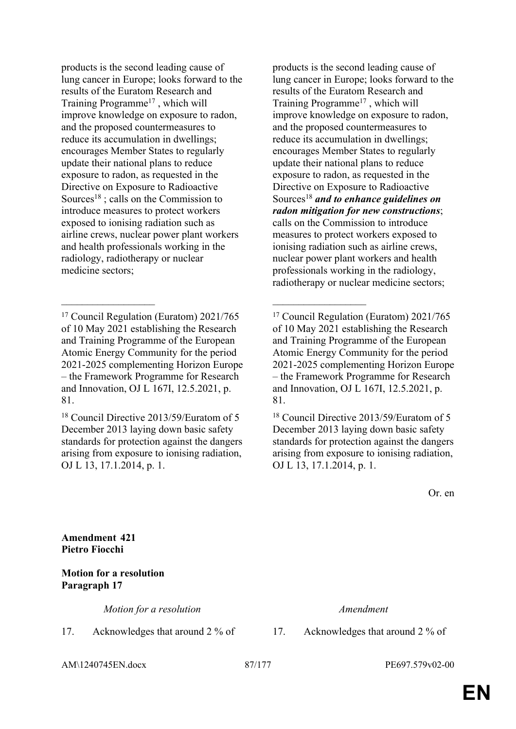| Motion for a resolution | Amendment |
|---|---|
| products is the second leading cause of lung cancer in Europe; looks forward to the results of the Euratom Research and Training Programme[17] , which will improve knowledge on exposure to radon, and the proposed countermeasures to reduce its accumulation in dwellings; encourages Member States to regularly update their national plans to reduce exposure to radon, as requested in the Directive on Exposure to Radioactive Sources[18] ; calls on the Commission to introduce measures to protect workers exposed to ionising radiation such as airline crews, nuclear power plant workers and health professionals working in the radiology, radiotherapy or nuclear medicine sectors; | products is the second leading cause of lung cancer in Europe; looks forward to the results of the Euratom Research and Training Programme[17] , which will improve knowledge on exposure to radon, and the proposed countermeasures to reduce its accumulation in dwellings; encourages Member States to regularly update their national plans to reduce exposure to radon, as requested in the Directive on Exposure to Radioactive Sources[18] ***and to enhance guidelines on radon mitigation for new constructions***; calls on the Commission to introduce measures to protect workers exposed to ionising radiation such as airline crews, nuclear power plant workers and health professionals working in the radiology, radiotherapy or nuclear medicine sectors; |
| [17] Council Regulation (Euratom) 2021/765 of 10 May 2021 establishing the Research and Training Programme of the European Atomic Energy Community for the period 2021-2025 complementing Horizon Europe – the Framework Programme for Research and Innovation, OJ L 167I, 12.5.2021, p. 81. | [17] Council Regulation (Euratom) 2021/765 of 10 May 2021 establishing the Research and Training Programme of the European Atomic Energy Community for the period 2021-2025 complementing Horizon Europe – the Framework Programme for Research and Innovation, OJ L 167I, 12.5.2021, p. 81. |
| [18] Council Directive 2013/59/Euratom of 5 December 2013 laying down basic safety standards for protection against the dangers arising from exposure to ionising radiation, OJ L 13, 17.1.2014, p. 1. | [18] Council Directive 2013/59/Euratom of 5 December 2013 laying down basic safety standards for protection against the dangers arising from exposure to ionising radiation, OJ L 13, 17.1.2014, p. 1. |

Or. en

**Amendment 421**
**Pietro Fiocchi**

**Motion for a resolution**
**Paragraph 17**

| *Motion for a resolution* | *Amendment* |
|---|---|
| 17. Acknowledges that around 2 % of | 17. Acknowledges that around 2 % of |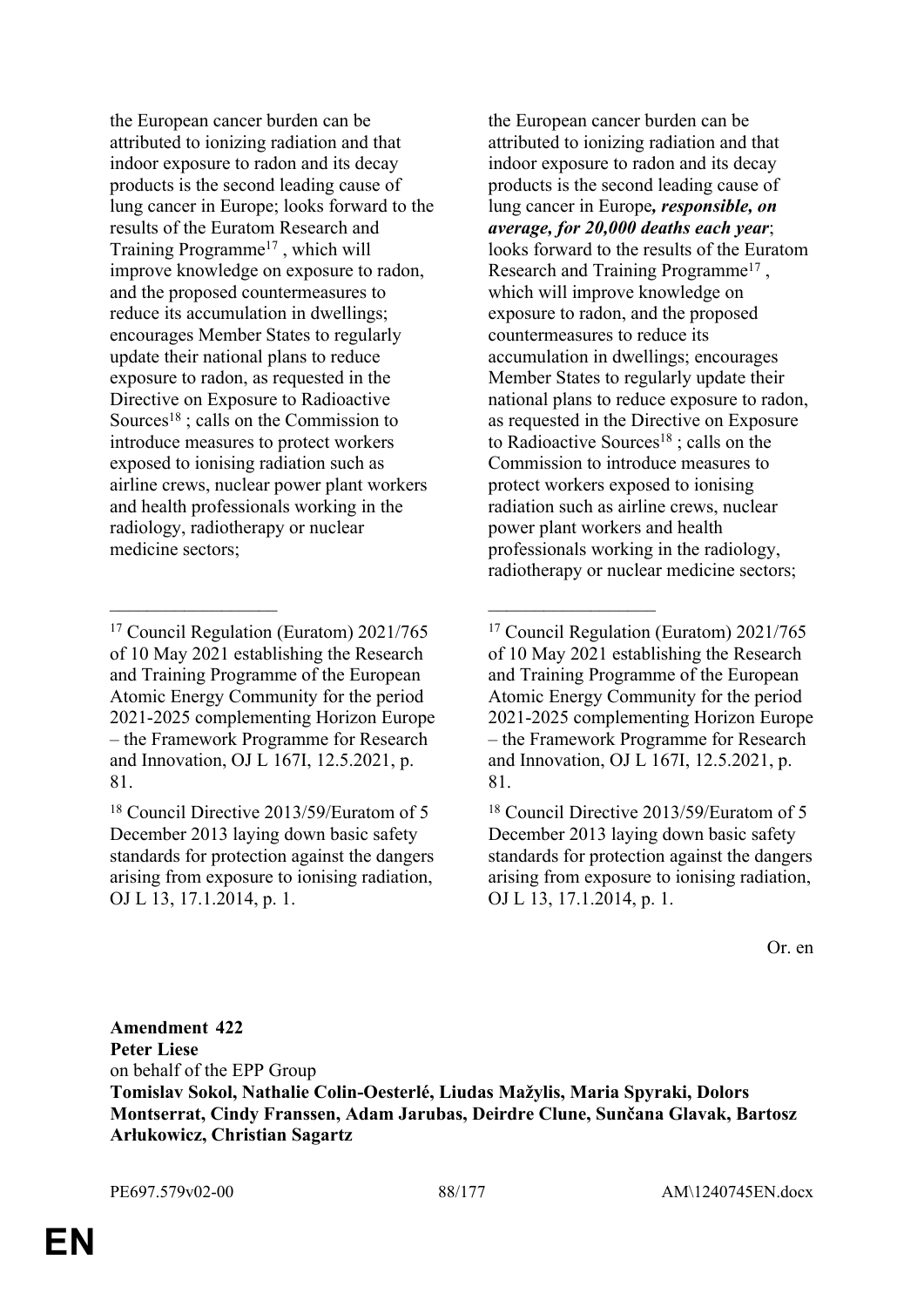| | |
|---|---|
| the European cancer burden can be attributed to ionizing radiation and that indoor exposure to radon and its decay products is the second leading cause of lung cancer in Europe; looks forward to the results of the Euratom Research and Training Programme[17] , which will improve knowledge on exposure to radon, and the proposed countermeasures to reduce its accumulation in dwellings; encourages Member States to regularly update their national plans to reduce exposure to radon, as requested in the Directive on Exposure to Radioactive Sources[18] ; calls on the Commission to introduce measures to protect workers exposed to ionising radiation such as airline crews, nuclear power plant workers and health professionals working in the radiology, radiotherapy or nuclear medicine sectors; | the European cancer burden can be attributed to ionizing radiation and that indoor exposure to radon and its decay products is the second leading cause of lung cancer in Europe***, responsible, on average, for 20,000 deaths each year***; looks forward to the results of the Euratom Research and Training Programme[17] , which will improve knowledge on exposure to radon, and the proposed countermeasures to reduce its accumulation in dwellings; encourages Member States to regularly update their national plans to reduce exposure to radon, as requested in the Directive on Exposure to Radioactive Sources[18] ; calls on the Commission to introduce measures to protect workers exposed to ionising radiation such as airline crews, nuclear power plant workers and health professionals working in the radiology, radiotherapy or nuclear medicine sectors; |
| [17] Council Regulation (Euratom) 2021/765 of 10 May 2021 establishing the Research and Training Programme of the European Atomic Energy Community for the period 2021-2025 complementing Horizon Europe – the Framework Programme for Research and Innovation, OJ L 167I, 12.5.2021, p. 81. | [17] Council Regulation (Euratom) 2021/765 of 10 May 2021 establishing the Research and Training Programme of the European Atomic Energy Community for the period 2021-2025 complementing Horizon Europe – the Framework Programme for Research and Innovation, OJ L 167I, 12.5.2021, p. 81. |
| [18] Council Directive 2013/59/Euratom of 5 December 2013 laying down basic safety standards for protection against the dangers arising from exposure to ionising radiation, OJ L 13, 17.1.2014, p. 1. | [18] Council Directive 2013/59/Euratom of 5 December 2013 laying down basic safety standards for protection against the dangers arising from exposure to ionising radiation, OJ L 13, 17.1.2014, p. 1. |

Or. en

**Amendment 422**
**Peter Liese**
on behalf of the EPP Group
**Tomislav Sokol, Nathalie Colin-Oesterlé, Liudas Mažylis, Maria Spyraki, Dolors Montserrat, Cindy Franssen, Adam Jarubas, Deirdre Clune, Sunčana Glavak, Bartosz Arłukowicz, Christian Sagartz**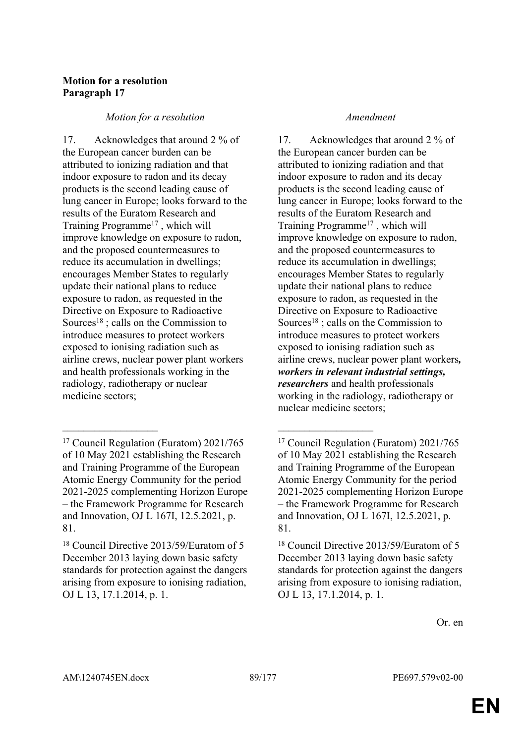**Motion for a resolution**
**Paragraph 17**

| *Motion for a resolution* | *Amendment* |
|---|---|
| 17. Acknowledges that around 2 % of the European cancer burden can be attributed to ionizing radiation and that indoor exposure to radon and its decay products is the second leading cause of lung cancer in Europe; looks forward to the results of the Euratom Research and Training Programme[17] , which will improve knowledge on exposure to radon, and the proposed countermeasures to reduce its accumulation in dwellings; encourages Member States to regularly update their national plans to reduce exposure to radon, as requested in the Directive on Exposure to Radioactive Sources[18] ; calls on the Commission to introduce measures to protect workers exposed to ionising radiation such as airline crews, nuclear power plant workers and health professionals working in the radiology, radiotherapy or nuclear medicine sectors; | 17. Acknowledges that around 2 % of the European cancer burden can be attributed to ionizing radiation and that indoor exposure to radon and its decay products is the second leading cause of lung cancer in Europe; looks forward to the results of the Euratom Research and Training Programme[17] , which will improve knowledge on exposure to radon, and the proposed countermeasures to reduce its accumulation in dwellings; encourages Member States to regularly update their national plans to reduce exposure to radon, as requested in the Directive on Exposure to Radioactive Sources[18] ; calls on the Commission to introduce measures to protect workers exposed to ionising radiation such as airline crews, nuclear power plant workers***, workers in relevant industrial settings, researchers*** and health professionals working in the radiology, radiotherapy or nuclear medicine sectors; |
| [17] Council Regulation (Euratom) 2021/765 of 10 May 2021 establishing the Research and Training Programme of the European Atomic Energy Community for the period 2021-2025 complementing Horizon Europe – the Framework Programme for Research and Innovation, OJ L 167I, 12.5.2021, p. 81. | [17] Council Regulation (Euratom) 2021/765 of 10 May 2021 establishing the Research and Training Programme of the European Atomic Energy Community for the period 2021-2025 complementing Horizon Europe – the Framework Programme for Research and Innovation, OJ L 167I, 12.5.2021, p. 81. |
| [18] Council Directive 2013/59/Euratom of 5 December 2013 laying down basic safety standards for protection against the dangers arising from exposure to ionising radiation, OJ L 13, 17.1.2014, p. 1. | [18] Council Directive 2013/59/Euratom of 5 December 2013 laying down basic safety standards for protection against the dangers arising from exposure to ionising radiation, OJ L 13, 17.1.2014, p. 1. |

Or. en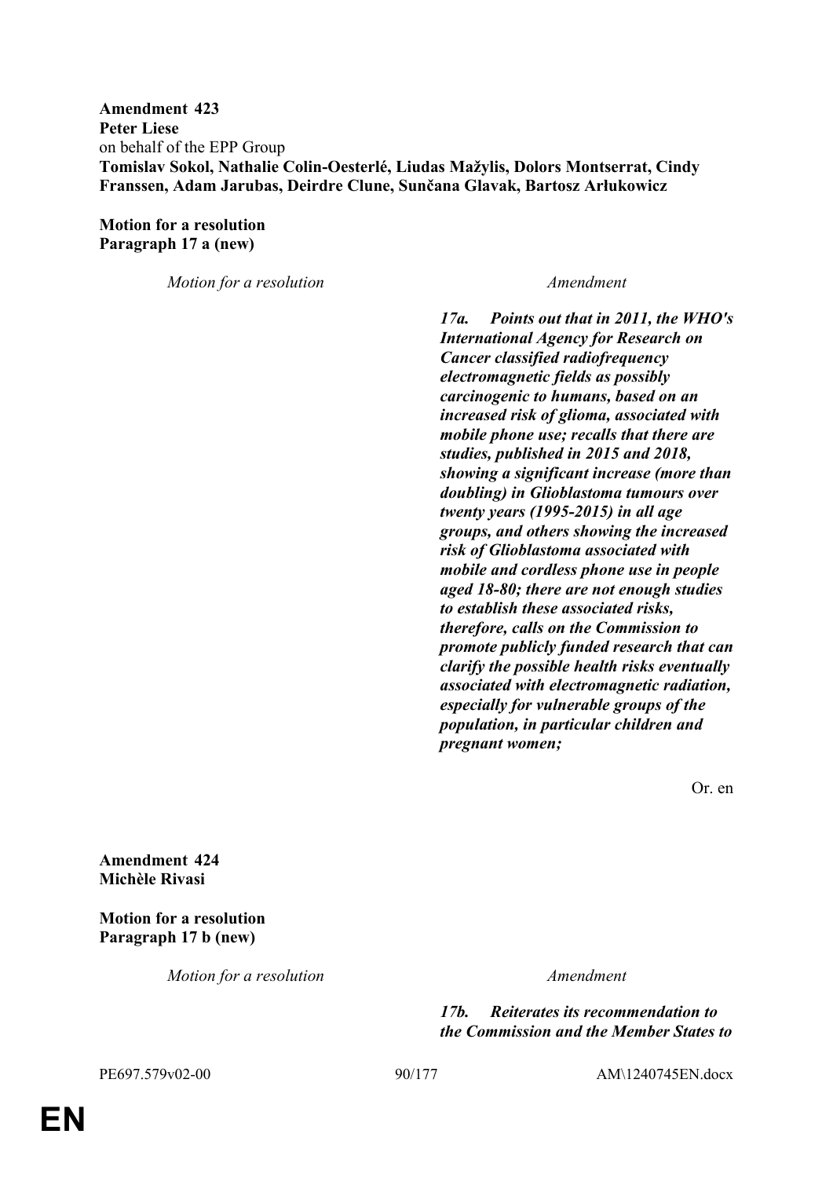**Amendment 423**
**Peter Liese**
on behalf of the EPP Group
**Tomislav Sokol, Nathalie Colin-Oesterlé, Liudas Mažylis, Dolors Montserrat, Cindy Franssen, Adam Jarubas, Deirdre Clune, Sunčana Glavak, Bartosz Arłukowicz**

**Motion for a resolution**
**Paragraph 17 a (new)**

| *Motion for a resolution* | *Amendment* |
| --- | --- |
| | ***17a. Points out that in 2011, the WHO's International Agency for Research on Cancer classified radiofrequency electromagnetic fields as possibly carcinogenic to humans, based on an increased risk of glioma, associated with mobile phone use; recalls that there are studies, published in 2015 and 2018, showing a significant increase (more than doubling) in Glioblastoma tumours over twenty years (1995-2015) in all age groups, and others showing the increased risk of Glioblastoma associated with mobile and cordless phone use in people aged 18-80; there are not enough studies to establish these associated risks, therefore, calls on the Commission to promote publicly funded research that can clarify the possible health risks eventually associated with electromagnetic radiation, especially for vulnerable groups of the population, in particular children and pregnant women;*** |

Or. en

**Amendment 424**
**Michèle Rivasi**

**Motion for a resolution**
**Paragraph 17 b (new)**

| *Motion for a resolution* | *Amendment* |
| --- | --- |
| | ***17b. Reiterates its recommendation to the Commission and the Member States to*** |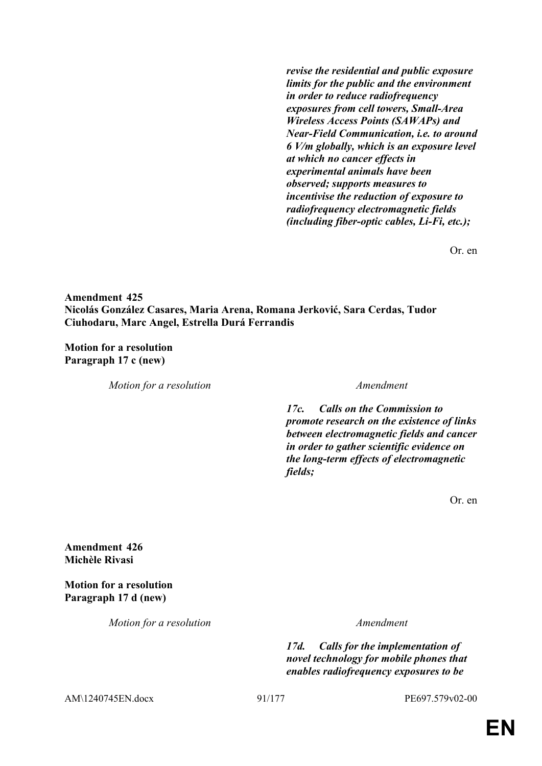| | |
|---|---|
| | ***revise the residential and public exposure limits for the public and the environment in order to reduce radiofrequency exposures from cell towers, Small-Area Wireless Access Points (SAWAPs) and Near-Field Communication, i.e. to around 6 V/m globally, which is an exposure level at which no cancer effects in experimental animals have been observed; supports measures to incentivise the reduction of exposure to radiofrequency electromagnetic fields (including fiber-optic cables, Li-Fi, etc.);*** |

Or. en

**Amendment 425**
**Nicolás González Casares, Maria Arena, Romana Jerković, Sara Cerdas, Tudor Ciuhodaru, Marc Angel, Estrella Durá Ferrandis**

**Motion for a resolution**
**Paragraph 17 c (new)**

| *Motion for a resolution* | *Amendment* |
|---|---|
| | ***17c. Calls on the Commission to promote research on the existence of links between electromagnetic fields and cancer in order to gather scientific evidence on the long-term effects of electromagnetic fields;*** |

Or. en

**Amendment 426**
**Michèle Rivasi**

**Motion for a resolution**
**Paragraph 17 d (new)**

| *Motion for a resolution* | *Amendment* |
|---|---|
| | ***17d. Calls for the implementation of novel technology for mobile phones that enables radiofrequency exposures to be*** |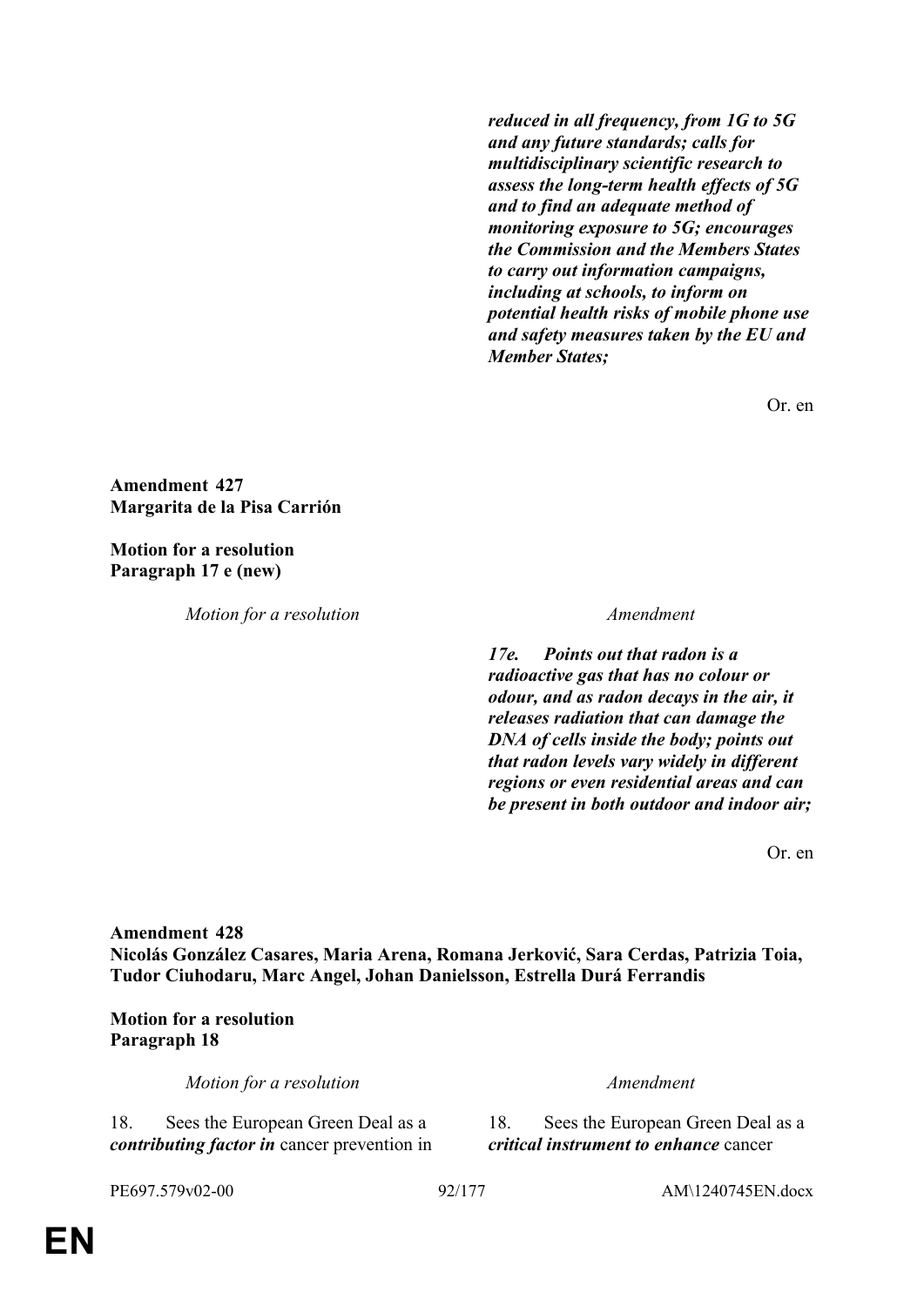| | |
|---|---|
| | ***reduced in all frequency, from 1G to 5G and any future standards; calls for multidisciplinary scientific research to assess the long-term health effects of 5G and to find an adequate method of monitoring exposure to 5G; encourages the Commission and the Members States to carry out information campaigns, including at schools, to inform on potential health risks of mobile phone use and safety measures taken by the EU and Member States;*** |

Or. en

**Amendment 427**
**Margarita de la Pisa Carrión**

**Motion for a resolution**
**Paragraph 17 e (new)**

| *Motion for a resolution* | *Amendment* |
|---|---|
| | ***17e. Points out that radon is a radioactive gas that has no colour or odour, and as radon decays in the air, it releases radiation that can damage the DNA of cells inside the body; points out that radon levels vary widely in different regions or even residential areas and can be present in both outdoor and indoor air;*** |

Or. en

**Amendment 428**
**Nicolás González Casares, Maria Arena, Romana Jerković, Sara Cerdas, Patrizia Toia, Tudor Ciuhodaru, Marc Angel, Johan Danielsson, Estrella Durá Ferrandis**

**Motion for a resolution**
**Paragraph 18**

| *Motion for a resolution* | *Amendment* |
|---|---|
| 18. Sees the European Green Deal as a ***contributing factor in*** cancer prevention in | 18. Sees the European Green Deal as a ***critical instrument to enhance*** cancer |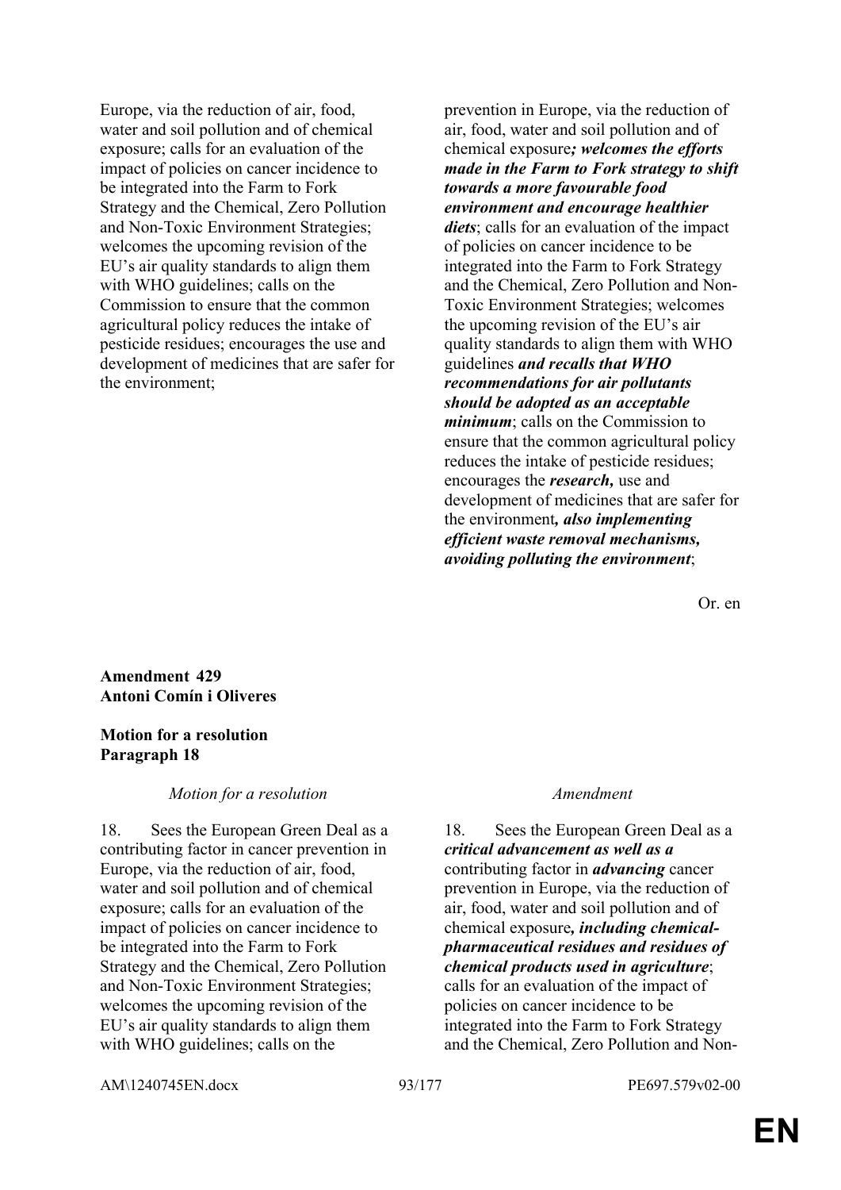| Motion for a resolution | Amendment |
|---|---|
| Europe, via the reduction of air, food, water and soil pollution and of chemical exposure; calls for an evaluation of the impact of policies on cancer incidence to be integrated into the Farm to Fork Strategy and the Chemical, Zero Pollution and Non-Toxic Environment Strategies; welcomes the upcoming revision of the EU's air quality standards to align them with WHO guidelines; calls on the Commission to ensure that the common agricultural policy reduces the intake of pesticide residues; encourages the use and development of medicines that are safer for the environment; | prevention in Europe, via the reduction of air, food, water and soil pollution and of chemical exposure***; welcomes the efforts made in the Farm to Fork strategy to shift towards a more favourable food environment and encourage healthier diets***; calls for an evaluation of the impact of policies on cancer incidence to be integrated into the Farm to Fork Strategy and the Chemical, Zero Pollution and Non-Toxic Environment Strategies; welcomes the upcoming revision of the EU's air quality standards to align them with WHO guidelines ***and recalls that WHO recommendations for air pollutants should be adopted as an acceptable minimum***; calls on the Commission to ensure that the common agricultural policy reduces the intake of pesticide residues; encourages the ***research,*** use and development of medicines that are safer for the environment***, also implementing efficient waste removal mechanisms, avoiding polluting the environment***; |

Or. en

**Amendment 429**
**Antoni Comín i Oliveres**

**Motion for a resolution**
**Paragraph 18**

| *Motion for a resolution* | *Amendment* |
|---|---|
| 18. Sees the European Green Deal as a contributing factor in cancer prevention in Europe, via the reduction of air, food, water and soil pollution and of chemical exposure; calls for an evaluation of the impact of policies on cancer incidence to be integrated into the Farm to Fork Strategy and the Chemical, Zero Pollution and Non-Toxic Environment Strategies; welcomes the upcoming revision of the EU's air quality standards to align them with WHO guidelines; calls on the | 18. Sees the European Green Deal as a ***critical advancement as well as a*** contributing factor in ***advancing*** cancer prevention in Europe, via the reduction of air, food, water and soil pollution and of chemical exposure***, including chemical-pharmaceutical residues and residues of chemical products used in agriculture***; calls for an evaluation of the impact of policies on cancer incidence to be integrated into the Farm to Fork Strategy and the Chemical, Zero Pollution and Non- |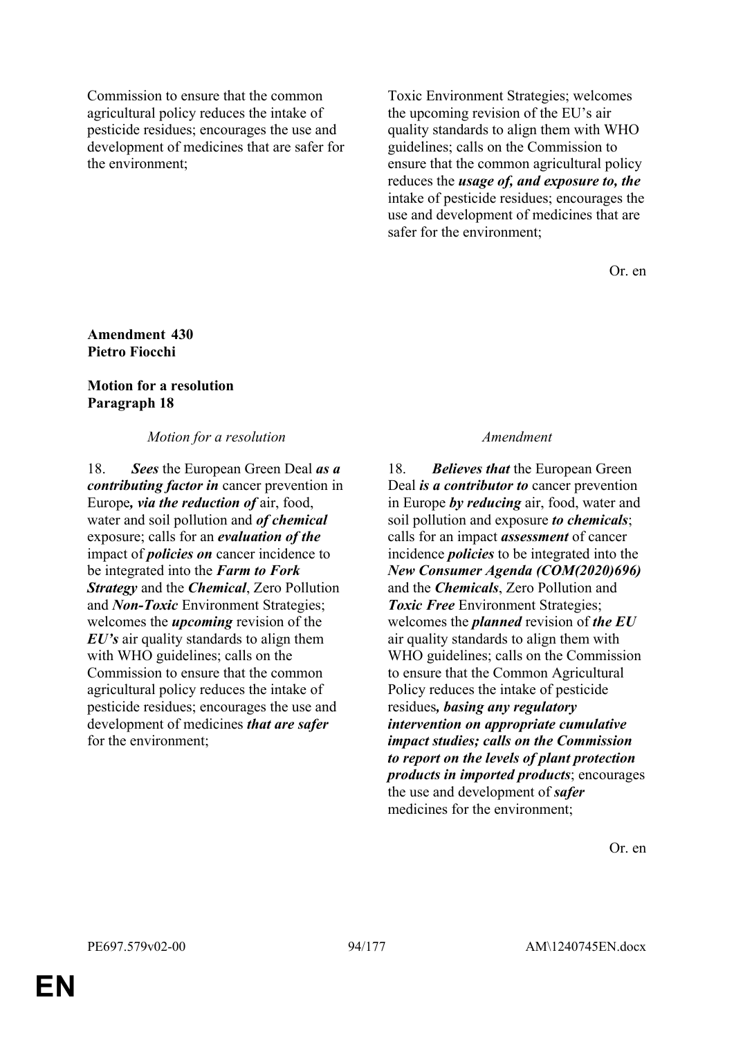| | |
|---|---|
| Commission to ensure that the common agricultural policy reduces the intake of pesticide residues; encourages the use and development of medicines that are safer for the environment; | Toxic Environment Strategies; welcomes the upcoming revision of the EU's air quality standards to align them with WHO guidelines; calls on the Commission to ensure that the common agricultural policy reduces the ***usage of, and exposure to, the*** intake of pesticide residues; encourages the use and development of medicines that are safer for the environment; |

Or. en

**Amendment 430**
**Pietro Fiocchi**

**Motion for a resolution**
**Paragraph 18**

| *Motion for a resolution* | *Amendment* |
|---|---|
| 18. ***Sees*** the European Green Deal ***as a contributing factor in*** cancer prevention in Europe***, via the reduction of*** air, food, water and soil pollution and ***of chemical*** exposure; calls for an ***evaluation of the*** impact of ***policies on*** cancer incidence to be integrated into the ***Farm to Fork Strategy*** and the ***Chemical***, Zero Pollution and ***Non-Toxic*** Environment Strategies; welcomes the ***upcoming*** revision of the ***EU's*** air quality standards to align them with WHO guidelines; calls on the Commission to ensure that the common agricultural policy reduces the intake of pesticide residues; encourages the use and development of medicines ***that are safer*** for the environment; | 18. ***Believes that*** the European Green Deal ***is a contributor to*** cancer prevention in Europe ***by reducing*** air, food, water and soil pollution and exposure ***to chemicals***; calls for an impact ***assessment*** of cancer incidence ***policies*** to be integrated into the ***New Consumer Agenda (COM(2020)696)*** and the ***Chemicals***, Zero Pollution and ***Toxic Free*** Environment Strategies; welcomes the ***planned*** revision of ***the EU*** air quality standards to align them with WHO guidelines; calls on the Commission to ensure that the Common Agricultural Policy reduces the intake of pesticide residues***, basing any regulatory intervention on appropriate cumulative impact studies; calls on the Commission to report on the levels of plant protection products in imported products***; encourages the use and development of ***safer*** medicines for the environment; |

Or. en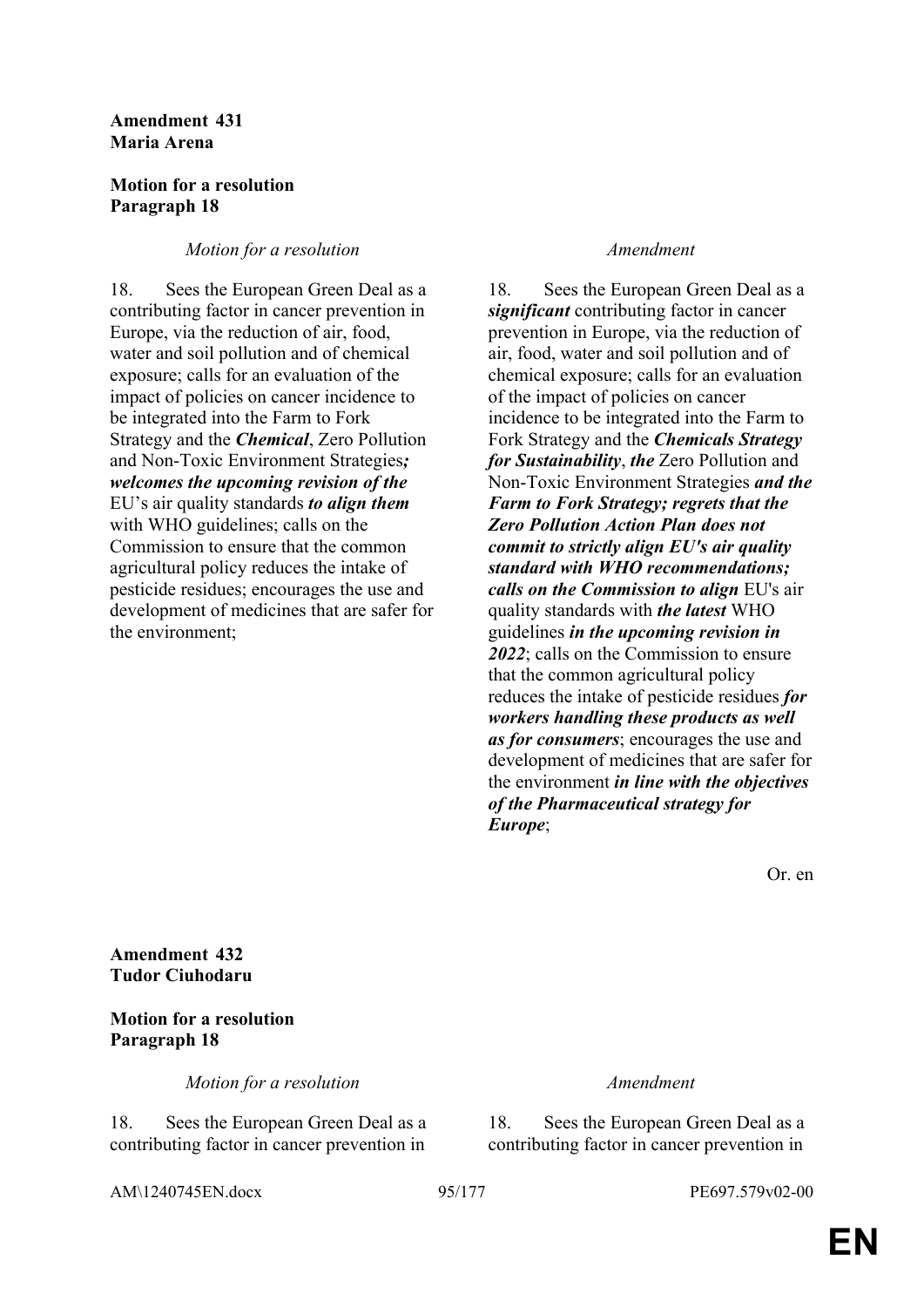**Amendment 431**
**Maria Arena**

**Motion for a resolution**
**Paragraph 18**

| *Motion for a resolution* | *Amendment* |
| --- | --- |
| 18. Sees the European Green Deal as a contributing factor in cancer prevention in Europe, via the reduction of air, food, water and soil pollution and of chemical exposure; calls for an evaluation of the impact of policies on cancer incidence to be integrated into the Farm to Fork Strategy and the ***Chemical***, Zero Pollution and Non-Toxic Environment Strategies***; welcomes the upcoming revision of the*** EU's air quality standards ***to align them*** with WHO guidelines; calls on the Commission to ensure that the common agricultural policy reduces the intake of pesticide residues; encourages the use and development of medicines that are safer for the environment; | 18. Sees the European Green Deal as a ***significant*** contributing factor in cancer prevention in Europe, via the reduction of air, food, water and soil pollution and of chemical exposure; calls for an evaluation of the impact of policies on cancer incidence to be integrated into the Farm to Fork Strategy and the ***Chemicals Strategy for Sustainability***, ***the*** Zero Pollution and Non-Toxic Environment Strategies ***and the Farm to Fork Strategy; regrets that the Zero Pollution Action Plan does not commit to strictly align EU's air quality standard with WHO recommendations; calls on the Commission to align*** EU's air quality standards with ***the latest*** WHO guidelines ***in the upcoming revision in 2022***; calls on the Commission to ensure that the common agricultural policy reduces the intake of pesticide residues ***for workers handling these products as well as for consumers***; encourages the use and development of medicines that are safer for the environment ***in line with the objectives of the Pharmaceutical strategy for Europe***; |

Or. en

**Amendment 432**
**Tudor Ciuhodaru**

**Motion for a resolution**
**Paragraph 18**

| *Motion for a resolution* | *Amendment* |
| --- | --- |
| 18. Sees the European Green Deal as a contributing factor in cancer prevention in | 18. Sees the European Green Deal as a contributing factor in cancer prevention in |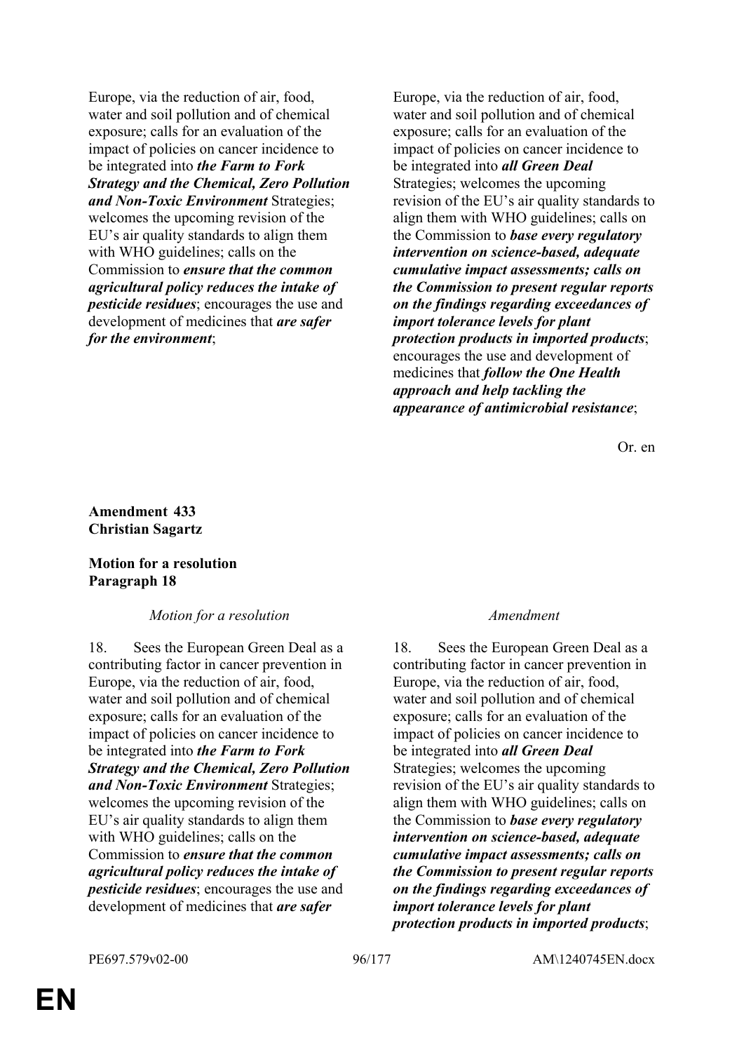| | |
|---|---|
| Europe, via the reduction of air, food, water and soil pollution and of chemical exposure; calls for an evaluation of the impact of policies on cancer incidence to be integrated into ***the Farm to Fork Strategy and the Chemical, Zero Pollution and Non-Toxic Environment*** Strategies; welcomes the upcoming revision of the EU's air quality standards to align them with WHO guidelines; calls on the Commission to ***ensure that the common agricultural policy reduces the intake of pesticide residues***; encourages the use and development of medicines that ***are safer for the environment***; | Europe, via the reduction of air, food, water and soil pollution and of chemical exposure; calls for an evaluation of the impact of policies on cancer incidence to be integrated into ***all Green Deal*** Strategies; welcomes the upcoming revision of the EU's air quality standards to align them with WHO guidelines; calls on the Commission to ***base every regulatory intervention on science-based, adequate cumulative impact assessments; calls on the Commission to present regular reports on the findings regarding exceedances of import tolerance levels for plant protection products in imported products***; encourages the use and development of medicines that ***follow the One Health approach and help tackling the appearance of antimicrobial resistance***; |

Or. en

**Amendment 433**
**Christian Sagartz**

**Motion for a resolution**
**Paragraph 18**

| *Motion for a resolution* | *Amendment* |
|---|---|
| 18. Sees the European Green Deal as a contributing factor in cancer prevention in Europe, via the reduction of air, food, water and soil pollution and of chemical exposure; calls for an evaluation of the impact of policies on cancer incidence to be integrated into ***the Farm to Fork Strategy and the Chemical, Zero Pollution and Non-Toxic Environment*** Strategies; welcomes the upcoming revision of the EU's air quality standards to align them with WHO guidelines; calls on the Commission to ***ensure that the common agricultural policy reduces the intake of pesticide residues***; encourages the use and development of medicines that ***are safer*** | 18. Sees the European Green Deal as a contributing factor in cancer prevention in Europe, via the reduction of air, food, water and soil pollution and of chemical exposure; calls for an evaluation of the impact of policies on cancer incidence to be integrated into ***all Green Deal*** Strategies; welcomes the upcoming revision of the EU's air quality standards to align them with WHO guidelines; calls on the Commission to ***base every regulatory intervention on science-based, adequate cumulative impact assessments; calls on the Commission to present regular reports on the findings regarding exceedances of import tolerance levels for plant protection products in imported products***; |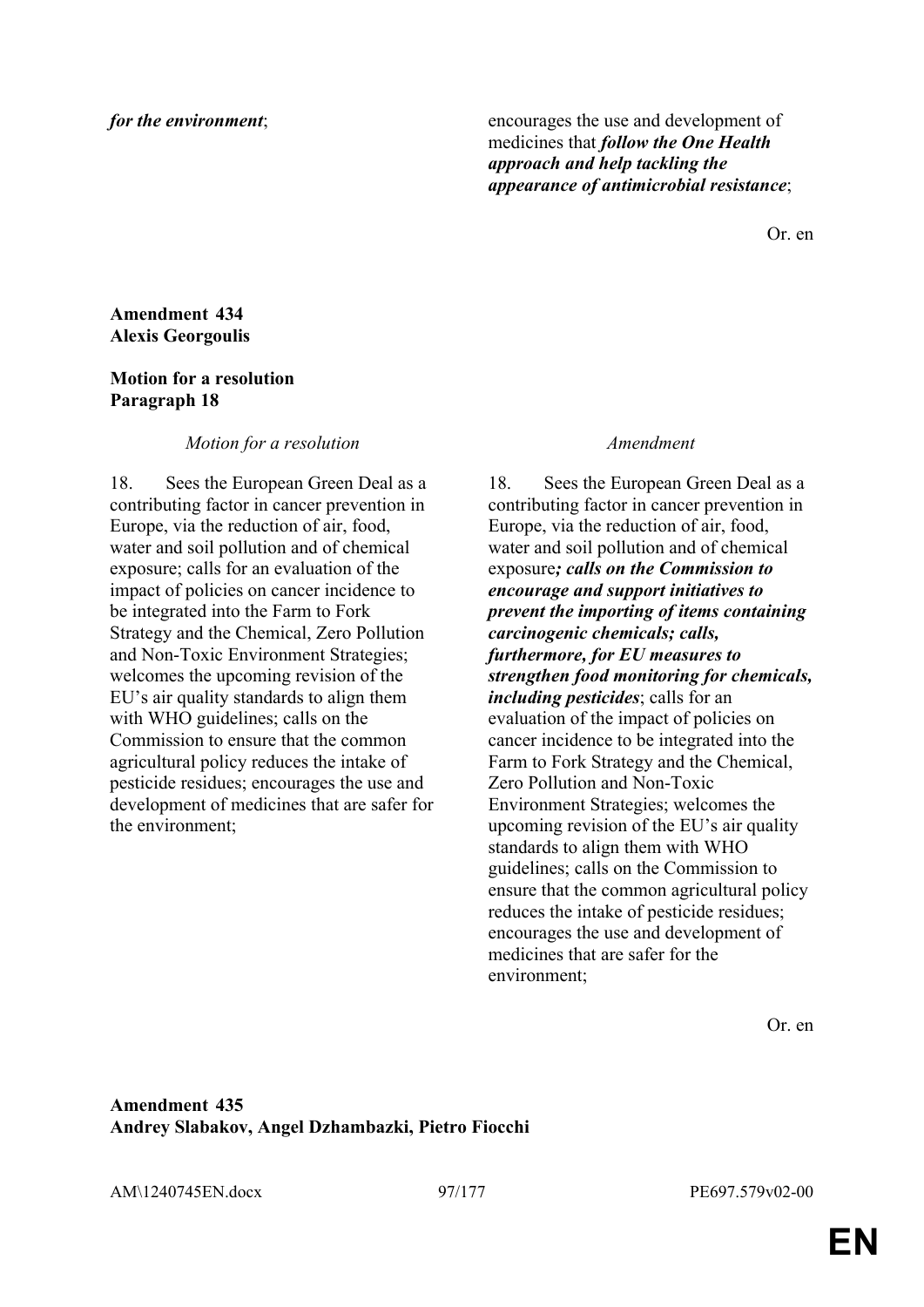| | |
|---|---|
| ***for the environment***; | encourages the use and development of medicines that ***follow the One Health approach and help tackling the appearance of antimicrobial resistance***; |

Or. en

**Amendment 434**
**Alexis Georgoulis**

**Motion for a resolution**
**Paragraph 18**

| *Motion for a resolution* | *Amendment* |
|---|---|
| 18. Sees the European Green Deal as a contributing factor in cancer prevention in Europe, via the reduction of air, food, water and soil pollution and of chemical exposure; calls for an evaluation of the impact of policies on cancer incidence to be integrated into the Farm to Fork Strategy and the Chemical, Zero Pollution and Non-Toxic Environment Strategies; welcomes the upcoming revision of the EU's air quality standards to align them with WHO guidelines; calls on the Commission to ensure that the common agricultural policy reduces the intake of pesticide residues; encourages the use and development of medicines that are safer for the environment; | 18. Sees the European Green Deal as a contributing factor in cancer prevention in Europe, via the reduction of air, food, water and soil pollution and of chemical exposure***; calls on the Commission to encourage and support initiatives to prevent the importing of items containing carcinogenic chemicals; calls, furthermore, for EU measures to strengthen food monitoring for chemicals, including pesticides***; calls for an evaluation of the impact of policies on cancer incidence to be integrated into the Farm to Fork Strategy and the Chemical, Zero Pollution and Non-Toxic Environment Strategies; welcomes the upcoming revision of the EU's air quality standards to align them with WHO guidelines; calls on the Commission to ensure that the common agricultural policy reduces the intake of pesticide residues; encourages the use and development of medicines that are safer for the environment; |

Or. en

**Amendment 435**
**Andrey Slabakov, Angel Dzhambazki, Pietro Fiocchi**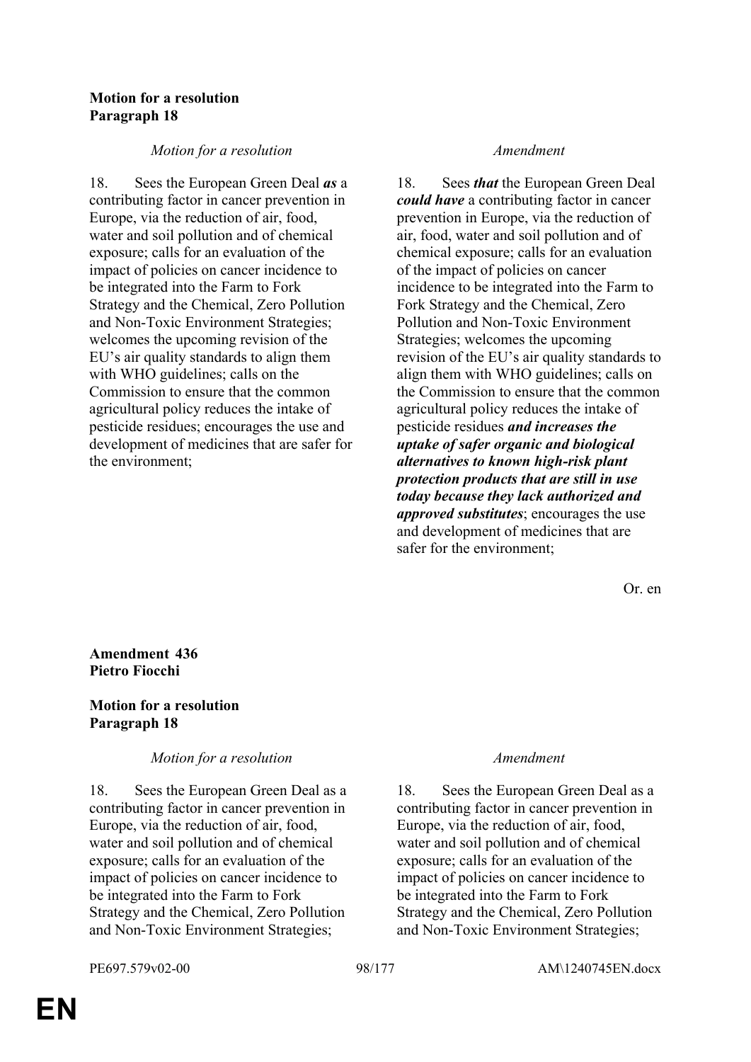**Motion for a resolution**
**Paragraph 18**

| *Motion for a resolution* | *Amendment* |
|---|---|
| 18. Sees the European Green Deal ***as*** a contributing factor in cancer prevention in Europe, via the reduction of air, food, water and soil pollution and of chemical exposure; calls for an evaluation of the impact of policies on cancer incidence to be integrated into the Farm to Fork Strategy and the Chemical, Zero Pollution and Non-Toxic Environment Strategies; welcomes the upcoming revision of the EU's air quality standards to align them with WHO guidelines; calls on the Commission to ensure that the common agricultural policy reduces the intake of pesticide residues; encourages the use and development of medicines that are safer for the environment; | 18. Sees ***that*** the European Green Deal ***could have*** a contributing factor in cancer prevention in Europe, via the reduction of air, food, water and soil pollution and of chemical exposure; calls for an evaluation of the impact of policies on cancer incidence to be integrated into the Farm to Fork Strategy and the Chemical, Zero Pollution and Non-Toxic Environment Strategies; welcomes the upcoming revision of the EU's air quality standards to align them with WHO guidelines; calls on the Commission to ensure that the common agricultural policy reduces the intake of pesticide residues ***and increases the uptake of safer organic and biological alternatives to known high-risk plant protection products that are still in use today because they lack authorized and approved substitutes***; encourages the use and development of medicines that are safer for the environment; |

Or. en

**Amendment 436**
**Pietro Fiocchi**

**Motion for a resolution**
**Paragraph 18**

| *Motion for a resolution* | *Amendment* |
|---|---|
| 18. Sees the European Green Deal as a contributing factor in cancer prevention in Europe, via the reduction of air, food, water and soil pollution and of chemical exposure; calls for an evaluation of the impact of policies on cancer incidence to be integrated into the Farm to Fork Strategy and the Chemical, Zero Pollution and Non-Toxic Environment Strategies; | 18. Sees the European Green Deal as a contributing factor in cancer prevention in Europe, via the reduction of air, food, water and soil pollution and of chemical exposure; calls for an evaluation of the impact of policies on cancer incidence to be integrated into the Farm to Fork Strategy and the Chemical, Zero Pollution and Non-Toxic Environment Strategies; |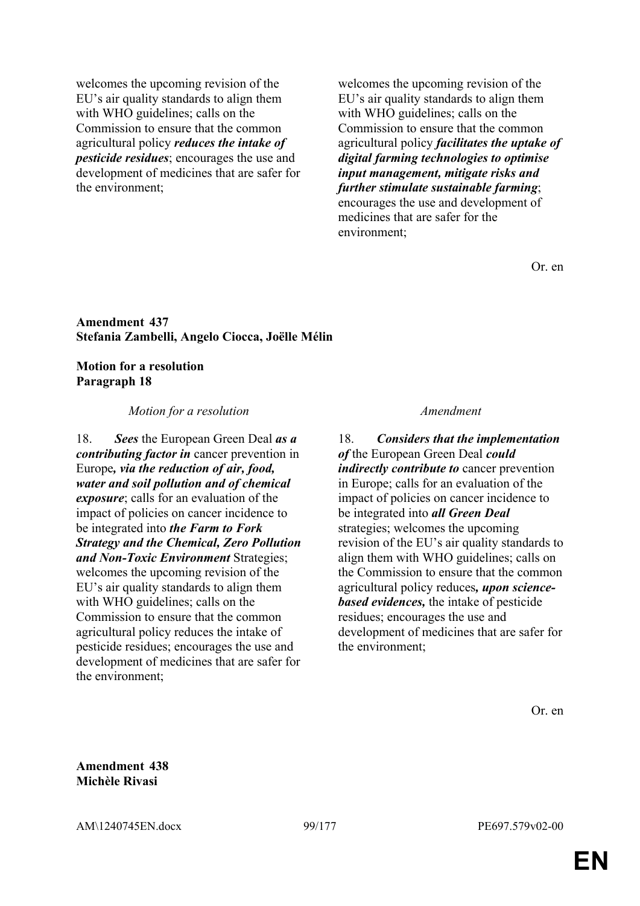| | |
|---|---|
| welcomes the upcoming revision of the EU's air quality standards to align them with WHO guidelines; calls on the Commission to ensure that the common agricultural policy ***reduces the intake of pesticide residues***; encourages the use and development of medicines that are safer for the environment; | welcomes the upcoming revision of the EU's air quality standards to align them with WHO guidelines; calls on the Commission to ensure that the common agricultural policy ***facilitates the uptake of digital farming technologies to optimise input management, mitigate risks and further stimulate sustainable farming***; encourages the use and development of medicines that are safer for the environment; |

Or. en

**Amendment 437**
**Stefania Zambelli, Angelo Ciocca, Joëlle Mélin**

**Motion for a resolution**
**Paragraph 18**

| *Motion for a resolution* | *Amendment* |
|---|---|
| 18. ***Sees*** the European Green Deal ***as a contributing factor in*** cancer prevention in Europe***, via the reduction of air, food, water and soil pollution and of chemical exposure***; calls for an evaluation of the impact of policies on cancer incidence to be integrated into ***the Farm to Fork Strategy and the Chemical, Zero Pollution and Non-Toxic Environment*** Strategies; welcomes the upcoming revision of the EU's air quality standards to align them with WHO guidelines; calls on the Commission to ensure that the common agricultural policy reduces the intake of pesticide residues; encourages the use and development of medicines that are safer for the environment; | 18. ***Considers that the implementation of*** the European Green Deal ***could indirectly contribute to*** cancer prevention in Europe; calls for an evaluation of the impact of policies on cancer incidence to be integrated into ***all Green Deal*** strategies; welcomes the upcoming revision of the EU's air quality standards to align them with WHO guidelines; calls on the Commission to ensure that the common agricultural policy reduces***, upon science-based evidences,*** the intake of pesticide residues; encourages the use and development of medicines that are safer for the environment; |

Or. en

**Amendment 438**
**Michèle Rivasi**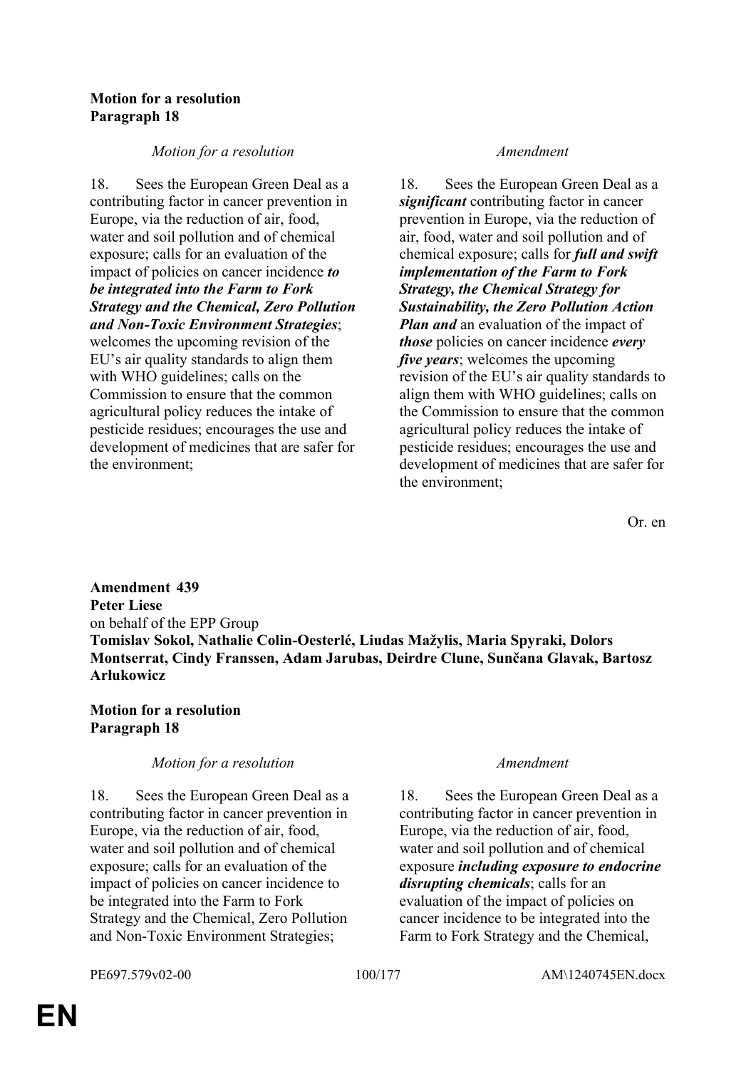**Motion for a resolution**
**Paragraph 18**

| *Motion for a resolution* | *Amendment* |
|---|---|
| 18. Sees the European Green Deal as a contributing factor in cancer prevention in Europe, via the reduction of air, food, water and soil pollution and of chemical exposure; calls for an evaluation of the impact of policies on cancer incidence ***to be integrated into the Farm to Fork Strategy and the Chemical, Zero Pollution and Non-Toxic Environment Strategies***; welcomes the upcoming revision of the EU's air quality standards to align them with WHO guidelines; calls on the Commission to ensure that the common agricultural policy reduces the intake of pesticide residues; encourages the use and development of medicines that are safer for the environment; | 18. Sees the European Green Deal as a ***significant*** contributing factor in cancer prevention in Europe, via the reduction of air, food, water and soil pollution and of chemical exposure; calls for ***full and swift implementation of the Farm to Fork Strategy, the Chemical Strategy for Sustainability, the Zero Pollution Action Plan and*** an evaluation of the impact of ***those*** policies on cancer incidence ***every five years***; welcomes the upcoming revision of the EU's air quality standards to align them with WHO guidelines; calls on the Commission to ensure that the common agricultural policy reduces the intake of pesticide residues; encourages the use and development of medicines that are safer for the environment; |

Or. en

**Amendment 439**
**Peter Liese**
on behalf of the EPP Group
**Tomislav Sokol, Nathalie Colin-Oesterlé, Liudas Mažylis, Maria Spyraki, Dolors Montserrat, Cindy Franssen, Adam Jarubas, Deirdre Clune, Sunčana Glavak, Bartosz Arłukowicz**

**Motion for a resolution**
**Paragraph 18**

| *Motion for a resolution* | *Amendment* |
|---|---|
| 18. Sees the European Green Deal as a contributing factor in cancer prevention in Europe, via the reduction of air, food, water and soil pollution and of chemical exposure; calls for an evaluation of the impact of policies on cancer incidence to be integrated into the Farm to Fork Strategy and the Chemical, Zero Pollution and Non-Toxic Environment Strategies; | 18. Sees the European Green Deal as a contributing factor in cancer prevention in Europe, via the reduction of air, food, water and soil pollution and of chemical exposure ***including exposure to endocrine disrupting chemicals***; calls for an evaluation of the impact of policies on cancer incidence to be integrated into the Farm to Fork Strategy and the Chemical, |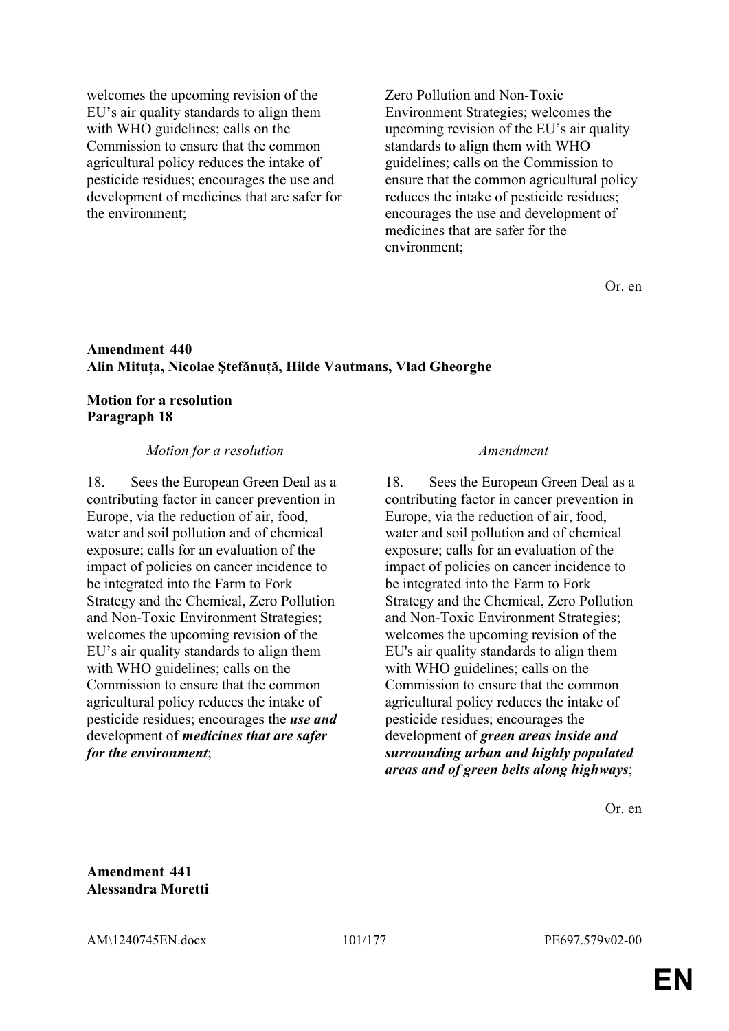| | |
|---|---|
| welcomes the upcoming revision of the EU's air quality standards to align them with WHO guidelines; calls on the Commission to ensure that the common agricultural policy reduces the intake of pesticide residues; encourages the use and development of medicines that are safer for the environment; | Zero Pollution and Non-Toxic Environment Strategies; welcomes the upcoming revision of the EU's air quality standards to align them with WHO guidelines; calls on the Commission to ensure that the common agricultural policy reduces the intake of pesticide residues; encourages the use and development of medicines that are safer for the environment; |

Or. en

**Amendment 440**
**Alin Mituța, Nicolae Ştefănuță, Hilde Vautmans, Vlad Gheorghe**

**Motion for a resolution**
**Paragraph 18**

| *Motion for a resolution* | *Amendment* |
|---|---|
| 18. Sees the European Green Deal as a contributing factor in cancer prevention in Europe, via the reduction of air, food, water and soil pollution and of chemical exposure; calls for an evaluation of the impact of policies on cancer incidence to be integrated into the Farm to Fork Strategy and the Chemical, Zero Pollution and Non-Toxic Environment Strategies; welcomes the upcoming revision of the EU's air quality standards to align them with WHO guidelines; calls on the Commission to ensure that the common agricultural policy reduces the intake of pesticide residues; encourages the ***use and*** development of ***medicines that are safer for the environment***; | 18. Sees the European Green Deal as a contributing factor in cancer prevention in Europe, via the reduction of air, food, water and soil pollution and of chemical exposure; calls for an evaluation of the impact of policies on cancer incidence to be integrated into the Farm to Fork Strategy and the Chemical, Zero Pollution and Non-Toxic Environment Strategies; welcomes the upcoming revision of the EU's air quality standards to align them with WHO guidelines; calls on the Commission to ensure that the common agricultural policy reduces the intake of pesticide residues; encourages the development of ***green areas inside and surrounding urban and highly populated areas and of green belts along highways***; |

Or. en

**Amendment 441**
**Alessandra Moretti**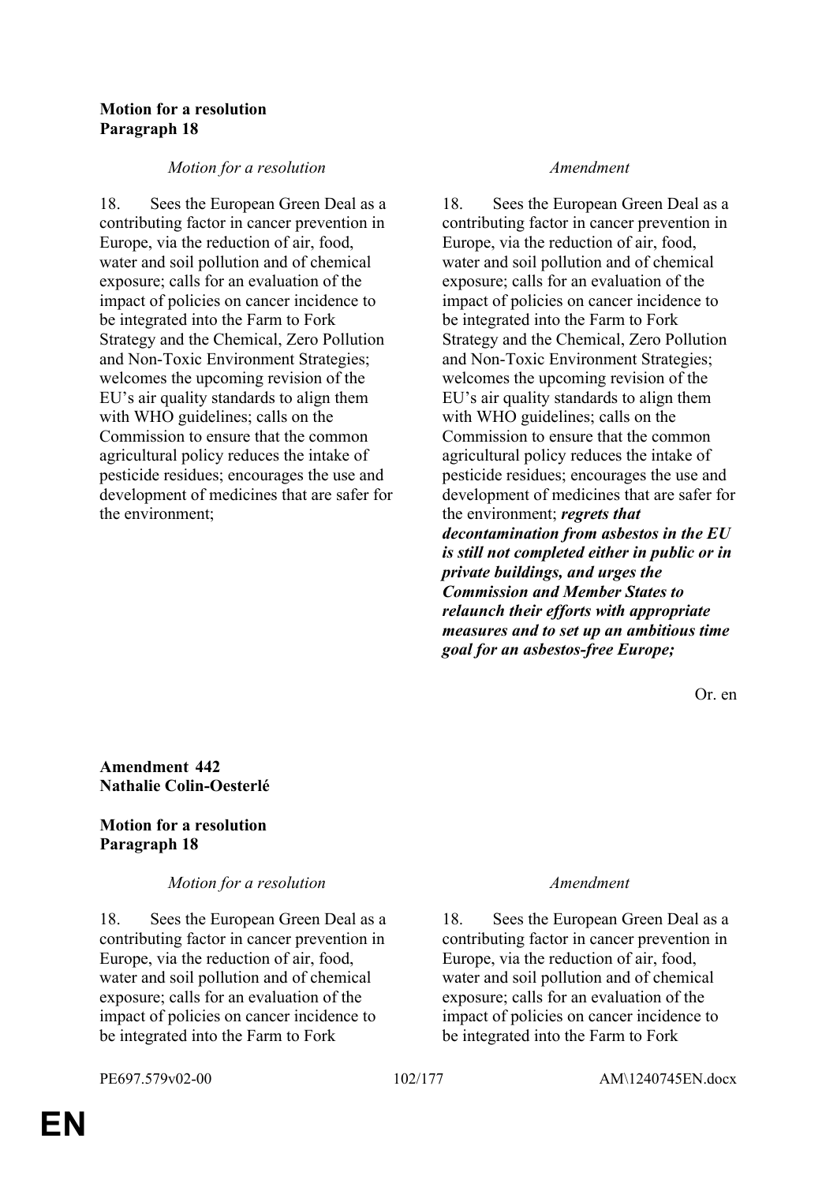**Motion for a resolution**
**Paragraph 18**

| *Motion for a resolution* | *Amendment* |
|---|---|
| 18. Sees the European Green Deal as a contributing factor in cancer prevention in Europe, via the reduction of air, food, water and soil pollution and of chemical exposure; calls for an evaluation of the impact of policies on cancer incidence to be integrated into the Farm to Fork Strategy and the Chemical, Zero Pollution and Non-Toxic Environment Strategies; welcomes the upcoming revision of the EU's air quality standards to align them with WHO guidelines; calls on the Commission to ensure that the common agricultural policy reduces the intake of pesticide residues; encourages the use and development of medicines that are safer for the environment; | 18. Sees the European Green Deal as a contributing factor in cancer prevention in Europe, via the reduction of air, food, water and soil pollution and of chemical exposure; calls for an evaluation of the impact of policies on cancer incidence to be integrated into the Farm to Fork Strategy and the Chemical, Zero Pollution and Non-Toxic Environment Strategies; welcomes the upcoming revision of the EU's air quality standards to align them with WHO guidelines; calls on the Commission to ensure that the common agricultural policy reduces the intake of pesticide residues; encourages the use and development of medicines that are safer for the environment; ***regrets that decontamination from asbestos in the EU is still not completed either in public or in private buildings, and urges the Commission and Member States to relaunch their efforts with appropriate measures and to set up an ambitious time goal for an asbestos-free Europe;*** |

Or. en

**Amendment 442**
**Nathalie Colin-Oesterlé**

**Motion for a resolution**
**Paragraph 18**

| *Motion for a resolution* | *Amendment* |
|---|---|
| 18. Sees the European Green Deal as a contributing factor in cancer prevention in Europe, via the reduction of air, food, water and soil pollution and of chemical exposure; calls for an evaluation of the impact of policies on cancer incidence to be integrated into the Farm to Fork | 18. Sees the European Green Deal as a contributing factor in cancer prevention in Europe, via the reduction of air, food, water and soil pollution and of chemical exposure; calls for an evaluation of the impact of policies on cancer incidence to be integrated into the Farm to Fork |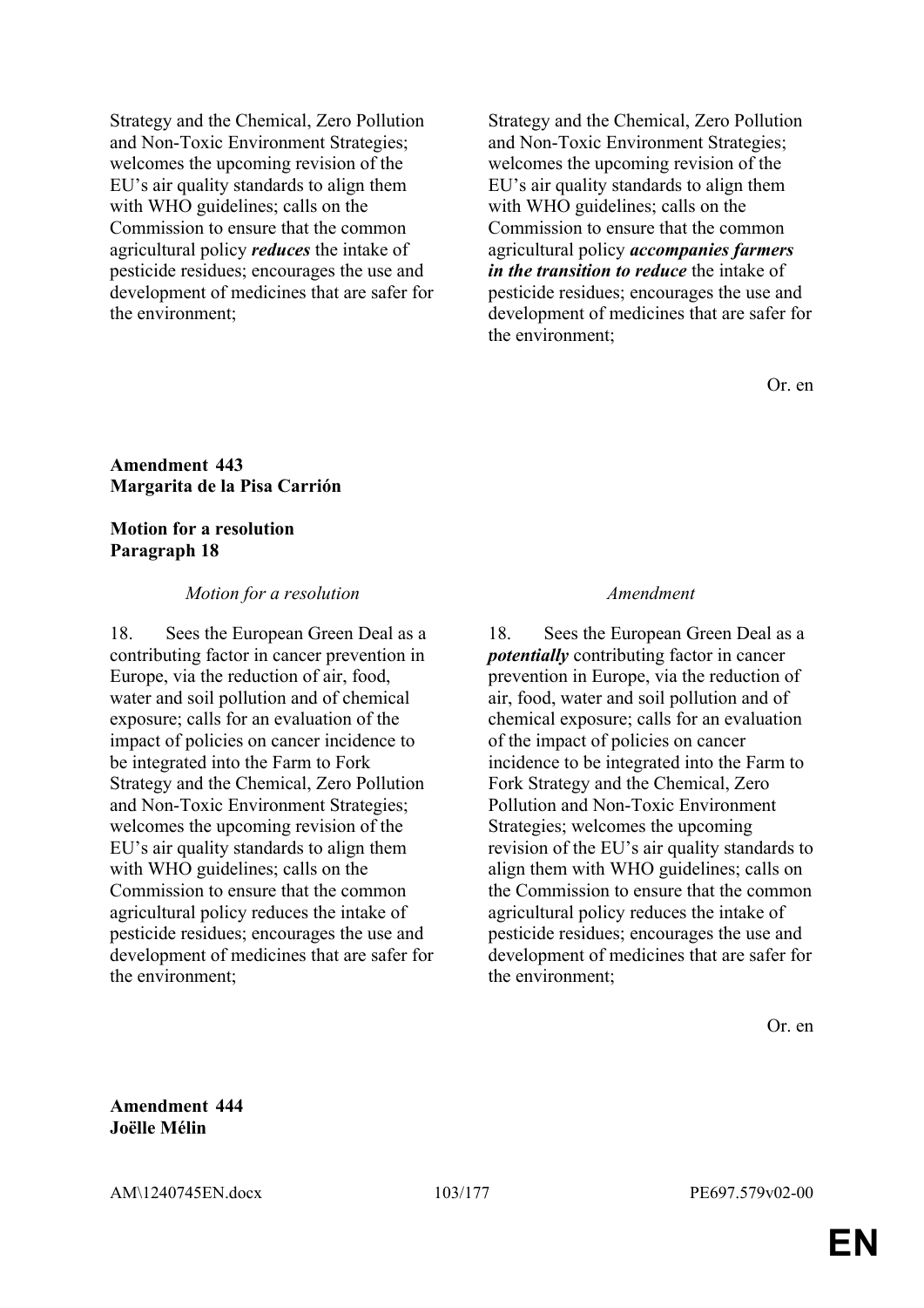| | |
|---|---|
| Strategy and the Chemical, Zero Pollution and Non-Toxic Environment Strategies; welcomes the upcoming revision of the EU's air quality standards to align them with WHO guidelines; calls on the Commission to ensure that the common agricultural policy ***reduces*** the intake of pesticide residues; encourages the use and development of medicines that are safer for the environment; | Strategy and the Chemical, Zero Pollution and Non-Toxic Environment Strategies; welcomes the upcoming revision of the EU's air quality standards to align them with WHO guidelines; calls on the Commission to ensure that the common agricultural policy ***accompanies farmers in the transition to reduce*** the intake of pesticide residues; encourages the use and development of medicines that are safer for the environment; |

Or. en

**Amendment 443**
**Margarita de la Pisa Carrión**

**Motion for a resolution**
**Paragraph 18**

| *Motion for a resolution* | *Amendment* |
|---|---|
| 18. Sees the European Green Deal as a contributing factor in cancer prevention in Europe, via the reduction of air, food, water and soil pollution and of chemical exposure; calls for an evaluation of the impact of policies on cancer incidence to be integrated into the Farm to Fork Strategy and the Chemical, Zero Pollution and Non-Toxic Environment Strategies; welcomes the upcoming revision of the EU's air quality standards to align them with WHO guidelines; calls on the Commission to ensure that the common agricultural policy reduces the intake of pesticide residues; encourages the use and development of medicines that are safer for the environment; | 18. Sees the European Green Deal as a ***potentially*** contributing factor in cancer prevention in Europe, via the reduction of air, food, water and soil pollution and of chemical exposure; calls for an evaluation of the impact of policies on cancer incidence to be integrated into the Farm to Fork Strategy and the Chemical, Zero Pollution and Non-Toxic Environment Strategies; welcomes the upcoming revision of the EU's air quality standards to align them with WHO guidelines; calls on the Commission to ensure that the common agricultural policy reduces the intake of pesticide residues; encourages the use and development of medicines that are safer for the environment; |

Or. en

**Amendment 444**
**Joëlle Mélin**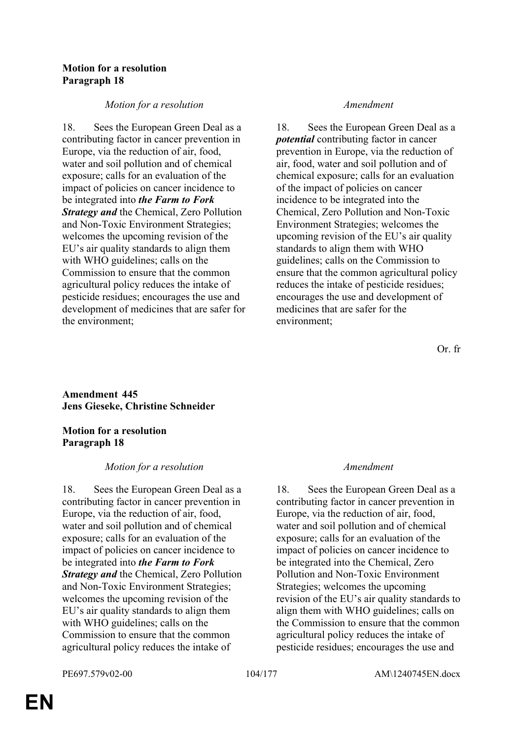**Motion for a resolution**
**Paragraph 18**

| *Motion for a resolution* | *Amendment* |
|---|---|
| 18. Sees the European Green Deal as a contributing factor in cancer prevention in Europe, via the reduction of air, food, water and soil pollution and of chemical exposure; calls for an evaluation of the impact of policies on cancer incidence to be integrated into ***the Farm to Fork Strategy and*** the Chemical, Zero Pollution and Non-Toxic Environment Strategies; welcomes the upcoming revision of the EU's air quality standards to align them with WHO guidelines; calls on the Commission to ensure that the common agricultural policy reduces the intake of pesticide residues; encourages the use and development of medicines that are safer for the environment; | 18. Sees the European Green Deal as a ***potential*** contributing factor in cancer prevention in Europe, via the reduction of air, food, water and soil pollution and of chemical exposure; calls for an evaluation of the impact of policies on cancer incidence to be integrated into the Chemical, Zero Pollution and Non-Toxic Environment Strategies; welcomes the upcoming revision of the EU's air quality standards to align them with WHO guidelines; calls on the Commission to ensure that the common agricultural policy reduces the intake of pesticide residues; encourages the use and development of medicines that are safer for the environment; |

Or. fr

**Amendment 445**
**Jens Gieseke, Christine Schneider**

**Motion for a resolution**
**Paragraph 18**

| *Motion for a resolution* | *Amendment* |
|---|---|
| 18. Sees the European Green Deal as a contributing factor in cancer prevention in Europe, via the reduction of air, food, water and soil pollution and of chemical exposure; calls for an evaluation of the impact of policies on cancer incidence to be integrated into ***the Farm to Fork Strategy and*** the Chemical, Zero Pollution and Non-Toxic Environment Strategies; welcomes the upcoming revision of the EU's air quality standards to align them with WHO guidelines; calls on the Commission to ensure that the common agricultural policy reduces the intake of | 18. Sees the European Green Deal as a contributing factor in cancer prevention in Europe, via the reduction of air, food, water and soil pollution and of chemical exposure; calls for an evaluation of the impact of policies on cancer incidence to be integrated into the Chemical, Zero Pollution and Non-Toxic Environment Strategies; welcomes the upcoming revision of the EU's air quality standards to align them with WHO guidelines; calls on the Commission to ensure that the common agricultural policy reduces the intake of pesticide residues; encourages the use and |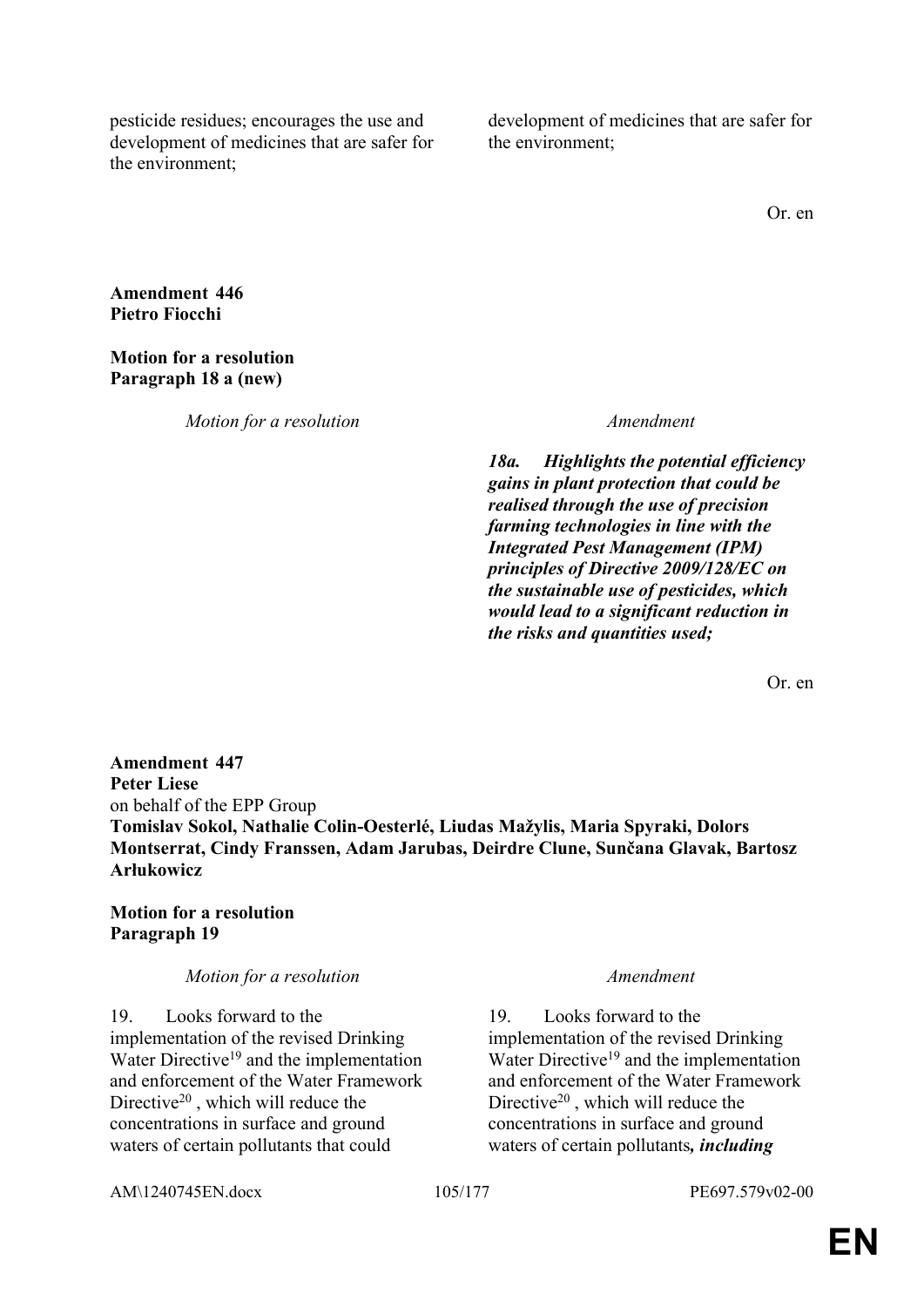| | |
|---|---|
| pesticide residues; encourages the use and development of medicines that are safer for the environment; | development of medicines that are safer for the environment; |

Or. en

**Amendment 446**
**Pietro Fiocchi**

**Motion for a resolution**
**Paragraph 18 a (new)**

| *Motion for a resolution* | *Amendment* |
|---|---|
| | ***18a. Highlights the potential efficiency gains in plant protection that could be realised through the use of precision farming technologies in line with the Integrated Pest Management (IPM) principles of Directive 2009/128/EC on the sustainable use of pesticides, which would lead to a significant reduction in the risks and quantities used;*** |

Or. en

**Amendment 447**
**Peter Liese**
on behalf of the EPP Group
**Tomislav Sokol, Nathalie Colin-Oesterlé, Liudas Mažylis, Maria Spyraki, Dolors Montserrat, Cindy Franssen, Adam Jarubas, Deirdre Clune, Sunčana Glavak, Bartosz Arłukowicz**

**Motion for a resolution**
**Paragraph 19**

| *Motion for a resolution* | *Amendment* |
|---|---|
| 19. Looks forward to the implementation of the revised Drinking Water Directive[19] and the implementation and enforcement of the Water Framework Directive[20] , which will reduce the concentrations in surface and ground waters of certain pollutants that could | 19. Looks forward to the implementation of the revised Drinking Water Directive[19] and the implementation and enforcement of the Water Framework Directive[20] , which will reduce the concentrations in surface and ground waters of certain pollutants***, including*** |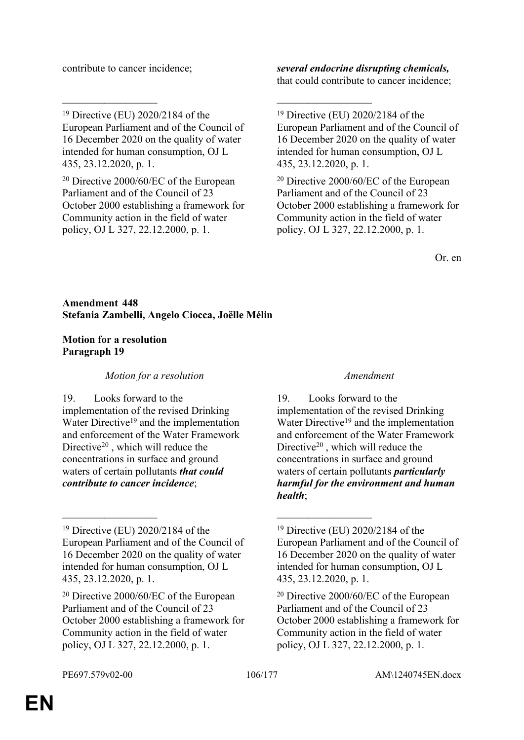| | |
|---|---|
| contribute to cancer incidence; | ***several endocrine disrupting chemicals,*** that could contribute to cancer incidence; |
| __________________ | __________________ |
| [19] Directive (EU) 2020/2184 of the European Parliament and of the Council of 16 December 2020 on the quality of water intended for human consumption, OJ L 435, 23.12.2020, p. 1. | [19] Directive (EU) 2020/2184 of the European Parliament and of the Council of 16 December 2020 on the quality of water intended for human consumption, OJ L 435, 23.12.2020, p. 1. |
| [20] Directive 2000/60/EC of the European Parliament and of the Council of 23 October 2000 establishing a framework for Community action in the field of water policy, OJ L 327, 22.12.2000, p. 1. | [20] Directive 2000/60/EC of the European Parliament and of the Council of 23 October 2000 establishing a framework for Community action in the field of water policy, OJ L 327, 22.12.2000, p. 1. |

Or. en

**Amendment 448**
**Stefania Zambelli, Angelo Ciocca, Joëlle Mélin**

**Motion for a resolution**
**Paragraph 19**

| *Motion for a resolution* | *Amendment* |
|---|---|
| 19. Looks forward to the implementation of the revised Drinking Water Directive[19] and the implementation and enforcement of the Water Framework Directive[20] , which will reduce the concentrations in surface and ground waters of certain pollutants ***that could contribute to cancer incidence***; | 19. Looks forward to the implementation of the revised Drinking Water Directive[19] and the implementation and enforcement of the Water Framework Directive[20] , which will reduce the concentrations in surface and ground waters of certain pollutants ***particularly harmful for the environment and human health***; |
| __________________ | __________________ |
| [19] Directive (EU) 2020/2184 of the European Parliament and of the Council of 16 December 2020 on the quality of water intended for human consumption, OJ L 435, 23.12.2020, p. 1. | [19] Directive (EU) 2020/2184 of the European Parliament and of the Council of 16 December 2020 on the quality of water intended for human consumption, OJ L 435, 23.12.2020, p. 1. |
| [20] Directive 2000/60/EC of the European Parliament and of the Council of 23 October 2000 establishing a framework for Community action in the field of water policy, OJ L 327, 22.12.2000, p. 1. | [20] Directive 2000/60/EC of the European Parliament and of the Council of 23 October 2000 establishing a framework for Community action in the field of water policy, OJ L 327, 22.12.2000, p. 1. |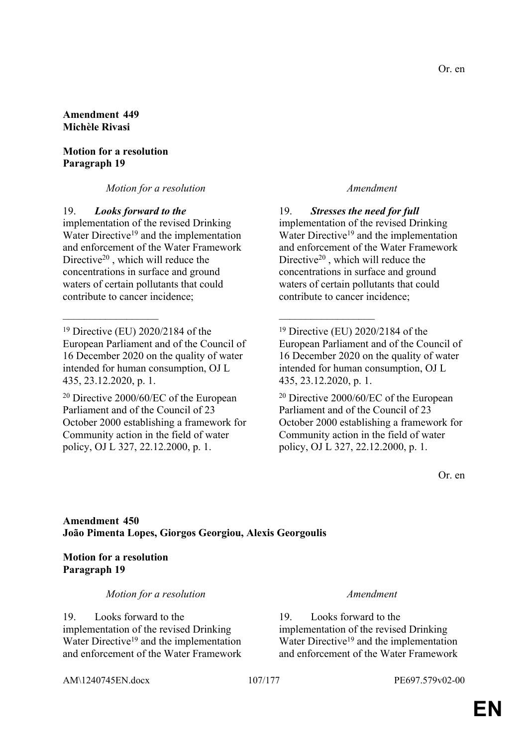Or. en

**Amendment 449**
**Michèle Rivasi**

**Motion for a resolution**
**Paragraph 19**

| *Motion for a resolution* | *Amendment* |
|---|---|
| 19. ***Looks forward to the*** implementation of the revised Drinking Water Directive[19] and the implementation and enforcement of the Water Framework Directive[20] , which will reduce the concentrations in surface and ground waters of certain pollutants that could contribute to cancer incidence; | 19. ***Stresses the need for full*** implementation of the revised Drinking Water Directive[19] and the implementation and enforcement of the Water Framework Directive[20] , which will reduce the concentrations in surface and ground waters of certain pollutants that could contribute to cancer incidence; |
| __________________ | __________________ |
| [19] Directive (EU) 2020/2184 of the European Parliament and of the Council of 16 December 2020 on the quality of water intended for human consumption, OJ L 435, 23.12.2020, p. 1. | [19] Directive (EU) 2020/2184 of the European Parliament and of the Council of 16 December 2020 on the quality of water intended for human consumption, OJ L 435, 23.12.2020, p. 1. |
| [20] Directive 2000/60/EC of the European Parliament and of the Council of 23 October 2000 establishing a framework for Community action in the field of water policy, OJ L 327, 22.12.2000, p. 1. | [20] Directive 2000/60/EC of the European Parliament and of the Council of 23 October 2000 establishing a framework for Community action in the field of water policy, OJ L 327, 22.12.2000, p. 1. |

Or. en

**Amendment 450**
**João Pimenta Lopes, Giorgos Georgiou, Alexis Georgoulis**

**Motion for a resolution**
**Paragraph 19**

| *Motion for a resolution* | *Amendment* |
|---|---|
| 19. Looks forward to the implementation of the revised Drinking Water Directive[19] and the implementation and enforcement of the Water Framework | 19. Looks forward to the implementation of the revised Drinking Water Directive[19] and the implementation and enforcement of the Water Framework |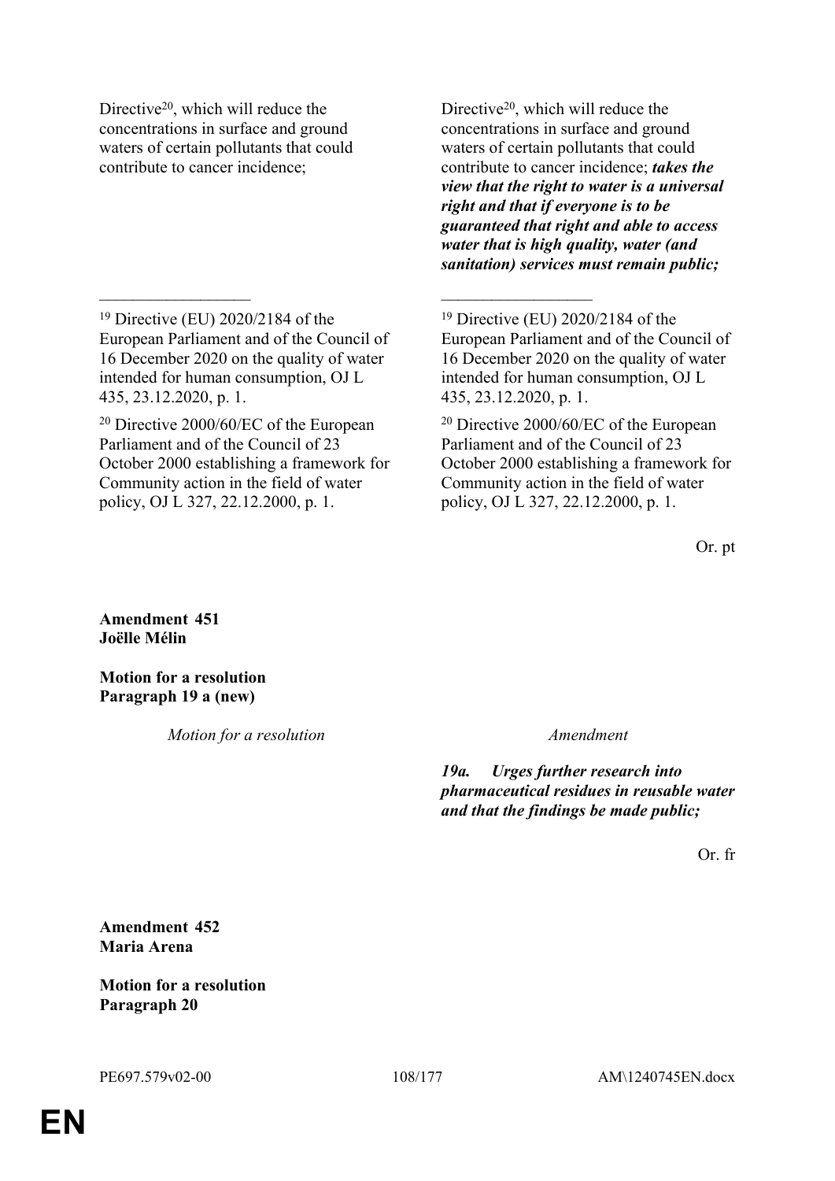| Motion for a resolution | Amendment |
|---|---|
| Directive[20], which will reduce the concentrations in surface and ground waters of certain pollutants that could contribute to cancer incidence; | Directive[20], which will reduce the concentrations in surface and ground waters of certain pollutants that could contribute to cancer incidence; ***takes the view that the right to water is a universal right and that if everyone is to be guaranteed that right and able to access water that is high quality, water (and sanitation) services must remain public;*** |

__________________

[19] Directive (EU) 2020/2184 of the European Parliament and of the Council of 16 December 2020 on the quality of water intended for human consumption, OJ L 435, 23.12.2020, p. 1.

[20] Directive 2000/60/EC of the European Parliament and of the Council of 23 October 2000 establishing a framework for Community action in the field of water policy, OJ L 327, 22.12.2000, p. 1.

Or. pt

**Amendment 451**
**Joëlle Mélin**

**Motion for a resolution**
**Paragraph 19 a (new)**

| *Motion for a resolution* | *Amendment* |
|---|---|
| | ***19a. Urges further research into pharmaceutical residues in reusable water and that the findings be made public;*** |

Or. fr

**Amendment 452**
**Maria Arena**

**Motion for a resolution**
**Paragraph 20**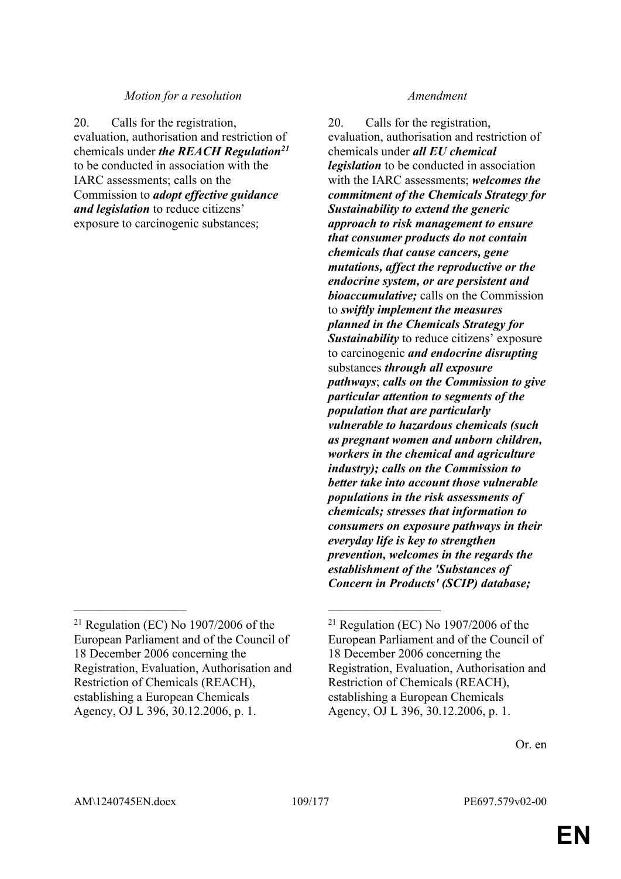| *Motion for a resolution* | *Amendment* |
| --- | --- |
| 20. Calls for the registration, evaluation, authorisation and restriction of chemicals under ***the REACH Regulation***[21] to be conducted in association with the IARC assessments; calls on the Commission to ***adopt effective guidance and legislation*** to reduce citizens' exposure to carcinogenic substances; | 20. Calls for the registration, evaluation, authorisation and restriction of chemicals under ***all EU chemical legislation*** to be conducted in association with the IARC assessments; ***welcomes the commitment of the Chemicals Strategy for Sustainability to extend the generic approach to risk management to ensure that consumer products do not contain chemicals that cause cancers, gene mutations, affect the reproductive or the endocrine system, or are persistent and bioaccumulative;*** calls on the Commission to ***swiftly implement the measures planned in the Chemicals Strategy for Sustainability*** to reduce citizens' exposure to carcinogenic ***and endocrine disrupting*** substances ***through all exposure pathways***; ***calls on the Commission to give particular attention to segments of the population that are particularly vulnerable to hazardous chemicals (such as pregnant women and unborn children, workers in the chemical and agriculture industry); calls on the Commission to better take into account those vulnerable populations in the risk assessments of chemicals; stresses that information to consumers on exposure pathways in their everyday life is key to strengthen prevention, welcomes in the regards the establishment of the 'Substances of Concern in Products' (SCIP) database;*** |
| [21] Regulation (EC) No 1907/2006 of the European Parliament and of the Council of 18 December 2006 concerning the Registration, Evaluation, Authorisation and Restriction of Chemicals (REACH), establishing a European Chemicals Agency, OJ L 396, 30.12.2006, p. 1. | [21] Regulation (EC) No 1907/2006 of the European Parliament and of the Council of 18 December 2006 concerning the Registration, Evaluation, Authorisation and Restriction of Chemicals (REACH), establishing a European Chemicals Agency, OJ L 396, 30.12.2006, p. 1. |

Or. en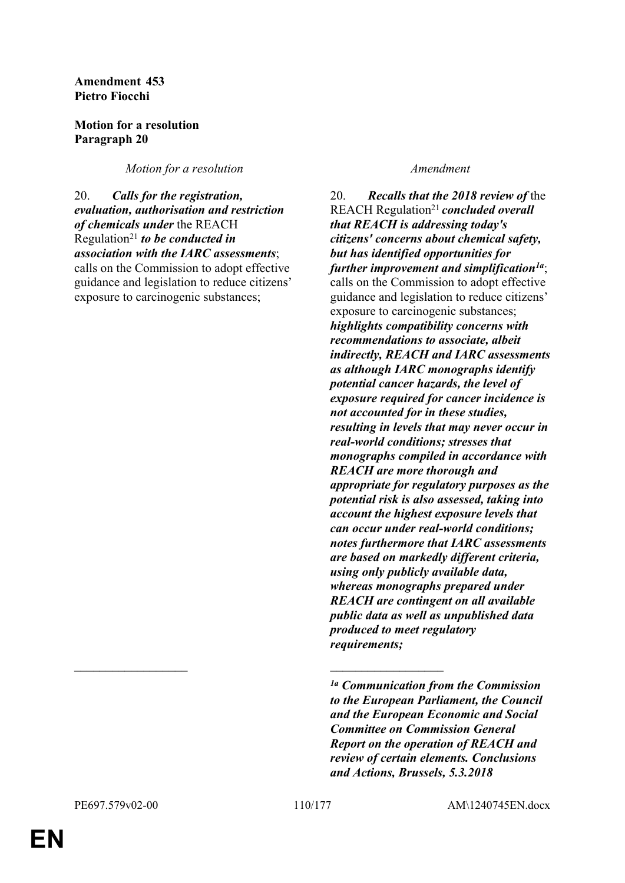**Amendment 453**
**Pietro Fiocchi**

**Motion for a resolution**
**Paragraph 20**

| *Motion for a resolution* | *Amendment* |
|---|---|
| 20. ***Calls for the registration, evaluation, authorisation and restriction of chemicals under*** the REACH Regulation[21] ***to be conducted in association with the IARC assessments***; calls on the Commission to adopt effective guidance and legislation to reduce citizens' exposure to carcinogenic substances; | 20. ***Recalls that the 2018 review of*** the REACH Regulation[21] ***concluded overall that REACH is addressing today's citizens' concerns about chemical safety, but has identified opportunities for further improvement and simplification***[1a]; calls on the Commission to adopt effective guidance and legislation to reduce citizens' exposure to carcinogenic substances; ***highlights compatibility concerns with recommendations to associate, albeit indirectly, REACH and IARC assessments as although IARC monographs identify potential cancer hazards, the level of exposure required for cancer incidence is not accounted for in these studies, resulting in levels that may never occur in real-world conditions; stresses that monographs compiled in accordance with REACH are more thorough and appropriate for regulatory purposes as the potential risk is also assessed, taking into account the highest exposure levels that can occur under real-world conditions; notes furthermore that IARC assessments are based on markedly different criteria, using only publicly available data, whereas monographs prepared under REACH are contingent on all available public data as well as unpublished data produced to meet regulatory requirements;*** |

__________________

***[1a] Communication from the Commission to the European Parliament, the Council and the European Economic and Social Committee on Commission General Report on the operation of REACH and review of certain elements. Conclusions and Actions, Brussels, 5.3.2018***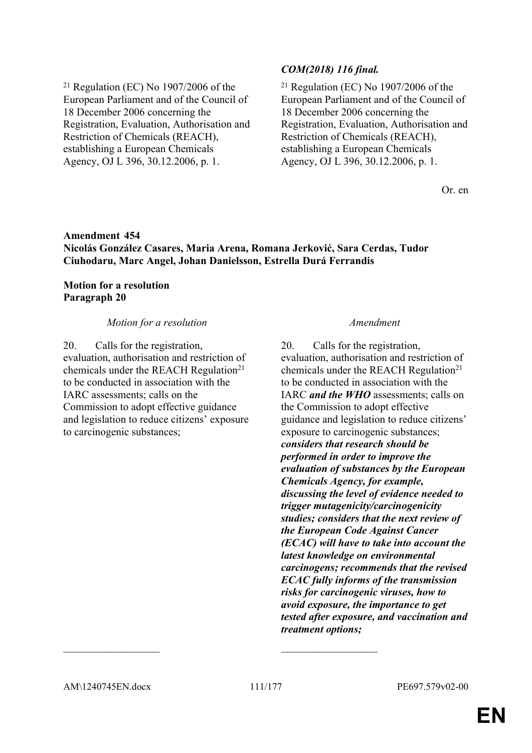| | |
|---|---|
| | ***COM(2018) 116 final.*** |
| [21] Regulation (EC) No 1907/2006 of the European Parliament and of the Council of 18 December 2006 concerning the Registration, Evaluation, Authorisation and Restriction of Chemicals (REACH), establishing a European Chemicals Agency, OJ L 396, 30.12.2006, p. 1. | [21] Regulation (EC) No 1907/2006 of the European Parliament and of the Council of 18 December 2006 concerning the Registration, Evaluation, Authorisation and Restriction of Chemicals (REACH), establishing a European Chemicals Agency, OJ L 396, 30.12.2006, p. 1. |

Or. en

**Amendment 454**
**Nicolás González Casares, Maria Arena, Romana Jerković, Sara Cerdas, Tudor Ciuhodaru, Marc Angel, Johan Danielsson, Estrella Durá Ferrandis**

**Motion for a resolution**
**Paragraph 20**

| *Motion for a resolution* | *Amendment* |
|---|---|
| 20. Calls for the registration, evaluation, authorisation and restriction of chemicals under the REACH Regulation[21] to be conducted in association with the IARC assessments; calls on the Commission to adopt effective guidance and legislation to reduce citizens' exposure to carcinogenic substances; | 20. Calls for the registration, evaluation, authorisation and restriction of chemicals under the REACH Regulation[21] to be conducted in association with the IARC ***and the WHO*** assessments; calls on the Commission to adopt effective guidance and legislation to reduce citizens' exposure to carcinogenic substances; ***considers that research should be performed in order to improve the evaluation of substances by the European Chemicals Agency, for example, discussing the level of evidence needed to trigger mutagenicity/carcinogenicity studies; considers that the next review of the European Code Against Cancer (ECAC) will have to take into account the latest knowledge on environmental carcinogens; recommends that the revised ECAC fully informs of the transmission risks for carcinogenic viruses, how to avoid exposure, the importance to get tested after exposure, and vaccination and treatment options;*** |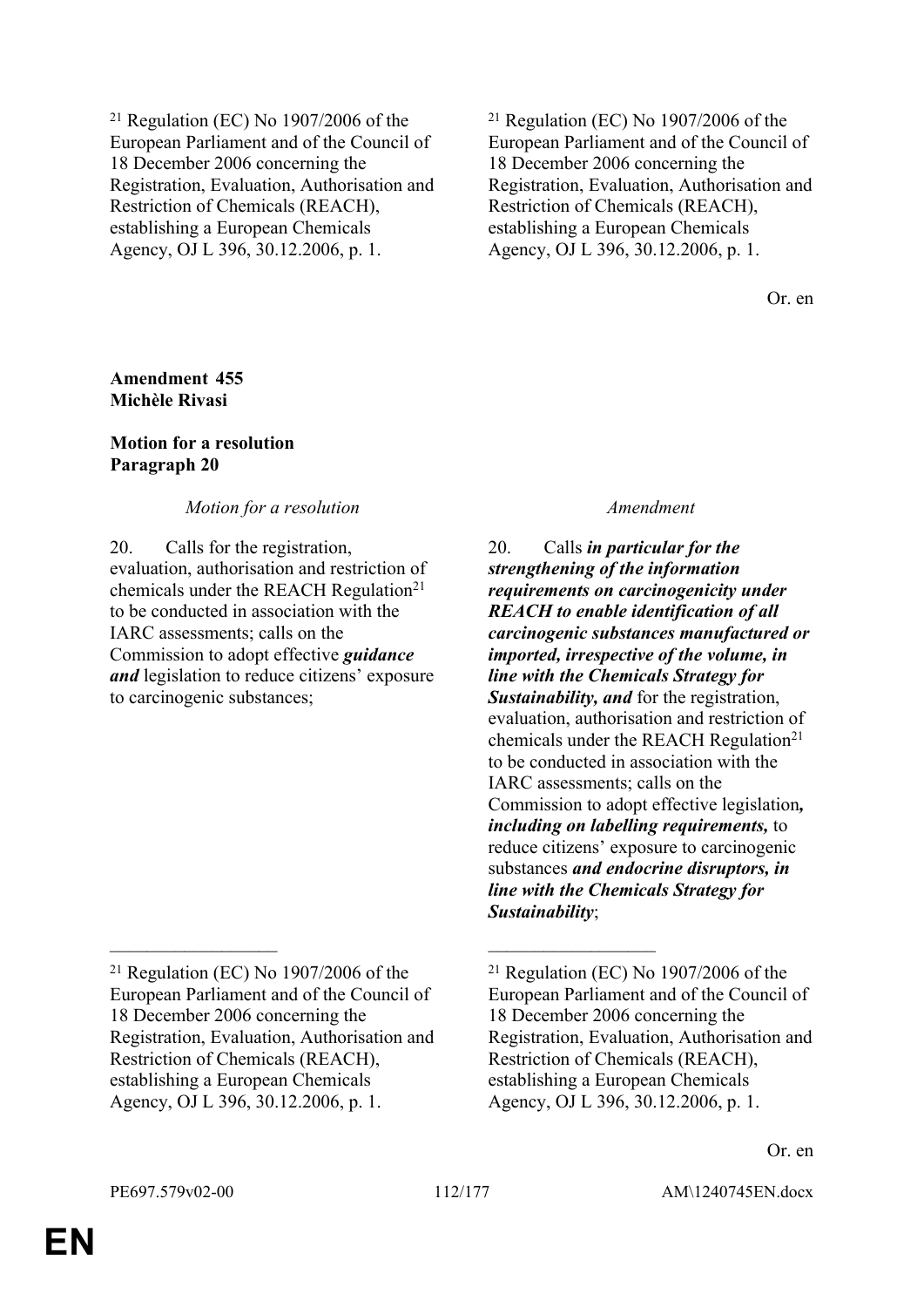[21] Regulation (EC) No 1907/2006 of the European Parliament and of the Council of 18 December 2006 concerning the Registration, Evaluation, Authorisation and Restriction of Chemicals (REACH), establishing a European Chemicals Agency, OJ L 396, 30.12.2006, p. 1.

[21] Regulation (EC) No 1907/2006 of the European Parliament and of the Council of 18 December 2006 concerning the Registration, Evaluation, Authorisation and Restriction of Chemicals (REACH), establishing a European Chemicals Agency, OJ L 396, 30.12.2006, p. 1.

Or. en

**Amendment 455**
**Michèle Rivasi**

**Motion for a resolution**
**Paragraph 20**

| *Motion for a resolution* | *Amendment* |
|---|---|
| 20. Calls for the registration, evaluation, authorisation and restriction of chemicals under the REACH Regulation[21] to be conducted in association with the IARC assessments; calls on the Commission to adopt effective ***guidance and*** legislation to reduce citizens' exposure to carcinogenic substances; | 20. Calls ***in particular for the strengthening of the information requirements on carcinogenicity under REACH to enable identification of all carcinogenic substances manufactured or imported, irrespective of the volume, in line with the Chemicals Strategy for Sustainability, and*** for the registration, evaluation, authorisation and restriction of chemicals under the REACH Regulation[21] to be conducted in association with the IARC assessments; calls on the Commission to adopt effective legislation***, including on labelling requirements,*** to reduce citizens' exposure to carcinogenic substances ***and endocrine disruptors, in line with the Chemicals Strategy for Sustainability***; |

[21] Regulation (EC) No 1907/2006 of the European Parliament and of the Council of 18 December 2006 concerning the Registration, Evaluation, Authorisation and Restriction of Chemicals (REACH), establishing a European Chemicals Agency, OJ L 396, 30.12.2006, p. 1.

[21] Regulation (EC) No 1907/2006 of the European Parliament and of the Council of 18 December 2006 concerning the Registration, Evaluation, Authorisation and Restriction of Chemicals (REACH), establishing a European Chemicals Agency, OJ L 396, 30.12.2006, p. 1.

Or. en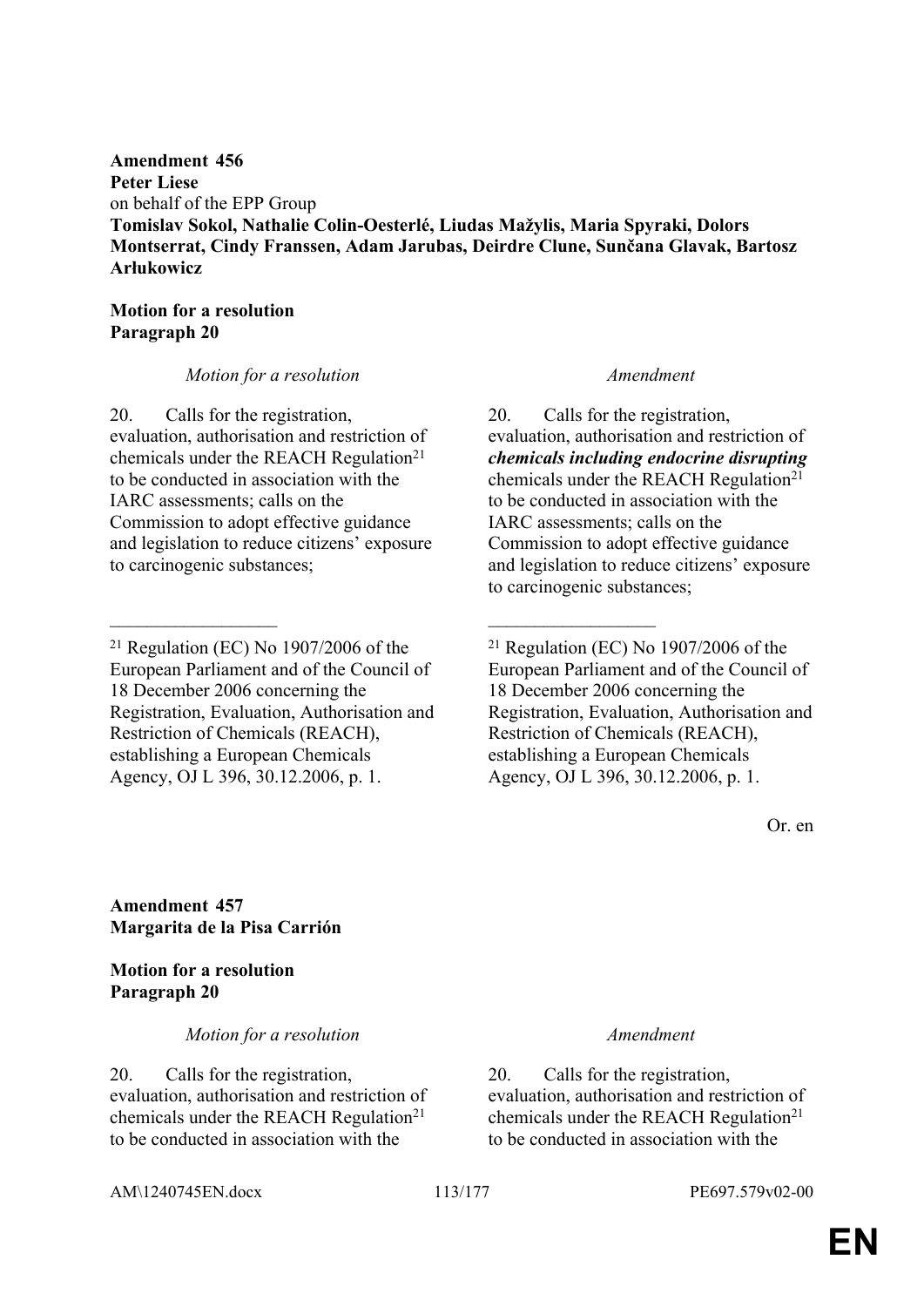**Amendment 456**
**Peter Liese**
on behalf of the EPP Group
**Tomislav Sokol, Nathalie Colin-Oesterlé, Liudas Mažylis, Maria Spyraki, Dolors Montserrat, Cindy Franssen, Adam Jarubas, Deirdre Clune, Sunčana Glavak, Bartosz Arłukowicz**

**Motion for a resolution**
**Paragraph 20**

| *Motion for a resolution* | *Amendment* |
|---|---|
| 20. Calls for the registration, evaluation, authorisation and restriction of chemicals under the REACH Regulation[21] to be conducted in association with the IARC assessments; calls on the Commission to adopt effective guidance and legislation to reduce citizens' exposure to carcinogenic substances; | 20. Calls for the registration, evaluation, authorisation and restriction of ***chemicals including endocrine disrupting*** chemicals under the REACH Regulation[21] to be conducted in association with the IARC assessments; calls on the Commission to adopt effective guidance and legislation to reduce citizens' exposure to carcinogenic substances; |
| __________________ | __________________ |
| [21] Regulation (EC) No 1907/2006 of the European Parliament and of the Council of 18 December 2006 concerning the Registration, Evaluation, Authorisation and Restriction of Chemicals (REACH), establishing a European Chemicals Agency, OJ L 396, 30.12.2006, p. 1. | [21] Regulation (EC) No 1907/2006 of the European Parliament and of the Council of 18 December 2006 concerning the Registration, Evaluation, Authorisation and Restriction of Chemicals (REACH), establishing a European Chemicals Agency, OJ L 396, 30.12.2006, p. 1. |

Or. en

**Amendment 457**
**Margarita de la Pisa Carrión**

**Motion for a resolution**
**Paragraph 20**

| *Motion for a resolution* | *Amendment* |
|---|---|
| 20. Calls for the registration, evaluation, authorisation and restriction of chemicals under the REACH Regulation[21] to be conducted in association with the | 20. Calls for the registration, evaluation, authorisation and restriction of chemicals under the REACH Regulation[21] to be conducted in association with the |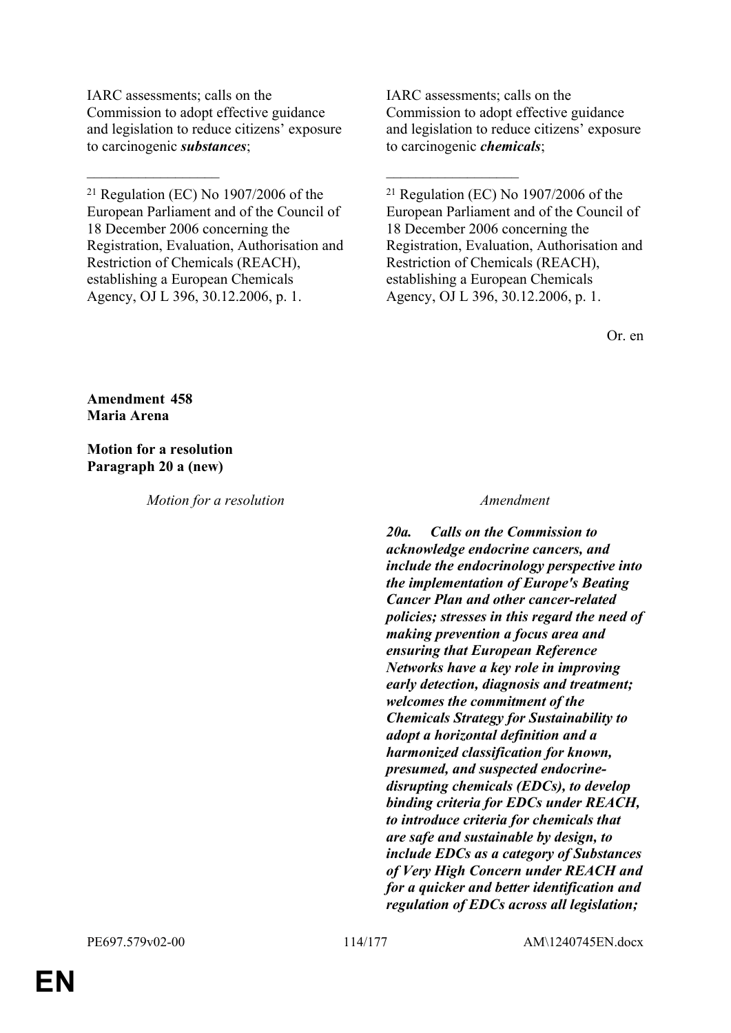| | |
|---|---|
| IARC assessments; calls on the Commission to adopt effective guidance and legislation to reduce citizens' exposure to carcinogenic ***substances***; | IARC assessments; calls on the Commission to adopt effective guidance and legislation to reduce citizens' exposure to carcinogenic ***chemicals***; |
| __________________ | __________________ |
| [21] Regulation (EC) No 1907/2006 of the European Parliament and of the Council of 18 December 2006 concerning the Registration, Evaluation, Authorisation and Restriction of Chemicals (REACH), establishing a European Chemicals Agency, OJ L 396, 30.12.2006, p. 1. | [21] Regulation (EC) No 1907/2006 of the European Parliament and of the Council of 18 December 2006 concerning the Registration, Evaluation, Authorisation and Restriction of Chemicals (REACH), establishing a European Chemicals Agency, OJ L 396, 30.12.2006, p. 1. |

Or. en

**Amendment 458**
**Maria Arena**

**Motion for a resolution**
**Paragraph 20 a (new)**

| *Motion for a resolution* | *Amendment* |
|---|---|
| | ***20a. Calls on the Commission to acknowledge endocrine cancers, and include the endocrinology perspective into the implementation of Europe's Beating Cancer Plan and other cancer-related policies; stresses in this regard the need of making prevention a focus area and ensuring that European Reference Networks have a key role in improving early detection, diagnosis and treatment; welcomes the commitment of the Chemicals Strategy for Sustainability to adopt a horizontal definition and a harmonized classification for known, presumed, and suspected endocrine-disrupting chemicals (EDCs), to develop binding criteria for EDCs under REACH, to introduce criteria for chemicals that are safe and sustainable by design, to include EDCs as a category of Substances of Very High Concern under REACH and for a quicker and better identification and regulation of EDCs across all legislation;*** |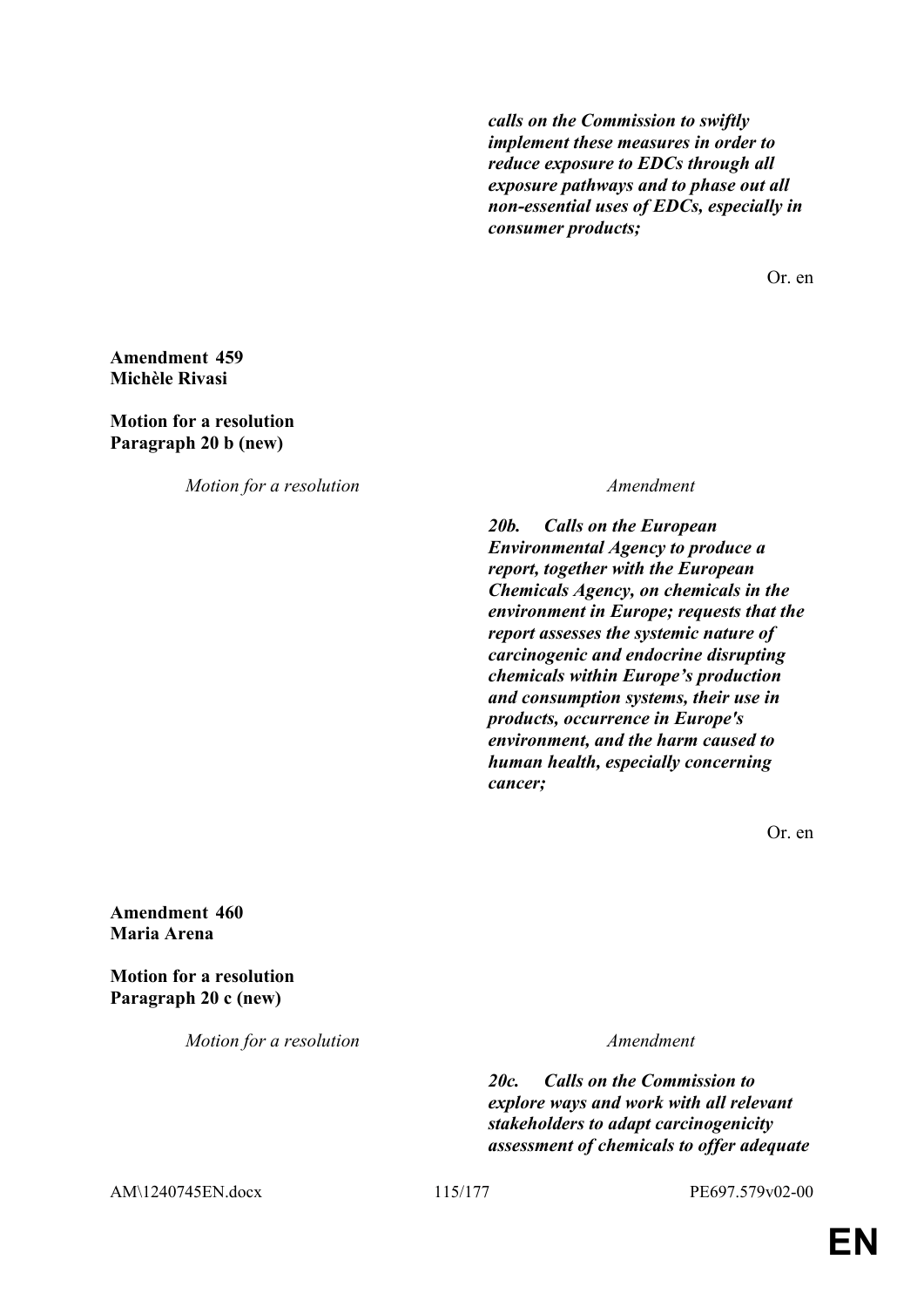***calls on the Commission to swiftly implement these measures in order to reduce exposure to EDCs through all exposure pathways and to phase out all non-essential uses of EDCs, especially in consumer products;***

Or. en

**Amendment 459**
**Michèle Rivasi**

**Motion for a resolution**
**Paragraph 20 b (new)**

| *Motion for a resolution* | *Amendment* |
|---|---|
| | ***20b. Calls on the European Environmental Agency to produce a report, together with the European Chemicals Agency, on chemicals in the environment in Europe; requests that the report assesses the systemic nature of carcinogenic and endocrine disrupting chemicals within Europe's production and consumption systems, their use in products, occurrence in Europe's environment, and the harm caused to human health, especially concerning cancer;*** |

Or. en

**Amendment 460**
**Maria Arena**

**Motion for a resolution**
**Paragraph 20 c (new)**

| *Motion for a resolution* | *Amendment* |
|---|---|
| | ***20c. Calls on the Commission to explore ways and work with all relevant stakeholders to adapt carcinogenicity assessment of chemicals to offer adequate*** |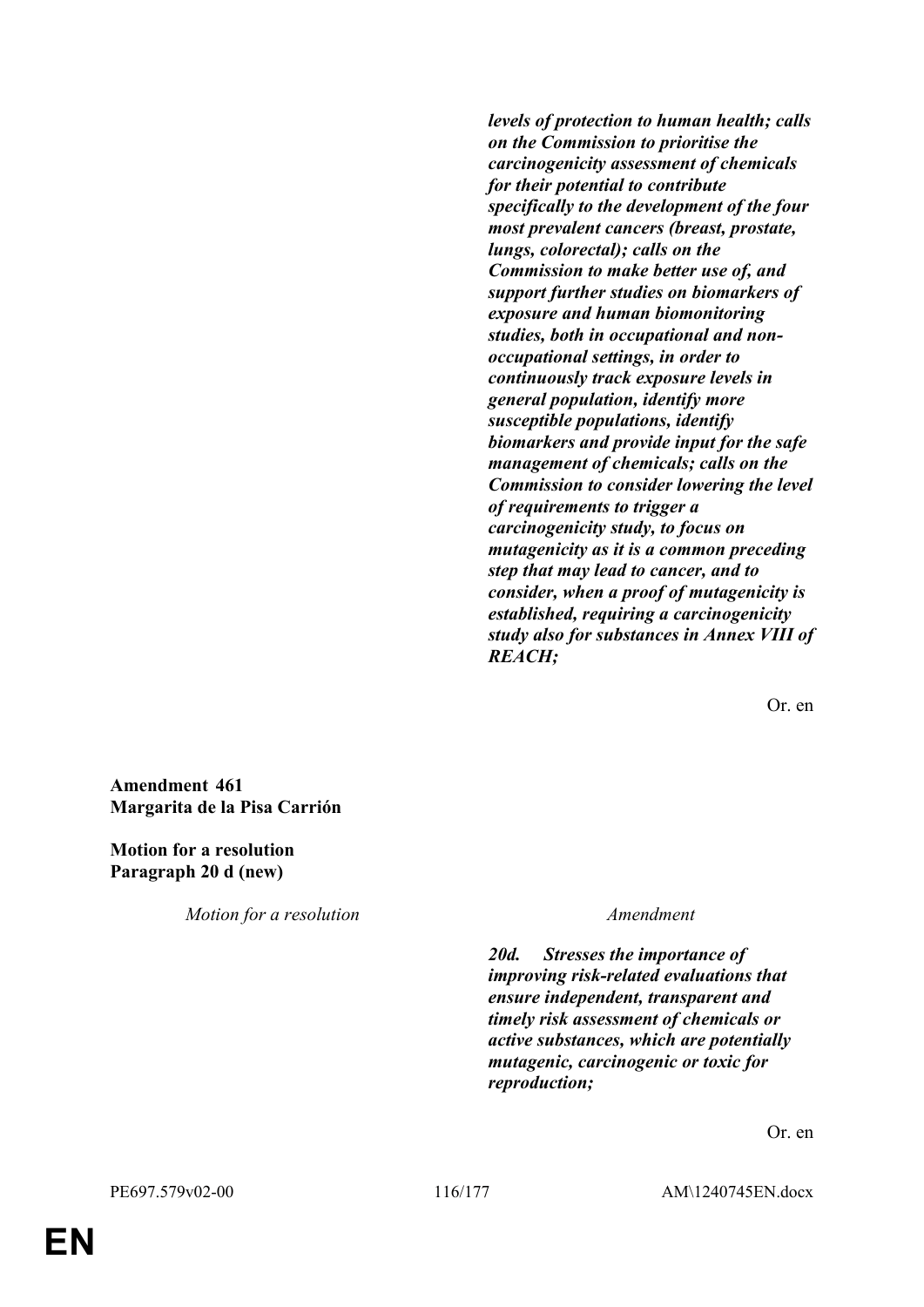***levels of protection to human health; calls on the Commission to prioritise the carcinogenicity assessment of chemicals for their potential to contribute specifically to the development of the four most prevalent cancers (breast, prostate, lungs, colorectal); calls on the Commission to make better use of, and support further studies on biomarkers of exposure and human biomonitoring studies, both in occupational and non-occupational settings, in order to continuously track exposure levels in general population, identify more susceptible populations, identify biomarkers and provide input for the safe management of chemicals; calls on the Commission to consider lowering the level of requirements to trigger a carcinogenicity study, to focus on mutagenicity as it is a common preceding step that may lead to cancer, and to consider, when a proof of mutagenicity is established, requiring a carcinogenicity study also for substances in Annex VIII of REACH;***

Or. en

**Amendment 461**
**Margarita de la Pisa Carrión**

**Motion for a resolution**
**Paragraph 20 d (new)**

| *Motion for a resolution* | *Amendment* |
|---|---|
| | ***20d. Stresses the importance of improving risk-related evaluations that ensure independent, transparent and timely risk assessment of chemicals or active substances, which are potentially mutagenic, carcinogenic or toxic for reproduction;*** |

Or. en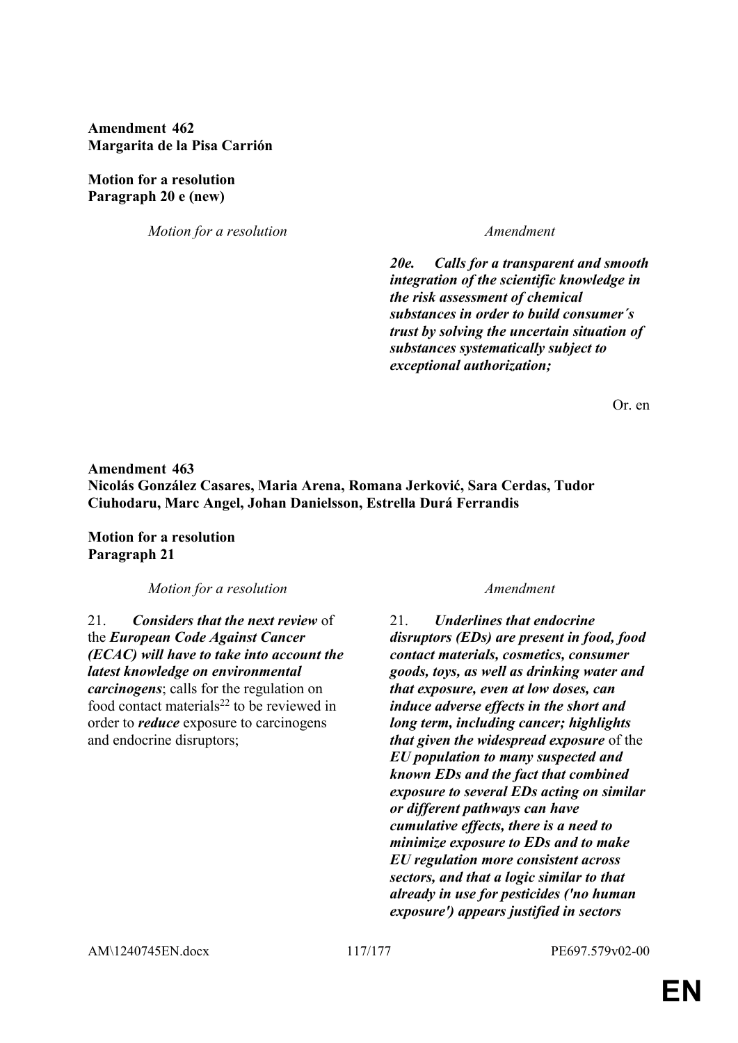**Amendment 462**
**Margarita de la Pisa Carrión**

**Motion for a resolution**
**Paragraph 20 e (new)**

| *Motion for a resolution* | *Amendment* |
|---|---|
| | ***20e. Calls for a transparent and smooth integration of the scientific knowledge in the risk assessment of chemical substances in order to build consumer´s trust by solving the uncertain situation of substances systematically subject to exceptional authorization;*** |

Or. en

**Amendment 463**
**Nicolás González Casares, Maria Arena, Romana Jerković, Sara Cerdas, Tudor Ciuhodaru, Marc Angel, Johan Danielsson, Estrella Durá Ferrandis**

**Motion for a resolution**
**Paragraph 21**

| *Motion for a resolution* | *Amendment* |
|---|---|
| 21. ***Considers that the next review*** of the ***European Code Against Cancer (ECAC) will have to take into account the latest knowledge on environmental carcinogens***; calls for the regulation on food contact materials[22] to be reviewed in order to ***reduce*** exposure to carcinogens and endocrine disruptors; | 21. ***Underlines that endocrine disruptors (EDs) are present in food, food contact materials, cosmetics, consumer goods, toys, as well as drinking water and that exposure, even at low doses, can induce adverse effects in the short and long term, including cancer; highlights that given the widespread exposure*** of the ***EU population to many suspected and known EDs and the fact that combined exposure to several EDs acting on similar or different pathways can have cumulative effects, there is a need to minimize exposure to EDs and to make EU regulation more consistent across sectors, and that a logic similar to that already in use for pesticides ('no human exposure') appears justified in sectors*** |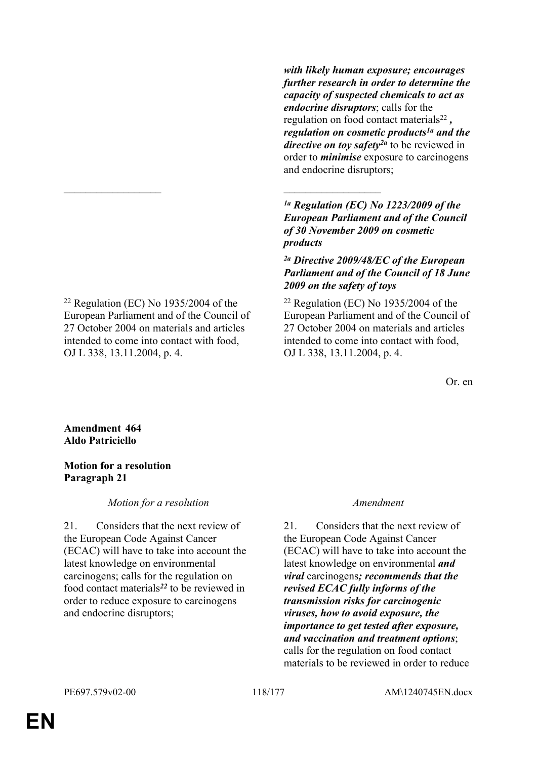| Motion for a resolution | Amendment |
|---|---|
| | ***with likely human exposure; encourages further research in order to determine the capacity of suspected chemicals to act as endocrine disruptors***; calls for the regulation on food contact materials[22] ***, regulation on cosmetic products[1a] and the directive on toy safety[2a]*** to be reviewed in order to ***minimise*** exposure to carcinogens and endocrine disruptors; |
| __________________ | __________________ |
| | ***[1a] Regulation (EC) No 1223/2009 of the European Parliament and of the Council of 30 November 2009 on cosmetic products*** |
| | ***[2a] Directive 2009/48/EC of the European Parliament and of the Council of 18 June 2009 on the safety of toys*** |
| [22] Regulation (EC) No 1935/2004 of the European Parliament and of the Council of 27 October 2004 on materials and articles intended to come into contact with food, OJ L 338, 13.11.2004, p. 4. | [22] Regulation (EC) No 1935/2004 of the European Parliament and of the Council of 27 October 2004 on materials and articles intended to come into contact with food, OJ L 338, 13.11.2004, p. 4. |

Or. en

**Amendment 464**
**Aldo Patriciello**

**Motion for a resolution**
**Paragraph 21**

| *Motion for a resolution* | *Amendment* |
|---|---|
| 21. Considers that the next review of the European Code Against Cancer (ECAC) will have to take into account the latest knowledge on environmental carcinogens; calls for the regulation on food contact materials***[22]*** to be reviewed in order to reduce exposure to carcinogens and endocrine disruptors; | 21. Considers that the next review of the European Code Against Cancer (ECAC) will have to take into account the latest knowledge on environmental ***and viral*** carcinogens***; recommends that the revised ECAC fully informs of the transmission risks for carcinogenic viruses, how to avoid exposure, the importance to get tested after exposure, and vaccination and treatment options***; calls for the regulation on food contact materials to be reviewed in order to reduce |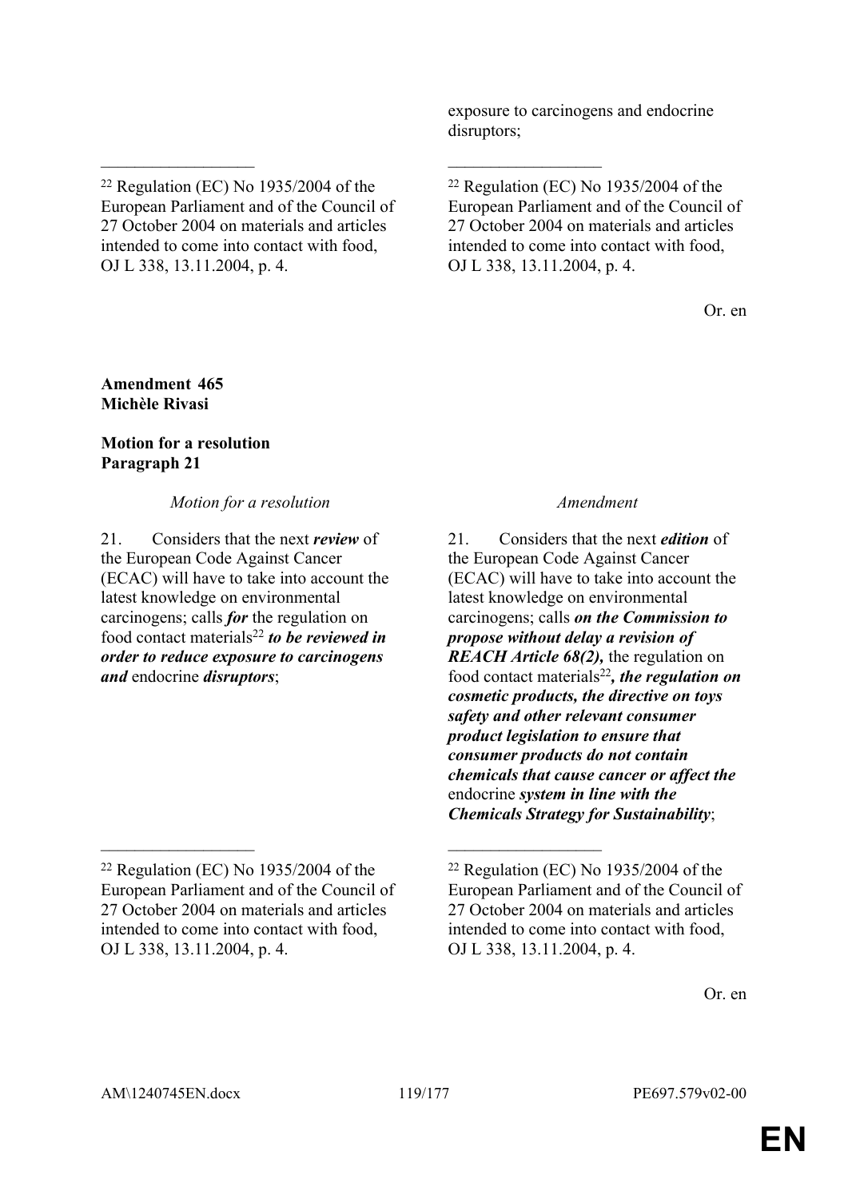| | |
|---|---|
| | exposure to carcinogens and endocrine disruptors; |
| __________________ | __________________ |
| [22] Regulation (EC) No 1935/2004 of the European Parliament and of the Council of 27 October 2004 on materials and articles intended to come into contact with food, OJ L 338, 13.11.2004, p. 4. | [22] Regulation (EC) No 1935/2004 of the European Parliament and of the Council of 27 October 2004 on materials and articles intended to come into contact with food, OJ L 338, 13.11.2004, p. 4. |

Or. en

**Amendment 465**
**Michèle Rivasi**

**Motion for a resolution**
**Paragraph 21**

| *Motion for a resolution* | *Amendment* |
|---|---|
| 21. Considers that the next ***review*** of the European Code Against Cancer (ECAC) will have to take into account the latest knowledge on environmental carcinogens; calls ***for*** the regulation on food contact materials[22] ***to be reviewed in order to reduce exposure to carcinogens and*** endocrine ***disruptors***; | 21. Considers that the next ***edition*** of the European Code Against Cancer (ECAC) will have to take into account the latest knowledge on environmental carcinogens; calls ***on the Commission to propose without delay a revision of REACH Article 68(2),*** the regulation on food contact materials[22]***, the regulation on cosmetic products, the directive on toys safety and other relevant consumer product legislation to ensure that consumer products do not contain chemicals that cause cancer or affect the*** endocrine ***system in line with the Chemicals Strategy for Sustainability***; |
| __________________ | __________________ |
| [22] Regulation (EC) No 1935/2004 of the European Parliament and of the Council of 27 October 2004 on materials and articles intended to come into contact with food, OJ L 338, 13.11.2004, p. 4. | [22] Regulation (EC) No 1935/2004 of the European Parliament and of the Council of 27 October 2004 on materials and articles intended to come into contact with food, OJ L 338, 13.11.2004, p. 4. |

Or. en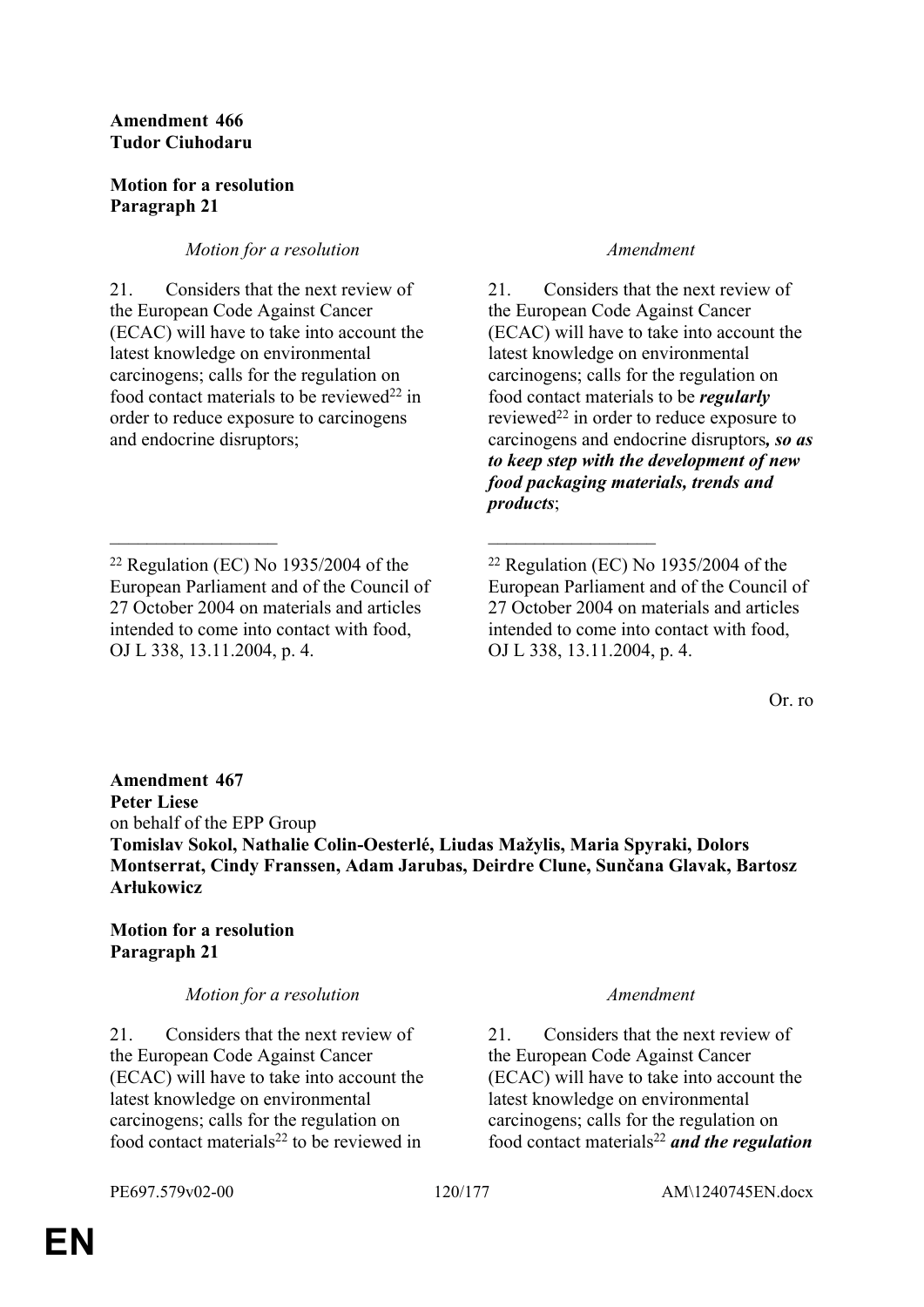**Amendment 466**
**Tudor Ciuhodaru**

**Motion for a resolution**
**Paragraph 21**

| *Motion for a resolution* | *Amendment* |
| --- | --- |
| 21. Considers that the next review of the European Code Against Cancer (ECAC) will have to take into account the latest knowledge on environmental carcinogens; calls for the regulation on food contact materials to be reviewed[22] in order to reduce exposure to carcinogens and endocrine disruptors; | 21. Considers that the next review of the European Code Against Cancer (ECAC) will have to take into account the latest knowledge on environmental carcinogens; calls for the regulation on food contact materials to be ***regularly*** reviewed[22] in order to reduce exposure to carcinogens and endocrine disruptors***, so as to keep step with the development of new food packaging materials, trends and products***; |
| [22] Regulation (EC) No 1935/2004 of the European Parliament and of the Council of 27 October 2004 on materials and articles intended to come into contact with food, OJ L 338, 13.11.2004, p. 4. | [22] Regulation (EC) No 1935/2004 of the European Parliament and of the Council of 27 October 2004 on materials and articles intended to come into contact with food, OJ L 338, 13.11.2004, p. 4. |

Or. ro

**Amendment 467**
**Peter Liese**
on behalf of the EPP Group
**Tomislav Sokol, Nathalie Colin-Oesterlé, Liudas Mažylis, Maria Spyraki, Dolors Montserrat, Cindy Franssen, Adam Jarubas, Deirdre Clune, Sunčana Glavak, Bartosz Arłukowicz**

**Motion for a resolution**
**Paragraph 21**

| *Motion for a resolution* | *Amendment* |
| --- | --- |
| 21. Considers that the next review of the European Code Against Cancer (ECAC) will have to take into account the latest knowledge on environmental carcinogens; calls for the regulation on food contact materials[22] to be reviewed in | 21. Considers that the next review of the European Code Against Cancer (ECAC) will have to take into account the latest knowledge on environmental carcinogens; calls for the regulation on food contact materials[22] ***and the regulation*** |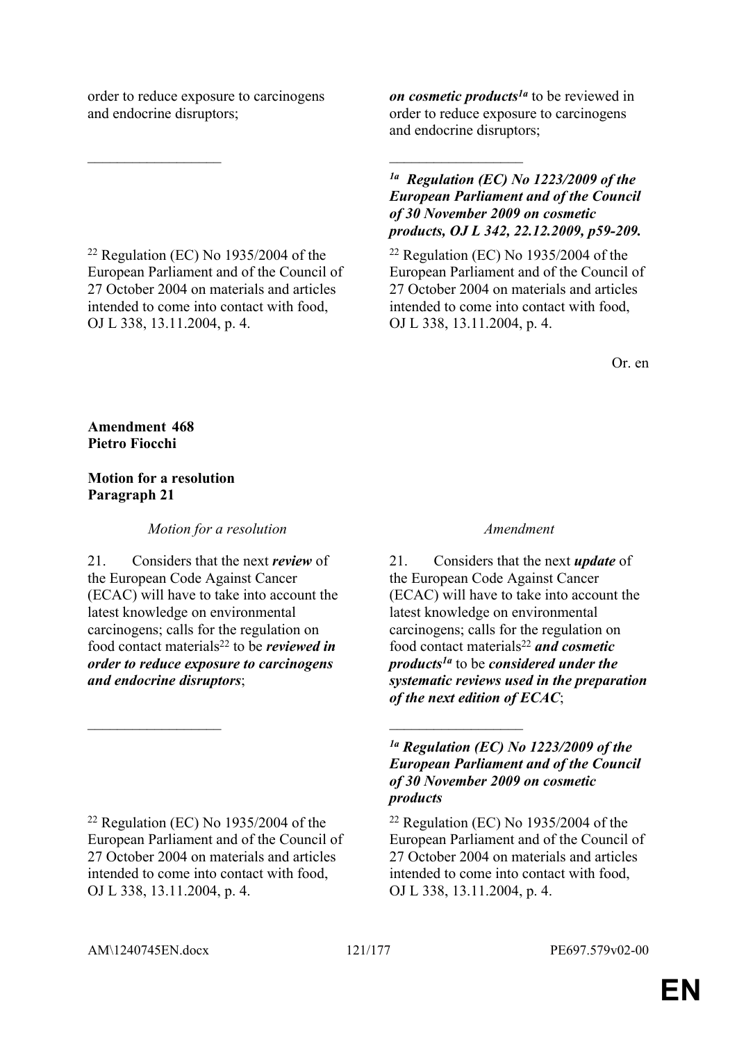| | |
|---|---|
| order to reduce exposure to carcinogens and endocrine disruptors; | ***on cosmetic products***[1a] to be reviewed in order to reduce exposure to carcinogens and endocrine disruptors; |
| __________________ | __________________ |
| | [1a] ***Regulation (EC) No 1223/2009 of the European Parliament and of the Council of 30 November 2009 on cosmetic products, OJ L 342, 22.12.2009, p59-209.*** |
| [22] Regulation (EC) No 1935/2004 of the European Parliament and of the Council of 27 October 2004 on materials and articles intended to come into contact with food, OJ L 338, 13.11.2004, p. 4. | [22] Regulation (EC) No 1935/2004 of the European Parliament and of the Council of 27 October 2004 on materials and articles intended to come into contact with food, OJ L 338, 13.11.2004, p. 4. |

Or. en

**Amendment 468**
**Pietro Fiocchi**

**Motion for a resolution**
**Paragraph 21**

| *Motion for a resolution* | *Amendment* |
|---|---|
| 21. Considers that the next ***review*** of the European Code Against Cancer (ECAC) will have to take into account the latest knowledge on environmental carcinogens; calls for the regulation on food contact materials[22] to be ***reviewed in order to reduce exposure to carcinogens and endocrine disruptors***; | 21. Considers that the next ***update*** of the European Code Against Cancer (ECAC) will have to take into account the latest knowledge on environmental carcinogens; calls for the regulation on food contact materials[22] ***and cosmetic products***[1a] to be ***considered under the systematic reviews used in the preparation of the next edition of ECAC***; |
| __________________ | __________________ |
| | [1a] ***Regulation (EC) No 1223/2009 of the European Parliament and of the Council of 30 November 2009 on cosmetic products*** |
| [22] Regulation (EC) No 1935/2004 of the European Parliament and of the Council of 27 October 2004 on materials and articles intended to come into contact with food, OJ L 338, 13.11.2004, p. 4. | [22] Regulation (EC) No 1935/2004 of the European Parliament and of the Council of 27 October 2004 on materials and articles intended to come into contact with food, OJ L 338, 13.11.2004, p. 4. |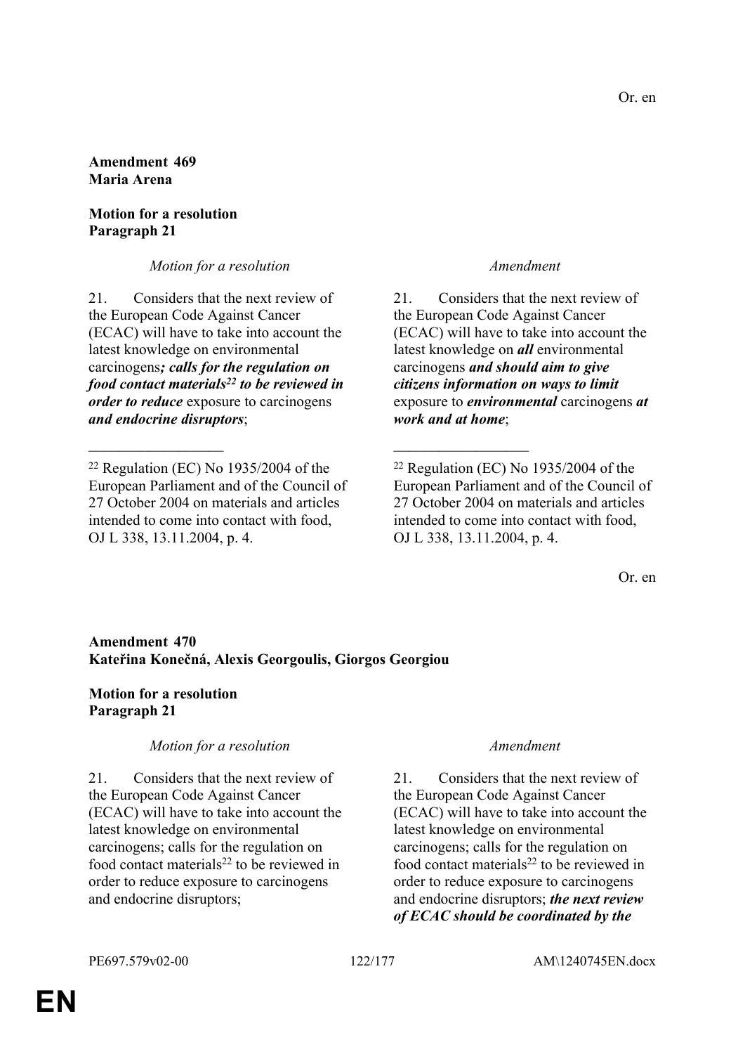Or. en

**Amendment 469**
**Maria Arena**

**Motion for a resolution**
**Paragraph 21**

| *Motion for a resolution* | *Amendment* |
| --- | --- |
| 21. Considers that the next review of the European Code Against Cancer (ECAC) will have to take into account the latest knowledge on environmental carcinogens***; calls for the regulation on food contact materials[22] to be reviewed in order to reduce*** exposure to carcinogens ***and endocrine disruptors***; | 21. Considers that the next review of the European Code Against Cancer (ECAC) will have to take into account the latest knowledge on ***all*** environmental carcinogens ***and should aim to give citizens information on ways to limit*** exposure to ***environmental*** carcinogens ***at work and at home***; |
| ___________________ | ___________________ |
| [22] Regulation (EC) No 1935/2004 of the European Parliament and of the Council of 27 October 2004 on materials and articles intended to come into contact with food, OJ L 338, 13.11.2004, p. 4. | [22] Regulation (EC) No 1935/2004 of the European Parliament and of the Council of 27 October 2004 on materials and articles intended to come into contact with food, OJ L 338, 13.11.2004, p. 4. |

Or. en

**Amendment 470**
**Kateřina Konečná, Alexis Georgoulis, Giorgos Georgiou**

**Motion for a resolution**
**Paragraph 21**

| *Motion for a resolution* | *Amendment* |
| --- | --- |
| 21. Considers that the next review of the European Code Against Cancer (ECAC) will have to take into account the latest knowledge on environmental carcinogens; calls for the regulation on food contact materials[22] to be reviewed in order to reduce exposure to carcinogens and endocrine disruptors; | 21. Considers that the next review of the European Code Against Cancer (ECAC) will have to take into account the latest knowledge on environmental carcinogens; calls for the regulation on food contact materials[22] to be reviewed in order to reduce exposure to carcinogens and endocrine disruptors; ***the next review of ECAC should be coordinated by the*** |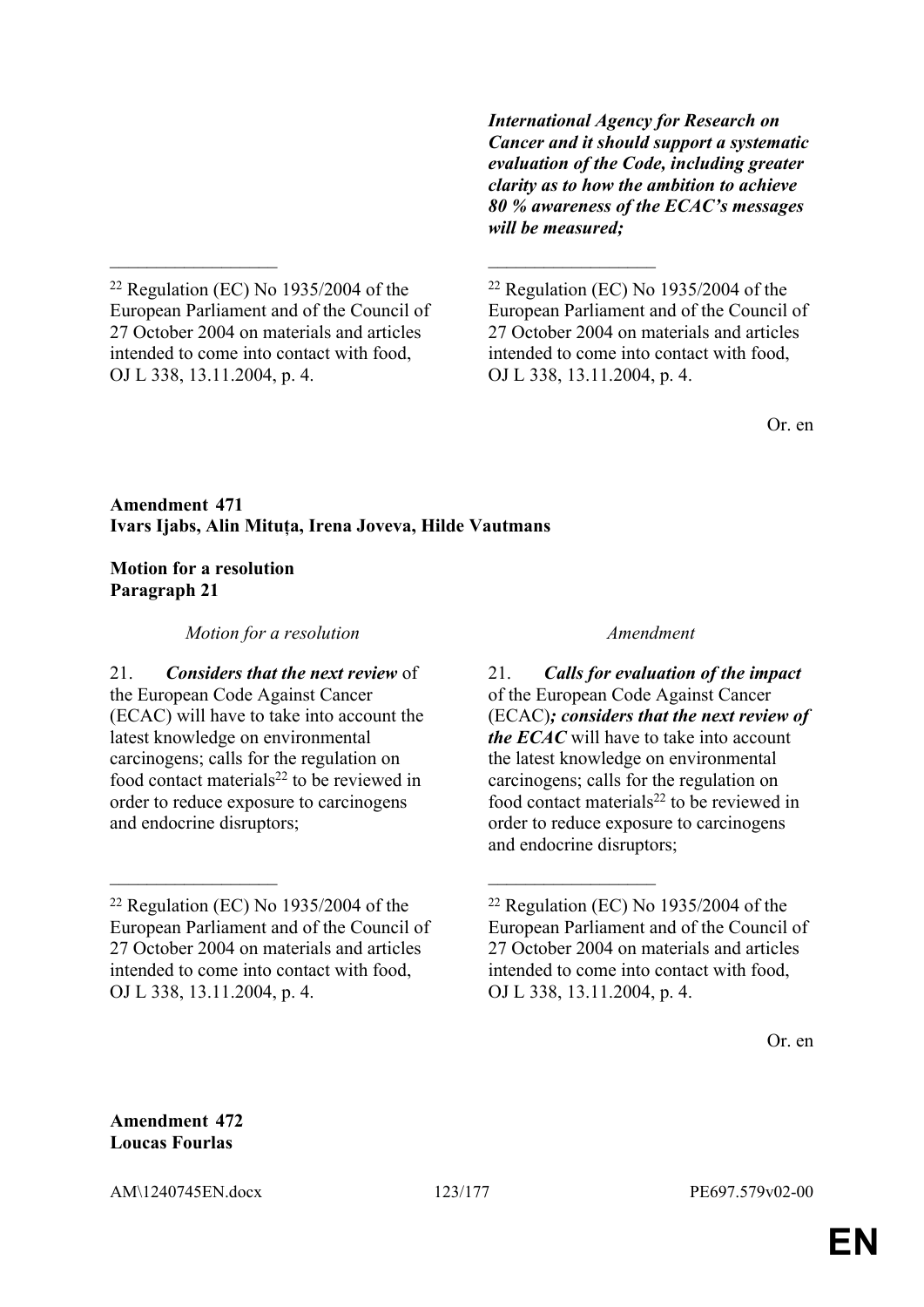***International Agency for Research on Cancer and it should support a systematic evaluation of the Code, including greater clarity as to how the ambition to achieve 80 % awareness of the ECAC's messages will be measured;***

_________________

[22] Regulation (EC) No 1935/2004 of the European Parliament and of the Council of 27 October 2004 on materials and articles intended to come into contact with food, OJ L 338, 13.11.2004, p. 4.

_________________

[22] Regulation (EC) No 1935/2004 of the European Parliament and of the Council of 27 October 2004 on materials and articles intended to come into contact with food, OJ L 338, 13.11.2004, p. 4.

Or. en

**Amendment 471**
**Ivars Ijabs, Alin Mituța, Irena Joveva, Hilde Vautmans**

**Motion for a resolution**
**Paragraph 21**

| *Motion for a resolution* | *Amendment* |
|---|---|
| 21. ***Considers that the next review*** of the European Code Against Cancer (ECAC) will have to take into account the latest knowledge on environmental carcinogens; calls for the regulation on food contact materials[22] to be reviewed in order to reduce exposure to carcinogens and endocrine disruptors; | 21. ***Calls for evaluation of the impact*** of the European Code Against Cancer (ECAC)***; considers that the next review of the ECAC*** will have to take into account the latest knowledge on environmental carcinogens; calls for the regulation on food contact materials[22] to be reviewed in order to reduce exposure to carcinogens and endocrine disruptors; |
| _________________ | _________________ |
| [22] Regulation (EC) No 1935/2004 of the European Parliament and of the Council of 27 October 2004 on materials and articles intended to come into contact with food, OJ L 338, 13.11.2004, p. 4. | [22] Regulation (EC) No 1935/2004 of the European Parliament and of the Council of 27 October 2004 on materials and articles intended to come into contact with food, OJ L 338, 13.11.2004, p. 4. |

Or. en

**Amendment 472**
**Loucas Fourlas**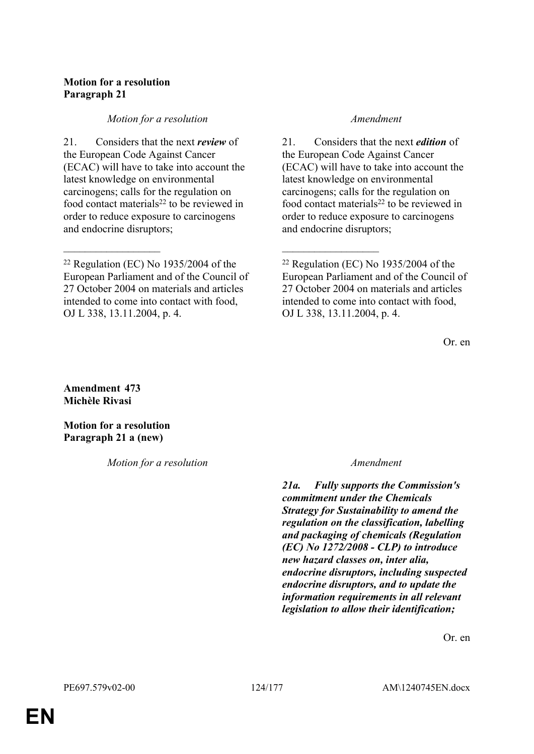**Motion for a resolution**
**Paragraph 21**

| *Motion for a resolution* | *Amendment* |
|---|---|
| 21. Considers that the next ***review*** of the European Code Against Cancer (ECAC) will have to take into account the latest knowledge on environmental carcinogens; calls for the regulation on food contact materials[22] to be reviewed in order to reduce exposure to carcinogens and endocrine disruptors; | 21. Considers that the next ***edition*** of the European Code Against Cancer (ECAC) will have to take into account the latest knowledge on environmental carcinogens; calls for the regulation on food contact materials[22] to be reviewed in order to reduce exposure to carcinogens and endocrine disruptors; |
| __________________ | __________________ |
| [22] Regulation (EC) No 1935/2004 of the European Parliament and of the Council of 27 October 2004 on materials and articles intended to come into contact with food, OJ L 338, 13.11.2004, p. 4. | [22] Regulation (EC) No 1935/2004 of the European Parliament and of the Council of 27 October 2004 on materials and articles intended to come into contact with food, OJ L 338, 13.11.2004, p. 4. |

Or. en

**Amendment 473**
**Michèle Rivasi**

**Motion for a resolution**
**Paragraph 21 a (new)**

| *Motion for a resolution* | *Amendment* |
|---|---|
| | ***21a. Fully supports the Commission's commitment under the Chemicals Strategy for Sustainability to amend the regulation on the classification, labelling and packaging of chemicals (Regulation (EC) No 1272/2008 - CLP) to introduce new hazard classes on, inter alia, endocrine disruptors, including suspected endocrine disruptors, and to update the information requirements in all relevant legislation to allow their identification;*** |

Or. en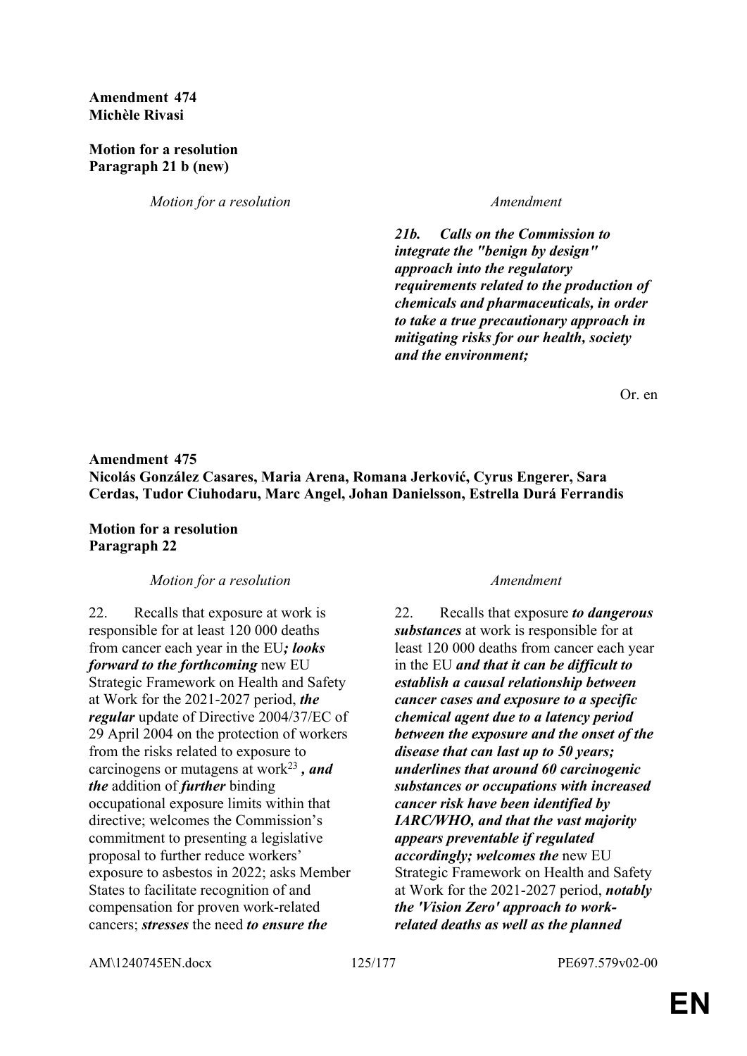**Amendment 474**
**Michèle Rivasi**

**Motion for a resolution**
**Paragraph 21 b (new)**

| *Motion for a resolution* | *Amendment* |
|---|---|
| | ***21b. Calls on the Commission to integrate the "benign by design" approach into the regulatory requirements related to the production of chemicals and pharmaceuticals, in order to take a true precautionary approach in mitigating risks for our health, society and the environment;*** |

Or. en

**Amendment 475**
**Nicolás González Casares, Maria Arena, Romana Jerković, Cyrus Engerer, Sara Cerdas, Tudor Ciuhodaru, Marc Angel, Johan Danielsson, Estrella Durá Ferrandis**

**Motion for a resolution**
**Paragraph 22**

| *Motion for a resolution* | *Amendment* |
|---|---|
| 22. Recalls that exposure at work is responsible for at least 120 000 deaths from cancer each year in the EU***; looks forward to the forthcoming*** new EU Strategic Framework on Health and Safety at Work for the 2021-2027 period, ***the regular*** update of Directive 2004/37/EC of 29 April 2004 on the protection of workers from the risks related to exposure to carcinogens or mutagens at work[23] ***, and the*** addition of ***further*** binding occupational exposure limits within that directive; welcomes the Commission's commitment to presenting a legislative proposal to further reduce workers' exposure to asbestos in 2022; asks Member States to facilitate recognition of and compensation for proven work-related cancers; ***stresses*** the need ***to ensure the*** | 22. Recalls that exposure ***to dangerous substances*** at work is responsible for at least 120 000 deaths from cancer each year in the EU ***and that it can be difficult to establish a causal relationship between cancer cases and exposure to a specific chemical agent due to a latency period between the exposure and the onset of the disease that can last up to 50 years; underlines that around 60 carcinogenic substances or occupations with increased cancer risk have been identified by IARC/WHO, and that the vast majority appears preventable if regulated accordingly; welcomes the*** new EU Strategic Framework on Health and Safety at Work for the 2021-2027 period, ***notably the 'Vision Zero' approach to work-related deaths as well as the planned*** |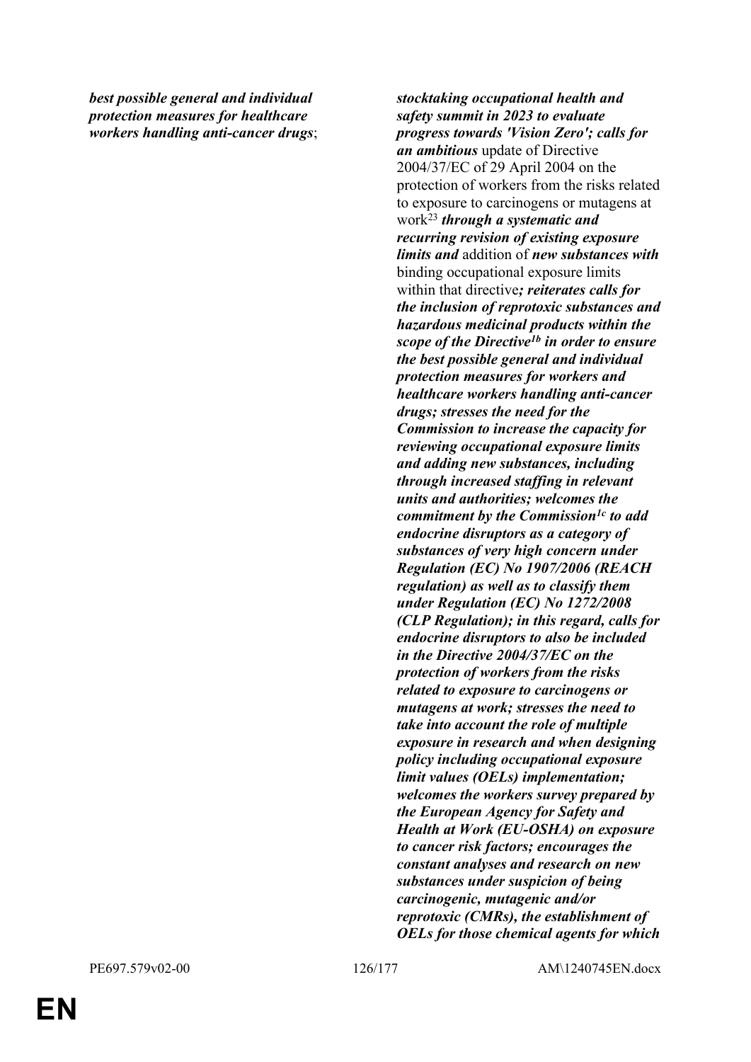***best possible general and individual protection measures for healthcare workers handling anti-cancer drugs***;

***stocktaking occupational health and safety summit in 2023 to evaluate progress towards 'Vision Zero'; calls for an ambitious*** update of Directive 2004/37/EC of 29 April 2004 on the protection of workers from the risks related to exposure to carcinogens or mutagens at work[23] ***through a systematic and recurring revision of existing exposure limits and*** addition of ***new substances with*** binding occupational exposure limits within that directive***; reiterates calls for the inclusion of reprotoxic substances and hazardous medicinal products within the scope of the Directive[1b] in order to ensure the best possible general and individual protection measures for workers and healthcare workers handling anti-cancer drugs; stresses the need for the Commission to increase the capacity for reviewing occupational exposure limits and adding new substances, including through increased staffing in relevant units and authorities; welcomes the commitment by the Commission[1c] to add endocrine disruptors as a category of substances of very high concern under Regulation (EC) No 1907/2006 (REACH regulation) as well as to classify them under Regulation (EC) No 1272/2008 (CLP Regulation); in this regard, calls for endocrine disruptors to also be included in the Directive 2004/37/EC on the protection of workers from the risks related to exposure to carcinogens or mutagens at work; stresses the need to take into account the role of multiple exposure in research and when designing policy including occupational exposure limit values (OELs) implementation; welcomes the workers survey prepared by the European Agency for Safety and Health at Work (EU-OSHA) on exposure to cancer risk factors; encourages the constant analyses and research on new substances under suspicion of being carcinogenic, mutagenic and/or reprotoxic (CMRs), the establishment of OELs for those chemical agents for which***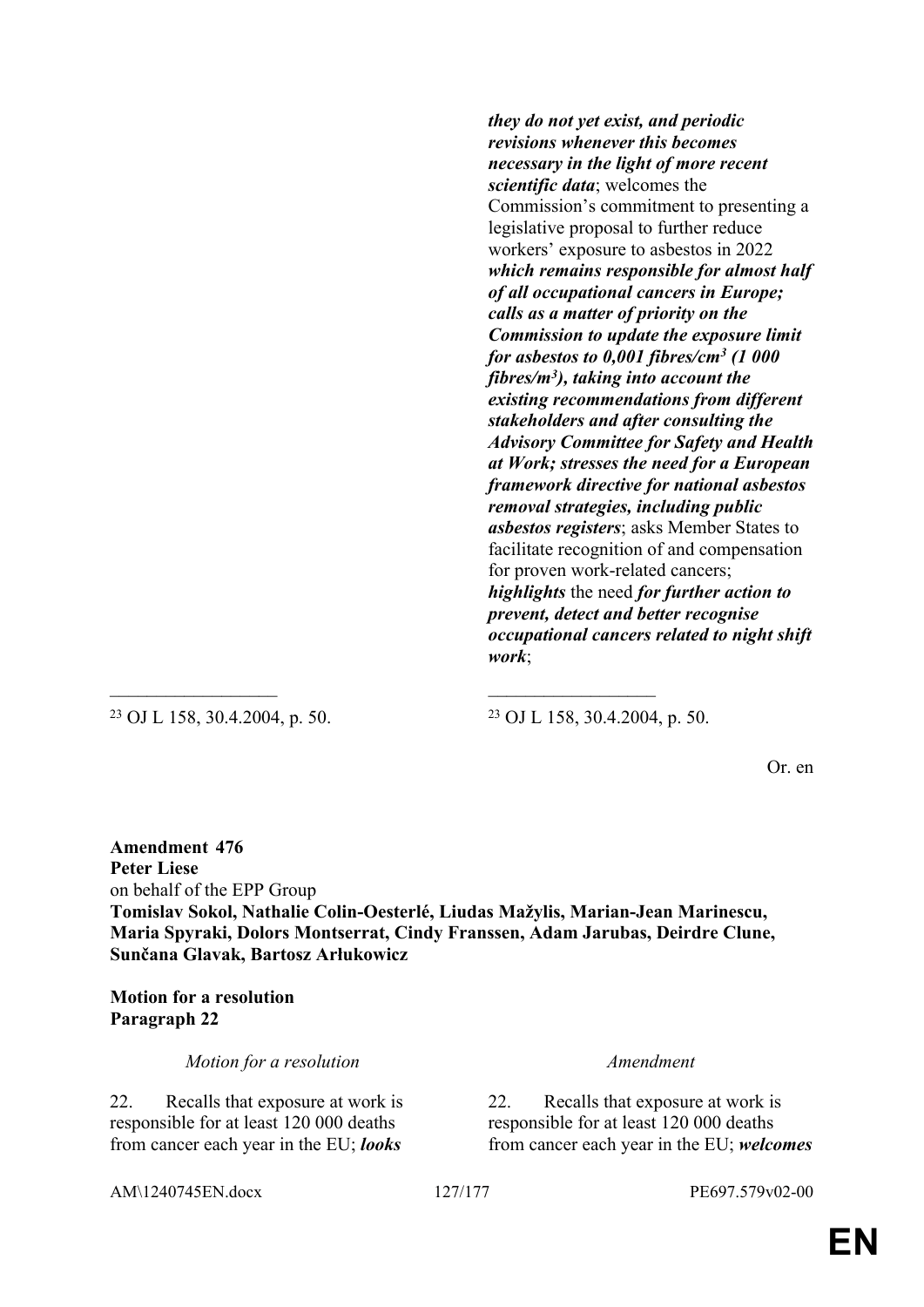| | |
|---|---|
| | ***they do not yet exist, and periodic revisions whenever this becomes necessary in the light of more recent scientific data***; welcomes the Commission's commitment to presenting a legislative proposal to further reduce workers' exposure to asbestos in 2022 ***which remains responsible for almost half of all occupational cancers in Europe; calls as a matter of priority on the Commission to update the exposure limit for asbestos to 0,001 fibres/cm³ (1 000 fibres/m³), taking into account the existing recommendations from different stakeholders and after consulting the Advisory Committee for Safety and Health at Work; stresses the need for a European framework directive for national asbestos removal strategies, including public asbestos registers***; asks Member States to facilitate recognition of and compensation for proven work-related cancers; ***highlights*** the need ***for further action to prevent, detect and better recognise occupational cancers related to night shift work***; |

[23] OJ L 158, 30.4.2004, p. 50.

Or. en

**Amendment 476**
**Peter Liese**
on behalf of the EPP Group
**Tomislav Sokol, Nathalie Colin-Oesterlé, Liudas Mažylis, Marian-Jean Marinescu, Maria Spyraki, Dolors Montserrat, Cindy Franssen, Adam Jarubas, Deirdre Clune, Sunčana Glavak, Bartosz Arłukowicz**

**Motion for a resolution**
**Paragraph 22**

| *Motion for a resolution* | *Amendment* |
|---|---|
| 22. Recalls that exposure at work is responsible for at least 120 000 deaths from cancer each year in the EU; ***looks*** | 22. Recalls that exposure at work is responsible for at least 120 000 deaths from cancer each year in the EU; ***welcomes*** |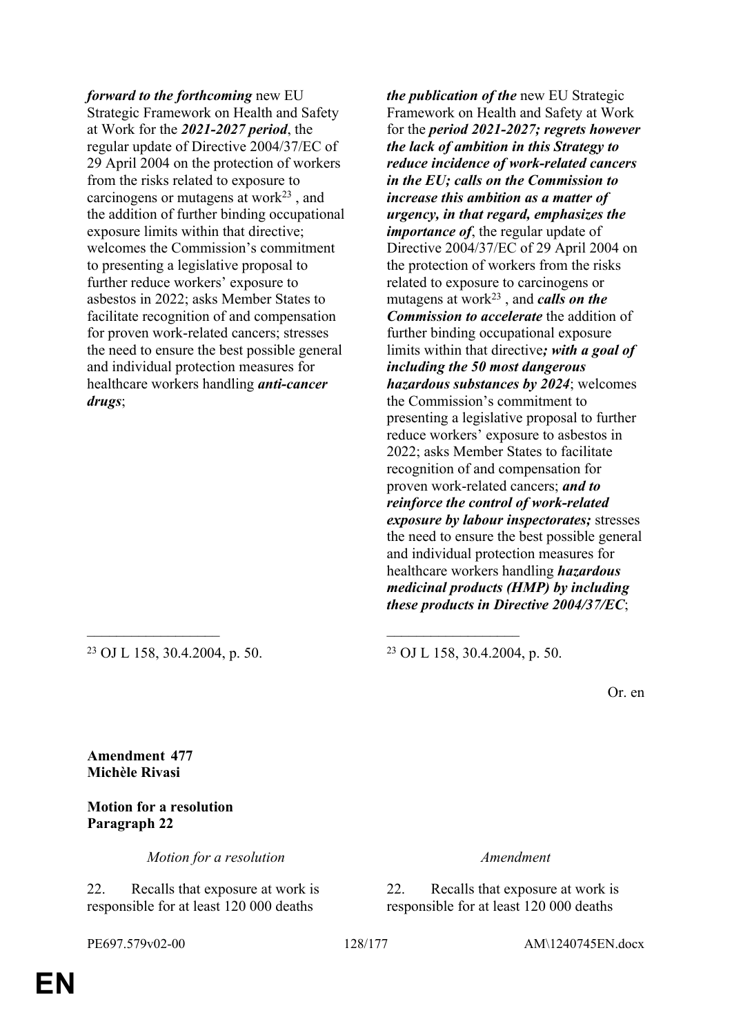| Motion for a resolution | Amendment |
|---|---|
| ***forward to the forthcoming*** new EU Strategic Framework on Health and Safety at Work for the ***2021-2027 period***, the regular update of Directive 2004/37/EC of 29 April 2004 on the protection of workers from the risks related to exposure to carcinogens or mutagens at work[23] , and the addition of further binding occupational exposure limits within that directive; welcomes the Commission's commitment to presenting a legislative proposal to further reduce workers' exposure to asbestos in 2022; asks Member States to facilitate recognition of and compensation for proven work-related cancers; stresses the need to ensure the best possible general and individual protection measures for healthcare workers handling ***anti-cancer drugs***; | ***the publication of the*** new EU Strategic Framework on Health and Safety at Work for the ***period 2021-2027; regrets however the lack of ambition in this Strategy to reduce incidence of work-related cancers in the EU; calls on the Commission to increase this ambition as a matter of urgency, in that regard, emphasizes the importance of***, the regular update of Directive 2004/37/EC of 29 April 2004 on the protection of workers from the risks related to exposure to carcinogens or mutagens at work[23] , and ***calls on the Commission to accelerate*** the addition of further binding occupational exposure limits within that directive***; with a goal of including the 50 most dangerous hazardous substances by 2024***; welcomes the Commission's commitment to presenting a legislative proposal to further reduce workers' exposure to asbestos in 2022; asks Member States to facilitate recognition of and compensation for proven work-related cancers; ***and to reinforce the control of work-related exposure by labour inspectorates;*** stresses the need to ensure the best possible general and individual protection measures for healthcare workers handling ***hazardous medicinal products (HMP) by including these products in Directive 2004/37/EC***; |

[23] OJ L 158, 30.4.2004, p. 50.

Or. en

**Amendment 477**
**Michèle Rivasi**

**Motion for a resolution**
**Paragraph 22**

| *Motion for a resolution* | *Amendment* |
|---|---|
| 22. Recalls that exposure at work is responsible for at least 120 000 deaths | 22. Recalls that exposure at work is responsible for at least 120 000 deaths |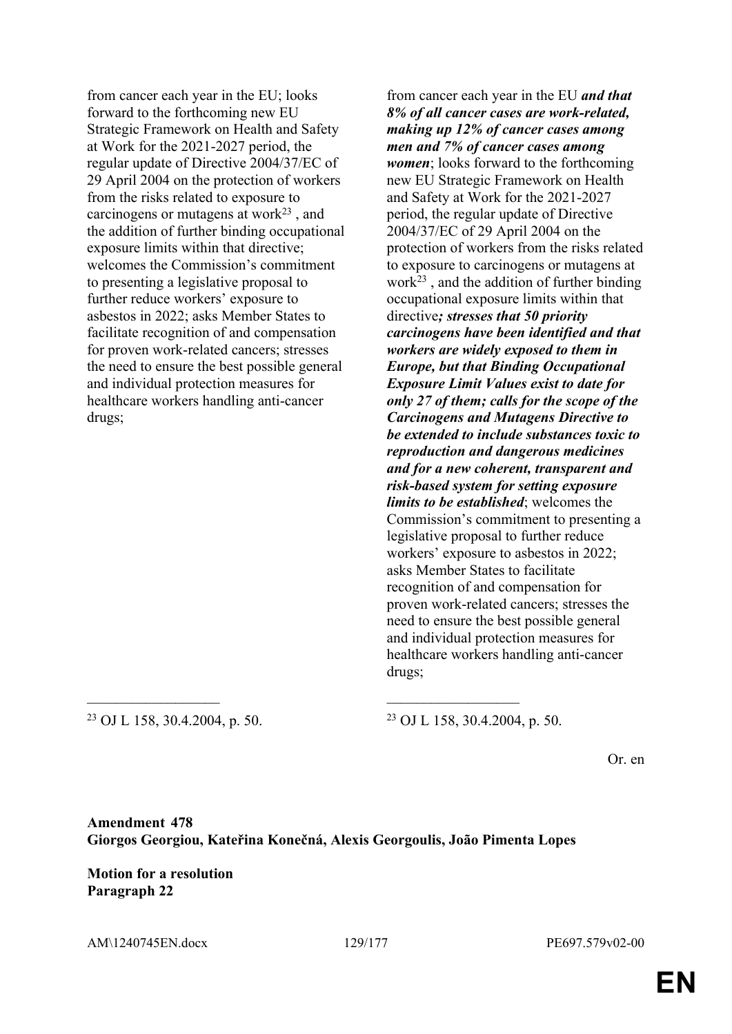| | |
|---|---|
| from cancer each year in the EU; looks forward to the forthcoming new EU Strategic Framework on Health and Safety at Work for the 2021-2027 period, the regular update of Directive 2004/37/EC of 29 April 2004 on the protection of workers from the risks related to exposure to carcinogens or mutagens at work[23], and the addition of further binding occupational exposure limits within that directive; welcomes the Commission's commitment to presenting a legislative proposal to further reduce workers' exposure to asbestos in 2022; asks Member States to facilitate recognition of and compensation for proven work-related cancers; stresses the need to ensure the best possible general and individual protection measures for healthcare workers handling anti-cancer drugs; | from cancer each year in the EU ***and that 8% of all cancer cases are work-related, making up 12% of cancer cases among men and 7% of cancer cases among women***; looks forward to the forthcoming new EU Strategic Framework on Health and Safety at Work for the 2021-2027 period, the regular update of Directive 2004/37/EC of 29 April 2004 on the protection of workers from the risks related to exposure to carcinogens or mutagens at work[23], and the addition of further binding occupational exposure limits within that directive***; stresses that 50 priority carcinogens have been identified and that workers are widely exposed to them in Europe, but that Binding Occupational Exposure Limit Values exist to date for only 27 of them; calls for the scope of the Carcinogens and Mutagens Directive to be extended to include substances toxic to reproduction and dangerous medicines and for a new coherent, transparent and risk-based system for setting exposure limits to be established***; welcomes the Commission's commitment to presenting a legislative proposal to further reduce workers' exposure to asbestos in 2022; asks Member States to facilitate recognition of and compensation for proven work-related cancers; stresses the need to ensure the best possible general and individual protection measures for healthcare workers handling anti-cancer drugs; |
| __________________ | __________________ |
| [23] OJ L 158, 30.4.2004, p. 50. | [23] OJ L 158, 30.4.2004, p. 50. |

Or. en

**Amendment 478**
**Giorgos Georgiou, Kateřina Konečná, Alexis Georgoulis, João Pimenta Lopes**

**Motion for a resolution**
**Paragraph 22**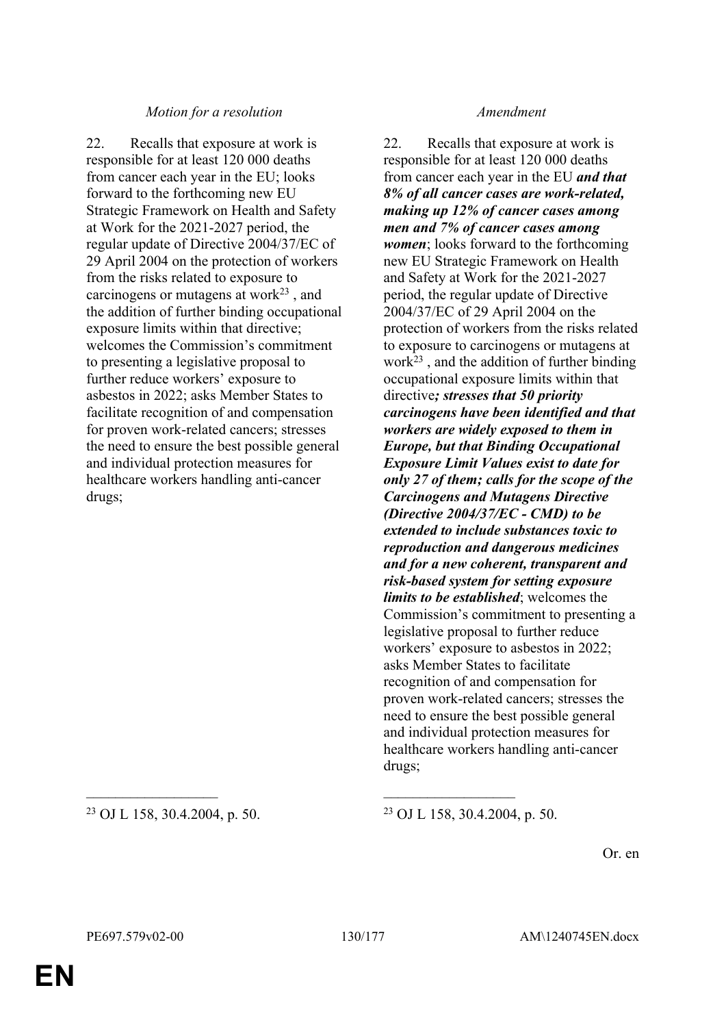| *Motion for a resolution* | *Amendment* |
|---|---|
| 22. Recalls that exposure at work is responsible for at least 120 000 deaths from cancer each year in the EU; looks forward to the forthcoming new EU Strategic Framework on Health and Safety at Work for the 2021-2027 period, the regular update of Directive 2004/37/EC of 29 April 2004 on the protection of workers from the risks related to exposure to carcinogens or mutagens at work[23] , and the addition of further binding occupational exposure limits within that directive; welcomes the Commission's commitment to presenting a legislative proposal to further reduce workers' exposure to asbestos in 2022; asks Member States to facilitate recognition of and compensation for proven work-related cancers; stresses the need to ensure the best possible general and individual protection measures for healthcare workers handling anti-cancer drugs; | 22. Recalls that exposure at work is responsible for at least 120 000 deaths from cancer each year in the EU ***and that 8% of all cancer cases are work-related, making up 12% of cancer cases among men and 7% of cancer cases among women***; looks forward to the forthcoming new EU Strategic Framework on Health and Safety at Work for the 2021-2027 period, the regular update of Directive 2004/37/EC of 29 April 2004 on the protection of workers from the risks related to exposure to carcinogens or mutagens at work[23] , and the addition of further binding occupational exposure limits within that directive***; stresses that 50 priority carcinogens have been identified and that workers are widely exposed to them in Europe, but that Binding Occupational Exposure Limit Values exist to date for only 27 of them; calls for the scope of the Carcinogens and Mutagens Directive (Directive 2004/37/EC - CMD) to be extended to include substances toxic to reproduction and dangerous medicines and for a new coherent, transparent and risk-based system for setting exposure limits to be established***; welcomes the Commission's commitment to presenting a legislative proposal to further reduce workers' exposure to asbestos in 2022; asks Member States to facilitate recognition of and compensation for proven work-related cancers; stresses the need to ensure the best possible general and individual protection measures for healthcare workers handling anti-cancer drugs; |
| [23] OJ L 158, 30.4.2004, p. 50. | [23] OJ L 158, 30.4.2004, p. 50. |

Or. en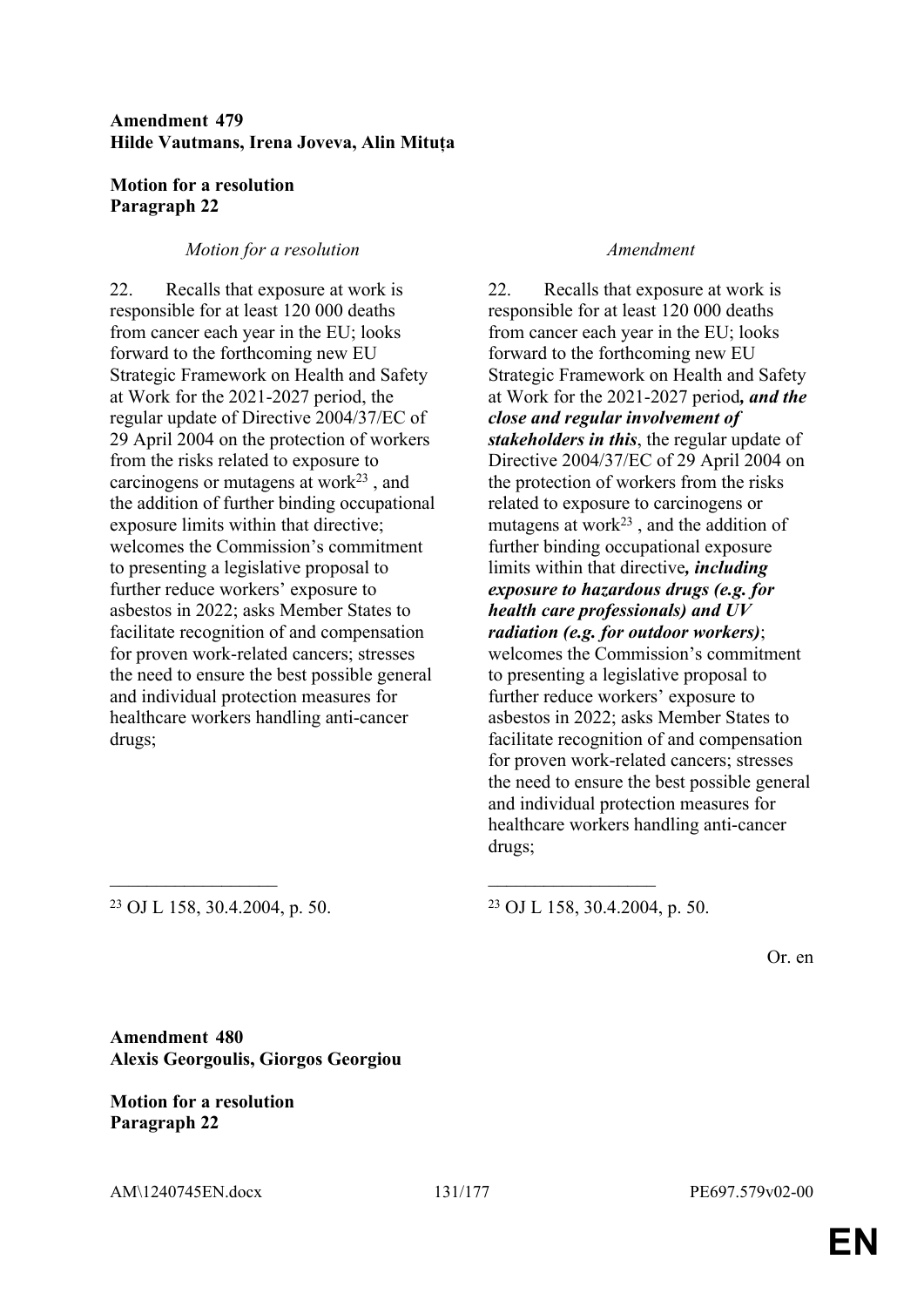**Amendment 479**
**Hilde Vautmans, Irena Joveva, Alin Mituța**

**Motion for a resolution**
**Paragraph 22**

| *Motion for a resolution* | *Amendment* |
|---|---|
| 22. Recalls that exposure at work is responsible for at least 120 000 deaths from cancer each year in the EU; looks forward to the forthcoming new EU Strategic Framework on Health and Safety at Work for the 2021-2027 period, the regular update of Directive 2004/37/EC of 29 April 2004 on the protection of workers from the risks related to exposure to carcinogens or mutagens at work[23] , and the addition of further binding occupational exposure limits within that directive; welcomes the Commission's commitment to presenting a legislative proposal to further reduce workers' exposure to asbestos in 2022; asks Member States to facilitate recognition of and compensation for proven work-related cancers; stresses the need to ensure the best possible general and individual protection measures for healthcare workers handling anti-cancer drugs; | 22. Recalls that exposure at work is responsible for at least 120 000 deaths from cancer each year in the EU; looks forward to the forthcoming new EU Strategic Framework on Health and Safety at Work for the 2021-2027 period***, and the close and regular involvement of stakeholders in this***, the regular update of Directive 2004/37/EC of 29 April 2004 on the protection of workers from the risks related to exposure to carcinogens or mutagens at work[23] , and the addition of further binding occupational exposure limits within that directive***, including exposure to hazardous drugs (e.g. for health care professionals) and UV radiation (e.g. for outdoor workers)***; welcomes the Commission's commitment to presenting a legislative proposal to further reduce workers' exposure to asbestos in 2022; asks Member States to facilitate recognition of and compensation for proven work-related cancers; stresses the need to ensure the best possible general and individual protection measures for healthcare workers handling anti-cancer drugs; |
| __________________ | __________________ |
| [23] OJ L 158, 30.4.2004, p. 50. | [23] OJ L 158, 30.4.2004, p. 50. |

Or. en

**Amendment 480**
**Alexis Georgoulis, Giorgos Georgiou**

**Motion for a resolution**
**Paragraph 22**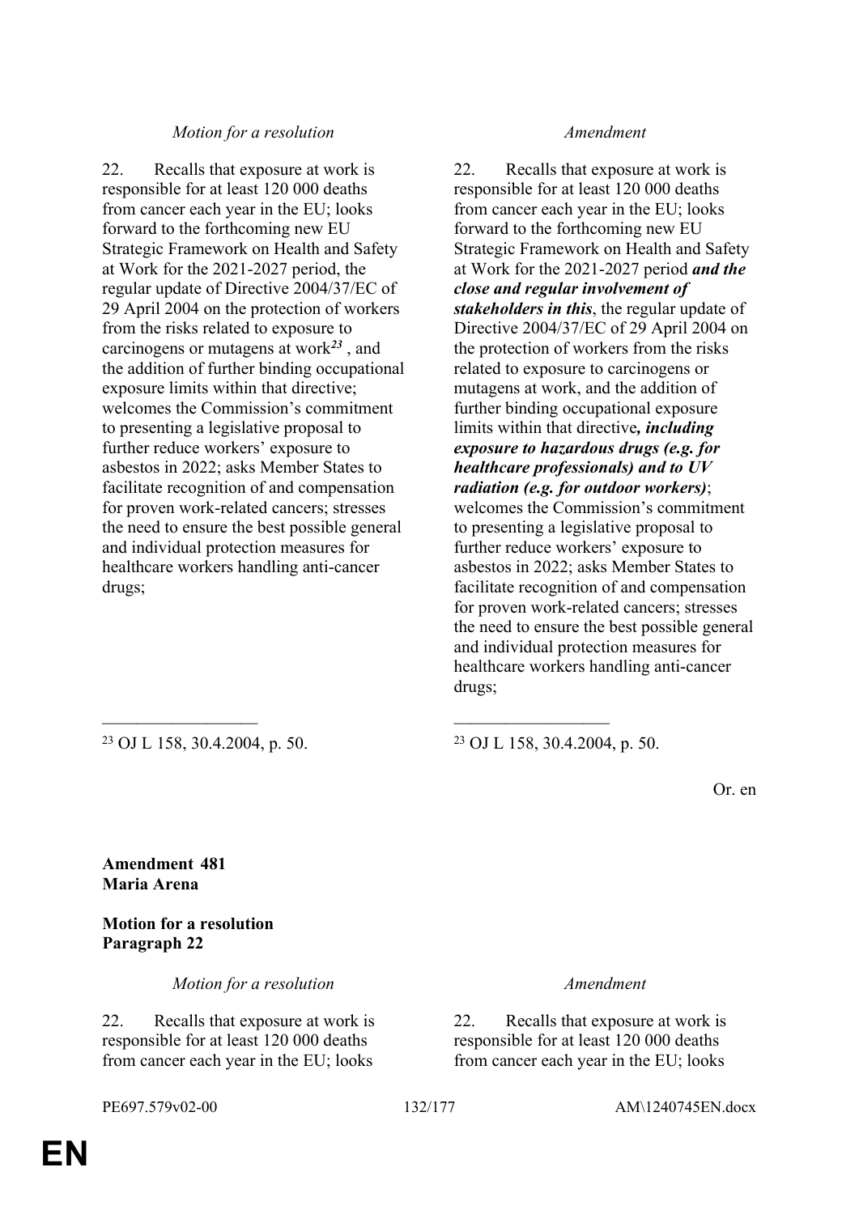| *Motion for a resolution* | *Amendment* |
|---|---|
| 22. Recalls that exposure at work is responsible for at least 120 000 deaths from cancer each year in the EU; looks forward to the forthcoming new EU Strategic Framework on Health and Safety at Work for the 2021-2027 period, the regular update of Directive 2004/37/EC of 29 April 2004 on the protection of workers from the risks related to exposure to carcinogens or mutagens at work[23] , and the addition of further binding occupational exposure limits within that directive; welcomes the Commission's commitment to presenting a legislative proposal to further reduce workers' exposure to asbestos in 2022; asks Member States to facilitate recognition of and compensation for proven work-related cancers; stresses the need to ensure the best possible general and individual protection measures for healthcare workers handling anti-cancer drugs; | 22. Recalls that exposure at work is responsible for at least 120 000 deaths from cancer each year in the EU; looks forward to the forthcoming new EU Strategic Framework on Health and Safety at Work for the 2021-2027 period ***and the close and regular involvement of stakeholders in this***, the regular update of Directive 2004/37/EC of 29 April 2004 on the protection of workers from the risks related to exposure to carcinogens or mutagens at work, and the addition of further binding occupational exposure limits within that directive***, including exposure to hazardous drugs (e.g. for healthcare professionals) and to UV radiation (e.g. for outdoor workers)***; welcomes the Commission's commitment to presenting a legislative proposal to further reduce workers' exposure to asbestos in 2022; asks Member States to facilitate recognition of and compensation for proven work-related cancers; stresses the need to ensure the best possible general and individual protection measures for healthcare workers handling anti-cancer drugs; |
| [23] OJ L 158, 30.4.2004, p. 50. | [23] OJ L 158, 30.4.2004, p. 50. |

Or. en

**Amendment 481**
**Maria Arena**

**Motion for a resolution**
**Paragraph 22**

| *Motion for a resolution* | *Amendment* |
|---|---|
| 22. Recalls that exposure at work is responsible for at least 120 000 deaths from cancer each year in the EU; looks | 22. Recalls that exposure at work is responsible for at least 120 000 deaths from cancer each year in the EU; looks |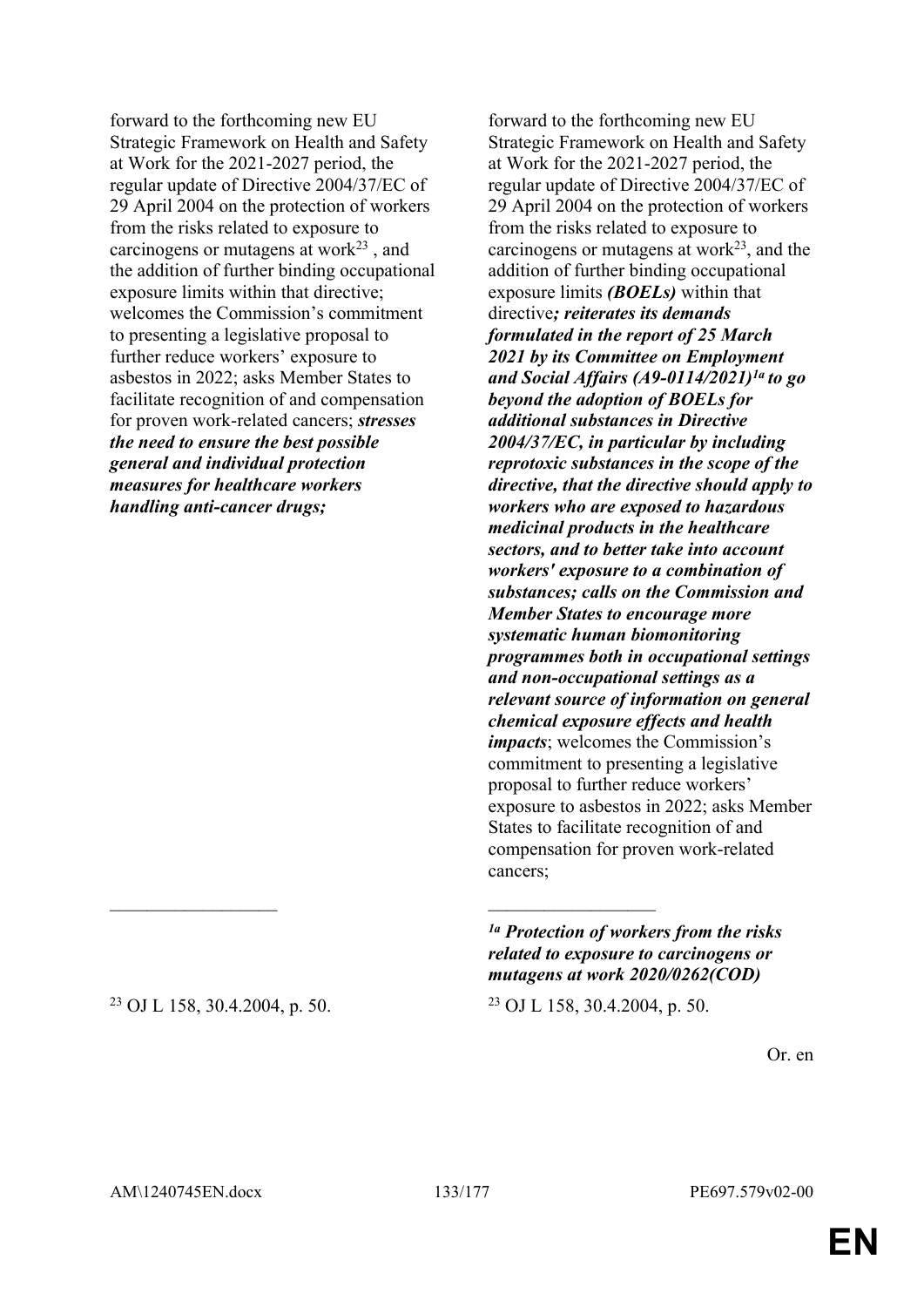| | |
|---|---|
| forward to the forthcoming new EU Strategic Framework on Health and Safety at Work for the 2021-2027 period, the regular update of Directive 2004/37/EC of 29 April 2004 on the protection of workers from the risks related to exposure to carcinogens or mutagens at work[23] , and the addition of further binding occupational exposure limits within that directive; welcomes the Commission's commitment to presenting a legislative proposal to further reduce workers' exposure to asbestos in 2022; asks Member States to facilitate recognition of and compensation for proven work-related cancers; ***stresses the need to ensure the best possible general and individual protection measures for healthcare workers handling anti-cancer drugs;*** | forward to the forthcoming new EU Strategic Framework on Health and Safety at Work for the 2021-2027 period, the regular update of Directive 2004/37/EC of 29 April 2004 on the protection of workers from the risks related to exposure to carcinogens or mutagens at work[23], and the addition of further binding occupational exposure limits ***(BOELs)*** within that directive***; reiterates its demands formulated in the report of 25 March 2021 by its Committee on Employment and Social Affairs (A9-0114/2021)[1a] to go beyond the adoption of BOELs for additional substances in Directive 2004/37/EC, in particular by including reprotoxic substances in the scope of the directive, that the directive should apply to workers who are exposed to hazardous medicinal products in the healthcare sectors, and to better take into account workers' exposure to a combination of substances; calls on the Commission and Member States to encourage more systematic human biomonitoring programmes both in occupational settings and non-occupational settings as a relevant source of information on general chemical exposure effects and health impacts***; welcomes the Commission's commitment to presenting a legislative proposal to further reduce workers' exposure to asbestos in 2022; asks Member States to facilitate recognition of and compensation for proven work-related cancers; |
| | ***[1a] Protection of workers from the risks related to exposure to carcinogens or mutagens at work 2020/0262(COD)*** |
| [23] OJ L 158, 30.4.2004, p. 50. | [23] OJ L 158, 30.4.2004, p. 50. |

Or. en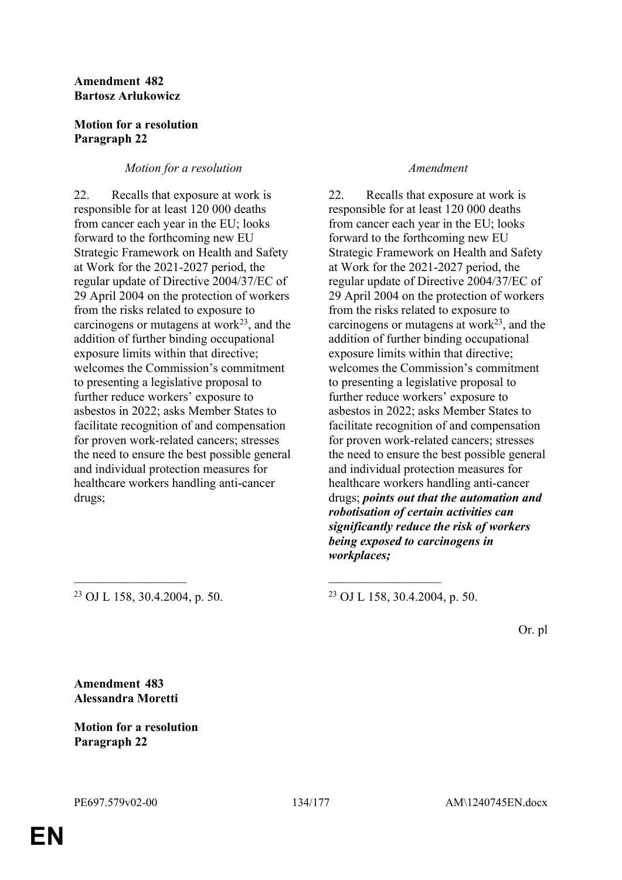**Amendment 482**
**Bartosz Arłukowicz**

**Motion for a resolution**
**Paragraph 22**

| *Motion for a resolution* | *Amendment* |
| --- | --- |
| 22. Recalls that exposure at work is responsible for at least 120 000 deaths from cancer each year in the EU; looks forward to the forthcoming new EU Strategic Framework on Health and Safety at Work for the 2021-2027 period, the regular update of Directive 2004/37/EC of 29 April 2004 on the protection of workers from the risks related to exposure to carcinogens or mutagens at work[23], and the addition of further binding occupational exposure limits within that directive; welcomes the Commission's commitment to presenting a legislative proposal to further reduce workers' exposure to asbestos in 2022; asks Member States to facilitate recognition of and compensation for proven work-related cancers; stresses the need to ensure the best possible general and individual protection measures for healthcare workers handling anti-cancer drugs; | 22. Recalls that exposure at work is responsible for at least 120 000 deaths from cancer each year in the EU; looks forward to the forthcoming new EU Strategic Framework on Health and Safety at Work for the 2021-2027 period, the regular update of Directive 2004/37/EC of 29 April 2004 on the protection of workers from the risks related to exposure to carcinogens or mutagens at work[23], and the addition of further binding occupational exposure limits within that directive; welcomes the Commission's commitment to presenting a legislative proposal to further reduce workers' exposure to asbestos in 2022; asks Member States to facilitate recognition of and compensation for proven work-related cancers; stresses the need to ensure the best possible general and individual protection measures for healthcare workers handling anti-cancer drugs; ***points out that the automation and robotisation of certain activities can significantly reduce the risk of workers being exposed to carcinogens in workplaces;*** |
| [23] OJ L 158, 30.4.2004, p. 50. | [23] OJ L 158, 30.4.2004, p. 50. |

Or. pl

**Amendment 483**
**Alessandra Moretti**

**Motion for a resolution**
**Paragraph 22**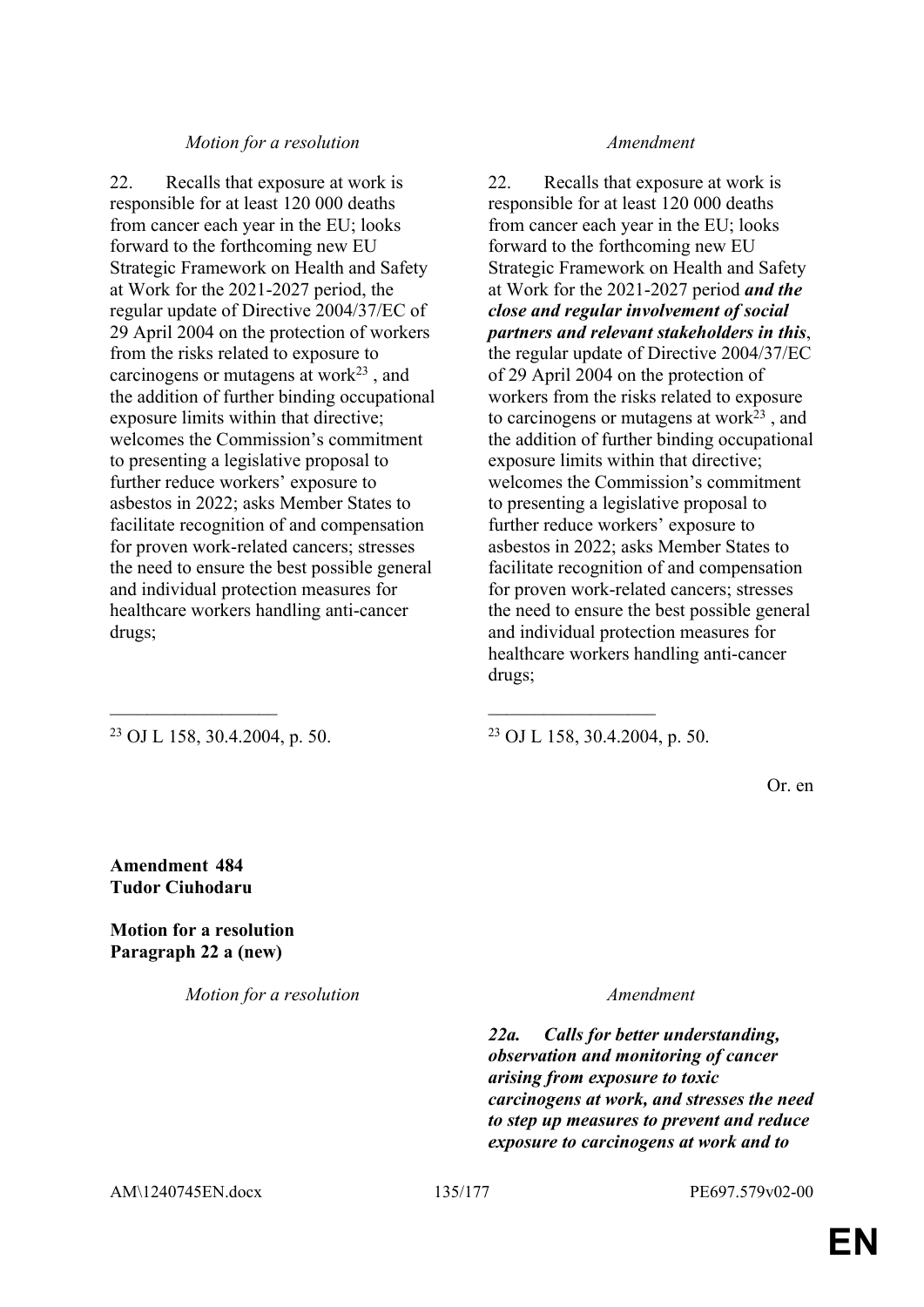| Motion for a resolution | Amendment |
|---|---|
| 22. Recalls that exposure at work is responsible for at least 120 000 deaths from cancer each year in the EU; looks forward to the forthcoming new EU Strategic Framework on Health and Safety at Work for the 2021-2027 period, the regular update of Directive 2004/37/EC of 29 April 2004 on the protection of workers from the risks related to exposure to carcinogens or mutagens at work[23] , and the addition of further binding occupational exposure limits within that directive; welcomes the Commission's commitment to presenting a legislative proposal to further reduce workers' exposure to asbestos in 2022; asks Member States to facilitate recognition of and compensation for proven work-related cancers; stresses the need to ensure the best possible general and individual protection measures for healthcare workers handling anti-cancer drugs; | 22. Recalls that exposure at work is responsible for at least 120 000 deaths from cancer each year in the EU; looks forward to the forthcoming new EU Strategic Framework on Health and Safety at Work for the 2021-2027 period ***and the close and regular involvement of social partners and relevant stakeholders in this***, the regular update of Directive 2004/37/EC of 29 April 2004 on the protection of workers from the risks related to exposure to carcinogens or mutagens at work[23] , and the addition of further binding occupational exposure limits within that directive; welcomes the Commission's commitment to presenting a legislative proposal to further reduce workers' exposure to asbestos in 2022; asks Member States to facilitate recognition of and compensation for proven work-related cancers; stresses the need to ensure the best possible general and individual protection measures for healthcare workers handling anti-cancer drugs; |
| __________________ | __________________ |
| [23] OJ L 158, 30.4.2004, p. 50. | [23] OJ L 158, 30.4.2004, p. 50. |

Or. en

**Amendment 484**
**Tudor Ciuhodaru**

**Motion for a resolution**
**Paragraph 22 a (new)**

| Motion for a resolution | Amendment |
|---|---|
| | ***22a. Calls for better understanding, observation and monitoring of cancer arising from exposure to toxic carcinogens at work, and stresses the need to step up measures to prevent and reduce exposure to carcinogens at work and to*** |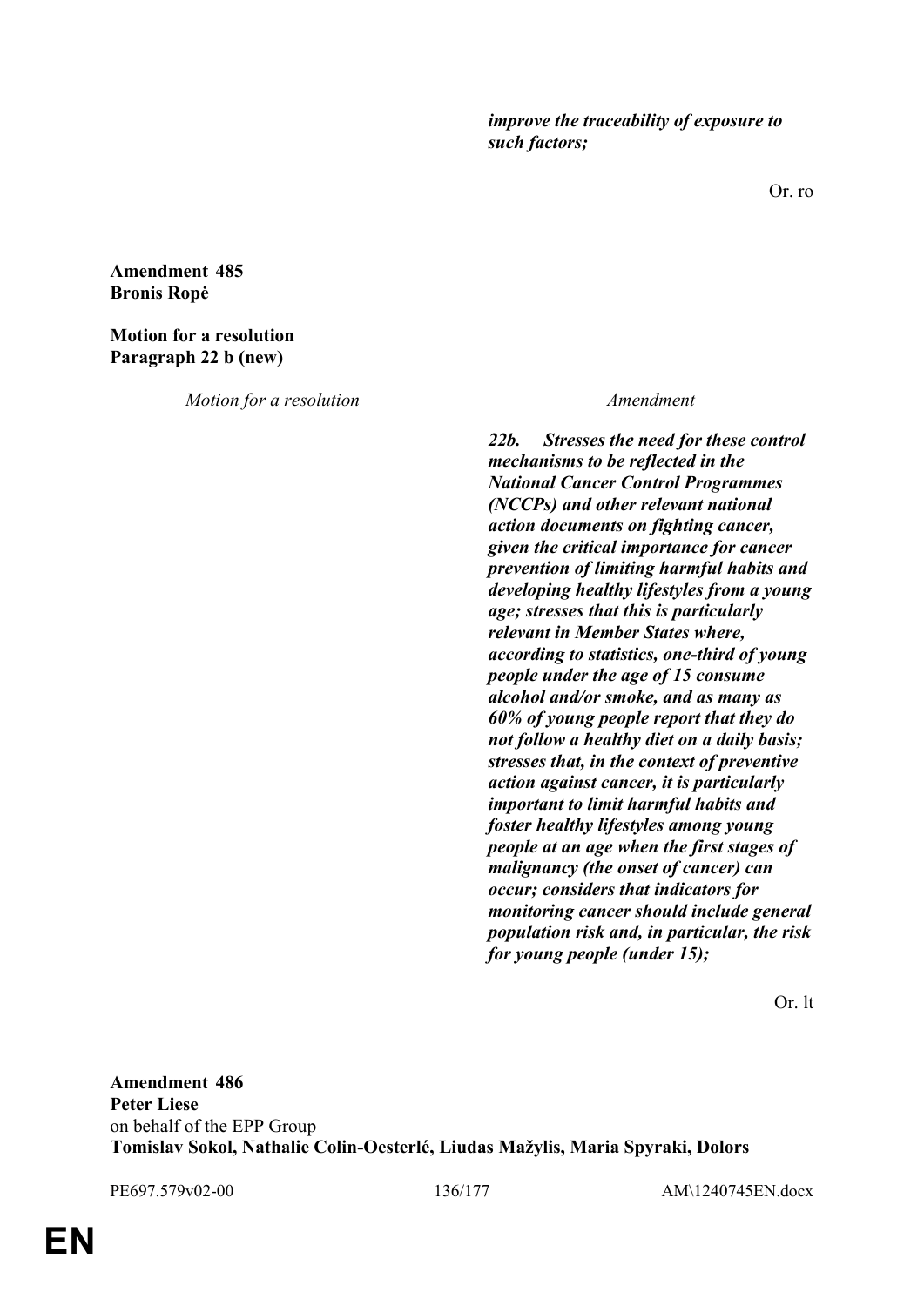*improve the traceability of exposure to such factors;*

Or. ro

**Amendment 485**
**Bronis Ropė**

**Motion for a resolution**
**Paragraph 22 b (new)**

| *Motion for a resolution* | *Amendment* |
|---|---|
| | ***22b. Stresses the need for these control mechanisms to be reflected in the National Cancer Control Programmes (NCCPs) and other relevant national action documents on fighting cancer, given the critical importance for cancer prevention of limiting harmful habits and developing healthy lifestyles from a young age; stresses that this is particularly relevant in Member States where, according to statistics, one-third of young people under the age of 15 consume alcohol and/or smoke, and as many as 60% of young people report that they do not follow a healthy diet on a daily basis; stresses that, in the context of preventive action against cancer, it is particularly important to limit harmful habits and foster healthy lifestyles among young people at an age when the first stages of malignancy (the onset of cancer) can occur; considers that indicators for monitoring cancer should include general population risk and, in particular, the risk for young people (under 15);*** |

Or. lt

**Amendment 486**
**Peter Liese**
on behalf of the EPP Group
**Tomislav Sokol, Nathalie Colin-Oesterlé, Liudas Mažylis, Maria Spyraki, Dolors**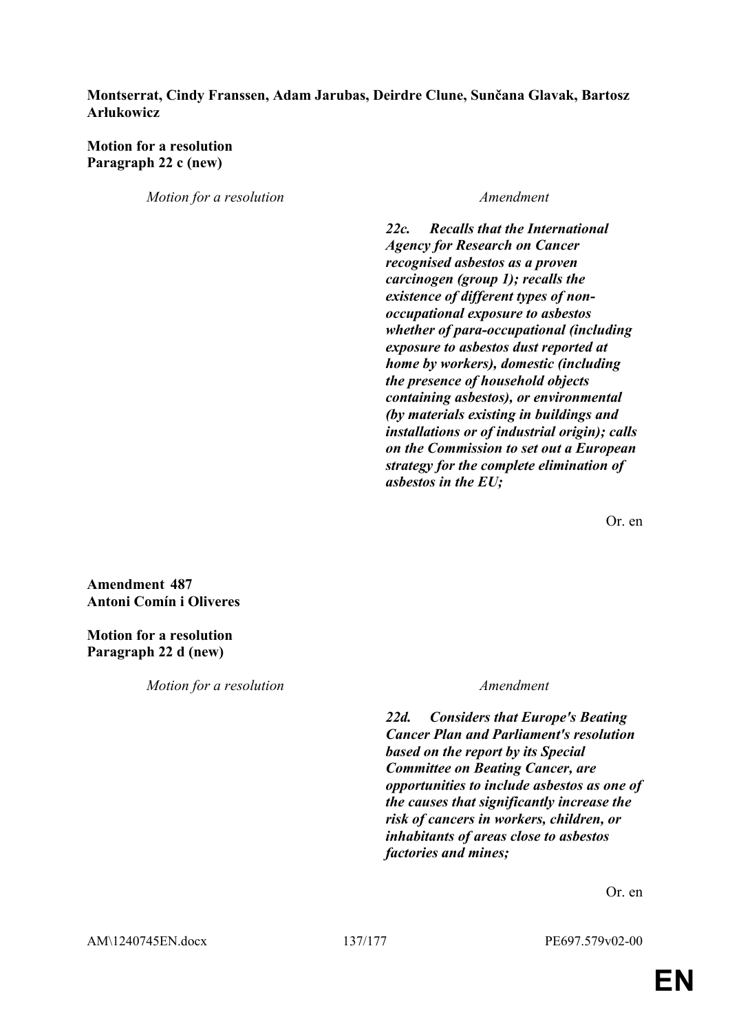**Montserrat, Cindy Franssen, Adam Jarubas, Deirdre Clune, Sunčana Glavak, Bartosz Arłukowicz**

**Motion for a resolution**
**Paragraph 22 c (new)**

| *Motion for a resolution* | *Amendment* |
|---|---|
| | ***22c. Recalls that the International Agency for Research on Cancer recognised asbestos as a proven carcinogen (group 1); recalls the existence of different types of non-occupational exposure to asbestos whether of para-occupational (including exposure to asbestos dust reported at home by workers), domestic (including the presence of household objects containing asbestos), or environmental (by materials existing in buildings and installations or of industrial origin); calls on the Commission to set out a European strategy for the complete elimination of asbestos in the EU;*** |

Or. en

**Amendment 487**
**Antoni Comín i Oliveres**

**Motion for a resolution**
**Paragraph 22 d (new)**

| *Motion for a resolution* | *Amendment* |
|---|---|
| | ***22d. Considers that Europe's Beating Cancer Plan and Parliament's resolution based on the report by its Special Committee on Beating Cancer, are opportunities to include asbestos as one of the causes that significantly increase the risk of cancers in workers, children, or inhabitants of areas close to asbestos factories and mines;*** |

Or. en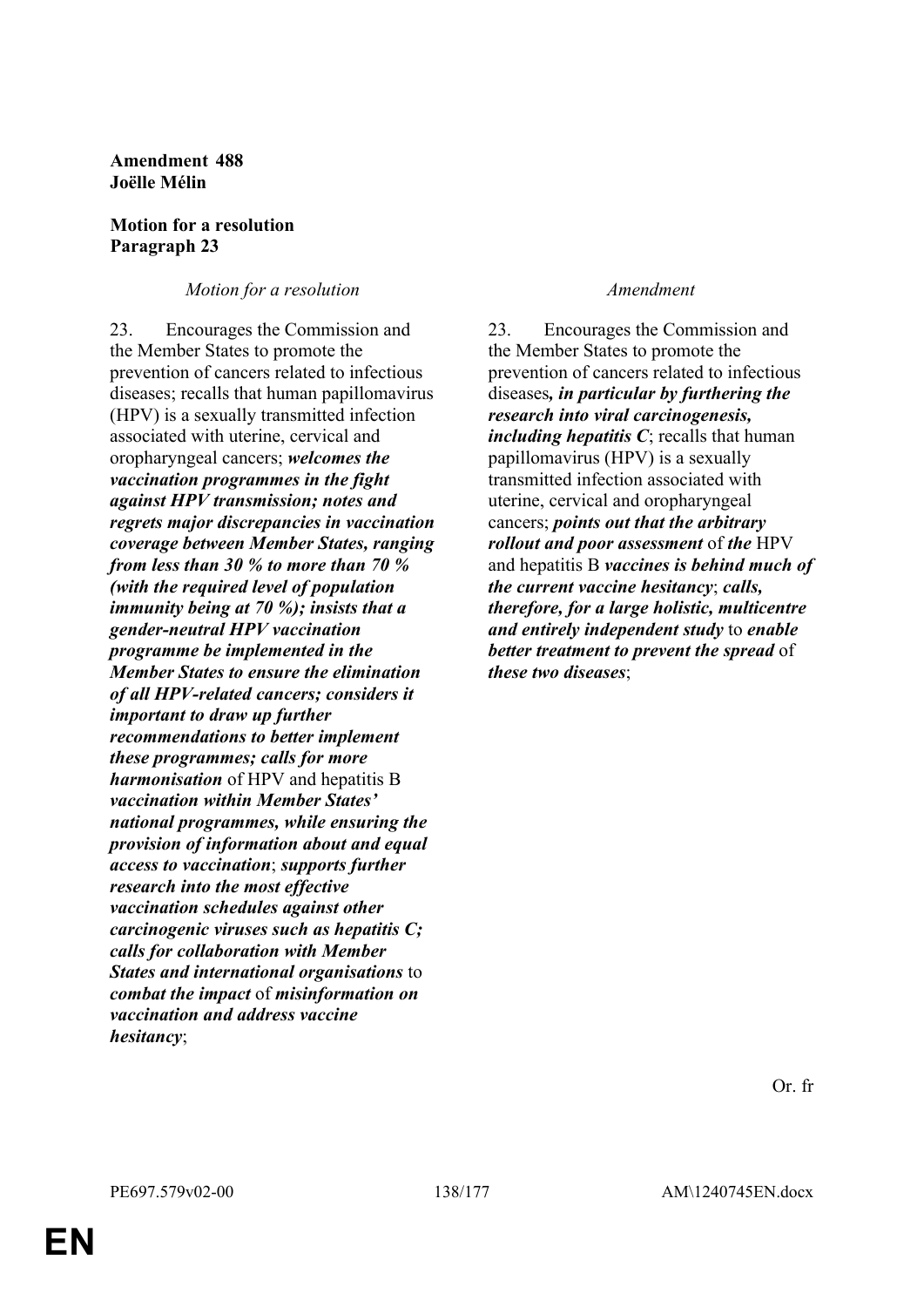**Amendment 488**
**Joëlle Mélin**

**Motion for a resolution**
**Paragraph 23**

| *Motion for a resolution* | *Amendment* |
|---|---|
| 23. Encourages the Commission and the Member States to promote the prevention of cancers related to infectious diseases; recalls that human papillomavirus (HPV) is a sexually transmitted infection associated with uterine, cervical and oropharyngeal cancers; ***welcomes the vaccination programmes in the fight against HPV transmission; notes and regrets major discrepancies in vaccination coverage between Member States, ranging from less than 30 % to more than 70 % (with the required level of population immunity being at 70 %); insists that a gender-neutral HPV vaccination programme be implemented in the Member States to ensure the elimination of all HPV-related cancers; considers it important to draw up further recommendations to better implement these programmes; calls for more harmonisation*** of HPV and hepatitis B ***vaccination within Member States' national programmes, while ensuring the provision of information about and equal access to vaccination***; ***supports further research into the most effective vaccination schedules against other carcinogenic viruses such as hepatitis C; calls for collaboration with Member States and international organisations*** to ***combat the impact*** of ***misinformation on vaccination and address vaccine hesitancy***; | 23. Encourages the Commission and the Member States to promote the prevention of cancers related to infectious diseases***, in particular by furthering the research into viral carcinogenesis, including hepatitis C***; recalls that human papillomavirus (HPV) is a sexually transmitted infection associated with uterine, cervical and oropharyngeal cancers; ***points out that the arbitrary rollout and poor assessment*** of ***the*** HPV and hepatitis B ***vaccines is behind much of the current vaccine hesitancy***; ***calls, therefore, for a large holistic, multicentre and entirely independent study*** to ***enable better treatment to prevent the spread*** of ***these two diseases***; |

Or. fr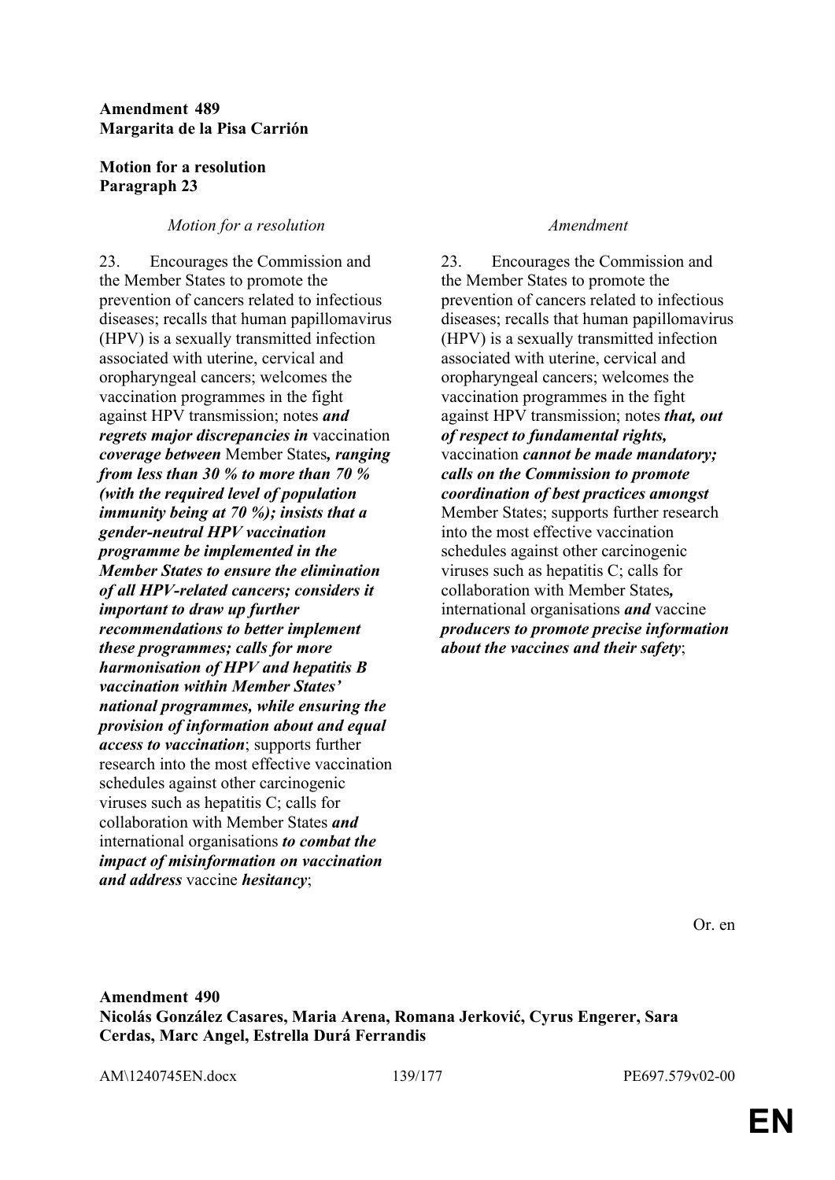**Amendment 489**
**Margarita de la Pisa Carrión**

**Motion for a resolution**
**Paragraph 23**

| *Motion for a resolution* | *Amendment* |
| --- | --- |
| 23. Encourages the Commission and the Member States to promote the prevention of cancers related to infectious diseases; recalls that human papillomavirus (HPV) is a sexually transmitted infection associated with uterine, cervical and oropharyngeal cancers; welcomes the vaccination programmes in the fight against HPV transmission; notes ***and regrets major discrepancies in*** vaccination ***coverage between*** Member States***, ranging from less than 30 % to more than 70 % (with the required level of population immunity being at 70 %); insists that a gender-neutral HPV vaccination programme be implemented in the Member States to ensure the elimination of all HPV-related cancers; considers it important to draw up further recommendations to better implement these programmes; calls for more harmonisation of HPV and hepatitis B vaccination within Member States' national programmes, while ensuring the provision of information about and equal access to vaccination***; supports further research into the most effective vaccination schedules against other carcinogenic viruses such as hepatitis C; calls for collaboration with Member States ***and*** international organisations ***to combat the impact of misinformation on vaccination and address*** vaccine ***hesitancy***; | 23. Encourages the Commission and the Member States to promote the prevention of cancers related to infectious diseases; recalls that human papillomavirus (HPV) is a sexually transmitted infection associated with uterine, cervical and oropharyngeal cancers; welcomes the vaccination programmes in the fight against HPV transmission; notes ***that, out of respect to fundamental rights,*** vaccination ***cannot be made mandatory; calls on the Commission to promote coordination of best practices amongst*** Member States; supports further research into the most effective vaccination schedules against other carcinogenic viruses such as hepatitis C; calls for collaboration with Member States***,*** international organisations ***and*** vaccine ***producers to promote precise information about the vaccines and their safety***; |

Or. en

**Amendment 490**
**Nicolás González Casares, Maria Arena, Romana Jerković, Cyrus Engerer, Sara Cerdas, Marc Angel, Estrella Durá Ferrandis**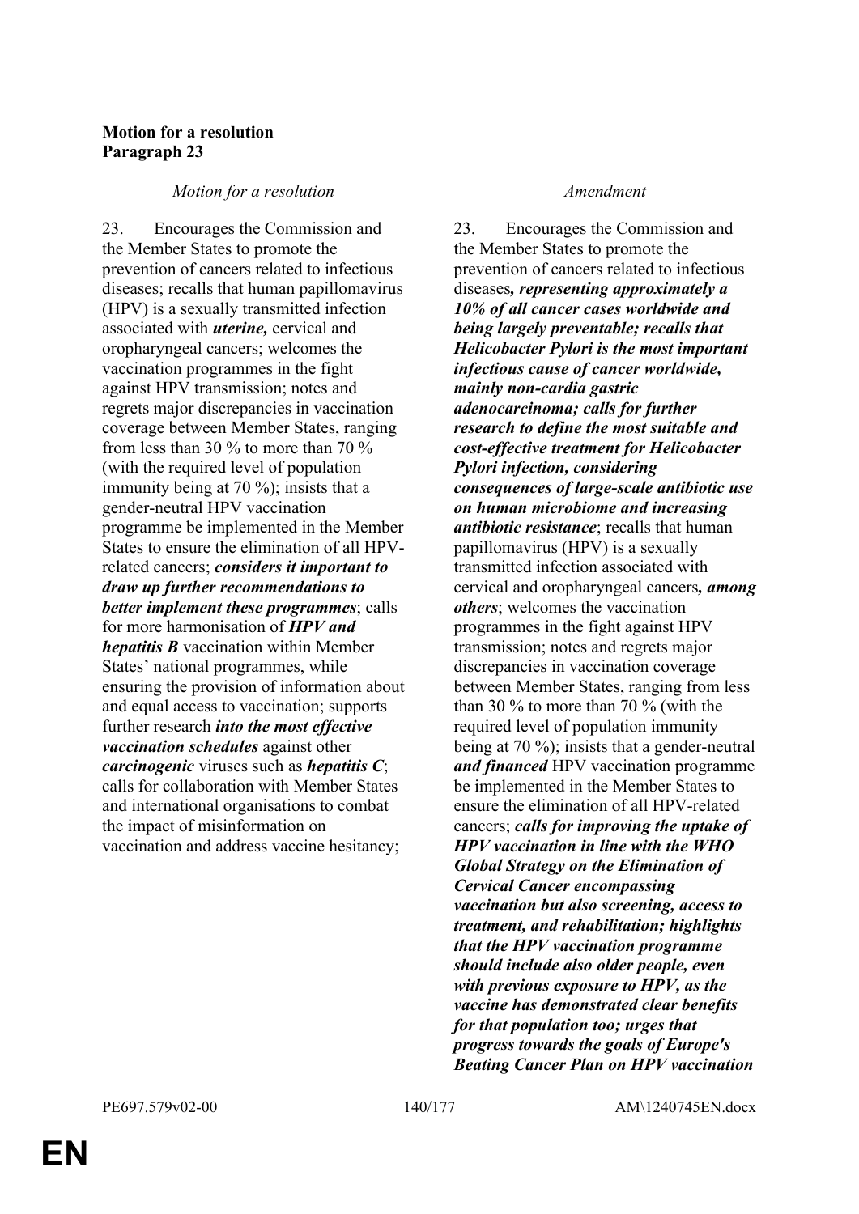**Motion for a resolution**
**Paragraph 23**

| *Motion for a resolution* | *Amendment* |
|---|---|
| 23. Encourages the Commission and the Member States to promote the prevention of cancers related to infectious diseases; recalls that human papillomavirus (HPV) is a sexually transmitted infection associated with ***uterine,*** cervical and oropharyngeal cancers; welcomes the vaccination programmes in the fight against HPV transmission; notes and regrets major discrepancies in vaccination coverage between Member States, ranging from less than 30 % to more than 70 % (with the required level of population immunity being at 70 %); insists that a gender-neutral HPV vaccination programme be implemented in the Member States to ensure the elimination of all HPV-related cancers; ***considers it important to draw up further recommendations to better implement these programmes***; calls for more harmonisation of ***HPV and hepatitis B*** vaccination within Member States' national programmes, while ensuring the provision of information about and equal access to vaccination; supports further research ***into the most effective vaccination schedules*** against other ***carcinogenic*** viruses such as ***hepatitis C***; calls for collaboration with Member States and international organisations to combat the impact of misinformation on vaccination and address vaccine hesitancy; | 23. Encourages the Commission and the Member States to promote the prevention of cancers related to infectious diseases***, representing approximately a 10% of all cancer cases worldwide and being largely preventable; recalls that Helicobacter Pylori is the most important infectious cause of cancer worldwide, mainly non-cardia gastric adenocarcinoma; calls for further research to define the most suitable and cost-effective treatment for Helicobacter Pylori infection, considering consequences of large-scale antibiotic use on human microbiome and increasing antibiotic resistance***; recalls that human papillomavirus (HPV) is a sexually transmitted infection associated with cervical and oropharyngeal cancers***, among others***; welcomes the vaccination programmes in the fight against HPV transmission; notes and regrets major discrepancies in vaccination coverage between Member States, ranging from less than 30 % to more than 70 % (with the required level of population immunity being at 70 %); insists that a gender-neutral ***and financed*** HPV vaccination programme be implemented in the Member States to ensure the elimination of all HPV-related cancers; ***calls for improving the uptake of HPV vaccination in line with the WHO Global Strategy on the Elimination of Cervical Cancer encompassing vaccination but also screening, access to treatment, and rehabilitation; highlights that the HPV vaccination programme should include also older people, even with previous exposure to HPV, as the vaccine has demonstrated clear benefits for that population too; urges that progress towards the goals of Europe's Beating Cancer Plan on HPV vaccination*** |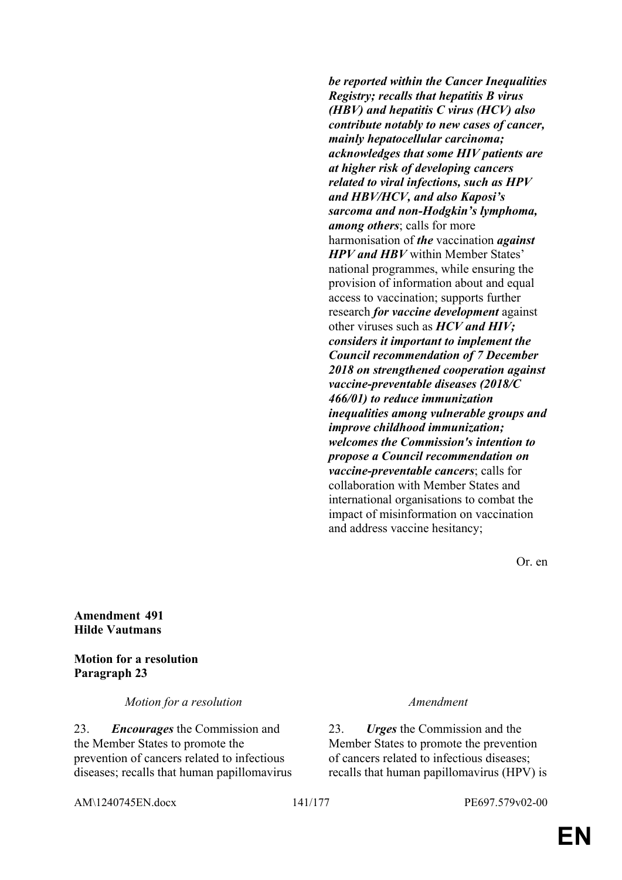***be reported within the Cancer Inequalities Registry; recalls that hepatitis B virus (HBV) and hepatitis C virus (HCV) also contribute notably to new cases of cancer, mainly hepatocellular carcinoma; acknowledges that some HIV patients are at higher risk of developing cancers related to viral infections, such as HPV and HBV/HCV, and also Kaposi's sarcoma and non-Hodgkin's lymphoma, among others***; calls for more harmonisation of ***the*** vaccination ***against HPV and HBV*** within Member States' national programmes, while ensuring the provision of information about and equal access to vaccination; supports further research ***for vaccine development*** against other viruses such as ***HCV and HIV; considers it important to implement the Council recommendation of 7 December 2018 on strengthened cooperation against vaccine-preventable diseases (2018/C 466/01) to reduce immunization inequalities among vulnerable groups and improve childhood immunization; welcomes the Commission's intention to propose a Council recommendation on vaccine-preventable cancers***; calls for collaboration with Member States and international organisations to combat the impact of misinformation on vaccination and address vaccine hesitancy;

Or. en

**Amendment 491**
**Hilde Vautmans**

**Motion for a resolution**
**Paragraph 23**

| *Motion for a resolution* | *Amendment* |
|---|---|
| 23. ***Encourages*** the Commission and the Member States to promote the prevention of cancers related to infectious diseases; recalls that human papillomavirus | 23. ***Urges*** the Commission and the Member States to promote the prevention of cancers related to infectious diseases; recalls that human papillomavirus (HPV) is |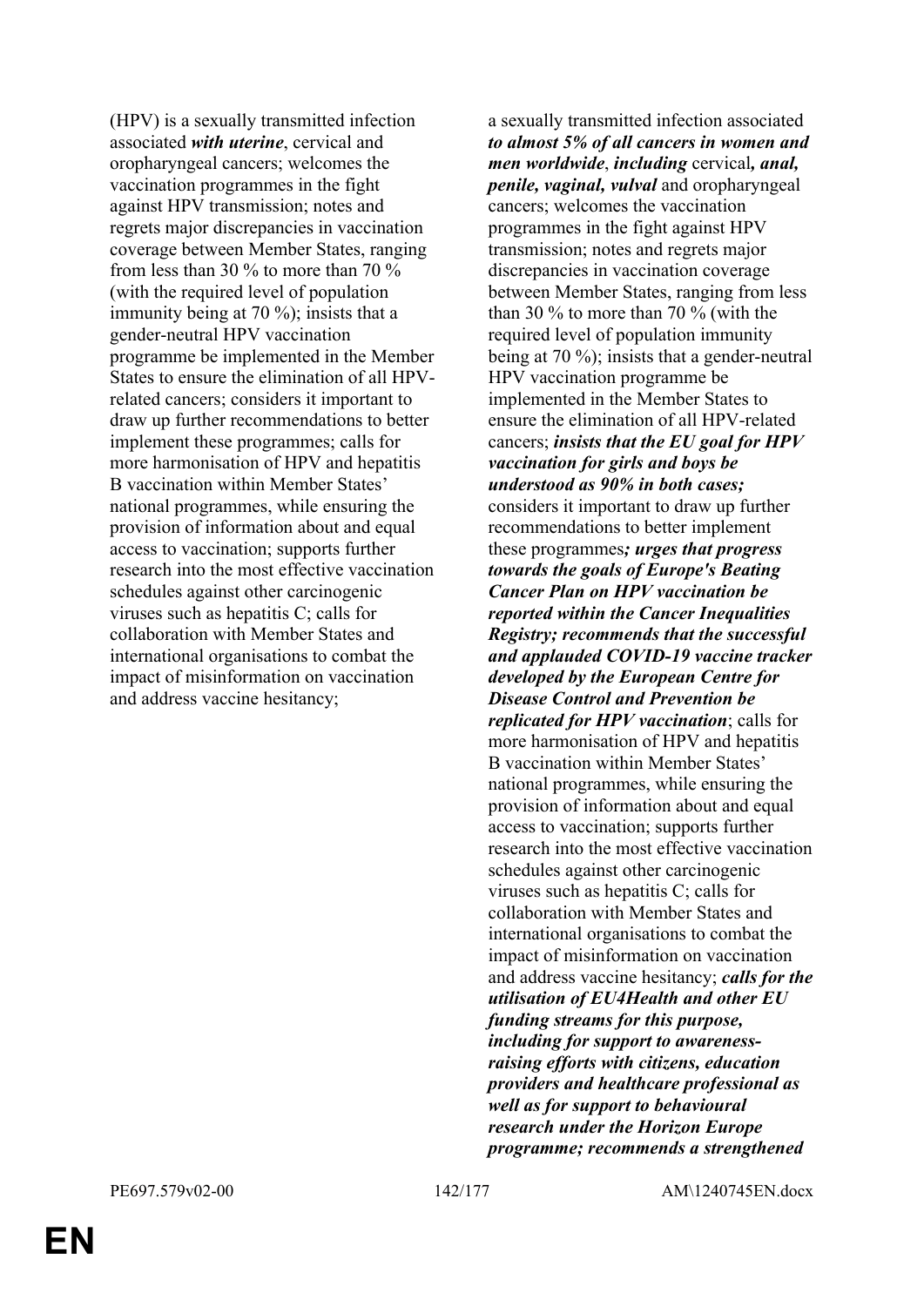| | |
|---|---|
| (HPV) is a sexually transmitted infection associated ***with uterine***, cervical and oropharyngeal cancers; welcomes the vaccination programmes in the fight against HPV transmission; notes and regrets major discrepancies in vaccination coverage between Member States, ranging from less than 30 % to more than 70 % (with the required level of population immunity being at 70 %); insists that a gender-neutral HPV vaccination programme be implemented in the Member States to ensure the elimination of all HPV-related cancers; considers it important to draw up further recommendations to better implement these programmes; calls for more harmonisation of HPV and hepatitis B vaccination within Member States' national programmes, while ensuring the provision of information about and equal access to vaccination; supports further research into the most effective vaccination schedules against other carcinogenic viruses such as hepatitis C; calls for collaboration with Member States and international organisations to combat the impact of misinformation on vaccination and address vaccine hesitancy; | a sexually transmitted infection associated ***to almost 5% of all cancers in women and men worldwide***, ***including*** cervical***, anal, penile, vaginal, vulval*** and oropharyngeal cancers; welcomes the vaccination programmes in the fight against HPV transmission; notes and regrets major discrepancies in vaccination coverage between Member States, ranging from less than 30 % to more than 70 % (with the required level of population immunity being at 70 %); insists that a gender-neutral HPV vaccination programme be implemented in the Member States to ensure the elimination of all HPV-related cancers; ***insists that the EU goal for HPV vaccination for girls and boys be understood as 90% in both cases;*** considers it important to draw up further recommendations to better implement these programmes***; urges that progress towards the goals of Europe's Beating Cancer Plan on HPV vaccination be reported within the Cancer Inequalities Registry; recommends that the successful and applauded COVID-19 vaccine tracker developed by the European Centre for Disease Control and Prevention be replicated for HPV vaccination***; calls for more harmonisation of HPV and hepatitis B vaccination within Member States' national programmes, while ensuring the provision of information about and equal access to vaccination; supports further research into the most effective vaccination schedules against other carcinogenic viruses such as hepatitis C; calls for collaboration with Member States and international organisations to combat the impact of misinformation on vaccination and address vaccine hesitancy; ***calls for the utilisation of EU4Health and other EU funding streams for this purpose, including for support to awareness-raising efforts with citizens, education providers and healthcare professional as well as for support to behavioural research under the Horizon Europe programme; recommends a strengthened*** |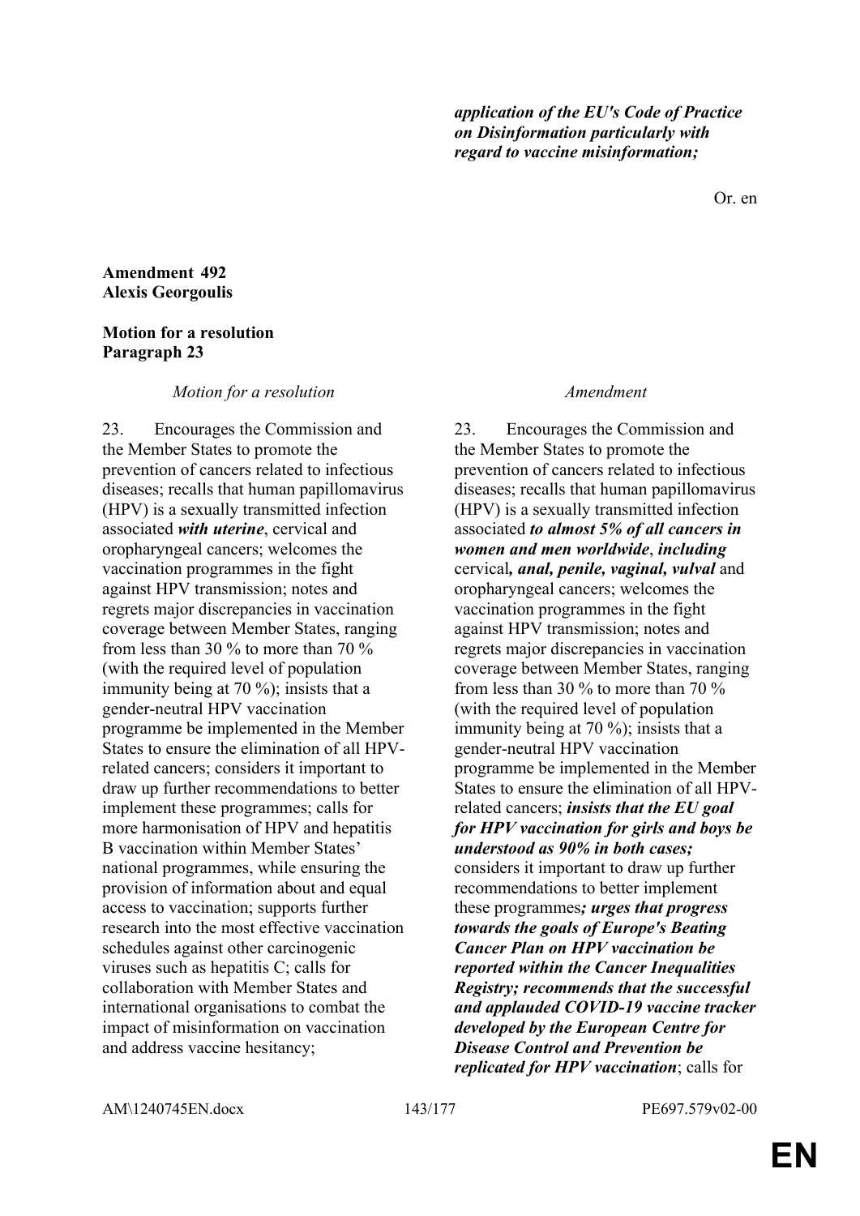***application of the EU's Code of Practice on Disinformation particularly with regard to vaccine misinformation;***

Or. en

**Amendment 492**
**Alexis Georgoulis**

**Motion for a resolution**
**Paragraph 23**

| *Motion for a resolution* | *Amendment* |
|---|---|
| 23. Encourages the Commission and the Member States to promote the prevention of cancers related to infectious diseases; recalls that human papillomavirus (HPV) is a sexually transmitted infection associated ***with uterine***, cervical and oropharyngeal cancers; welcomes the vaccination programmes in the fight against HPV transmission; notes and regrets major discrepancies in vaccination coverage between Member States, ranging from less than 30 % to more than 70 % (with the required level of population immunity being at 70 %); insists that a gender-neutral HPV vaccination programme be implemented in the Member States to ensure the elimination of all HPV-related cancers; considers it important to draw up further recommendations to better implement these programmes; calls for more harmonisation of HPV and hepatitis B vaccination within Member States' national programmes, while ensuring the provision of information about and equal access to vaccination; supports further research into the most effective vaccination schedules against other carcinogenic viruses such as hepatitis C; calls for collaboration with Member States and international organisations to combat the impact of misinformation on vaccination and address vaccine hesitancy; | 23. Encourages the Commission and the Member States to promote the prevention of cancers related to infectious diseases; recalls that human papillomavirus (HPV) is a sexually transmitted infection associated ***to almost 5% of all cancers in women and men worldwide***, ***including*** cervical***, anal, penile, vaginal, vulval*** and oropharyngeal cancers; welcomes the vaccination programmes in the fight against HPV transmission; notes and regrets major discrepancies in vaccination coverage between Member States, ranging from less than 30 % to more than 70 % (with the required level of population immunity being at 70 %); insists that a gender-neutral HPV vaccination programme be implemented in the Member States to ensure the elimination of all HPV-related cancers; ***insists that the EU goal for HPV vaccination for girls and boys be understood as 90% in both cases;*** considers it important to draw up further recommendations to better implement these programmes***; urges that progress towards the goals of Europe's Beating Cancer Plan on HPV vaccination be reported within the Cancer Inequalities Registry; recommends that the successful and applauded COVID-19 vaccine tracker developed by the European Centre for Disease Control and Prevention be replicated for HPV vaccination***; calls for |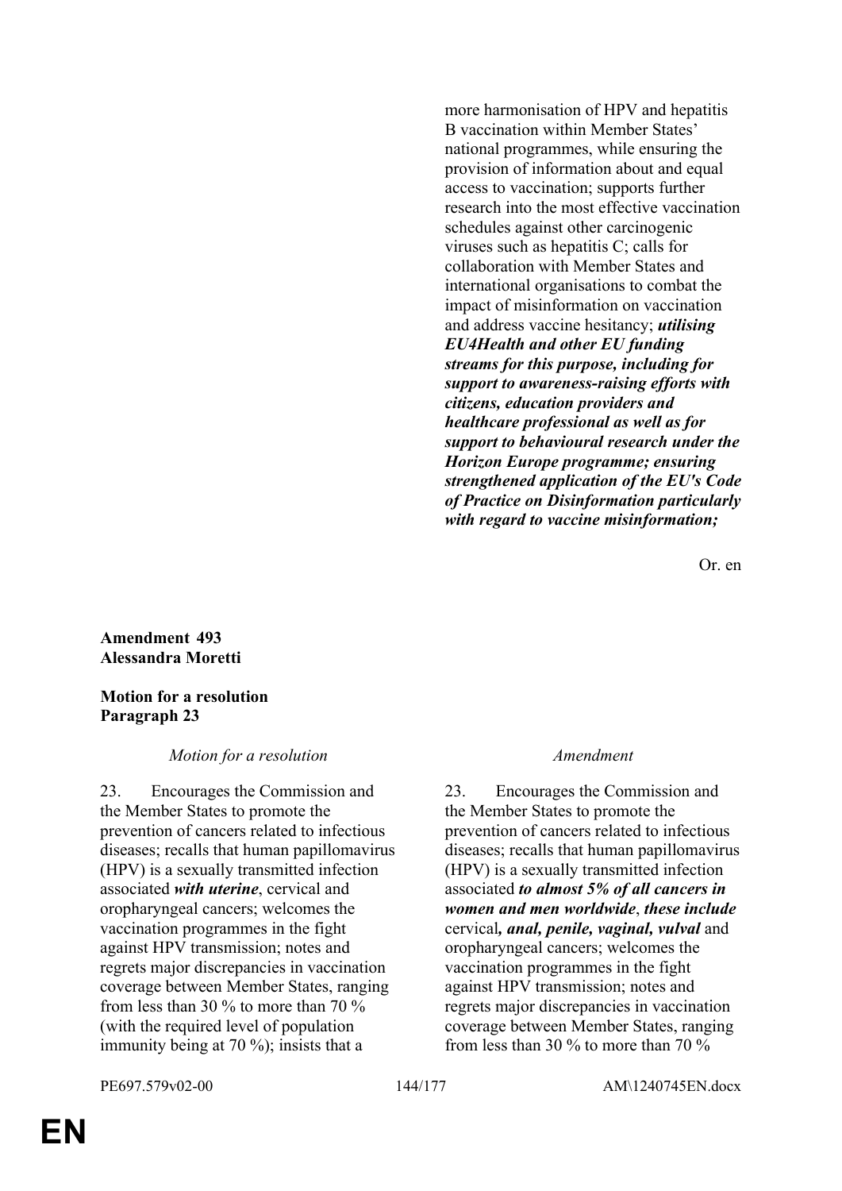| | |
|---|---|
| | more harmonisation of HPV and hepatitis B vaccination within Member States' national programmes, while ensuring the provision of information about and equal access to vaccination; supports further research into the most effective vaccination schedules against other carcinogenic viruses such as hepatitis C; calls for collaboration with Member States and international organisations to combat the impact of misinformation on vaccination and address vaccine hesitancy; ***utilising EU4Health and other EU funding streams for this purpose, including for support to awareness-raising efforts with citizens, education providers and healthcare professional as well as for support to behavioural research under the Horizon Europe programme; ensuring strengthened application of the EU's Code of Practice on Disinformation particularly with regard to vaccine misinformation;*** |

Or. en

**Amendment 493**
**Alessandra Moretti**

**Motion for a resolution**
**Paragraph 23**

| *Motion for a resolution* | *Amendment* |
|---|---|
| 23. Encourages the Commission and the Member States to promote the prevention of cancers related to infectious diseases; recalls that human papillomavirus (HPV) is a sexually transmitted infection associated ***with uterine***, cervical and oropharyngeal cancers; welcomes the vaccination programmes in the fight against HPV transmission; notes and regrets major discrepancies in vaccination coverage between Member States, ranging from less than 30 % to more than 70 % (with the required level of population immunity being at 70 %); insists that a | 23. Encourages the Commission and the Member States to promote the prevention of cancers related to infectious diseases; recalls that human papillomavirus (HPV) is a sexually transmitted infection associated ***to almost 5% of all cancers in women and men worldwide***, ***these include*** cervical***, anal, penile, vaginal, vulval*** and oropharyngeal cancers; welcomes the vaccination programmes in the fight against HPV transmission; notes and regrets major discrepancies in vaccination coverage between Member States, ranging from less than 30 % to more than 70 % |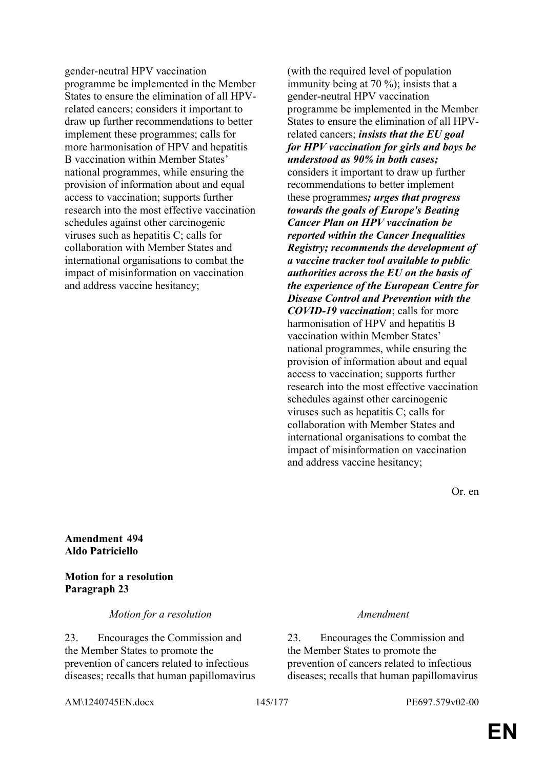| Motion for a resolution | Amendment |
| --- | --- |
| gender-neutral HPV vaccination programme be implemented in the Member States to ensure the elimination of all HPV-related cancers; considers it important to draw up further recommendations to better implement these programmes; calls for more harmonisation of HPV and hepatitis B vaccination within Member States' national programmes, while ensuring the provision of information about and equal access to vaccination; supports further research into the most effective vaccination schedules against other carcinogenic viruses such as hepatitis C; calls for collaboration with Member States and international organisations to combat the impact of misinformation on vaccination and address vaccine hesitancy; | (with the required level of population immunity being at 70 %); insists that a gender-neutral HPV vaccination programme be implemented in the Member States to ensure the elimination of all HPV-related cancers; ***insists that the EU goal for HPV vaccination for girls and boys be understood as 90% in both cases;*** considers it important to draw up further recommendations to better implement these programmes***; urges that progress towards the goals of Europe's Beating Cancer Plan on HPV vaccination be reported within the Cancer Inequalities Registry; recommends the development of a vaccine tracker tool available to public authorities across the EU on the basis of the experience of the European Centre for Disease Control and Prevention with the COVID-19 vaccination***; calls for more harmonisation of HPV and hepatitis B vaccination within Member States' national programmes, while ensuring the provision of information about and equal access to vaccination; supports further research into the most effective vaccination schedules against other carcinogenic viruses such as hepatitis C; calls for collaboration with Member States and international organisations to combat the impact of misinformation on vaccination and address vaccine hesitancy; |

Or. en

**Amendment 494**
**Aldo Patriciello**

**Motion for a resolution**
**Paragraph 23**

| *Motion for a resolution* | *Amendment* |
| --- | --- |
| 23. Encourages the Commission and the Member States to promote the prevention of cancers related to infectious diseases; recalls that human papillomavirus | 23. Encourages the Commission and the Member States to promote the prevention of cancers related to infectious diseases; recalls that human papillomavirus |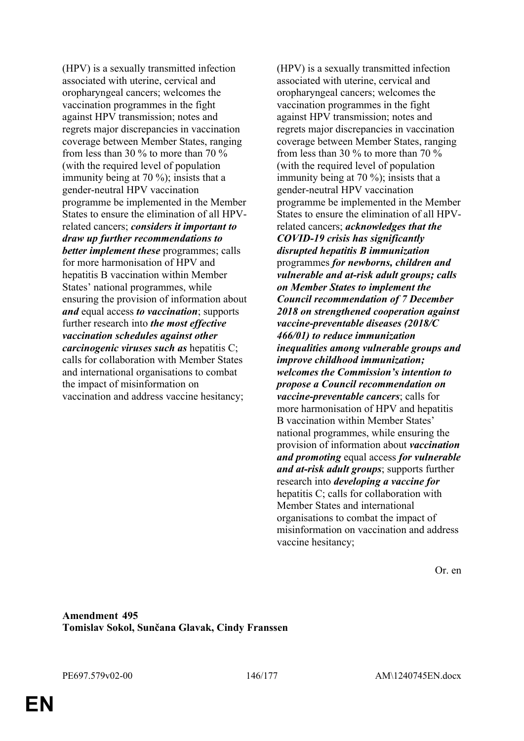| | |
|---|---|
| (HPV) is a sexually transmitted infection associated with uterine, cervical and oropharyngeal cancers; welcomes the vaccination programmes in the fight against HPV transmission; notes and regrets major discrepancies in vaccination coverage between Member States, ranging from less than 30 % to more than 70 % (with the required level of population immunity being at 70 %); insists that a gender-neutral HPV vaccination programme be implemented in the Member States to ensure the elimination of all HPV-related cancers; ***considers it important to draw up further recommendations to better implement these*** programmes; calls for more harmonisation of HPV and hepatitis B vaccination within Member States' national programmes, while ensuring the provision of information about ***and*** equal access ***to vaccination***; supports further research into ***the most effective vaccination schedules against other carcinogenic viruses such as*** hepatitis C; calls for collaboration with Member States and international organisations to combat the impact of misinformation on vaccination and address vaccine hesitancy; | (HPV) is a sexually transmitted infection associated with uterine, cervical and oropharyngeal cancers; welcomes the vaccination programmes in the fight against HPV transmission; notes and regrets major discrepancies in vaccination coverage between Member States, ranging from less than 30 % to more than 70 % (with the required level of population immunity being at 70 %); insists that a gender-neutral HPV vaccination programme be implemented in the Member States to ensure the elimination of all HPV-related cancers; ***acknowledges that the COVID-19 crisis has significantly disrupted hepatitis B immunization*** programmes ***for newborns, children and vulnerable and at-risk adult groups; calls on Member States to implement the Council recommendation of 7 December 2018 on strengthened cooperation against vaccine-preventable diseases (2018/C 466/01) to reduce immunization inequalities among vulnerable groups and improve childhood immunization; welcomes the Commission's intention to propose a Council recommendation on vaccine-preventable cancers***; calls for more harmonisation of HPV and hepatitis B vaccination within Member States' national programmes, while ensuring the provision of information about ***vaccination and promoting*** equal access ***for vulnerable and at-risk adult groups***; supports further research into ***developing a vaccine for*** hepatitis C; calls for collaboration with Member States and international organisations to combat the impact of misinformation on vaccination and address vaccine hesitancy; |

Or. en

**Amendment 495**
**Tomislav Sokol, Sunčana Glavak, Cindy Franssen**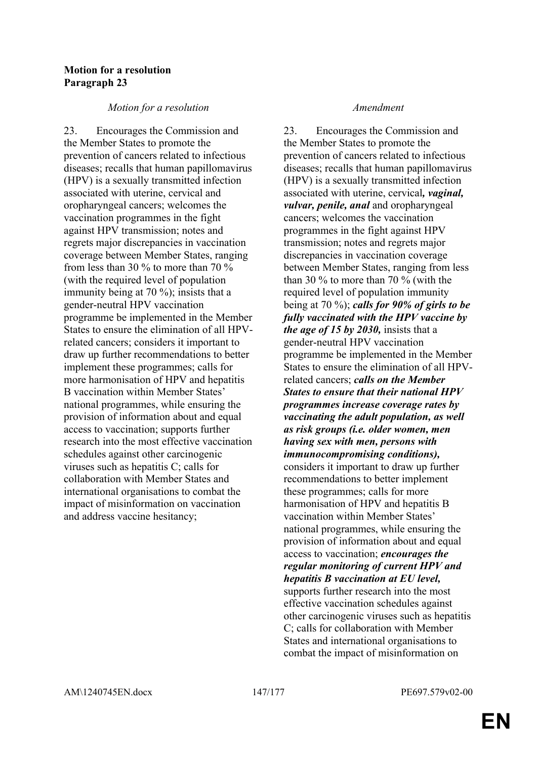**Motion for a resolution**
**Paragraph 23**

| *Motion for a resolution* | *Amendment* |
|---|---|
| 23. Encourages the Commission and the Member States to promote the prevention of cancers related to infectious diseases; recalls that human papillomavirus (HPV) is a sexually transmitted infection associated with uterine, cervical and oropharyngeal cancers; welcomes the vaccination programmes in the fight against HPV transmission; notes and regrets major discrepancies in vaccination coverage between Member States, ranging from less than 30 % to more than 70 % (with the required level of population immunity being at 70 %); insists that a gender-neutral HPV vaccination programme be implemented in the Member States to ensure the elimination of all HPV-related cancers; considers it important to draw up further recommendations to better implement these programmes; calls for more harmonisation of HPV and hepatitis B vaccination within Member States' national programmes, while ensuring the provision of information about and equal access to vaccination; supports further research into the most effective vaccination schedules against other carcinogenic viruses such as hepatitis C; calls for collaboration with Member States and international organisations to combat the impact of misinformation on vaccination and address vaccine hesitancy; | 23. Encourages the Commission and the Member States to promote the prevention of cancers related to infectious diseases; recalls that human papillomavirus (HPV) is a sexually transmitted infection associated with uterine, cervical***, vaginal, vulvar, penile, anal*** and oropharyngeal cancers; welcomes the vaccination programmes in the fight against HPV transmission; notes and regrets major discrepancies in vaccination coverage between Member States, ranging from less than 30 % to more than 70 % (with the required level of population immunity being at 70 %); ***calls for 90% of girls to be fully vaccinated with the HPV vaccine by the age of 15 by 2030,*** insists that a gender-neutral HPV vaccination programme be implemented in the Member States to ensure the elimination of all HPV-related cancers; ***calls on the Member States to ensure that their national HPV programmes increase coverage rates by vaccinating the adult population, as well as risk groups (i.e. older women, men having sex with men, persons with immunocompromising conditions),*** considers it important to draw up further recommendations to better implement these programmes; calls for more harmonisation of HPV and hepatitis B vaccination within Member States' national programmes, while ensuring the provision of information about and equal access to vaccination; ***encourages the regular monitoring of current HPV and hepatitis B vaccination at EU level,*** supports further research into the most effective vaccination schedules against other carcinogenic viruses such as hepatitis C; calls for collaboration with Member States and international organisations to combat the impact of misinformation on |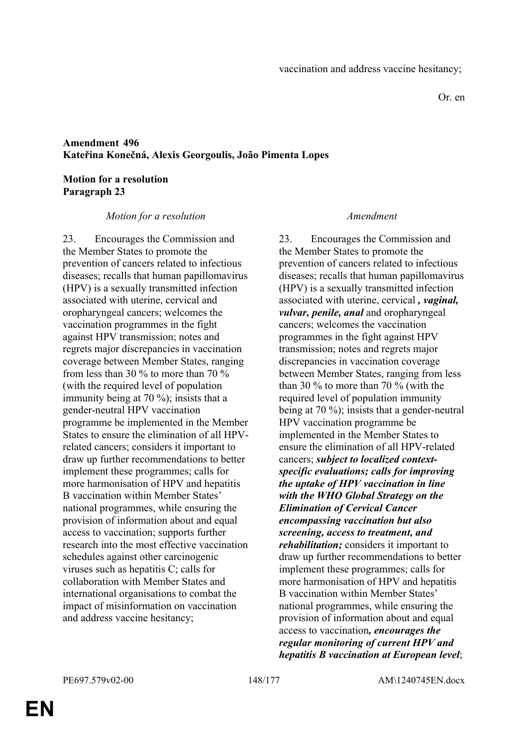vaccination and address vaccine hesitancy;

Or. en

**Amendment 496**
**Kateřina Konečná, Alexis Georgoulis, João Pimenta Lopes**

**Motion for a resolution**
**Paragraph 23**

| *Motion for a resolution* | *Amendment* |
|---|---|
| 23. Encourages the Commission and the Member States to promote the prevention of cancers related to infectious diseases; recalls that human papillomavirus (HPV) is a sexually transmitted infection associated with uterine, cervical and oropharyngeal cancers; welcomes the vaccination programmes in the fight against HPV transmission; notes and regrets major discrepancies in vaccination coverage between Member States, ranging from less than 30 % to more than 70 % (with the required level of population immunity being at 70 %); insists that a gender-neutral HPV vaccination programme be implemented in the Member States to ensure the elimination of all HPV-related cancers; considers it important to draw up further recommendations to better implement these programmes; calls for more harmonisation of HPV and hepatitis B vaccination within Member States' national programmes, while ensuring the provision of information about and equal access to vaccination; supports further research into the most effective vaccination schedules against other carcinogenic viruses such as hepatitis C; calls for collaboration with Member States and international organisations to combat the impact of misinformation on vaccination and address vaccine hesitancy; | 23. Encourages the Commission and the Member States to promote the prevention of cancers related to infectious diseases; recalls that human papillomavirus (HPV) is a sexually transmitted infection associated with uterine, cervical ***, vaginal, vulvar, penile, anal*** and oropharyngeal cancers; welcomes the vaccination programmes in the fight against HPV transmission; notes and regrets major discrepancies in vaccination coverage between Member States, ranging from less than 30 % to more than 70 % (with the required level of population immunity being at 70 %); insists that a gender-neutral HPV vaccination programme be implemented in the Member States to ensure the elimination of all HPV-related cancers; ***subject to localized context-specific evaluations; calls for improving the uptake of HPV vaccination in line with the WHO Global Strategy on the Elimination of Cervical Cancer encompassing vaccination but also screening, access to treatment, and rehabilitation;*** considers it important to draw up further recommendations to better implement these programmes; calls for more harmonisation of HPV and hepatitis B vaccination within Member States' national programmes, while ensuring the provision of information about and equal access to vaccination***, encourages the regular monitoring of current HPV and hepatitis B vaccination at European level***; |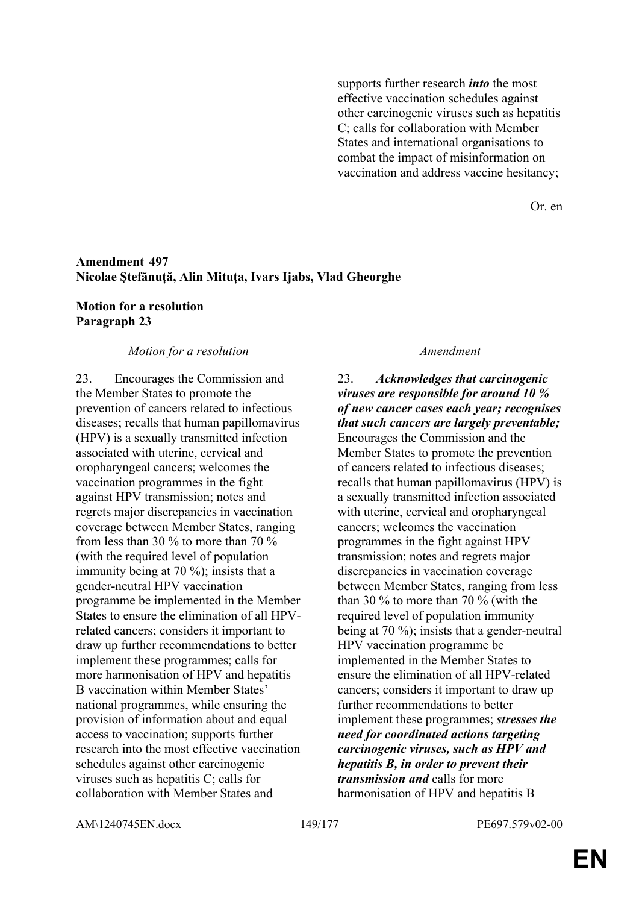supports further research ***into*** the most effective vaccination schedules against other carcinogenic viruses such as hepatitis C; calls for collaboration with Member States and international organisations to combat the impact of misinformation on vaccination and address vaccine hesitancy;

Or. en

**Amendment 497**
**Nicolae Ştefănuță, Alin Mituța, Ivars Ijabs, Vlad Gheorghe**

**Motion for a resolution**
**Paragraph 23**

| *Motion for a resolution* | *Amendment* |
|---|---|
| 23. Encourages the Commission and the Member States to promote the prevention of cancers related to infectious diseases; recalls that human papillomavirus (HPV) is a sexually transmitted infection associated with uterine, cervical and oropharyngeal cancers; welcomes the vaccination programmes in the fight against HPV transmission; notes and regrets major discrepancies in vaccination coverage between Member States, ranging from less than 30 % to more than 70 % (with the required level of population immunity being at 70 %); insists that a gender-neutral HPV vaccination programme be implemented in the Member States to ensure the elimination of all HPV-related cancers; considers it important to draw up further recommendations to better implement these programmes; calls for more harmonisation of HPV and hepatitis B vaccination within Member States' national programmes, while ensuring the provision of information about and equal access to vaccination; supports further research into the most effective vaccination schedules against other carcinogenic viruses such as hepatitis C; calls for collaboration with Member States and | 23. ***Acknowledges that carcinogenic viruses are responsible for around 10 % of new cancer cases each year; recognises that such cancers are largely preventable;*** Encourages the Commission and the Member States to promote the prevention of cancers related to infectious diseases; recalls that human papillomavirus (HPV) is a sexually transmitted infection associated with uterine, cervical and oropharyngeal cancers; welcomes the vaccination programmes in the fight against HPV transmission; notes and regrets major discrepancies in vaccination coverage between Member States, ranging from less than 30 % to more than 70 % (with the required level of population immunity being at 70 %); insists that a gender-neutral HPV vaccination programme be implemented in the Member States to ensure the elimination of all HPV-related cancers; considers it important to draw up further recommendations to better implement these programmes; ***stresses the need for coordinated actions targeting carcinogenic viruses, such as HPV and hepatitis B, in order to prevent their transmission and*** calls for more harmonisation of HPV and hepatitis B |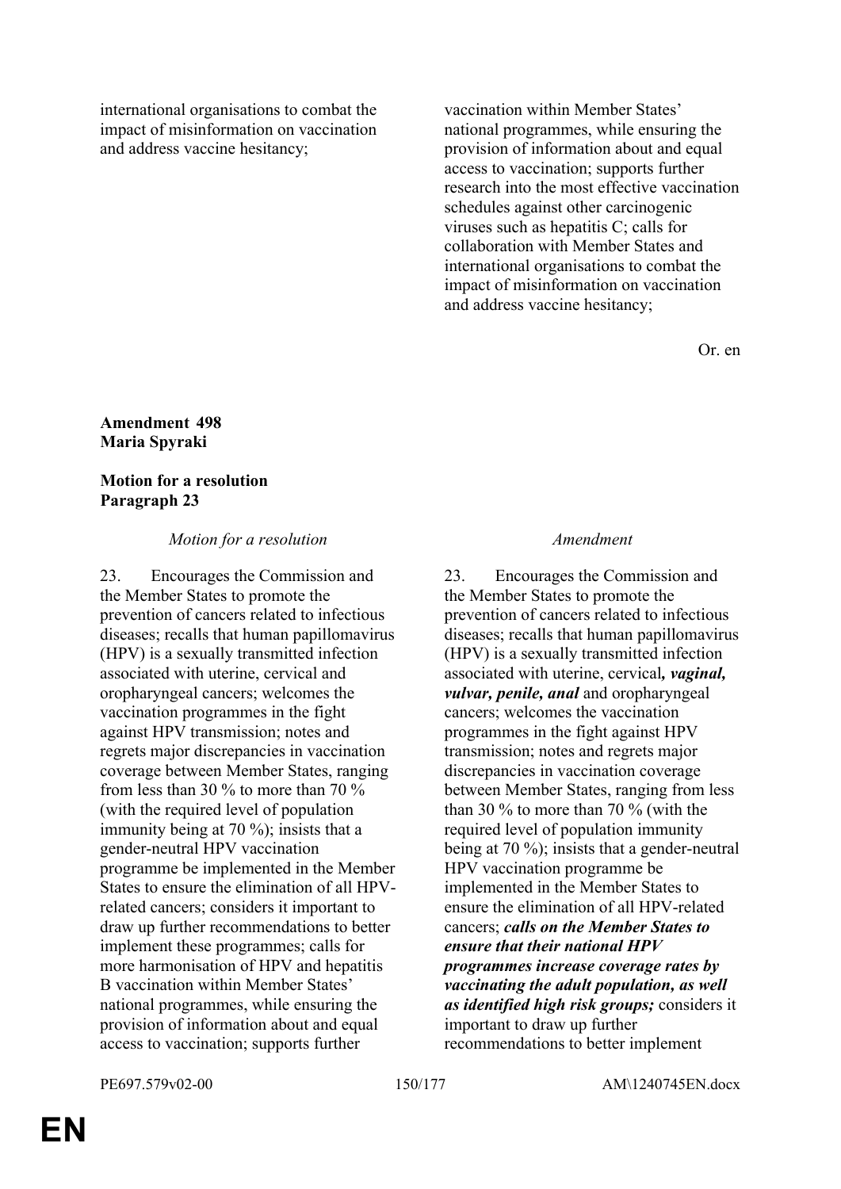international organisations to combat the impact of misinformation on vaccination and address vaccine hesitancy;

vaccination within Member States' national programmes, while ensuring the provision of information about and equal access to vaccination; supports further research into the most effective vaccination schedules against other carcinogenic viruses such as hepatitis C; calls for collaboration with Member States and international organisations to combat the impact of misinformation on vaccination and address vaccine hesitancy;

Or. en

**Amendment 498**
**Maria Spyraki**

**Motion for a resolution**
**Paragraph 23**

| *Motion for a resolution* | *Amendment* |
|---|---|
| 23. Encourages the Commission and the Member States to promote the prevention of cancers related to infectious diseases; recalls that human papillomavirus (HPV) is a sexually transmitted infection associated with uterine, cervical and oropharyngeal cancers; welcomes the vaccination programmes in the fight against HPV transmission; notes and regrets major discrepancies in vaccination coverage between Member States, ranging from less than 30 % to more than 70 % (with the required level of population immunity being at 70 %); insists that a gender-neutral HPV vaccination programme be implemented in the Member States to ensure the elimination of all HPV-related cancers; considers it important to draw up further recommendations to better implement these programmes; calls for more harmonisation of HPV and hepatitis B vaccination within Member States' national programmes, while ensuring the provision of information about and equal access to vaccination; supports further | 23. Encourages the Commission and the Member States to promote the prevention of cancers related to infectious diseases; recalls that human papillomavirus (HPV) is a sexually transmitted infection associated with uterine, cervical***, vaginal, vulvar, penile, anal*** and oropharyngeal cancers; welcomes the vaccination programmes in the fight against HPV transmission; notes and regrets major discrepancies in vaccination coverage between Member States, ranging from less than 30 % to more than 70 % (with the required level of population immunity being at 70 %); insists that a gender-neutral HPV vaccination programme be implemented in the Member States to ensure the elimination of all HPV-related cancers; ***calls on the Member States to ensure that their national HPV programmes increase coverage rates by vaccinating the adult population, as well as identified high risk groups;*** considers it important to draw up further recommendations to better implement |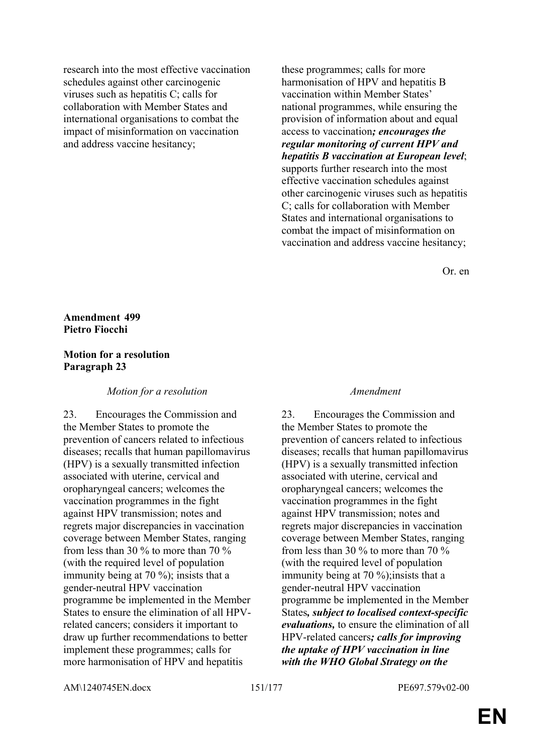| | |
|---|---|
| research into the most effective vaccination schedules against other carcinogenic viruses such as hepatitis C; calls for collaboration with Member States and international organisations to combat the impact of misinformation on vaccination and address vaccine hesitancy; | these programmes; calls for more harmonisation of HPV and hepatitis B vaccination within Member States' national programmes, while ensuring the provision of information about and equal access to vaccination***; encourages the regular monitoring of current HPV and hepatitis B vaccination at European level***; supports further research into the most effective vaccination schedules against other carcinogenic viruses such as hepatitis C; calls for collaboration with Member States and international organisations to combat the impact of misinformation on vaccination and address vaccine hesitancy; |

Or. en

**Amendment 499**
**Pietro Fiocchi**

**Motion for a resolution**
**Paragraph 23**

| *Motion for a resolution* | *Amendment* |
|---|---|
| 23. Encourages the Commission and the Member States to promote the prevention of cancers related to infectious diseases; recalls that human papillomavirus (HPV) is a sexually transmitted infection associated with uterine, cervical and oropharyngeal cancers; welcomes the vaccination programmes in the fight against HPV transmission; notes and regrets major discrepancies in vaccination coverage between Member States, ranging from less than 30 % to more than 70 % (with the required level of population immunity being at 70 %); insists that a gender-neutral HPV vaccination programme be implemented in the Member States to ensure the elimination of all HPV-related cancers; considers it important to draw up further recommendations to better implement these programmes; calls for more harmonisation of HPV and hepatitis | 23. Encourages the Commission and the Member States to promote the prevention of cancers related to infectious diseases; recalls that human papillomavirus (HPV) is a sexually transmitted infection associated with uterine, cervical and oropharyngeal cancers; welcomes the vaccination programmes in the fight against HPV transmission; notes and regrets major discrepancies in vaccination coverage between Member States, ranging from less than 30 % to more than 70 % (with the required level of population immunity being at 70 %);insists that a gender-neutral HPV vaccination programme be implemented in the Member States***, subject to localised context-specific evaluations,*** to ensure the elimination of all HPV-related cancers***; calls for improving the uptake of HPV vaccination in line with the WHO Global Strategy on the*** |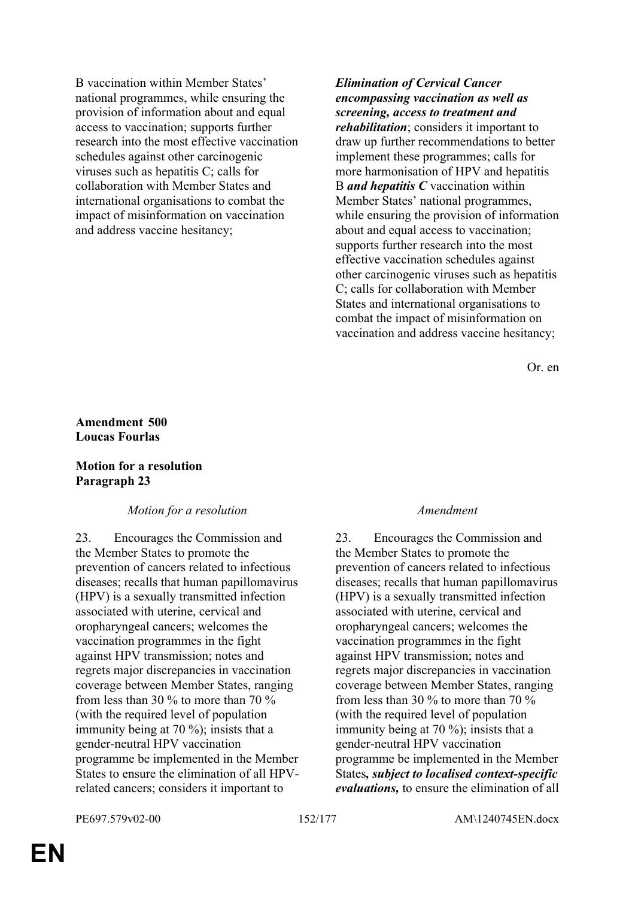| | |
|---|---|
| B vaccination within Member States' national programmes, while ensuring the provision of information about and equal access to vaccination; supports further research into the most effective vaccination schedules against other carcinogenic viruses such as hepatitis C; calls for collaboration with Member States and international organisations to combat the impact of misinformation on vaccination and address vaccine hesitancy; | ***Elimination of Cervical Cancer encompassing vaccination as well as screening, access to treatment and rehabilitation***; considers it important to draw up further recommendations to better implement these programmes; calls for more harmonisation of HPV and hepatitis B ***and hepatitis C*** vaccination within Member States' national programmes, while ensuring the provision of information about and equal access to vaccination; supports further research into the most effective vaccination schedules against other carcinogenic viruses such as hepatitis C; calls for collaboration with Member States and international organisations to combat the impact of misinformation on vaccination and address vaccine hesitancy; |

Or. en

**Amendment 500**
**Loucas Fourlas**

**Motion for a resolution**
**Paragraph 23**

| *Motion for a resolution* | *Amendment* |
|---|---|
| 23. Encourages the Commission and the Member States to promote the prevention of cancers related to infectious diseases; recalls that human papillomavirus (HPV) is a sexually transmitted infection associated with uterine, cervical and oropharyngeal cancers; welcomes the vaccination programmes in the fight against HPV transmission; notes and regrets major discrepancies in vaccination coverage between Member States, ranging from less than 30 % to more than 70 % (with the required level of population immunity being at 70 %); insists that a gender-neutral HPV vaccination programme be implemented in the Member States to ensure the elimination of all HPV-related cancers; considers it important to | 23. Encourages the Commission and the Member States to promote the prevention of cancers related to infectious diseases; recalls that human papillomavirus (HPV) is a sexually transmitted infection associated with uterine, cervical and oropharyngeal cancers; welcomes the vaccination programmes in the fight against HPV transmission; notes and regrets major discrepancies in vaccination coverage between Member States, ranging from less than 30 % to more than 70 % (with the required level of population immunity being at 70 %); insists that a gender-neutral HPV vaccination programme be implemented in the Member States***, subject to localised context-specific evaluations,*** to ensure the elimination of all |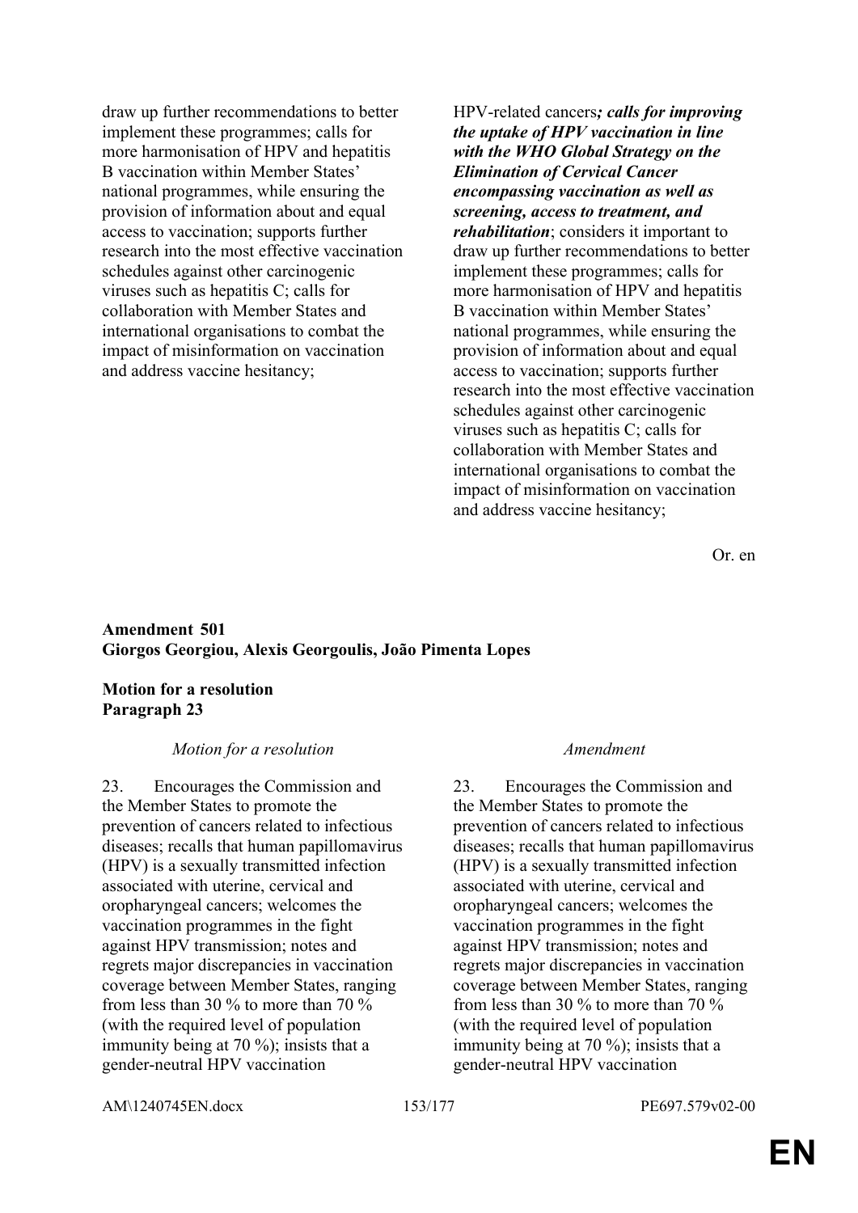| | |
|---|---|
| draw up further recommendations to better implement these programmes; calls for more harmonisation of HPV and hepatitis B vaccination within Member States' national programmes, while ensuring the provision of information about and equal access to vaccination; supports further research into the most effective vaccination schedules against other carcinogenic viruses such as hepatitis C; calls for collaboration with Member States and international organisations to combat the impact of misinformation on vaccination and address vaccine hesitancy; | HPV-related cancers***; calls for improving the uptake of HPV vaccination in line with the WHO Global Strategy on the Elimination of Cervical Cancer encompassing vaccination as well as screening, access to treatment, and rehabilitation***; considers it important to draw up further recommendations to better implement these programmes; calls for more harmonisation of HPV and hepatitis B vaccination within Member States' national programmes, while ensuring the provision of information about and equal access to vaccination; supports further research into the most effective vaccination schedules against other carcinogenic viruses such as hepatitis C; calls for collaboration with Member States and international organisations to combat the impact of misinformation on vaccination and address vaccine hesitancy; |

Or. en

**Amendment 501**
**Giorgos Georgiou, Alexis Georgoulis, João Pimenta Lopes**

**Motion for a resolution**
**Paragraph 23**

| *Motion for a resolution* | *Amendment* |
|---|---|
| 23. Encourages the Commission and the Member States to promote the prevention of cancers related to infectious diseases; recalls that human papillomavirus (HPV) is a sexually transmitted infection associated with uterine, cervical and oropharyngeal cancers; welcomes the vaccination programmes in the fight against HPV transmission; notes and regrets major discrepancies in vaccination coverage between Member States, ranging from less than 30 % to more than 70 % (with the required level of population immunity being at 70 %); insists that a gender-neutral HPV vaccination | 23. Encourages the Commission and the Member States to promote the prevention of cancers related to infectious diseases; recalls that human papillomavirus (HPV) is a sexually transmitted infection associated with uterine, cervical and oropharyngeal cancers; welcomes the vaccination programmes in the fight against HPV transmission; notes and regrets major discrepancies in vaccination coverage between Member States, ranging from less than 30 % to more than 70 % (with the required level of population immunity being at 70 %); insists that a gender-neutral HPV vaccination |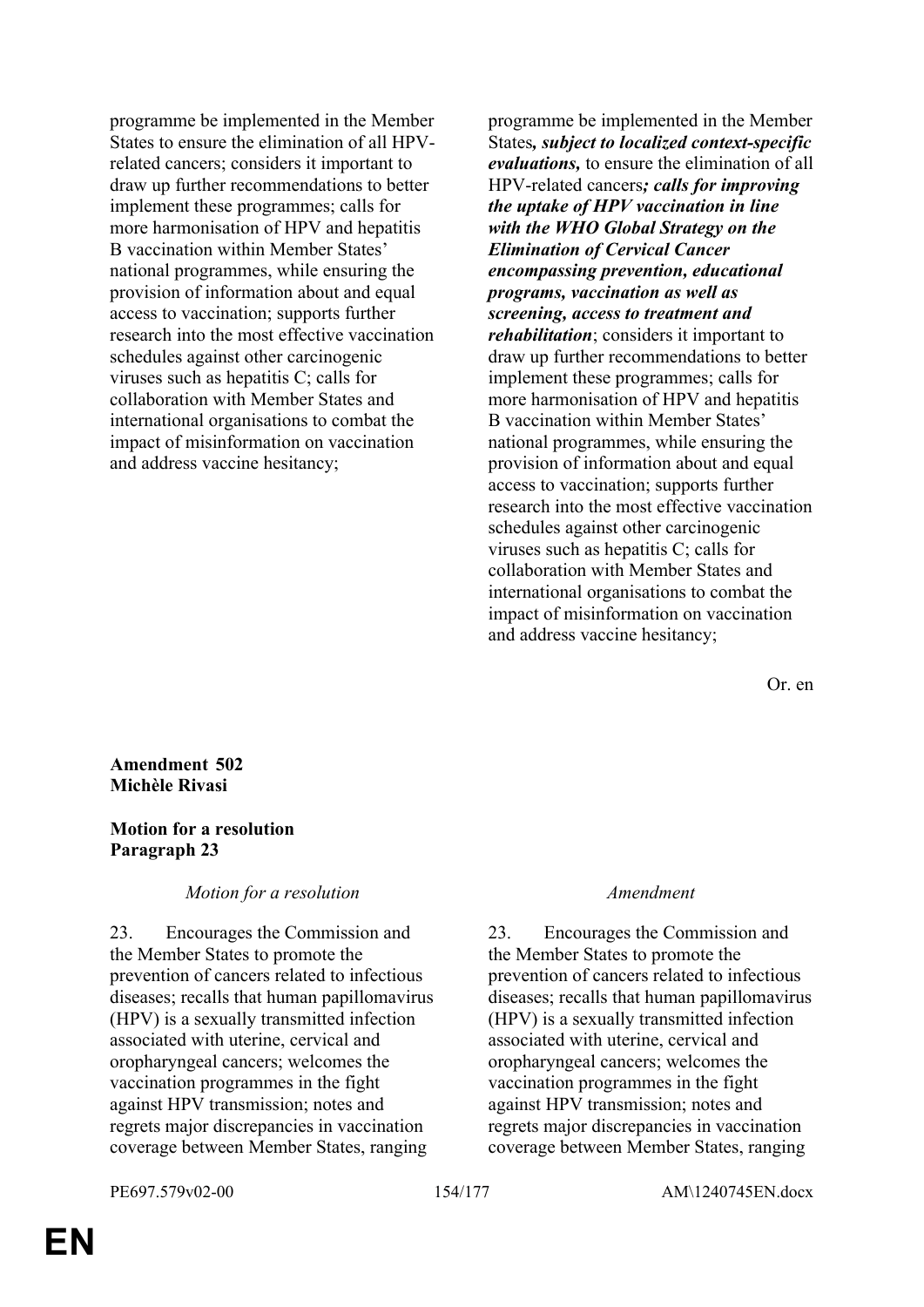| | |
|---|---|
| programme be implemented in the Member States to ensure the elimination of all HPV-related cancers; considers it important to draw up further recommendations to better implement these programmes; calls for more harmonisation of HPV and hepatitis B vaccination within Member States' national programmes, while ensuring the provision of information about and equal access to vaccination; supports further research into the most effective vaccination schedules against other carcinogenic viruses such as hepatitis C; calls for collaboration with Member States and international organisations to combat the impact of misinformation on vaccination and address vaccine hesitancy; | programme be implemented in the Member States***, subject to localized context-specific evaluations,*** to ensure the elimination of all HPV-related cancers***; calls for improving the uptake of HPV vaccination in line with the WHO Global Strategy on the Elimination of Cervical Cancer encompassing prevention, educational programs, vaccination as well as screening, access to treatment and rehabilitation***; considers it important to draw up further recommendations to better implement these programmes; calls for more harmonisation of HPV and hepatitis B vaccination within Member States' national programmes, while ensuring the provision of information about and equal access to vaccination; supports further research into the most effective vaccination schedules against other carcinogenic viruses such as hepatitis C; calls for collaboration with Member States and international organisations to combat the impact of misinformation on vaccination and address vaccine hesitancy; |

Or. en

**Amendment 502**
**Michèle Rivasi**

**Motion for a resolution**
**Paragraph 23**

| *Motion for a resolution* | *Amendment* |
|---|---|
| 23. Encourages the Commission and the Member States to promote the prevention of cancers related to infectious diseases; recalls that human papillomavirus (HPV) is a sexually transmitted infection associated with uterine, cervical and oropharyngeal cancers; welcomes the vaccination programmes in the fight against HPV transmission; notes and regrets major discrepancies in vaccination coverage between Member States, ranging | 23. Encourages the Commission and the Member States to promote the prevention of cancers related to infectious diseases; recalls that human papillomavirus (HPV) is a sexually transmitted infection associated with uterine, cervical and oropharyngeal cancers; welcomes the vaccination programmes in the fight against HPV transmission; notes and regrets major discrepancies in vaccination coverage between Member States, ranging |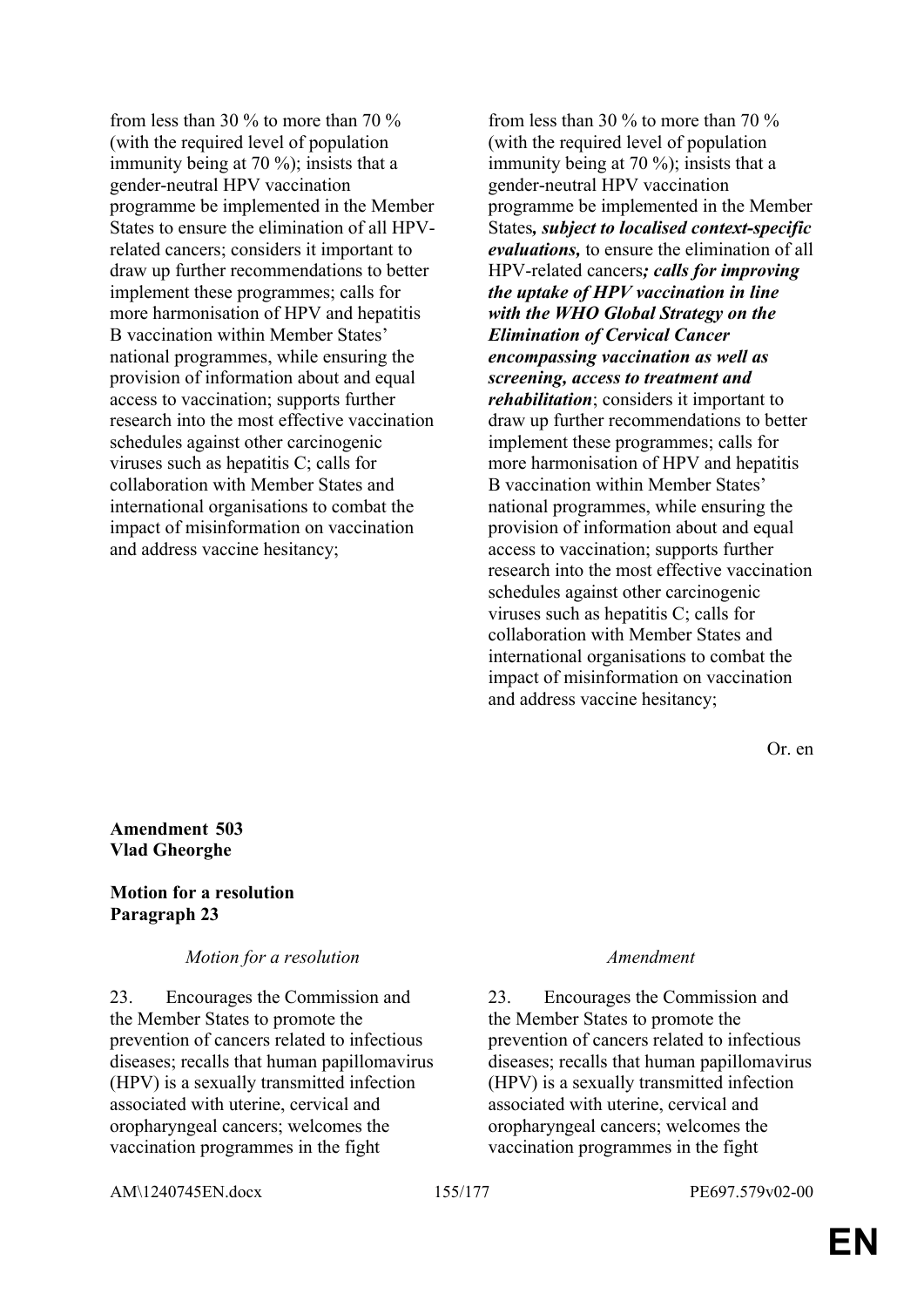| Motion for a resolution | Amendment |
|---|---|
| from less than 30 % to more than 70 % (with the required level of population immunity being at 70 %); insists that a gender-neutral HPV vaccination programme be implemented in the Member States to ensure the elimination of all HPV-related cancers; considers it important to draw up further recommendations to better implement these programmes; calls for more harmonisation of HPV and hepatitis B vaccination within Member States' national programmes, while ensuring the provision of information about and equal access to vaccination; supports further research into the most effective vaccination schedules against other carcinogenic viruses such as hepatitis C; calls for collaboration with Member States and international organisations to combat the impact of misinformation on vaccination and address vaccine hesitancy; | from less than 30 % to more than 70 % (with the required level of population immunity being at 70 %); insists that a gender-neutral HPV vaccination programme be implemented in the Member States***, subject to localised context-specific evaluations,*** to ensure the elimination of all HPV-related cancers***; calls for improving the uptake of HPV vaccination in line with the WHO Global Strategy on the Elimination of Cervical Cancer encompassing vaccination as well as screening, access to treatment and rehabilitation***; considers it important to draw up further recommendations to better implement these programmes; calls for more harmonisation of HPV and hepatitis B vaccination within Member States' national programmes, while ensuring the provision of information about and equal access to vaccination; supports further research into the most effective vaccination schedules against other carcinogenic viruses such as hepatitis C; calls for collaboration with Member States and international organisations to combat the impact of misinformation on vaccination and address vaccine hesitancy; |

Or. en

**Amendment 503**
**Vlad Gheorghe**

**Motion for a resolution**
**Paragraph 23**

| *Motion for a resolution* | *Amendment* |
|---|---|
| 23. Encourages the Commission and the Member States to promote the prevention of cancers related to infectious diseases; recalls that human papillomavirus (HPV) is a sexually transmitted infection associated with uterine, cervical and oropharyngeal cancers; welcomes the vaccination programmes in the fight | 23. Encourages the Commission and the Member States to promote the prevention of cancers related to infectious diseases; recalls that human papillomavirus (HPV) is a sexually transmitted infection associated with uterine, cervical and oropharyngeal cancers; welcomes the vaccination programmes in the fight |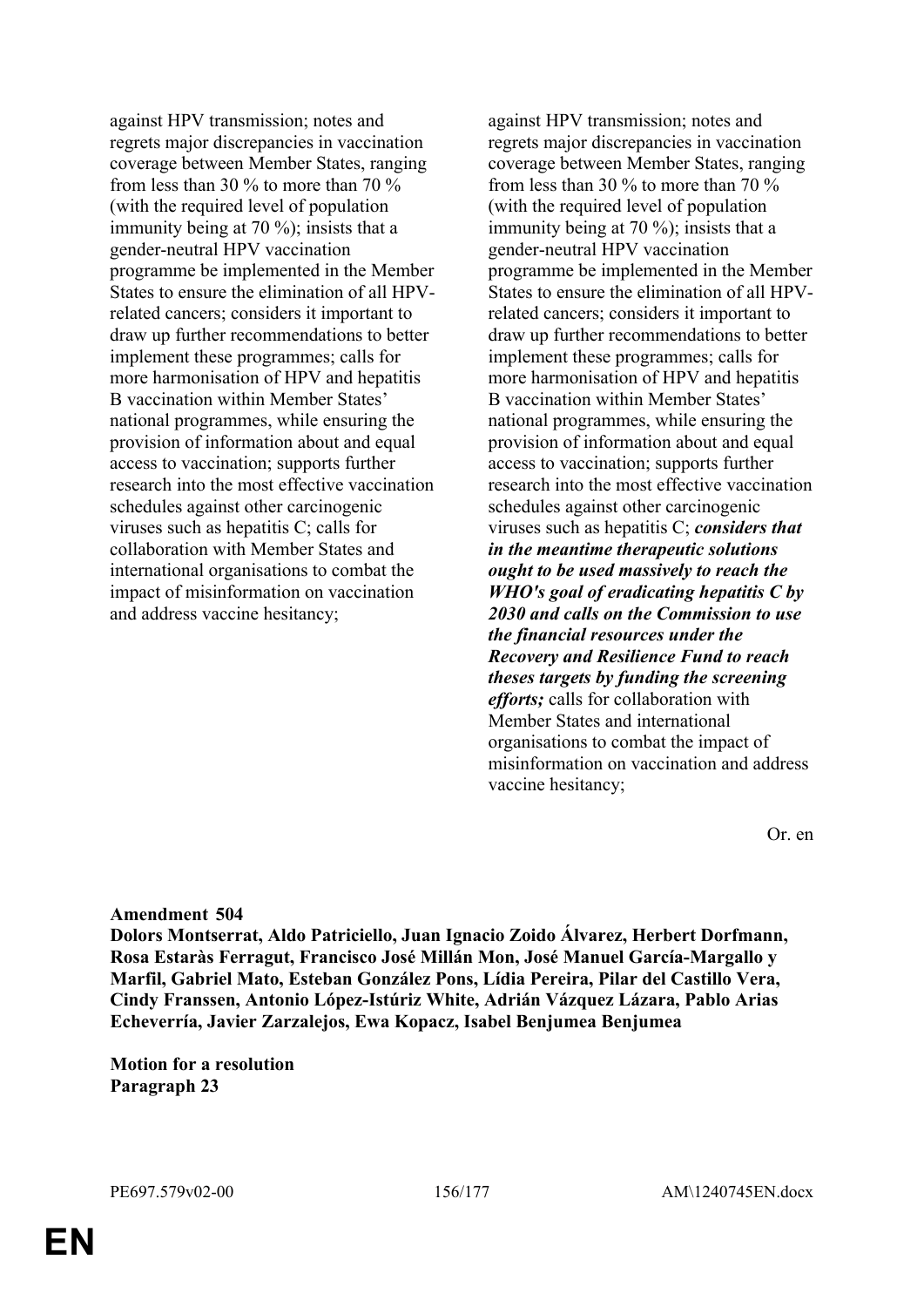| | |
|---|---|
| against HPV transmission; notes and regrets major discrepancies in vaccination coverage between Member States, ranging from less than 30 % to more than 70 % (with the required level of population immunity being at 70 %); insists that a gender-neutral HPV vaccination programme be implemented in the Member States to ensure the elimination of all HPV-related cancers; considers it important to draw up further recommendations to better implement these programmes; calls for more harmonisation of HPV and hepatitis B vaccination within Member States' national programmes, while ensuring the provision of information about and equal access to vaccination; supports further research into the most effective vaccination schedules against other carcinogenic viruses such as hepatitis C; calls for collaboration with Member States and international organisations to combat the impact of misinformation on vaccination and address vaccine hesitancy; | against HPV transmission; notes and regrets major discrepancies in vaccination coverage between Member States, ranging from less than 30 % to more than 70 % (with the required level of population immunity being at 70 %); insists that a gender-neutral HPV vaccination programme be implemented in the Member States to ensure the elimination of all HPV-related cancers; considers it important to draw up further recommendations to better implement these programmes; calls for more harmonisation of HPV and hepatitis B vaccination within Member States' national programmes, while ensuring the provision of information about and equal access to vaccination; supports further research into the most effective vaccination schedules against other carcinogenic viruses such as hepatitis C; ***considers that in the meantime therapeutic solutions ought to be used massively to reach the WHO's goal of eradicating hepatitis C by 2030 and calls on the Commission to use the financial resources under the Recovery and Resilience Fund to reach theses targets by funding the screening efforts;*** calls for collaboration with Member States and international organisations to combat the impact of misinformation on vaccination and address vaccine hesitancy; |

Or. en

**Amendment 504**
**Dolors Montserrat, Aldo Patriciello, Juan Ignacio Zoido Álvarez, Herbert Dorfmann, Rosa Estaràs Ferragut, Francisco José Millán Mon, José Manuel García-Margallo y Marfil, Gabriel Mato, Esteban González Pons, Lídia Pereira, Pilar del Castillo Vera, Cindy Franssen, Antonio López-Istúriz White, Adrián Vázquez Lázara, Pablo Arias Echeverría, Javier Zarzalejos, Ewa Kopacz, Isabel Benjumea Benjumea**

**Motion for a resolution**
**Paragraph 23**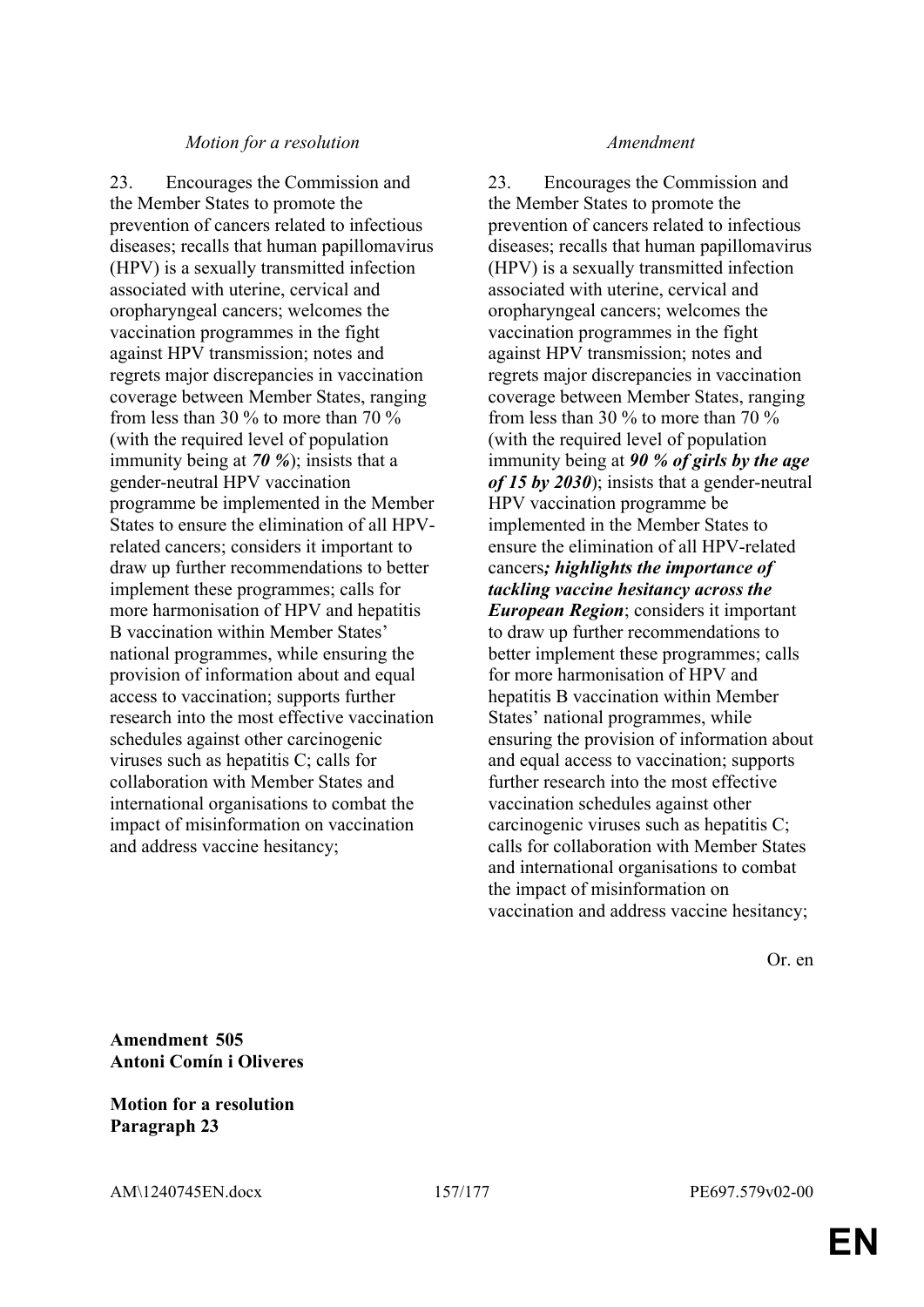| *Motion for a resolution* | *Amendment* |
|---|---|
| 23. Encourages the Commission and the Member States to promote the prevention of cancers related to infectious diseases; recalls that human papillomavirus (HPV) is a sexually transmitted infection associated with uterine, cervical and oropharyngeal cancers; welcomes the vaccination programmes in the fight against HPV transmission; notes and regrets major discrepancies in vaccination coverage between Member States, ranging from less than 30 % to more than 70 % (with the required level of population immunity being at ***70 %***); insists that a gender-neutral HPV vaccination programme be implemented in the Member States to ensure the elimination of all HPV-related cancers; considers it important to draw up further recommendations to better implement these programmes; calls for more harmonisation of HPV and hepatitis B vaccination within Member States' national programmes, while ensuring the provision of information about and equal access to vaccination; supports further research into the most effective vaccination schedules against other carcinogenic viruses such as hepatitis C; calls for collaboration with Member States and international organisations to combat the impact of misinformation on vaccination and address vaccine hesitancy; | 23. Encourages the Commission and the Member States to promote the prevention of cancers related to infectious diseases; recalls that human papillomavirus (HPV) is a sexually transmitted infection associated with uterine, cervical and oropharyngeal cancers; welcomes the vaccination programmes in the fight against HPV transmission; notes and regrets major discrepancies in vaccination coverage between Member States, ranging from less than 30 % to more than 70 % (with the required level of population immunity being at ***90 % of girls by the age of 15 by 2030***); insists that a gender-neutral HPV vaccination programme be implemented in the Member States to ensure the elimination of all HPV-related cancers***; highlights the importance of tackling vaccine hesitancy across the European Region***; considers it important to draw up further recommendations to better implement these programmes; calls for more harmonisation of HPV and hepatitis B vaccination within Member States' national programmes, while ensuring the provision of information about and equal access to vaccination; supports further research into the most effective vaccination schedules against other carcinogenic viruses such as hepatitis C; calls for collaboration with Member States and international organisations to combat the impact of misinformation on vaccination and address vaccine hesitancy; |

Or. en

**Amendment 505**
**Antoni Comín i Oliveres**

**Motion for a resolution**
**Paragraph 23**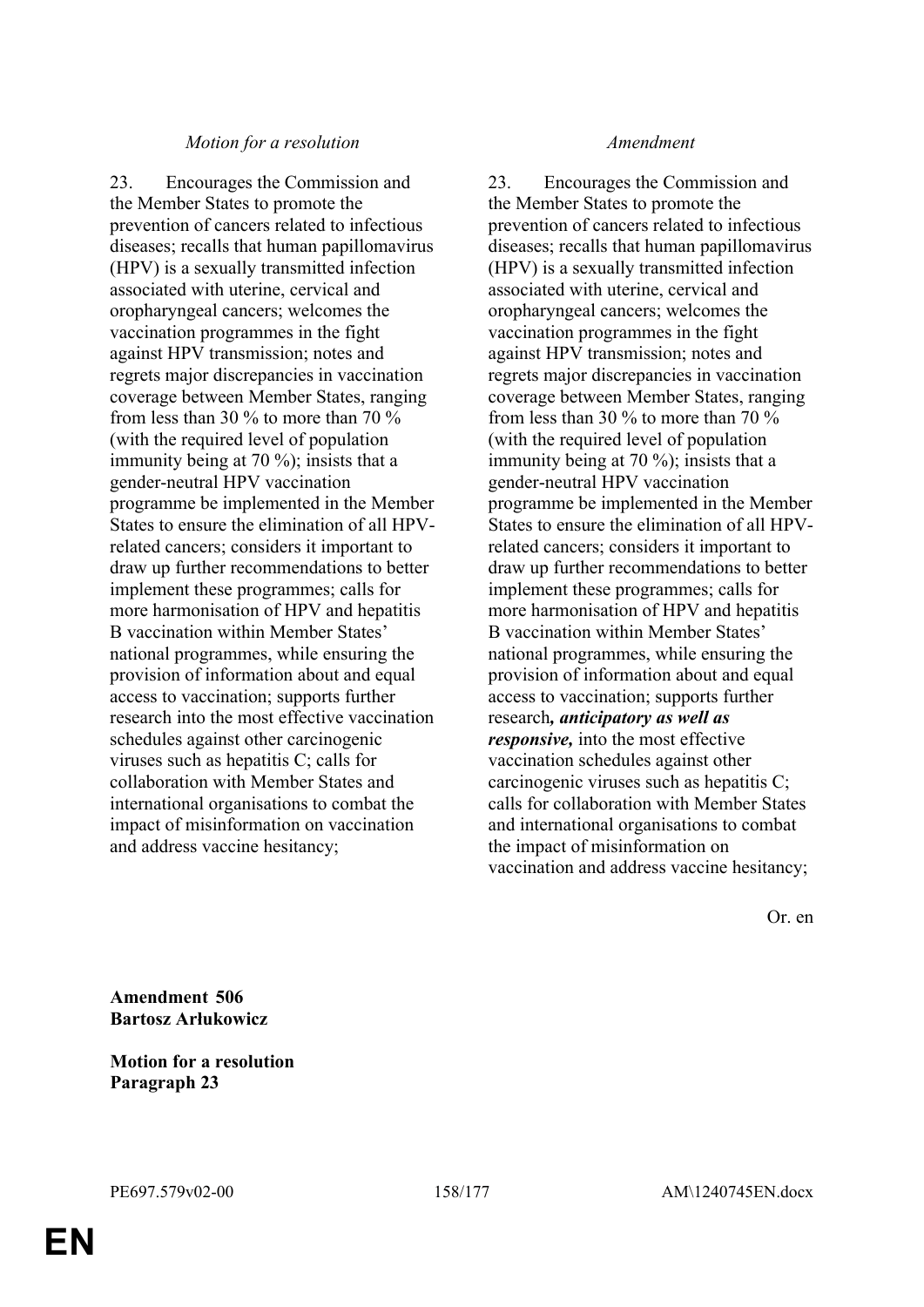| *Motion for a resolution* | *Amendment* |
|---|---|
| 23. Encourages the Commission and the Member States to promote the prevention of cancers related to infectious diseases; recalls that human papillomavirus (HPV) is a sexually transmitted infection associated with uterine, cervical and oropharyngeal cancers; welcomes the vaccination programmes in the fight against HPV transmission; notes and regrets major discrepancies in vaccination coverage between Member States, ranging from less than 30 % to more than 70 % (with the required level of population immunity being at 70 %); insists that a gender-neutral HPV vaccination programme be implemented in the Member States to ensure the elimination of all HPV-related cancers; considers it important to draw up further recommendations to better implement these programmes; calls for more harmonisation of HPV and hepatitis B vaccination within Member States' national programmes, while ensuring the provision of information about and equal access to vaccination; supports further research into the most effective vaccination schedules against other carcinogenic viruses such as hepatitis C; calls for collaboration with Member States and international organisations to combat the impact of misinformation on vaccination and address vaccine hesitancy; | 23. Encourages the Commission and the Member States to promote the prevention of cancers related to infectious diseases; recalls that human papillomavirus (HPV) is a sexually transmitted infection associated with uterine, cervical and oropharyngeal cancers; welcomes the vaccination programmes in the fight against HPV transmission; notes and regrets major discrepancies in vaccination coverage between Member States, ranging from less than 30 % to more than 70 % (with the required level of population immunity being at 70 %); insists that a gender-neutral HPV vaccination programme be implemented in the Member States to ensure the elimination of all HPV-related cancers; considers it important to draw up further recommendations to better implement these programmes; calls for more harmonisation of HPV and hepatitis B vaccination within Member States' national programmes, while ensuring the provision of information about and equal access to vaccination; supports further research***, anticipatory as well as responsive,*** into the most effective vaccination schedules against other carcinogenic viruses such as hepatitis C; calls for collaboration with Member States and international organisations to combat the impact of misinformation on vaccination and address vaccine hesitancy; |

Or. en

**Amendment 506**
**Bartosz Arłukowicz**

**Motion for a resolution**
**Paragraph 23**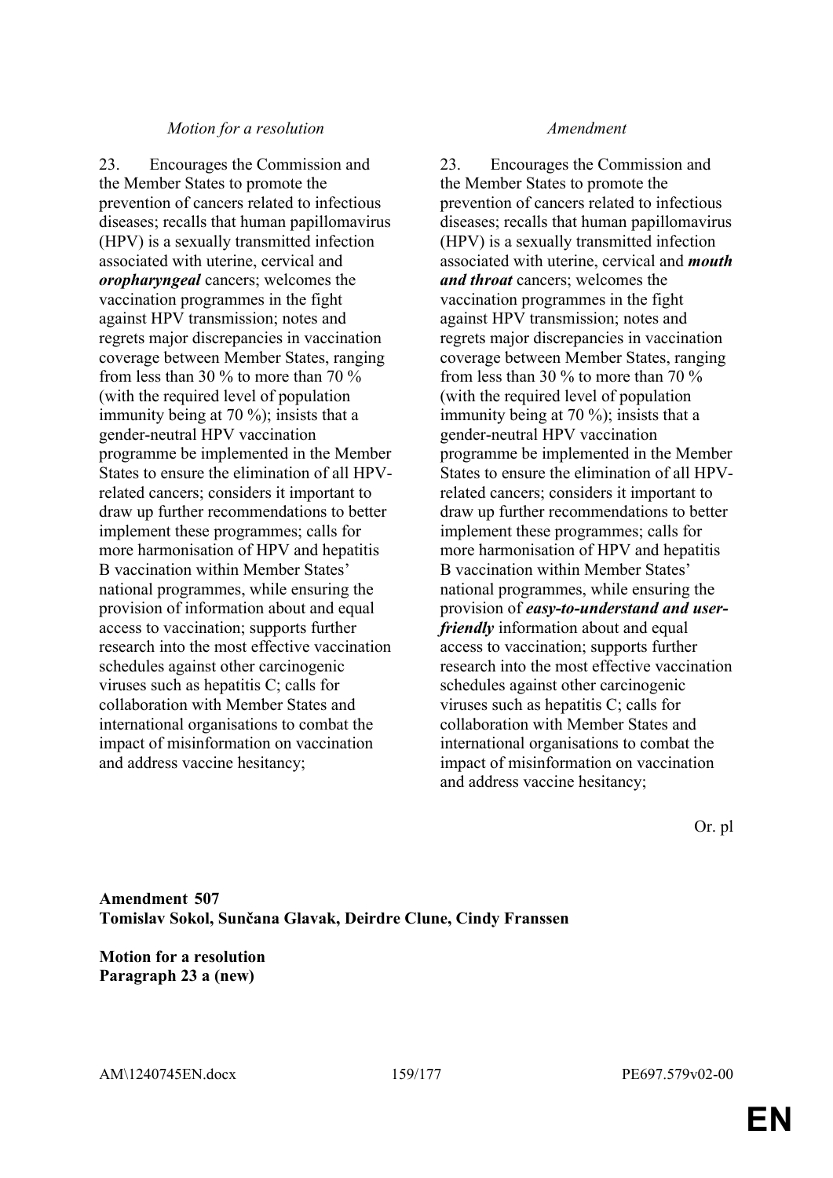| *Motion for a resolution* | *Amendment* |
|---|---|
| 23. Encourages the Commission and the Member States to promote the prevention of cancers related to infectious diseases; recalls that human papillomavirus (HPV) is a sexually transmitted infection associated with uterine, cervical and ***oropharyngeal*** cancers; welcomes the vaccination programmes in the fight against HPV transmission; notes and regrets major discrepancies in vaccination coverage between Member States, ranging from less than 30 % to more than 70 % (with the required level of population immunity being at 70 %); insists that a gender-neutral HPV vaccination programme be implemented in the Member States to ensure the elimination of all HPV-related cancers; considers it important to draw up further recommendations to better implement these programmes; calls for more harmonisation of HPV and hepatitis B vaccination within Member States' national programmes, while ensuring the provision of information about and equal access to vaccination; supports further research into the most effective vaccination schedules against other carcinogenic viruses such as hepatitis C; calls for collaboration with Member States and international organisations to combat the impact of misinformation on vaccination and address vaccine hesitancy; | 23. Encourages the Commission and the Member States to promote the prevention of cancers related to infectious diseases; recalls that human papillomavirus (HPV) is a sexually transmitted infection associated with uterine, cervical and ***mouth and throat*** cancers; welcomes the vaccination programmes in the fight against HPV transmission; notes and regrets major discrepancies in vaccination coverage between Member States, ranging from less than 30 % to more than 70 % (with the required level of population immunity being at 70 %); insists that a gender-neutral HPV vaccination programme be implemented in the Member States to ensure the elimination of all HPV-related cancers; considers it important to draw up further recommendations to better implement these programmes; calls for more harmonisation of HPV and hepatitis B vaccination within Member States' national programmes, while ensuring the provision of ***easy-to-understand and user-friendly*** information about and equal access to vaccination; supports further research into the most effective vaccination schedules against other carcinogenic viruses such as hepatitis C; calls for collaboration with Member States and international organisations to combat the impact of misinformation on vaccination and address vaccine hesitancy; |

Or. pl

**Amendment 507**
**Tomislav Sokol, Sunčana Glavak, Deirdre Clune, Cindy Franssen**

**Motion for a resolution**
**Paragraph 23 a (new)**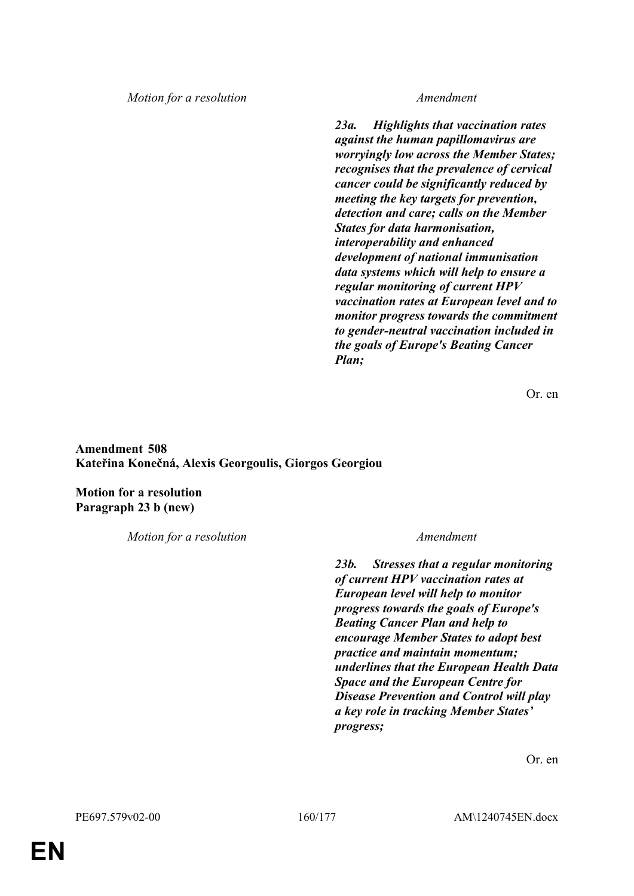| *Motion for a resolution* | *Amendment* |
|---|---|
| | ***23a. Highlights that vaccination rates against the human papillomavirus are worryingly low across the Member States; recognises that the prevalence of cervical cancer could be significantly reduced by meeting the key targets for prevention, detection and care; calls on the Member States for data harmonisation, interoperability and enhanced development of national immunisation data systems which will help to ensure a regular monitoring of current HPV vaccination rates at European level and to monitor progress towards the commitment to gender-neutral vaccination included in the goals of Europe's Beating Cancer Plan;*** |

Or. en

**Amendment 508**
**Kateřina Konečná, Alexis Georgoulis, Giorgos Georgiou**

**Motion for a resolution**
**Paragraph 23 b (new)**

| *Motion for a resolution* | *Amendment* |
|---|---|
| | ***23b. Stresses that a regular monitoring of current HPV vaccination rates at European level will help to monitor progress towards the goals of Europe's Beating Cancer Plan and help to encourage Member States to adopt best practice and maintain momentum; underlines that the European Health Data Space and the European Centre for Disease Prevention and Control will play a key role in tracking Member States' progress;*** |

Or. en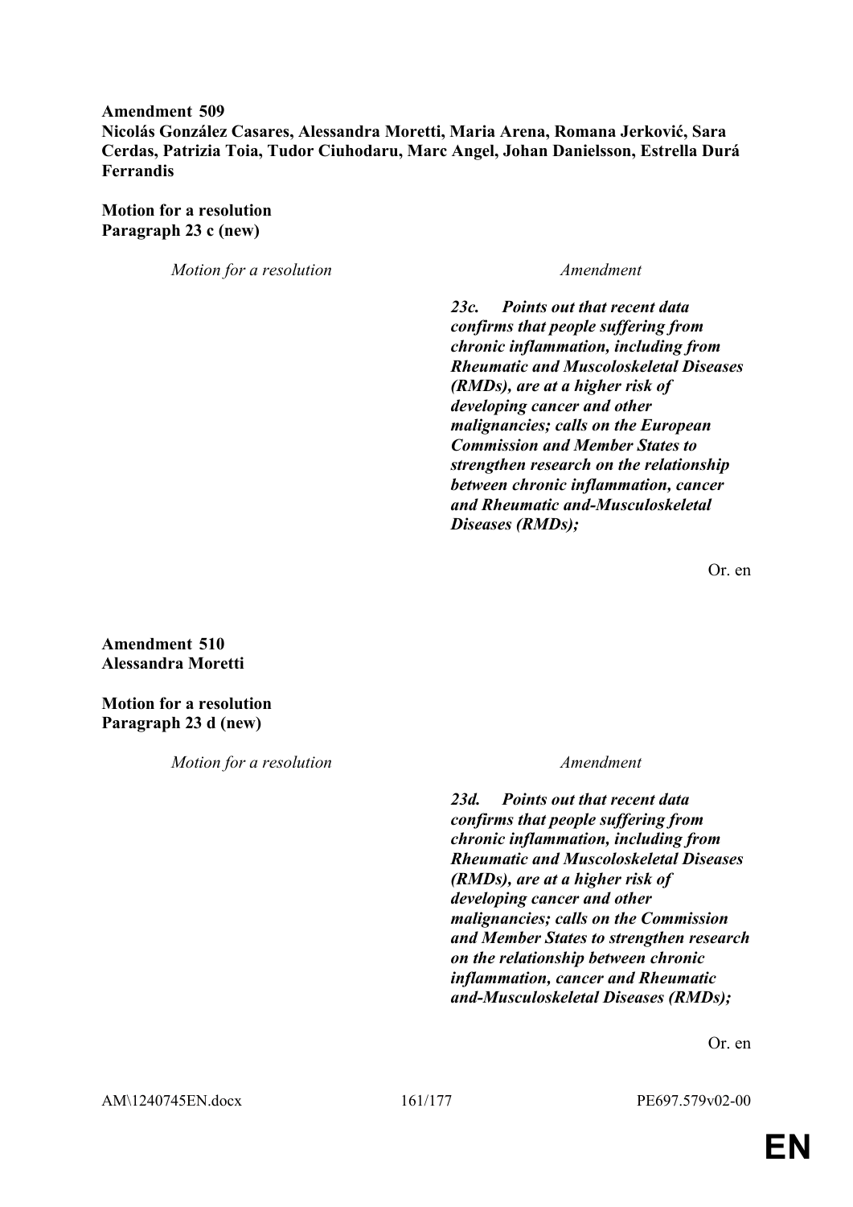**Amendment 509**
**Nicolás González Casares, Alessandra Moretti, Maria Arena, Romana Jerković, Sara Cerdas, Patrizia Toia, Tudor Ciuhodaru, Marc Angel, Johan Danielsson, Estrella Durá Ferrandis**

**Motion for a resolution**
**Paragraph 23 c (new)**

| *Motion for a resolution* | *Amendment* |
|---|---|
| | ***23c. Points out that recent data confirms that people suffering from chronic inflammation, including from Rheumatic and Muscoloskeletal Diseases (RMDs), are at a higher risk of developing cancer and other malignancies; calls on the European Commission and Member States to strengthen research on the relationship between chronic inflammation, cancer and Rheumatic and-Musculoskeletal Diseases (RMDs);*** |

Or. en

**Amendment 510**
**Alessandra Moretti**

**Motion for a resolution**
**Paragraph 23 d (new)**

| *Motion for a resolution* | *Amendment* |
|---|---|
| | ***23d. Points out that recent data confirms that people suffering from chronic inflammation, including from Rheumatic and Muscoloskeletal Diseases (RMDs), are at a higher risk of developing cancer and other malignancies; calls on the Commission and Member States to strengthen research on the relationship between chronic inflammation, cancer and Rheumatic and-Musculoskeletal Diseases (RMDs);*** |

Or. en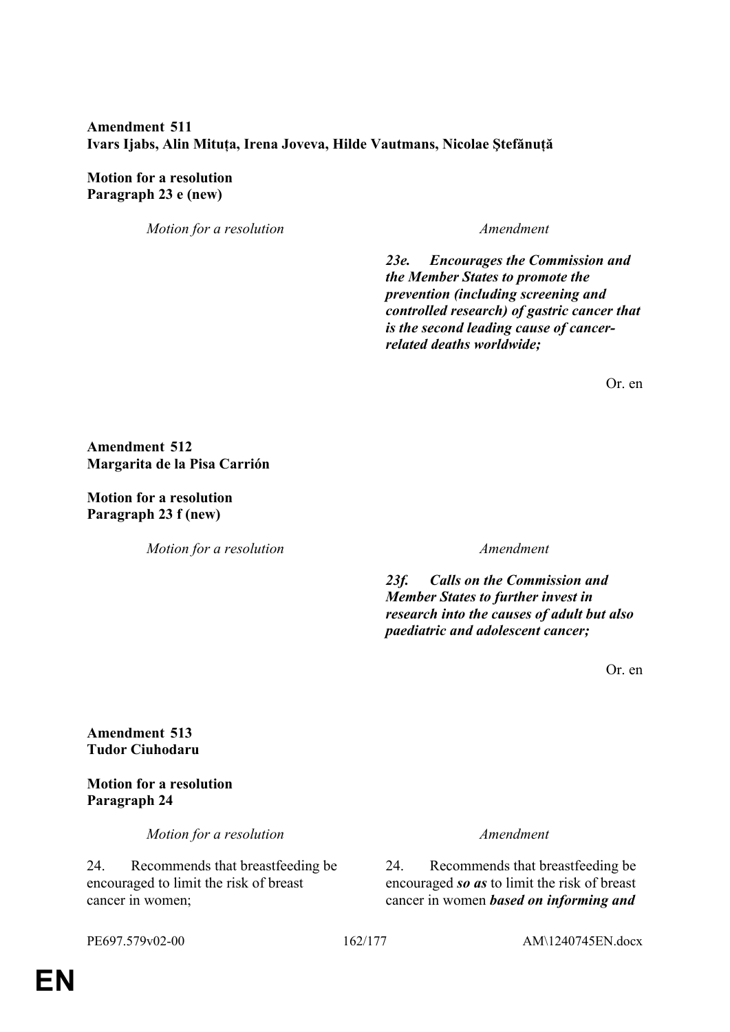**Amendment 511**
**Ivars Ijabs, Alin Mituța, Irena Joveva, Hilde Vautmans, Nicolae Ştefănuță**

**Motion for a resolution**
**Paragraph 23 e (new)**

| *Motion for a resolution* | *Amendment* |
| --- | --- |
| | ***23e. Encourages the Commission and the Member States to promote the prevention (including screening and controlled research) of gastric cancer that is the second leading cause of cancer-related deaths worldwide;*** |

Or. en

**Amendment 512**
**Margarita de la Pisa Carrión**

**Motion for a resolution**
**Paragraph 23 f (new)**

| *Motion for a resolution* | *Amendment* |
| --- | --- |
| | ***23f. Calls on the Commission and Member States to further invest in research into the causes of adult but also paediatric and adolescent cancer;*** |

Or. en

**Amendment 513**
**Tudor Ciuhodaru**

**Motion for a resolution**
**Paragraph 24**

| *Motion for a resolution* | *Amendment* |
| --- | --- |
| 24. Recommends that breastfeeding be encouraged to limit the risk of breast cancer in women; | 24. Recommends that breastfeeding be encouraged ***so as*** to limit the risk of breast cancer in women ***based on informing and*** |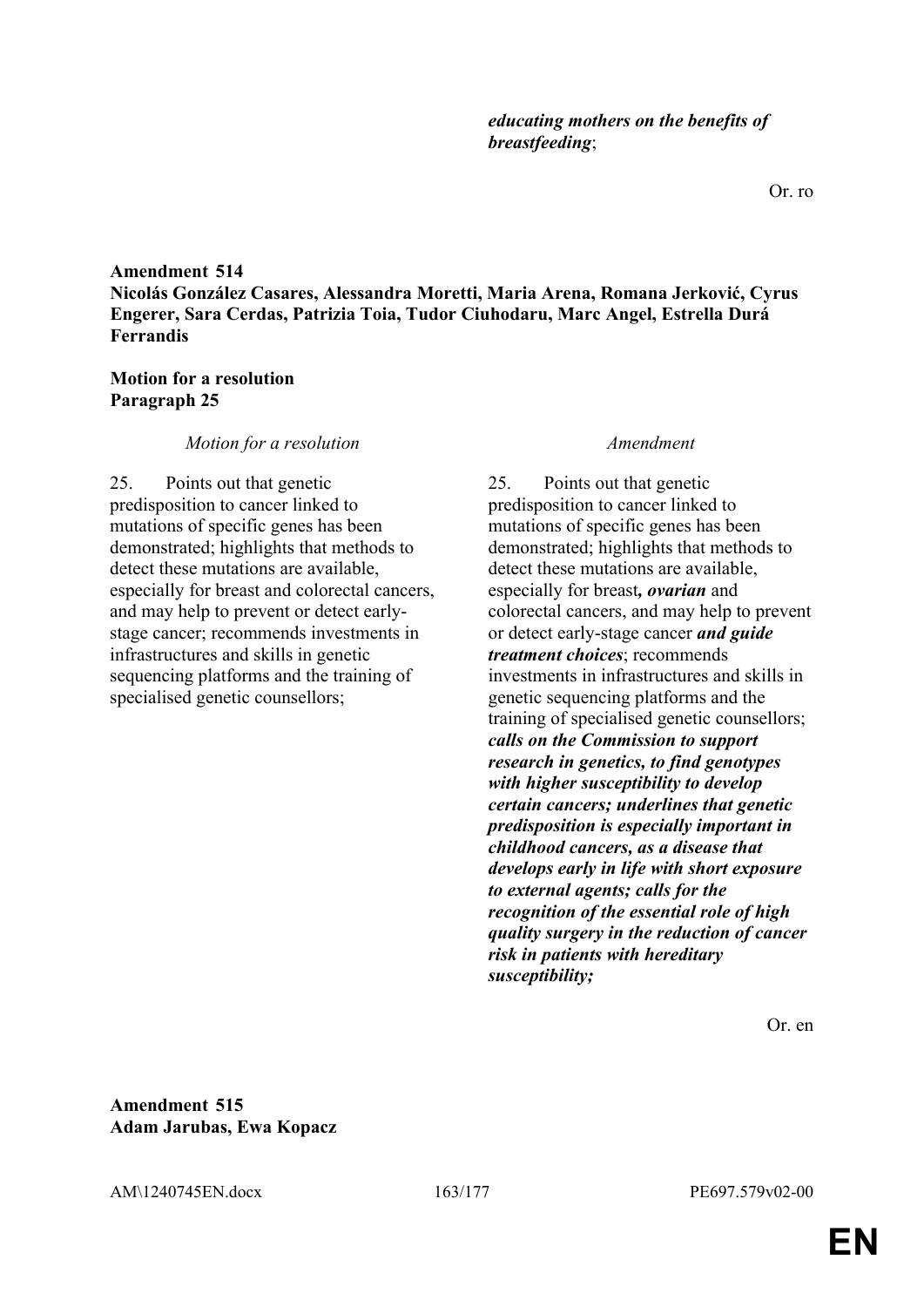| | |
|---|---|
| | ***educating mothers on the benefits of breastfeeding***; |

Or. ro

**Amendment 514**
**Nicolás González Casares, Alessandra Moretti, Maria Arena, Romana Jerković, Cyrus Engerer, Sara Cerdas, Patrizia Toia, Tudor Ciuhodaru, Marc Angel, Estrella Durá Ferrandis**

**Motion for a resolution**
**Paragraph 25**

| *Motion for a resolution* | *Amendment* |
|---|---|
| 25. Points out that genetic predisposition to cancer linked to mutations of specific genes has been demonstrated; highlights that methods to detect these mutations are available, especially for breast and colorectal cancers, and may help to prevent or detect early-stage cancer; recommends investments in infrastructures and skills in genetic sequencing platforms and the training of specialised genetic counsellors; | 25. Points out that genetic predisposition to cancer linked to mutations of specific genes has been demonstrated; highlights that methods to detect these mutations are available, especially for breast***, ovarian*** and colorectal cancers, and may help to prevent or detect early-stage cancer ***and guide treatment choices***; recommends investments in infrastructures and skills in genetic sequencing platforms and the training of specialised genetic counsellors; ***calls on the Commission to support research in genetics, to find genotypes with higher susceptibility to develop certain cancers; underlines that genetic predisposition is especially important in childhood cancers, as a disease that develops early in life with short exposure to external agents; calls for the recognition of the essential role of high quality surgery in the reduction of cancer risk in patients with hereditary susceptibility;*** |

Or. en

**Amendment 515**
**Adam Jarubas, Ewa Kopacz**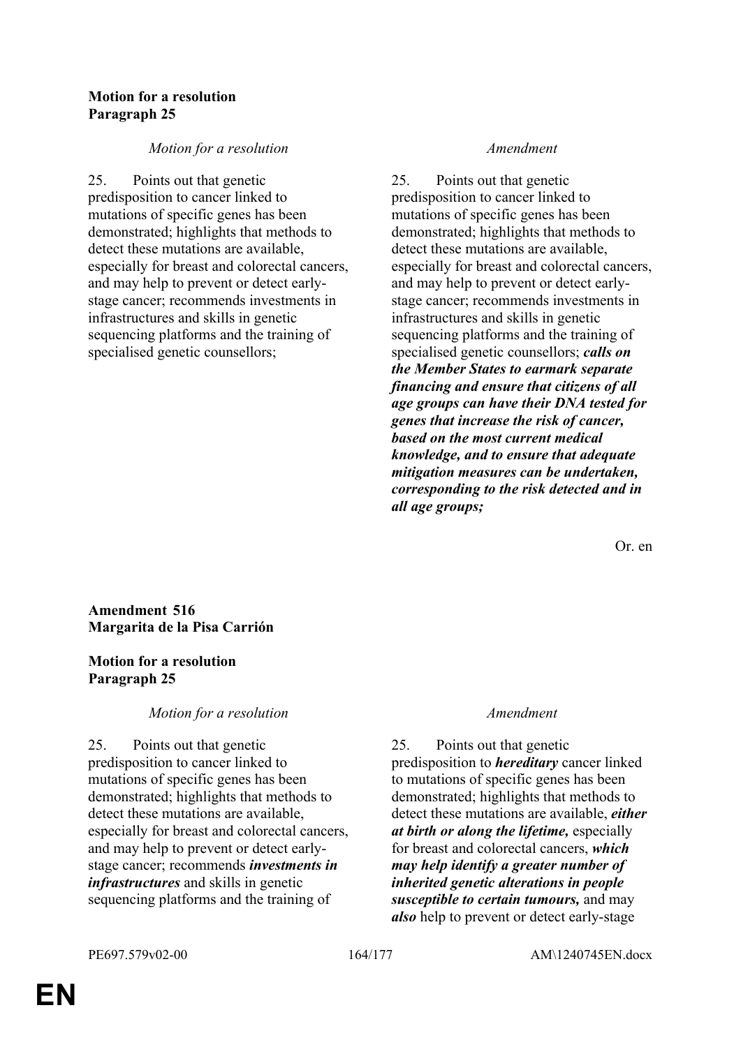**Motion for a resolution**
**Paragraph 25**

| *Motion for a resolution* | *Amendment* |
|---|---|
| 25. Points out that genetic predisposition to cancer linked to mutations of specific genes has been demonstrated; highlights that methods to detect these mutations are available, especially for breast and colorectal cancers, and may help to prevent or detect early-stage cancer; recommends investments in infrastructures and skills in genetic sequencing platforms and the training of specialised genetic counsellors; | 25. Points out that genetic predisposition to cancer linked to mutations of specific genes has been demonstrated; highlights that methods to detect these mutations are available, especially for breast and colorectal cancers, and may help to prevent or detect early-stage cancer; recommends investments in infrastructures and skills in genetic sequencing platforms and the training of specialised genetic counsellors; ***calls on the Member States to earmark separate financing and ensure that citizens of all age groups can have their DNA tested for genes that increase the risk of cancer, based on the most current medical knowledge, and to ensure that adequate mitigation measures can be undertaken, corresponding to the risk detected and in all age groups;*** |

Or. en

**Amendment 516**
**Margarita de la Pisa Carrión**

**Motion for a resolution**
**Paragraph 25**

| *Motion for a resolution* | *Amendment* |
|---|---|
| 25. Points out that genetic predisposition to cancer linked to mutations of specific genes has been demonstrated; highlights that methods to detect these mutations are available, especially for breast and colorectal cancers, and may help to prevent or detect early-stage cancer; recommends ***investments in infrastructures*** and skills in genetic sequencing platforms and the training of | 25. Points out that genetic predisposition to ***hereditary*** cancer linked to mutations of specific genes has been demonstrated; highlights that methods to detect these mutations are available, ***either at birth or along the lifetime,*** especially for breast and colorectal cancers, ***which may help identify a greater number of inherited genetic alterations in people susceptible to certain tumours,*** and may ***also*** help to prevent or detect early-stage |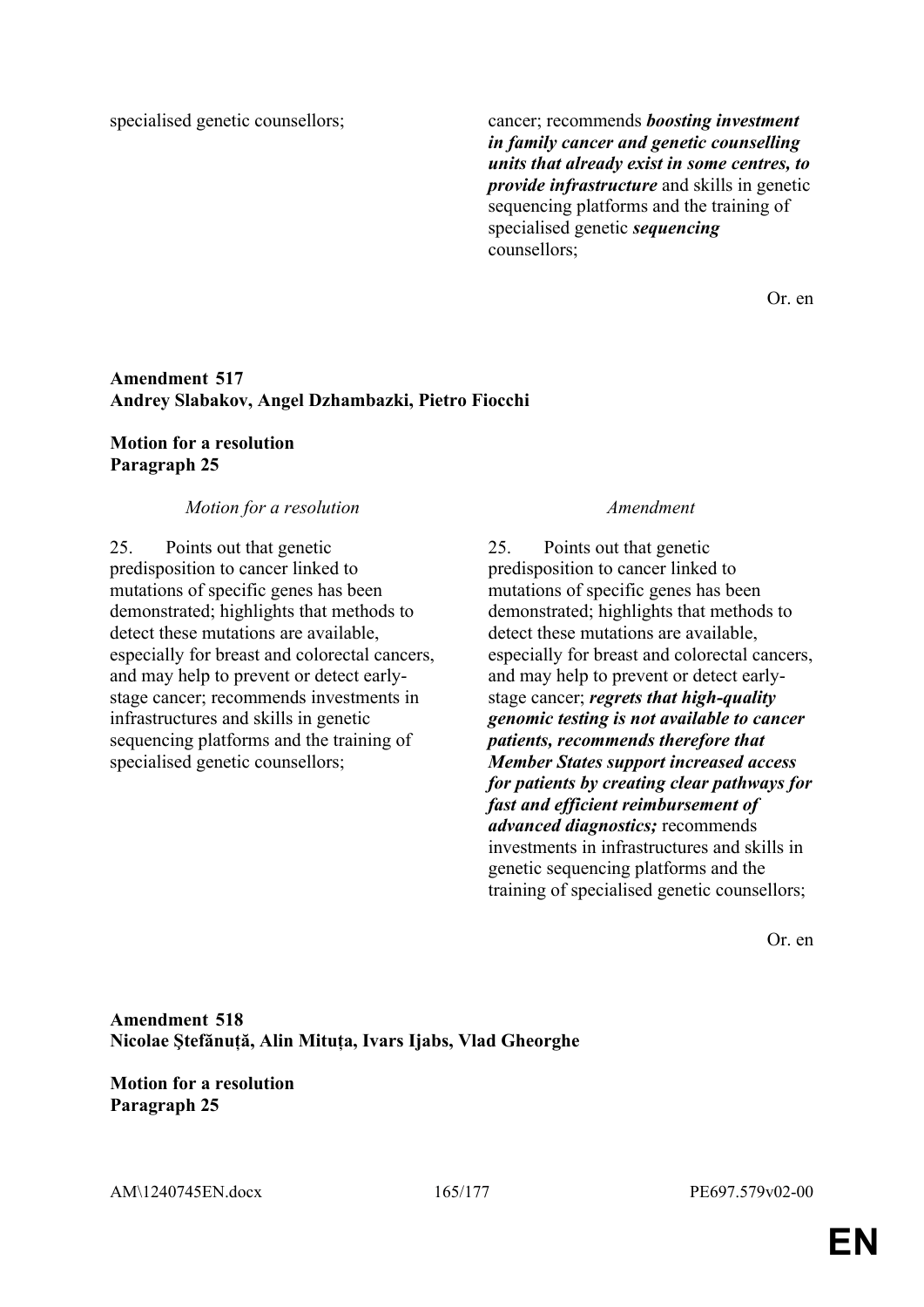| | |
|---|---|
| specialised genetic counsellors; | cancer; recommends ***boosting investment in family cancer and genetic counselling units that already exist in some centres, to provide infrastructure*** and skills in genetic sequencing platforms and the training of specialised genetic ***sequencing*** counsellors; |

Or. en

**Amendment 517**
**Andrey Slabakov, Angel Dzhambazki, Pietro Fiocchi**

**Motion for a resolution**
**Paragraph 25**

| *Motion for a resolution* | *Amendment* |
|---|---|
| 25. Points out that genetic predisposition to cancer linked to mutations of specific genes has been demonstrated; highlights that methods to detect these mutations are available, especially for breast and colorectal cancers, and may help to prevent or detect early-stage cancer; recommends investments in infrastructures and skills in genetic sequencing platforms and the training of specialised genetic counsellors; | 25. Points out that genetic predisposition to cancer linked to mutations of specific genes has been demonstrated; highlights that methods to detect these mutations are available, especially for breast and colorectal cancers, and may help to prevent or detect early-stage cancer; ***regrets that high-quality genomic testing is not available to cancer patients, recommends therefore that Member States support increased access for patients by creating clear pathways for fast and efficient reimbursement of advanced diagnostics;*** recommends investments in infrastructures and skills in genetic sequencing platforms and the training of specialised genetic counsellors; |

Or. en

**Amendment 518**
**Nicolae Ştefănuță, Alin Mituța, Ivars Ijabs, Vlad Gheorghe**

**Motion for a resolution**
**Paragraph 25**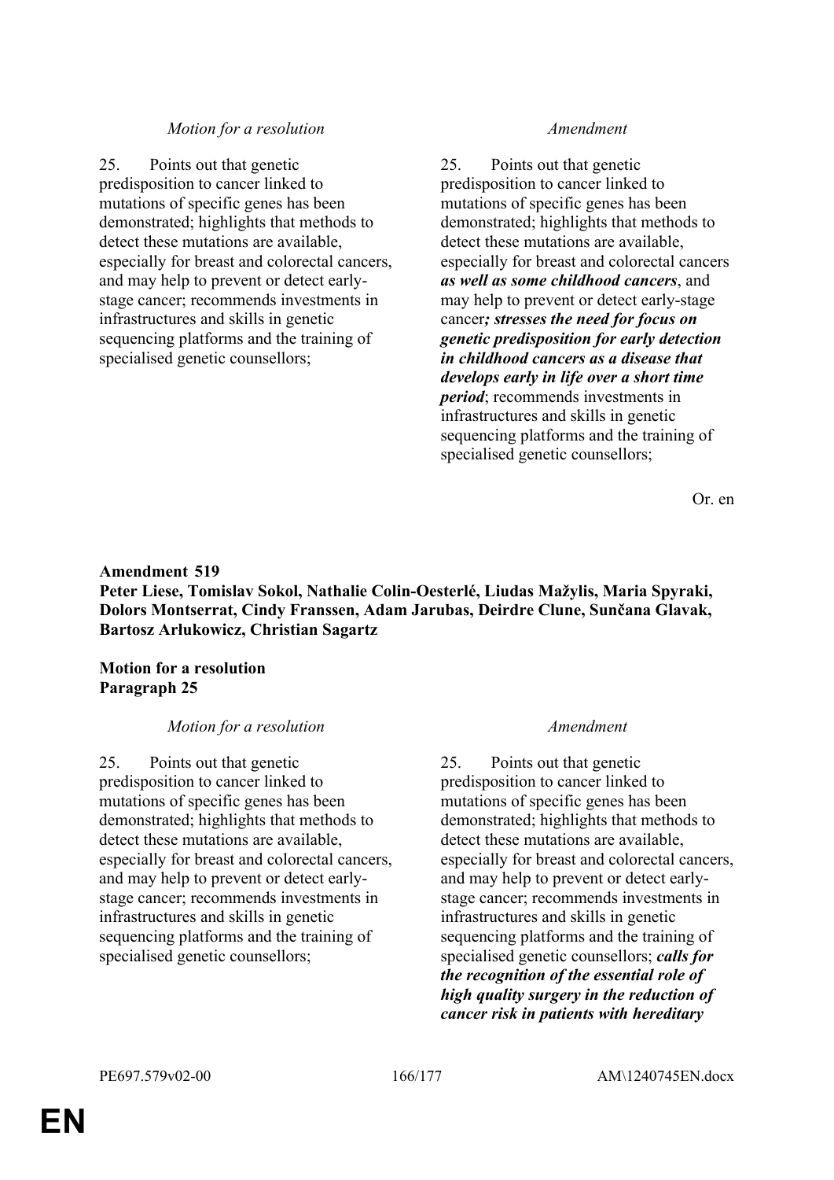| *Motion for a resolution* | *Amendment* |
|---|---|
| 25. Points out that genetic predisposition to cancer linked to mutations of specific genes has been demonstrated; highlights that methods to detect these mutations are available, especially for breast and colorectal cancers, and may help to prevent or detect early-stage cancer; recommends investments in infrastructures and skills in genetic sequencing platforms and the training of specialised genetic counsellors; | 25. Points out that genetic predisposition to cancer linked to mutations of specific genes has been demonstrated; highlights that methods to detect these mutations are available, especially for breast and colorectal cancers ***as well as some childhood cancers***, and may help to prevent or detect early-stage cancer***; stresses the need for focus on genetic predisposition for early detection in childhood cancers as a disease that develops early in life over a short time period***; recommends investments in infrastructures and skills in genetic sequencing platforms and the training of specialised genetic counsellors; |

Or. en

**Amendment 519**
**Peter Liese, Tomislav Sokol, Nathalie Colin-Oesterlé, Liudas Mažylis, Maria Spyraki, Dolors Montserrat, Cindy Franssen, Adam Jarubas, Deirdre Clune, Sunčana Glavak, Bartosz Arłukowicz, Christian Sagartz**

**Motion for a resolution**
**Paragraph 25**

| *Motion for a resolution* | *Amendment* |
|---|---|
| 25. Points out that genetic predisposition to cancer linked to mutations of specific genes has been demonstrated; highlights that methods to detect these mutations are available, especially for breast and colorectal cancers, and may help to prevent or detect early-stage cancer; recommends investments in infrastructures and skills in genetic sequencing platforms and the training of specialised genetic counsellors; | 25. Points out that genetic predisposition to cancer linked to mutations of specific genes has been demonstrated; highlights that methods to detect these mutations are available, especially for breast and colorectal cancers, and may help to prevent or detect early-stage cancer; recommends investments in infrastructures and skills in genetic sequencing platforms and the training of specialised genetic counsellors; ***calls for the recognition of the essential role of high quality surgery in the reduction of cancer risk in patients with hereditary*** |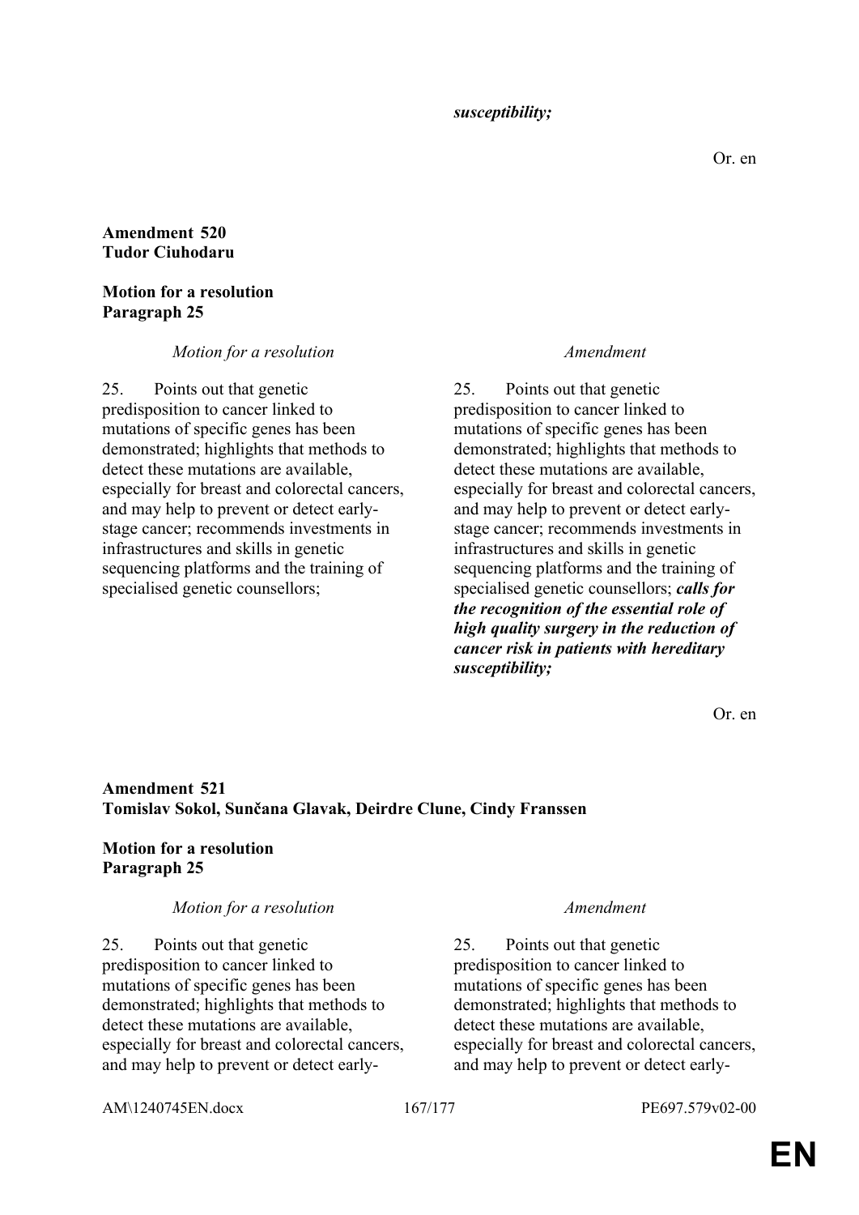***susceptibility;***

Or. en

**Amendment 520**
**Tudor Ciuhodaru**

**Motion for a resolution**
**Paragraph 25**

| *Motion for a resolution* | *Amendment* |
|---|---|
| 25. Points out that genetic predisposition to cancer linked to mutations of specific genes has been demonstrated; highlights that methods to detect these mutations are available, especially for breast and colorectal cancers, and may help to prevent or detect early-stage cancer; recommends investments in infrastructures and skills in genetic sequencing platforms and the training of specialised genetic counsellors; | 25. Points out that genetic predisposition to cancer linked to mutations of specific genes has been demonstrated; highlights that methods to detect these mutations are available, especially for breast and colorectal cancers, and may help to prevent or detect early-stage cancer; recommends investments in infrastructures and skills in genetic sequencing platforms and the training of specialised genetic counsellors; ***calls for the recognition of the essential role of high quality surgery in the reduction of cancer risk in patients with hereditary susceptibility;*** |

Or. en

**Amendment 521**
**Tomislav Sokol, Sunčana Glavak, Deirdre Clune, Cindy Franssen**

**Motion for a resolution**
**Paragraph 25**

| *Motion for a resolution* | *Amendment* |
|---|---|
| 25. Points out that genetic predisposition to cancer linked to mutations of specific genes has been demonstrated; highlights that methods to detect these mutations are available, especially for breast and colorectal cancers, and may help to prevent or detect early- | 25. Points out that genetic predisposition to cancer linked to mutations of specific genes has been demonstrated; highlights that methods to detect these mutations are available, especially for breast and colorectal cancers, and may help to prevent or detect early- |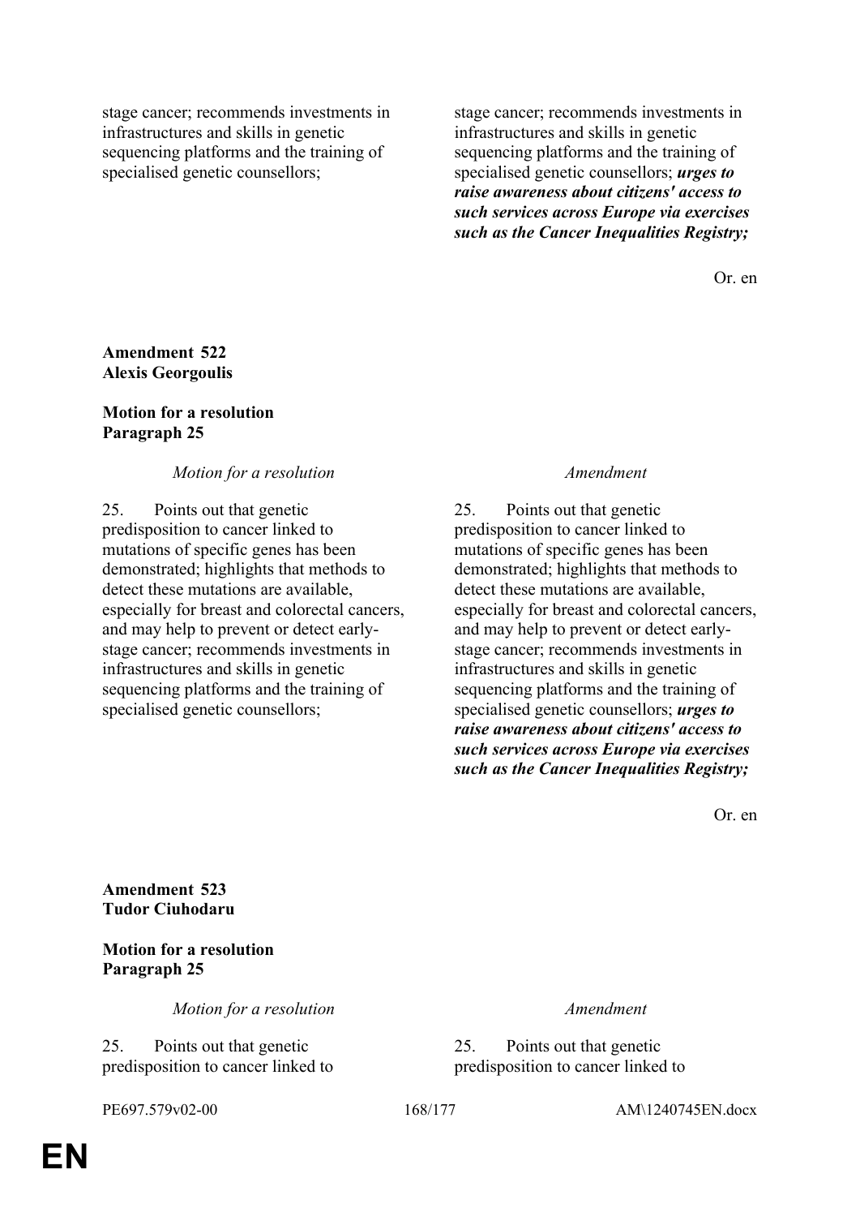| | |
|---|---|
| stage cancer; recommends investments in infrastructures and skills in genetic sequencing platforms and the training of specialised genetic counsellors; | stage cancer; recommends investments in infrastructures and skills in genetic sequencing platforms and the training of specialised genetic counsellors; ***urges to raise awareness about citizens' access to such services across Europe via exercises such as the Cancer Inequalities Registry;*** |

Or. en

**Amendment 522**
**Alexis Georgoulis**

**Motion for a resolution**
**Paragraph 25**

| *Motion for a resolution* | *Amendment* |
|---|---|
| 25. Points out that genetic predisposition to cancer linked to mutations of specific genes has been demonstrated; highlights that methods to detect these mutations are available, especially for breast and colorectal cancers, and may help to prevent or detect early-stage cancer; recommends investments in infrastructures and skills in genetic sequencing platforms and the training of specialised genetic counsellors; | 25. Points out that genetic predisposition to cancer linked to mutations of specific genes has been demonstrated; highlights that methods to detect these mutations are available, especially for breast and colorectal cancers, and may help to prevent or detect early-stage cancer; recommends investments in infrastructures and skills in genetic sequencing platforms and the training of specialised genetic counsellors; ***urges to raise awareness about citizens' access to such services across Europe via exercises such as the Cancer Inequalities Registry;*** |

Or. en

**Amendment 523**
**Tudor Ciuhodaru**

**Motion for a resolution**
**Paragraph 25**

| *Motion for a resolution* | *Amendment* |
|---|---|
| 25. Points out that genetic predisposition to cancer linked to | 25. Points out that genetic predisposition to cancer linked to |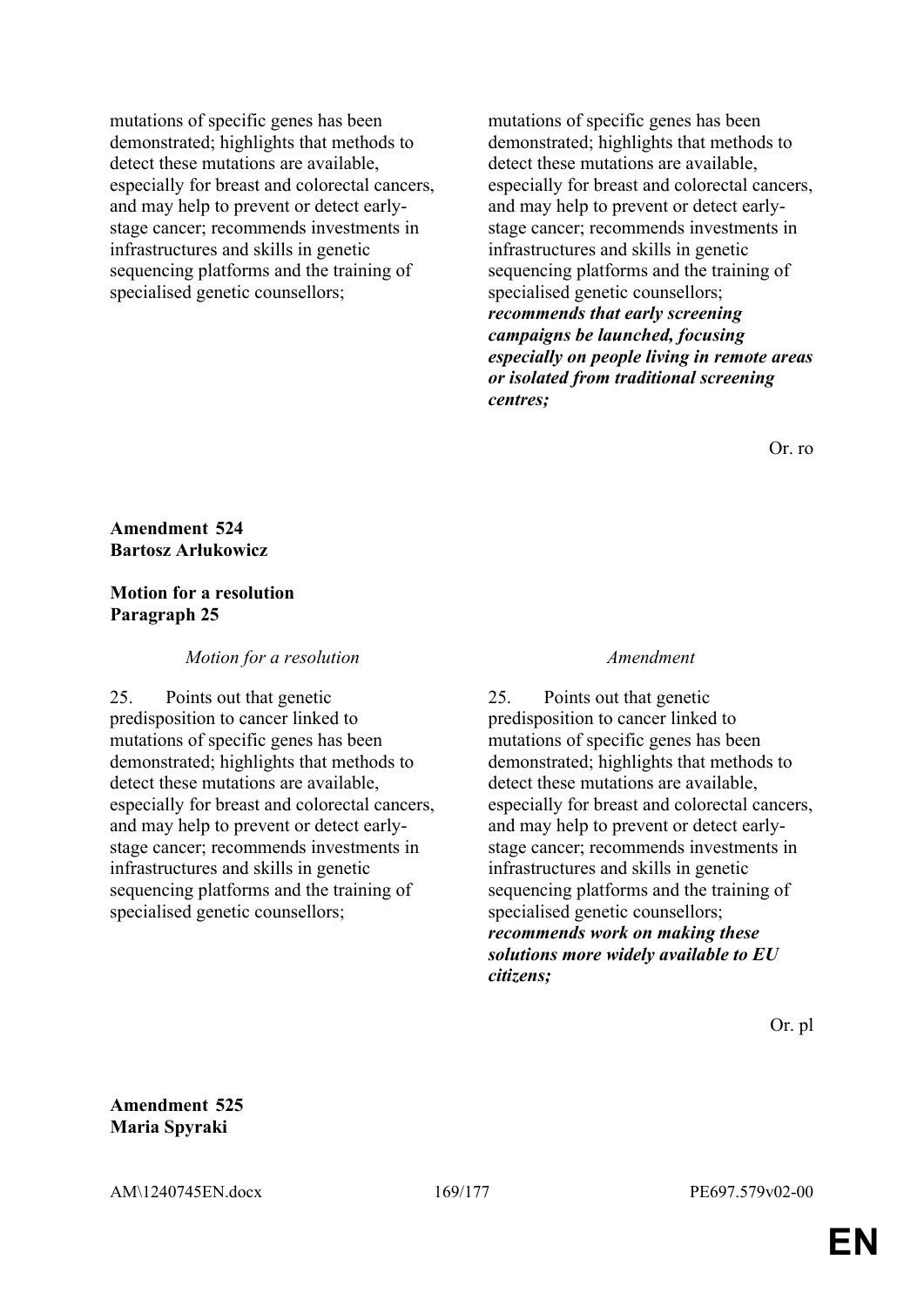| | |
|---|---|
| mutations of specific genes has been demonstrated; highlights that methods to detect these mutations are available, especially for breast and colorectal cancers, and may help to prevent or detect early-stage cancer; recommends investments in infrastructures and skills in genetic sequencing platforms and the training of specialised genetic counsellors; | mutations of specific genes has been demonstrated; highlights that methods to detect these mutations are available, especially for breast and colorectal cancers, and may help to prevent or detect early-stage cancer; recommends investments in infrastructures and skills in genetic sequencing platforms and the training of specialised genetic counsellors; ***recommends that early screening campaigns be launched, focusing especially on people living in remote areas or isolated from traditional screening centres;*** |

Or. ro

**Amendment 524**
**Bartosz Arłukowicz**

**Motion for a resolution**
**Paragraph 25**

| *Motion for a resolution* | *Amendment* |
|---|---|
| 25. Points out that genetic predisposition to cancer linked to mutations of specific genes has been demonstrated; highlights that methods to detect these mutations are available, especially for breast and colorectal cancers, and may help to prevent or detect early-stage cancer; recommends investments in infrastructures and skills in genetic sequencing platforms and the training of specialised genetic counsellors; | 25. Points out that genetic predisposition to cancer linked to mutations of specific genes has been demonstrated; highlights that methods to detect these mutations are available, especially for breast and colorectal cancers, and may help to prevent or detect early-stage cancer; recommends investments in infrastructures and skills in genetic sequencing platforms and the training of specialised genetic counsellors; ***recommends work on making these solutions more widely available to EU citizens;*** |

Or. pl

**Amendment 525**
**Maria Spyraki**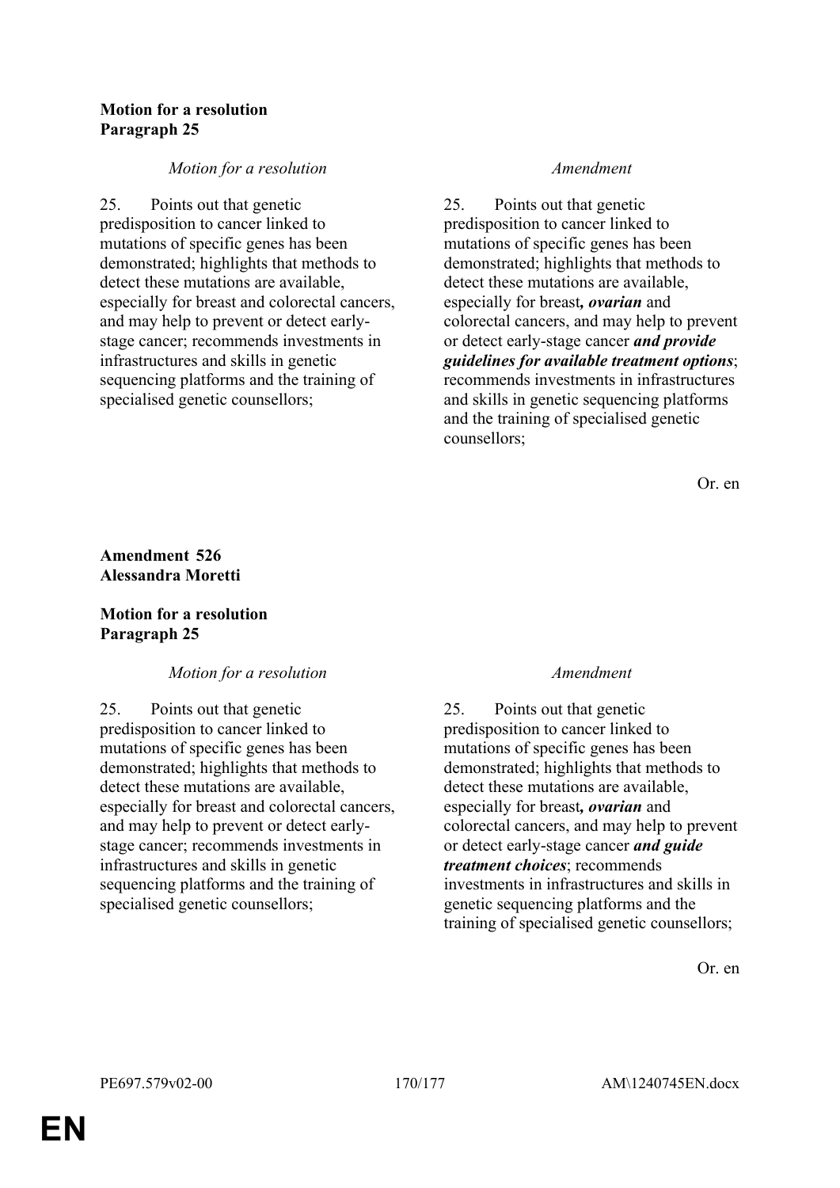**Motion for a resolution**
**Paragraph 25**

| *Motion for a resolution* | *Amendment* |
|---|---|
| 25. Points out that genetic predisposition to cancer linked to mutations of specific genes has been demonstrated; highlights that methods to detect these mutations are available, especially for breast and colorectal cancers, and may help to prevent or detect early-stage cancer; recommends investments in infrastructures and skills in genetic sequencing platforms and the training of specialised genetic counsellors; | 25. Points out that genetic predisposition to cancer linked to mutations of specific genes has been demonstrated; highlights that methods to detect these mutations are available, especially for breast***, ovarian*** and colorectal cancers, and may help to prevent or detect early-stage cancer ***and provide guidelines for available treatment options***; recommends investments in infrastructures and skills in genetic sequencing platforms and the training of specialised genetic counsellors; |

Or. en

**Amendment 526**
**Alessandra Moretti**

**Motion for a resolution**
**Paragraph 25**

| *Motion for a resolution* | *Amendment* |
|---|---|
| 25. Points out that genetic predisposition to cancer linked to mutations of specific genes has been demonstrated; highlights that methods to detect these mutations are available, especially for breast and colorectal cancers, and may help to prevent or detect early-stage cancer; recommends investments in infrastructures and skills in genetic sequencing platforms and the training of specialised genetic counsellors; | 25. Points out that genetic predisposition to cancer linked to mutations of specific genes has been demonstrated; highlights that methods to detect these mutations are available, especially for breast***, ovarian*** and colorectal cancers, and may help to prevent or detect early-stage cancer ***and guide treatment choices***; recommends investments in infrastructures and skills in genetic sequencing platforms and the training of specialised genetic counsellors; |

Or. en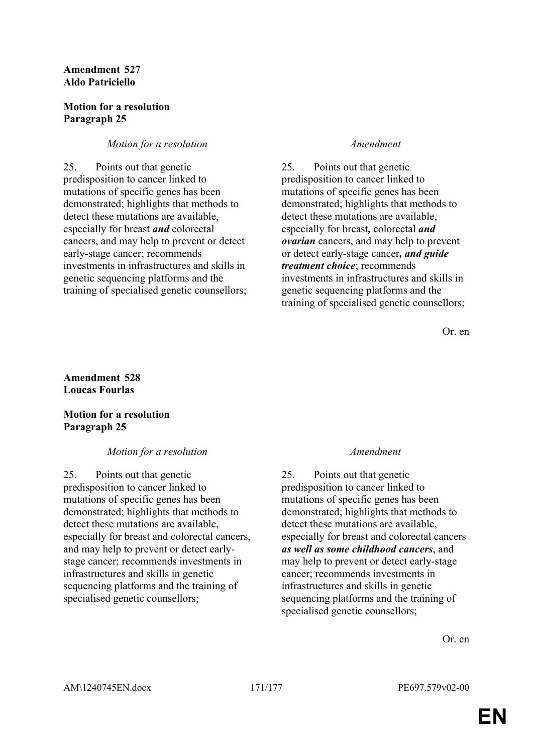**Amendment 527**
**Aldo Patriciello**

**Motion for a resolution**
**Paragraph 25**

| *Motion for a resolution* | *Amendment* |
|---|---|
| 25. Points out that genetic predisposition to cancer linked to mutations of specific genes has been demonstrated; highlights that methods to detect these mutations are available, especially for breast ***and*** colorectal cancers, and may help to prevent or detect early-stage cancer; recommends investments in infrastructures and skills in genetic sequencing platforms and the training of specialised genetic counsellors; | 25. Points out that genetic predisposition to cancer linked to mutations of specific genes has been demonstrated; highlights that methods to detect these mutations are available, especially for breast***,*** colorectal ***and ovarian*** cancers, and may help to prevent or detect early-stage cancer***, and guide treatment choice***; recommends investments in infrastructures and skills in genetic sequencing platforms and the training of specialised genetic counsellors; |

Or. en

**Amendment 528**
**Loucas Fourlas**

**Motion for a resolution**
**Paragraph 25**

| *Motion for a resolution* | *Amendment* |
|---|---|
| 25. Points out that genetic predisposition to cancer linked to mutations of specific genes has been demonstrated; highlights that methods to detect these mutations are available, especially for breast and colorectal cancers, and may help to prevent or detect early-stage cancer; recommends investments in infrastructures and skills in genetic sequencing platforms and the training of specialised genetic counsellors; | 25. Points out that genetic predisposition to cancer linked to mutations of specific genes has been demonstrated; highlights that methods to detect these mutations are available, especially for breast and colorectal cancers ***as well as some childhood cancers***, and may help to prevent or detect early-stage cancer; recommends investments in infrastructures and skills in genetic sequencing platforms and the training of specialised genetic counsellors; |

Or. en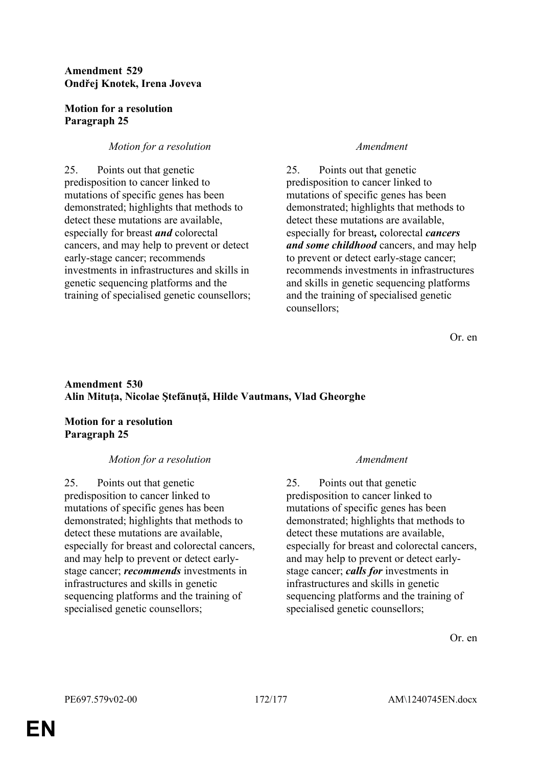**Amendment 529**
**Ondřej Knotek, Irena Joveva**

**Motion for a resolution**
**Paragraph 25**

| *Motion for a resolution* | *Amendment* |
|---|---|
| 25. Points out that genetic predisposition to cancer linked to mutations of specific genes has been demonstrated; highlights that methods to detect these mutations are available, especially for breast ***and*** colorectal cancers, and may help to prevent or detect early-stage cancer; recommends investments in infrastructures and skills in genetic sequencing platforms and the training of specialised genetic counsellors; | 25. Points out that genetic predisposition to cancer linked to mutations of specific genes has been demonstrated; highlights that methods to detect these mutations are available, especially for breast***,*** colorectal ***cancers and some childhood*** cancers, and may help to prevent or detect early-stage cancer; recommends investments in infrastructures and skills in genetic sequencing platforms and the training of specialised genetic counsellors; |

Or. en

**Amendment 530**
**Alin Mituța, Nicolae Ştefănuță, Hilde Vautmans, Vlad Gheorghe**

**Motion for a resolution**
**Paragraph 25**

| *Motion for a resolution* | *Amendment* |
|---|---|
| 25. Points out that genetic predisposition to cancer linked to mutations of specific genes has been demonstrated; highlights that methods to detect these mutations are available, especially for breast and colorectal cancers, and may help to prevent or detect early-stage cancer; ***recommends*** investments in infrastructures and skills in genetic sequencing platforms and the training of specialised genetic counsellors; | 25. Points out that genetic predisposition to cancer linked to mutations of specific genes has been demonstrated; highlights that methods to detect these mutations are available, especially for breast and colorectal cancers, and may help to prevent or detect early-stage cancer; ***calls for*** investments in infrastructures and skills in genetic sequencing platforms and the training of specialised genetic counsellors; |

Or. en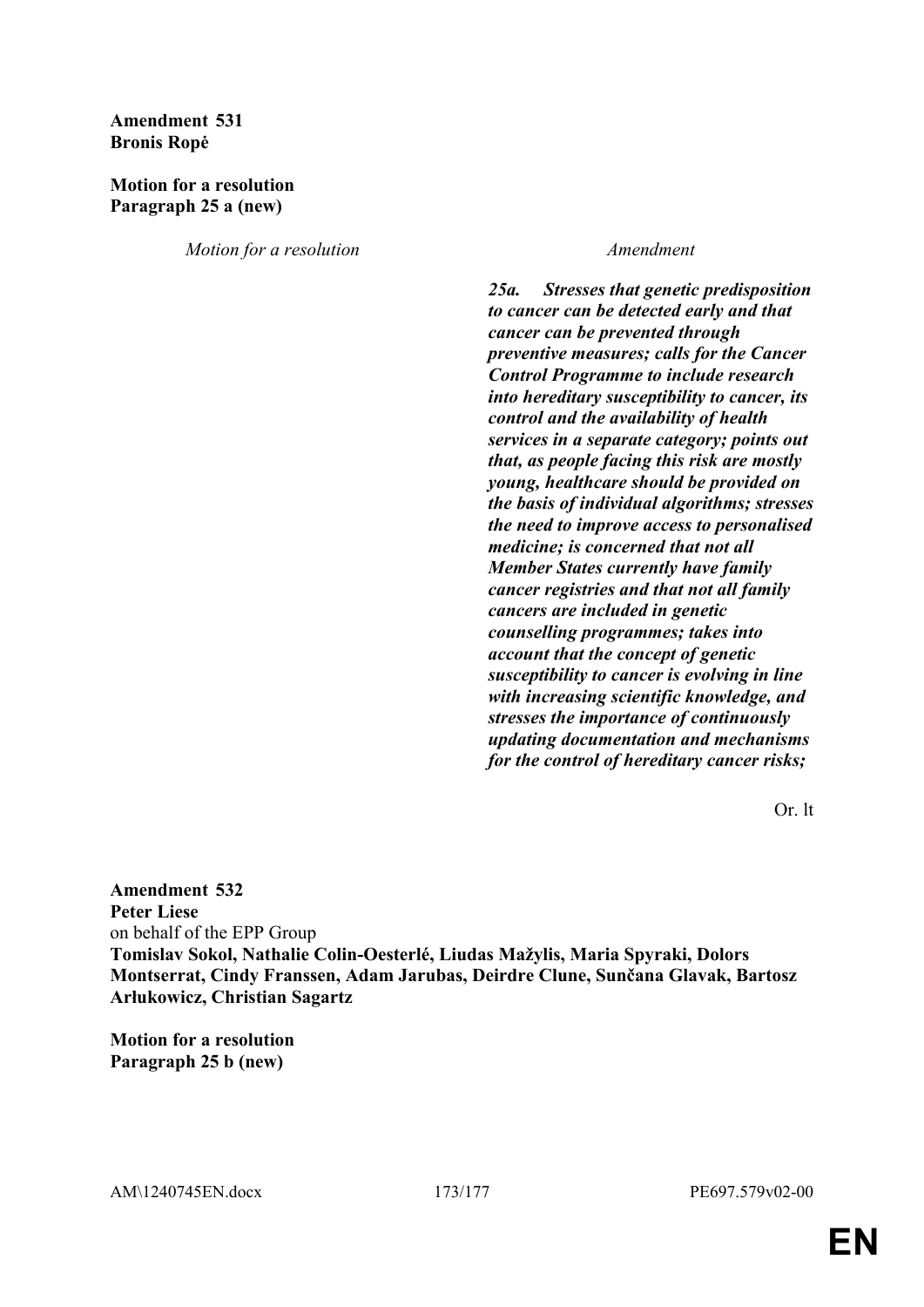**Amendment 531**
**Bronis Ropė**

**Motion for a resolution**
**Paragraph 25 a (new)**

| *Motion for a resolution* | *Amendment* |
|---|---|
| | ***25a. Stresses that genetic predisposition to cancer can be detected early and that cancer can be prevented through preventive measures; calls for the Cancer Control Programme to include research into hereditary susceptibility to cancer, its control and the availability of health services in a separate category; points out that, as people facing this risk are mostly young, healthcare should be provided on the basis of individual algorithms; stresses the need to improve access to personalised medicine; is concerned that not all Member States currently have family cancer registries and that not all family cancers are included in genetic counselling programmes; takes into account that the concept of genetic susceptibility to cancer is evolving in line with increasing scientific knowledge, and stresses the importance of continuously updating documentation and mechanisms for the control of hereditary cancer risks;*** |

Or. lt

**Amendment 532**
**Peter Liese**
on behalf of the EPP Group
**Tomislav Sokol, Nathalie Colin-Oesterlé, Liudas Mažylis, Maria Spyraki, Dolors Montserrat, Cindy Franssen, Adam Jarubas, Deirdre Clune, Sunčana Glavak, Bartosz Arłukowicz, Christian Sagartz**

**Motion for a resolution**
**Paragraph 25 b (new)**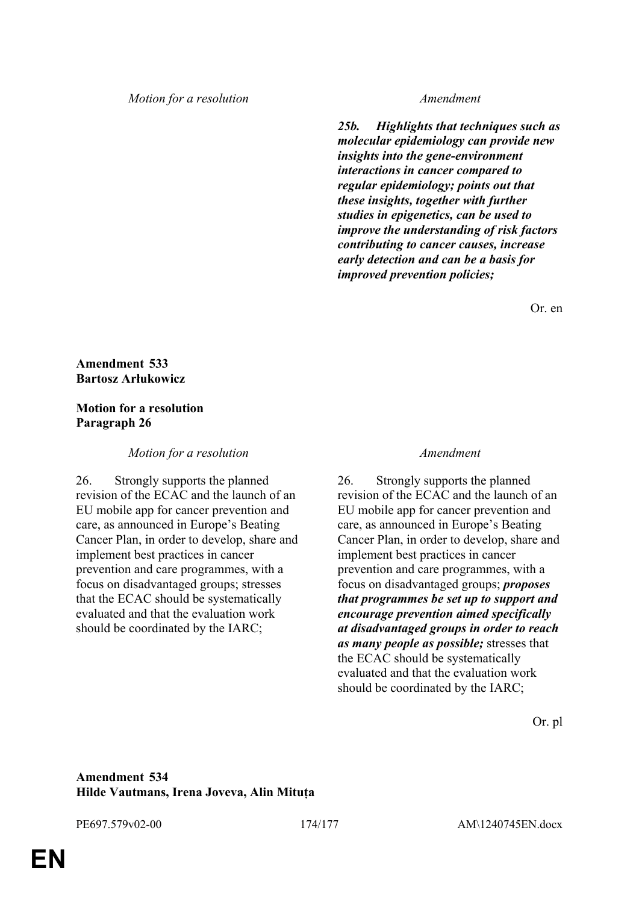| Motion for a resolution | Amendment |
|---|---|
| | ***25b. Highlights that techniques such as molecular epidemiology can provide new insights into the gene-environment interactions in cancer compared to regular epidemiology; points out that these insights, together with further studies in epigenetics, can be used to improve the understanding of risk factors contributing to cancer causes, increase early detection and can be a basis for improved prevention policies;*** |

Or. en

**Amendment 533**
**Bartosz Arłukowicz**

**Motion for a resolution**
**Paragraph 26**

| Motion for a resolution | Amendment |
|---|---|
| 26. Strongly supports the planned revision of the ECAC and the launch of an EU mobile app for cancer prevention and care, as announced in Europe's Beating Cancer Plan, in order to develop, share and implement best practices in cancer prevention and care programmes, with a focus on disadvantaged groups; stresses that the ECAC should be systematically evaluated and that the evaluation work should be coordinated by the IARC; | 26. Strongly supports the planned revision of the ECAC and the launch of an EU mobile app for cancer prevention and care, as announced in Europe's Beating Cancer Plan, in order to develop, share and implement best practices in cancer prevention and care programmes, with a focus on disadvantaged groups; ***proposes that programmes be set up to support and encourage prevention aimed specifically at disadvantaged groups in order to reach as many people as possible;*** stresses that the ECAC should be systematically evaluated and that the evaluation work should be coordinated by the IARC; |

Or. pl

**Amendment 534**
**Hilde Vautmans, Irena Joveva, Alin Mituța**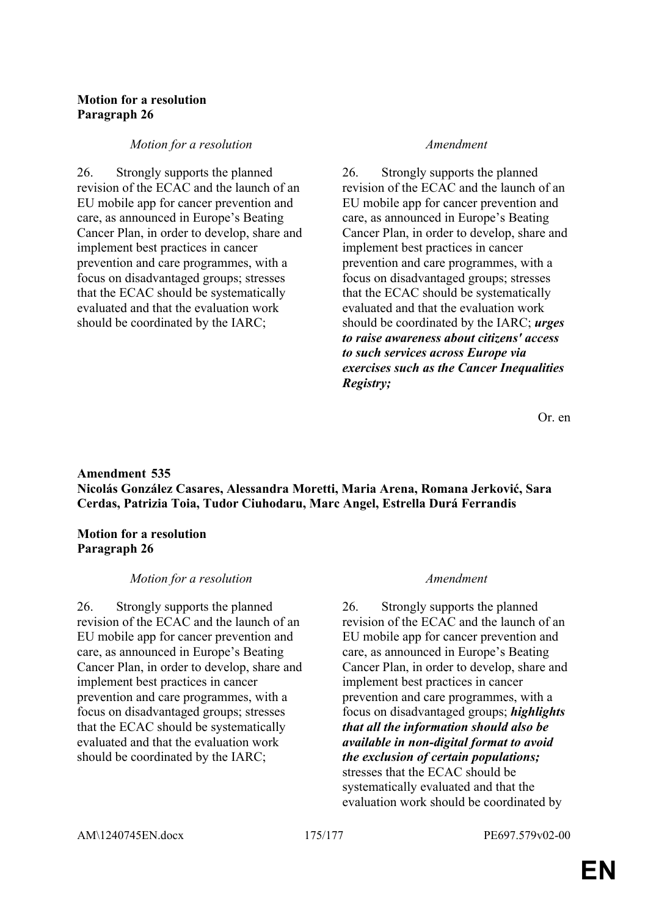**Motion for a resolution**
**Paragraph 26**

| *Motion for a resolution* | *Amendment* |
|---|---|
| 26. Strongly supports the planned revision of the ECAC and the launch of an EU mobile app for cancer prevention and care, as announced in Europe's Beating Cancer Plan, in order to develop, share and implement best practices in cancer prevention and care programmes, with a focus on disadvantaged groups; stresses that the ECAC should be systematically evaluated and that the evaluation work should be coordinated by the IARC; | 26. Strongly supports the planned revision of the ECAC and the launch of an EU mobile app for cancer prevention and care, as announced in Europe's Beating Cancer Plan, in order to develop, share and implement best practices in cancer prevention and care programmes, with a focus on disadvantaged groups; stresses that the ECAC should be systematically evaluated and that the evaluation work should be coordinated by the IARC; ***urges to raise awareness about citizens' access to such services across Europe via exercises such as the Cancer Inequalities Registry;*** |

Or. en

**Amendment 535**
**Nicolás González Casares, Alessandra Moretti, Maria Arena, Romana Jerković, Sara Cerdas, Patrizia Toia, Tudor Ciuhodaru, Marc Angel, Estrella Durá Ferrandis**

**Motion for a resolution**
**Paragraph 26**

| *Motion for a resolution* | *Amendment* |
|---|---|
| 26. Strongly supports the planned revision of the ECAC and the launch of an EU mobile app for cancer prevention and care, as announced in Europe's Beating Cancer Plan, in order to develop, share and implement best practices in cancer prevention and care programmes, with a focus on disadvantaged groups; stresses that the ECAC should be systematically evaluated and that the evaluation work should be coordinated by the IARC; | 26. Strongly supports the planned revision of the ECAC and the launch of an EU mobile app for cancer prevention and care, as announced in Europe's Beating Cancer Plan, in order to develop, share and implement best practices in cancer prevention and care programmes, with a focus on disadvantaged groups; ***highlights that all the information should also be available in non-digital format to avoid the exclusion of certain populations;*** stresses that the ECAC should be systematically evaluated and that the evaluation work should be coordinated by |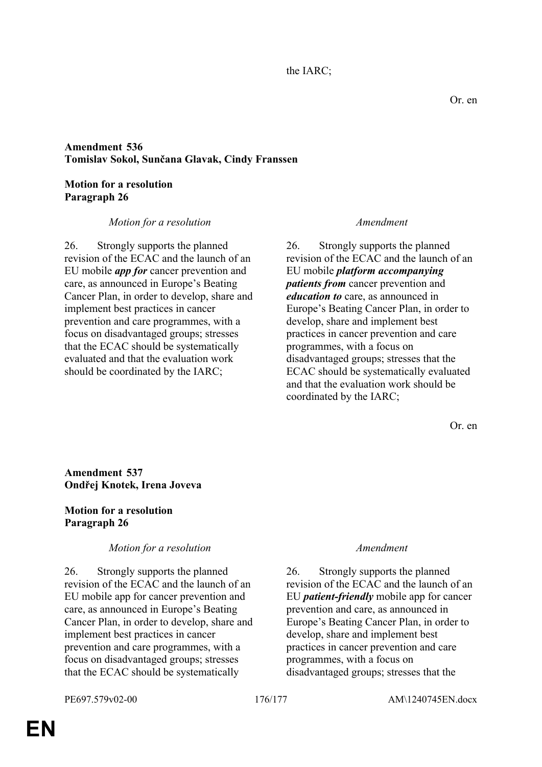the IARC;

Or. en

**Amendment 536**
**Tomislav Sokol, Sunčana Glavak, Cindy Franssen**

**Motion for a resolution**
**Paragraph 26**

| *Motion for a resolution* | *Amendment* |
|---|---|
| 26. Strongly supports the planned revision of the ECAC and the launch of an EU mobile ***app for*** cancer prevention and care, as announced in Europe's Beating Cancer Plan, in order to develop, share and implement best practices in cancer prevention and care programmes, with a focus on disadvantaged groups; stresses that the ECAC should be systematically evaluated and that the evaluation work should be coordinated by the IARC; | 26. Strongly supports the planned revision of the ECAC and the launch of an EU mobile ***platform accompanying patients from*** cancer prevention and ***education to*** care, as announced in Europe's Beating Cancer Plan, in order to develop, share and implement best practices in cancer prevention and care programmes, with a focus on disadvantaged groups; stresses that the ECAC should be systematically evaluated and that the evaluation work should be coordinated by the IARC; |

Or. en

**Amendment 537**
**Ondřej Knotek, Irena Joveva**

**Motion for a resolution**
**Paragraph 26**

| *Motion for a resolution* | *Amendment* |
|---|---|
| 26. Strongly supports the planned revision of the ECAC and the launch of an EU mobile app for cancer prevention and care, as announced in Europe's Beating Cancer Plan, in order to develop, share and implement best practices in cancer prevention and care programmes, with a focus on disadvantaged groups; stresses that the ECAC should be systematically | 26. Strongly supports the planned revision of the ECAC and the launch of an EU ***patient-friendly*** mobile app for cancer prevention and care, as announced in Europe's Beating Cancer Plan, in order to develop, share and implement best practices in cancer prevention and care programmes, with a focus on disadvantaged groups; stresses that the |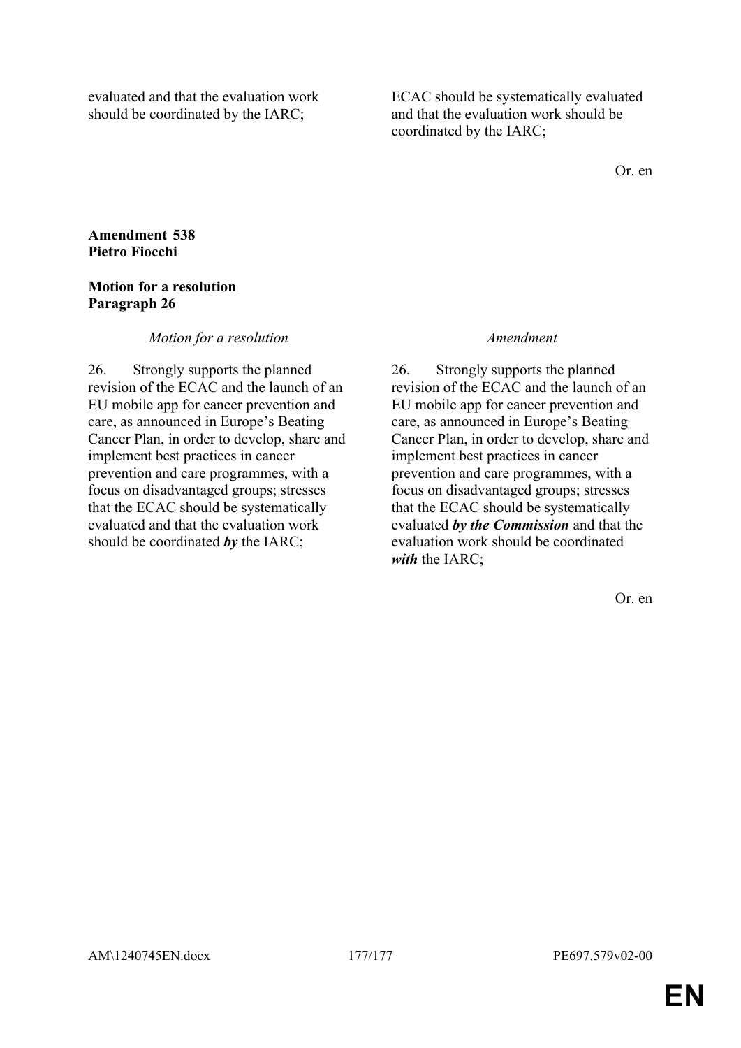| | |
|---|---|
| evaluated and that the evaluation work should be coordinated by the IARC; | ECAC should be systematically evaluated and that the evaluation work should be coordinated by the IARC; |

Or. en

**Amendment 538**
**Pietro Fiocchi**

**Motion for a resolution**
**Paragraph 26**

| *Motion for a resolution* | *Amendment* |
|---|---|
| 26. Strongly supports the planned revision of the ECAC and the launch of an EU mobile app for cancer prevention and care, as announced in Europe's Beating Cancer Plan, in order to develop, share and implement best practices in cancer prevention and care programmes, with a focus on disadvantaged groups; stresses that the ECAC should be systematically evaluated and that the evaluation work should be coordinated ***by*** the IARC; | 26. Strongly supports the planned revision of the ECAC and the launch of an EU mobile app for cancer prevention and care, as announced in Europe's Beating Cancer Plan, in order to develop, share and implement best practices in cancer prevention and care programmes, with a focus on disadvantaged groups; stresses that the ECAC should be systematically evaluated ***by the Commission*** and that the evaluation work should be coordinated ***with*** the IARC; |

Or. en